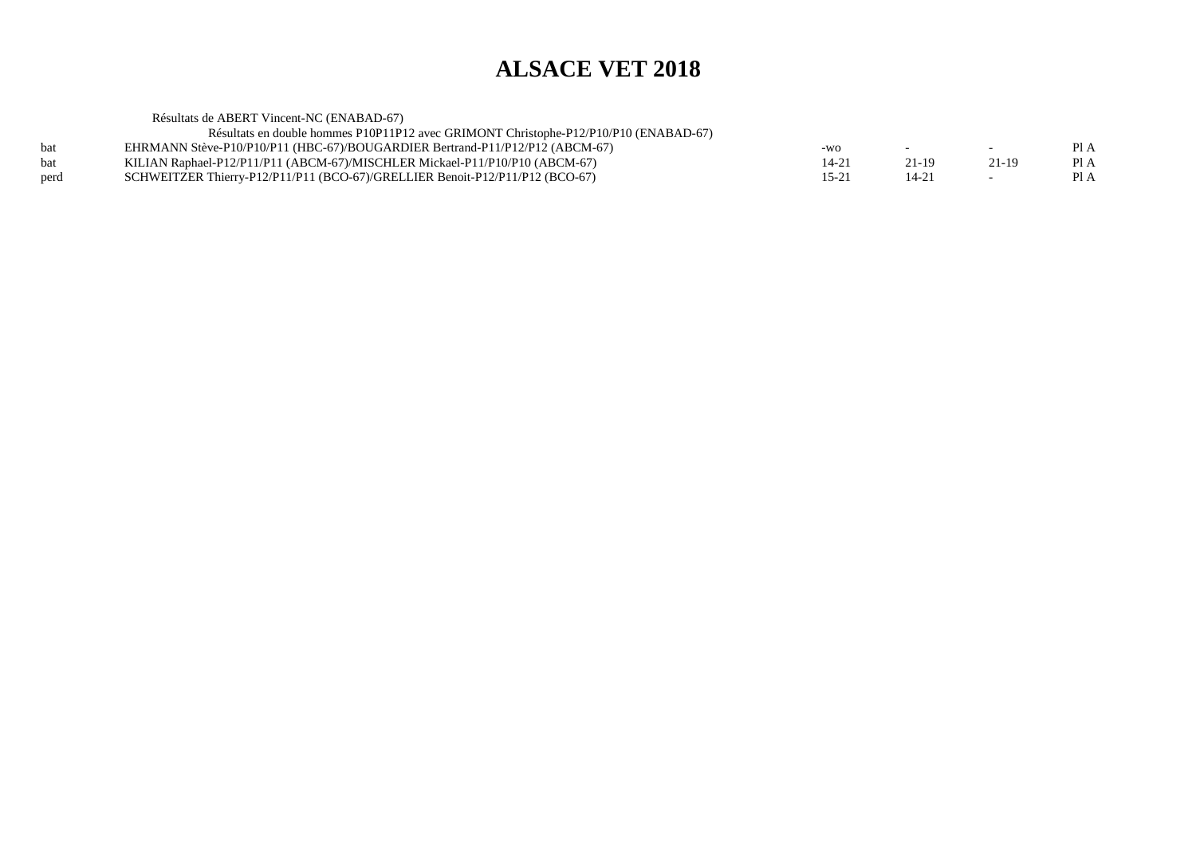# ALSACE VET 2018

Résultats de ABERT Vincent-NC (ENABAD-67)

Résultats en double hommes P10P11P12 avec GRIMONT Christophe-P12/P10/P10 (ENABAD-67)

| | | | | | |
|---|---|---|---|---|---|
| bat | EHRMANN Stève-P10/P10/P11 (HBC-67)/BOUGARDIER Bertrand-P11/P12/P12 (ABCM-67) | -wo | - | - | Pl A |
| bat | KILIAN Raphael-P12/P11/P11 (ABCM-67)/MISCHLER Mickael-P11/P10/P10 (ABCM-67) | 14-21 | 21-19 | 21-19 | Pl A |
| perd | SCHWEITZER Thierry-P12/P11/P11 (BCO-67)/GRELLIER Benoit-P12/P11/P12 (BCO-67) | 15-21 | 14-21 | - | Pl A |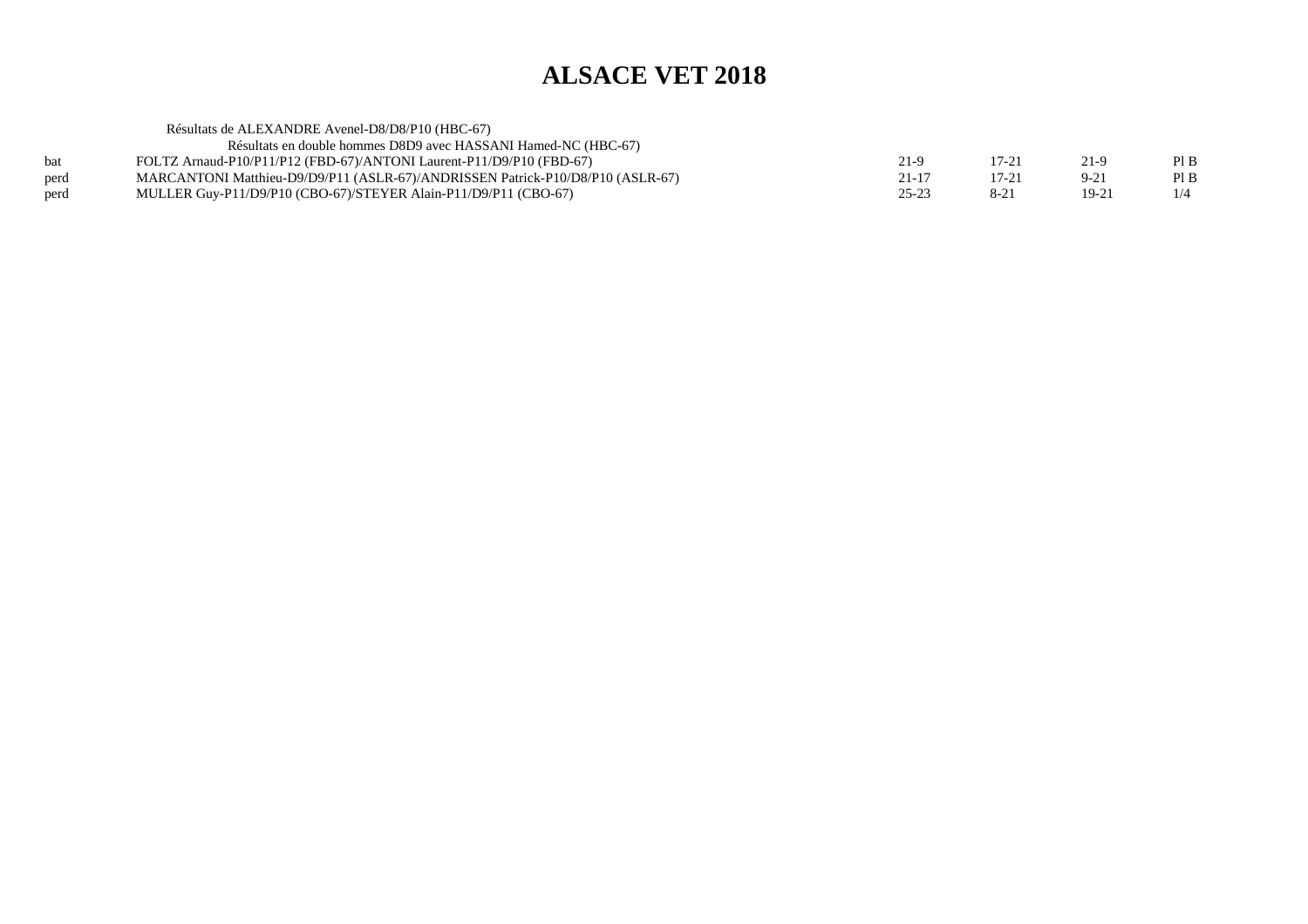# ALSACE VET 2018

Résultats de ALEXANDRE Avenel-D8/D8/P10 (HBC-67)

Résultats en double hommes D8D9 avec HASSANI Hamed-NC (HBC-67)

| | | | | | |
|---|---|---|---|---|---|
| bat | FOLTZ Arnaud-P10/P11/P12 (FBD-67)/ANTONI Laurent-P11/D9/P10 (FBD-67) | 21-9 | 17-21 | 21-9 | Pl B |
| perd | MARCANTONI Matthieu-D9/D9/P11 (ASLR-67)/ANDRISSEN Patrick-P10/D8/P10 (ASLR-67) | 21-17 | 17-21 | 9-21 | Pl B |
| perd | MULLER Guy-P11/D9/P10 (CBO-67)/STEYER Alain-P11/D9/P11 (CBO-67) | 25-23 | 8-21 | 19-21 | 1/4 |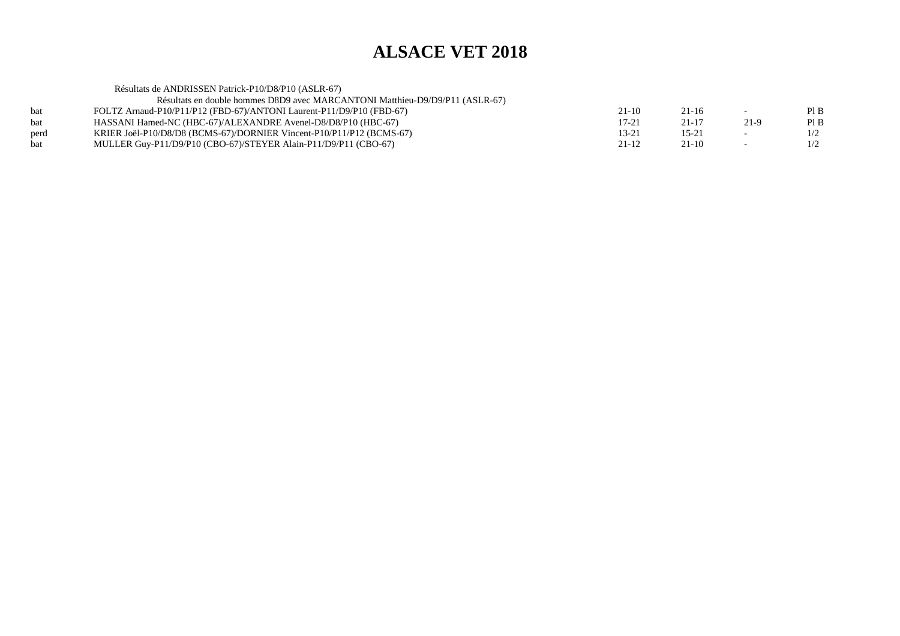# ALSACE VET 2018

Résultats de ANDRISSEN Patrick-P10/D8/P10 (ASLR-67)

Résultats en double hommes D8D9 avec MARCANTONI Matthieu-D9/D9/P11 (ASLR-67)

| | | | | | |
|---|---|---|---|---|---|
| bat | FOLTZ Arnaud-P10/P11/P12 (FBD-67)/ANTONI Laurent-P11/D9/P10 (FBD-67) | 21-10 | 21-16 | - | Pl B |
| bat | HASSANI Hamed-NC (HBC-67)/ALEXANDRE Avenel-D8/D8/P10 (HBC-67) | 17-21 | 21-17 | 21-9 | Pl B |
| perd | KRIER Joël-P10/D8/D8 (BCMS-67)/DORNIER Vincent-P10/P11/P12 (BCMS-67) | 13-21 | 15-21 | - | 1/2 |
| bat | MULLER Guy-P11/D9/P10 (CBO-67)/STEYER Alain-P11/D9/P11 (CBO-67) | 21-12 | 21-10 | - | 1/2 |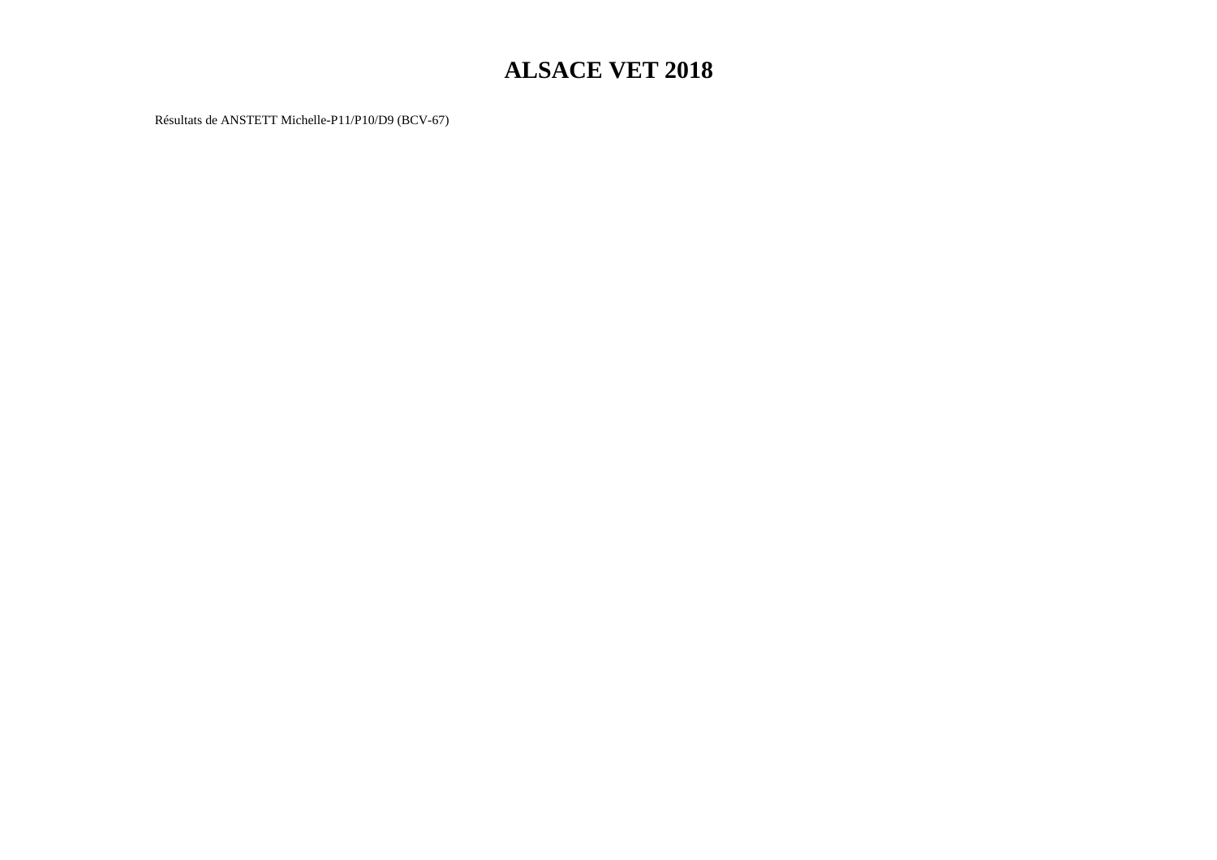# ALSACE VET 2018

Résultats de ANSTETT Michelle-P11/P10/D9 (BCV-67)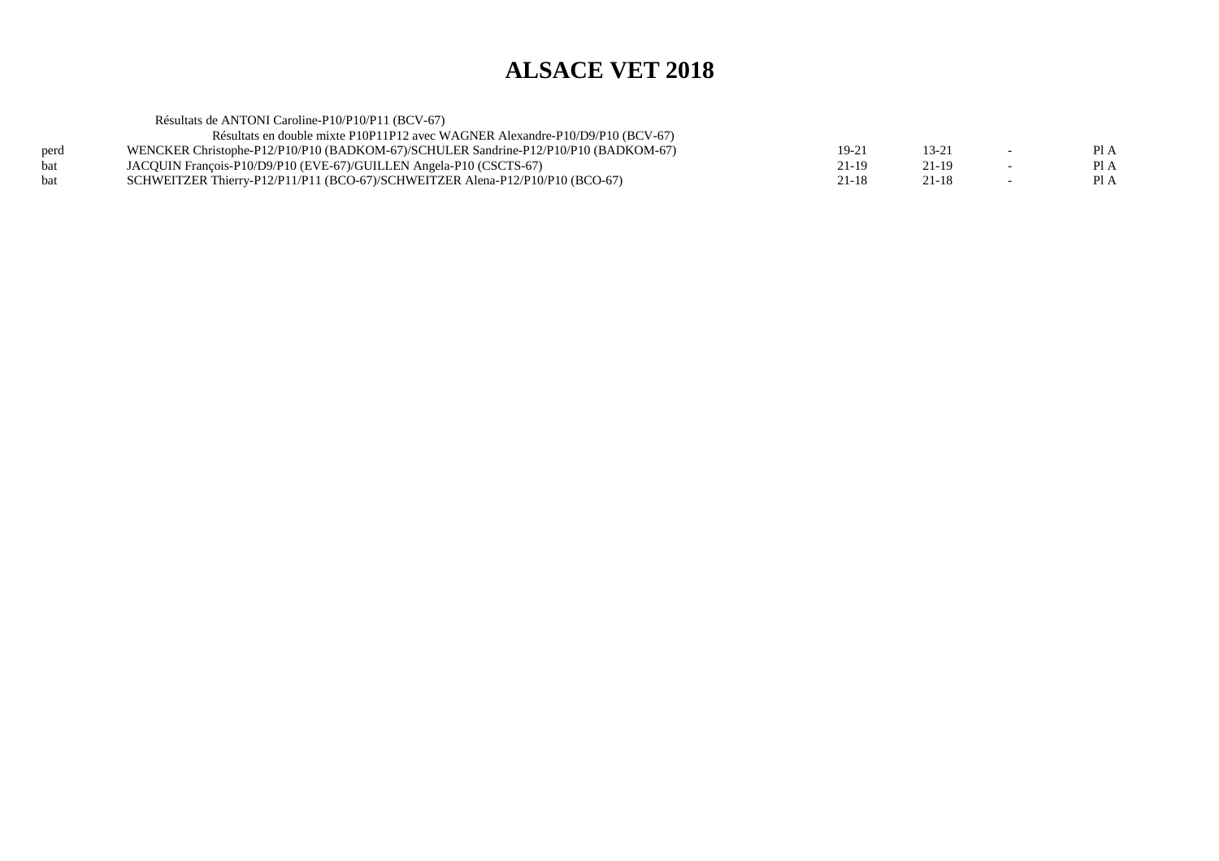# ALSACE VET 2018

Résultats de ANTONI Caroline-P10/P10/P11 (BCV-67)

Résultats en double mixte P10P11P12 avec WAGNER Alexandre-P10/D9/P10 (BCV-67)

| | | | | | |
|---|---|---|---|---|---|
| perd | WENCKER Christophe-P12/P10/P10 (BADKOM-67)/SCHULER Sandrine-P12/P10/P10 (BADKOM-67) | 19-21 | 13-21 | - | Pl A |
| bat | JACQUIN François-P10/D9/P10 (EVE-67)/GUILLEN Angela-P10 (CSCTS-67) | 21-19 | 21-19 | - | Pl A |
| bat | SCHWEITZER Thierry-P12/P11/P11 (BCO-67)/SCHWEITZER Alena-P12/P10/P10 (BCO-67) | 21-18 | 21-18 | - | Pl A |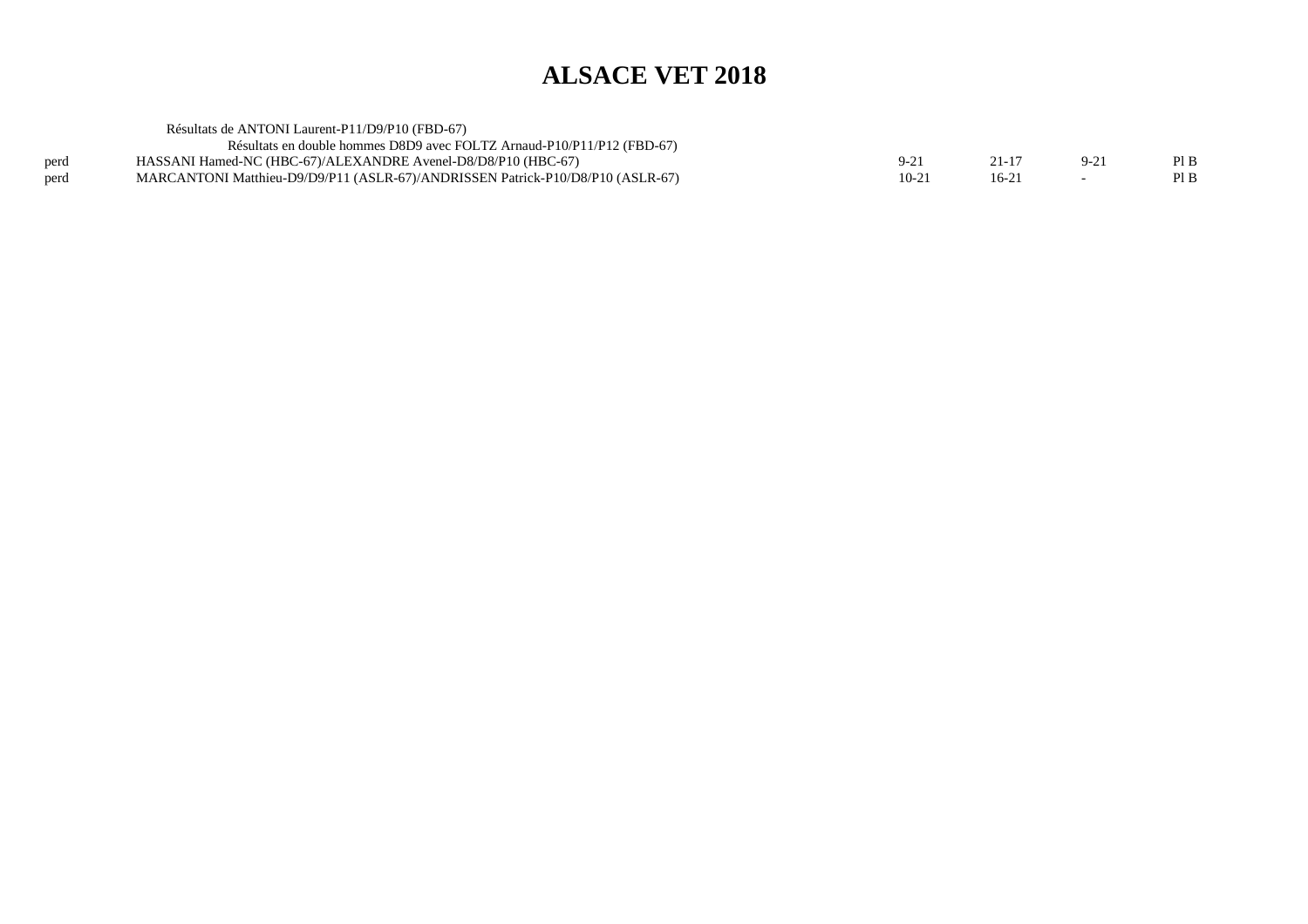# ALSACE VET 2018

Résultats de ANTONI Laurent-P11/D9/P10 (FBD-67)

Résultats en double hommes D8D9 avec FOLTZ Arnaud-P10/P11/P12 (FBD-67)

| | | | | | |
|---|---|---|---|---|---|
| perd | HASSANI Hamed-NC (HBC-67)/ALEXANDRE Avenel-D8/D8/P10 (HBC-67) | 9-21 | 21-17 | 9-21 | Pl B |
| perd | MARCANTONI Matthieu-D9/D9/P11 (ASLR-67)/ANDRISSEN Patrick-P10/D8/P10 (ASLR-67) | 10-21 | 16-21 | - | Pl B |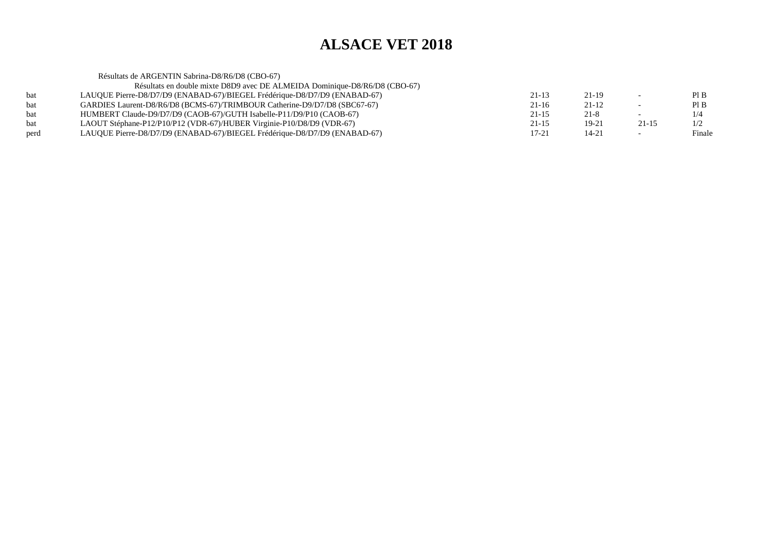# ALSACE VET 2018

Résultats de ARGENTIN Sabrina-D8/R6/D8 (CBO-67)

Résultats en double mixte D8D9 avec DE ALMEIDA Dominique-D8/R6/D8 (CBO-67)

| | | | | | |
|---|---|---|---|---|---|
| bat | LAUQUE Pierre-D8/D7/D9 (ENABAD-67)/BIEGEL Frédérique-D8/D7/D9 (ENABAD-67) | 21-13 | 21-19 | - | Pl B |
| bat | GARDIES Laurent-D8/R6/D8 (BCMS-67)/TRIMBOUR Catherine-D9/D7/D8 (SBC67-67) | 21-16 | 21-12 | - | Pl B |
| bat | HUMBERT Claude-D9/D7/D9 (CAOB-67)/GUTH Isabelle-P11/D9/P10 (CAOB-67) | 21-15 | 21-8 | - | 1/4 |
| bat | LAOUT Stéphane-P12/P10/P12 (VDR-67)/HUBER Virginie-P10/D8/D9 (VDR-67) | 21-15 | 19-21 | 21-15 | 1/2 |
| perd | LAUQUE Pierre-D8/D7/D9 (ENABAD-67)/BIEGEL Frédérique-D8/D7/D9 (ENABAD-67) | 17-21 | 14-21 | - | Finale |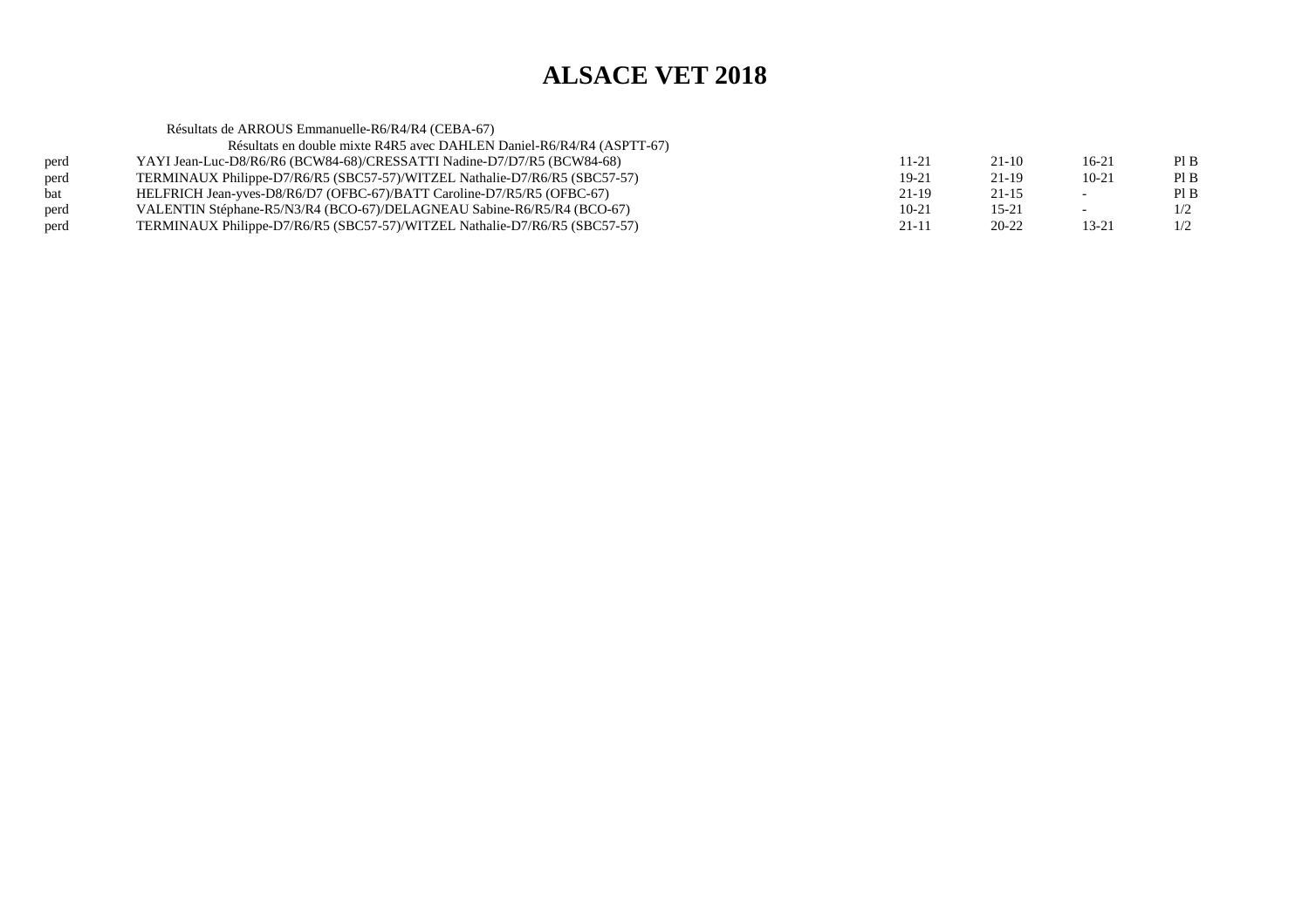# ALSACE VET 2018

Résultats de ARROUS Emmanuelle-R6/R4/R4 (CEBA-67)

Résultats en double mixte R4R5 avec DAHLEN Daniel-R6/R4/R4 (ASPTT-67)

| | | | | | |
|---|---|---|---|---|---|
| perd | YAYI Jean-Luc-D8/R6/R6 (BCW84-68)/CRESSATTI Nadine-D7/D7/R5 (BCW84-68) | 11-21 | 21-10 | 16-21 | Pl B |
| perd | TERMINAUX Philippe-D7/R6/R5 (SBC57-57)/WITZEL Nathalie-D7/R6/R5 (SBC57-57) | 19-21 | 21-19 | 10-21 | Pl B |
| bat | HELFRICH Jean-yves-D8/R6/D7 (OFBC-67)/BATT Caroline-D7/R5/R5 (OFBC-67) | 21-19 | 21-15 | - | Pl B |
| perd | VALENTIN Stéphane-R5/N3/R4 (BCO-67)/DELAGNEAU Sabine-R6/R5/R4 (BCO-67) | 10-21 | 15-21 | - | 1/2 |
| perd | TERMINAUX Philippe-D7/R6/R5 (SBC57-57)/WITZEL Nathalie-D7/R6/R5 (SBC57-57) | 21-11 | 20-22 | 13-21 | 1/2 |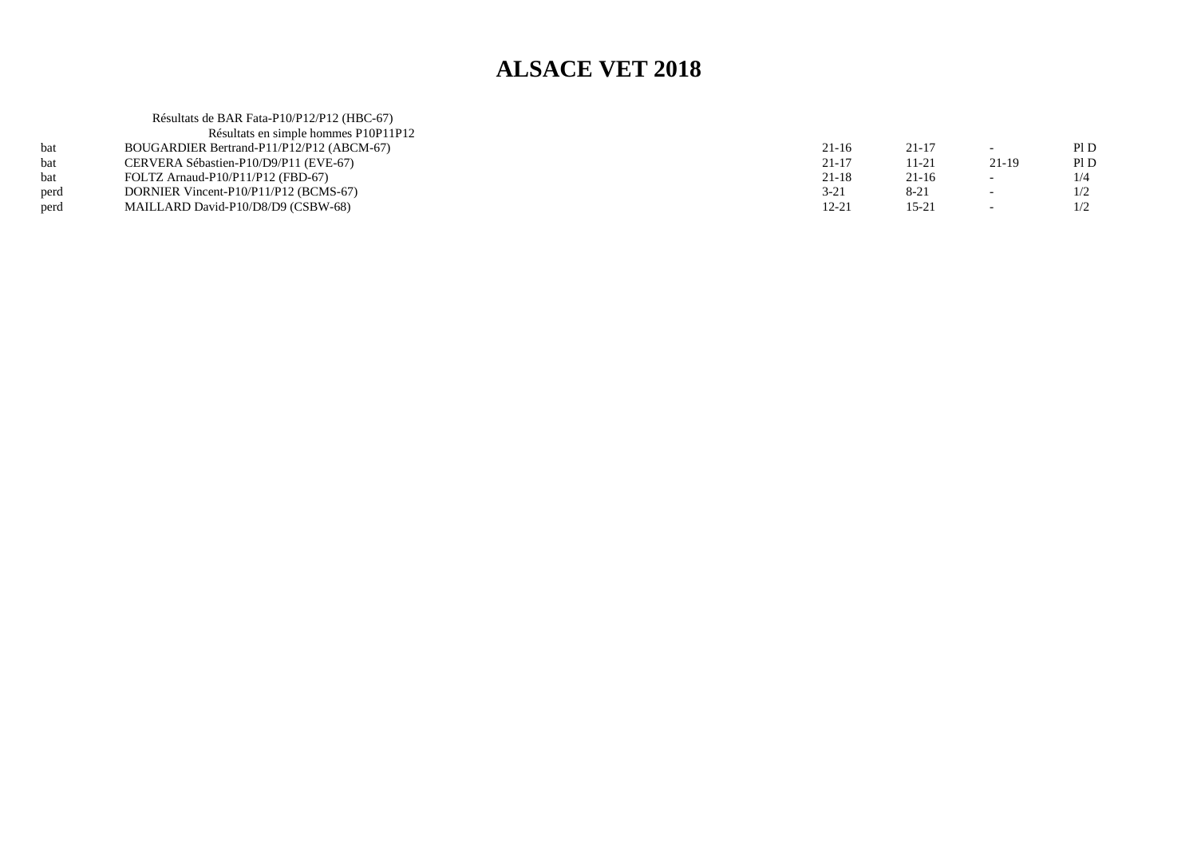# ALSACE VET 2018

Résultats de BAR Fata-P10/P12/P12 (HBC-67)

Résultats en simple hommes P10P11P12

| | | | | | |
|---|---|---|---|---|---|
| bat | BOUGARDIER Bertrand-P11/P12/P12 (ABCM-67) | 21-16 | 21-17 | - | Pl D |
| bat | CERVERA Sébastien-P10/D9/P11 (EVE-67) | 21-17 | 11-21 | 21-19 | Pl D |
| bat | FOLTZ Arnaud-P10/P11/P12 (FBD-67) | 21-18 | 21-16 | - | 1/4 |
| perd | DORNIER Vincent-P10/P11/P12 (BCMS-67) | 3-21 | 8-21 | - | 1/2 |
| perd | MAILLARD David-P10/D8/D9 (CSBW-68) | 12-21 | 15-21 | - | 1/2 |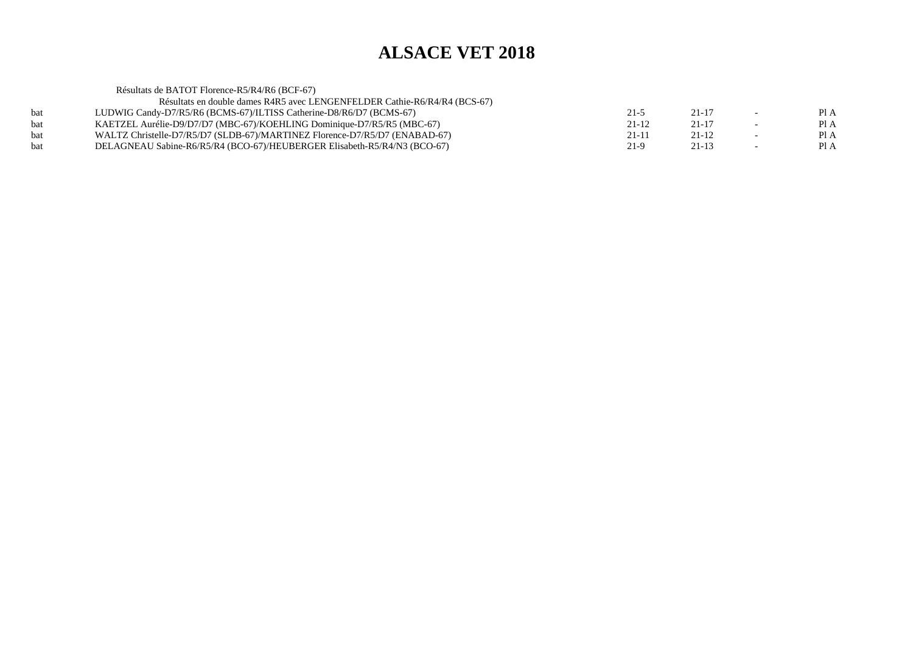# ALSACE VET 2018

Résultats de BATOT Florence-R5/R4/R6 (BCF-67)

Résultats en double dames R4R5 avec LENGENFELDER Cathie-R6/R4/R4 (BCS-67)

| | | | | | |
|---|---|---|---|---|---|
| bat | LUDWIG Candy-D7/R5/R6 (BCMS-67)/ILTISS Catherine-D8/R6/D7 (BCMS-67) | 21-5 | 21-17 | - | Pl A |
| bat | KAETZEL Aurélie-D9/D7/D7 (MBC-67)/KOEHLING Dominique-D7/R5/R5 (MBC-67) | 21-12 | 21-17 | - | Pl A |
| bat | WALTZ Christelle-D7/R5/D7 (SLDB-67)/MARTINEZ Florence-D7/R5/D7 (ENABAD-67) | 21-11 | 21-12 | - | Pl A |
| bat | DELAGNEAU Sabine-R6/R5/R4 (BCO-67)/HEUBERGER Elisabeth-R5/R4/N3 (BCO-67) | 21-9 | 21-13 | - | Pl A |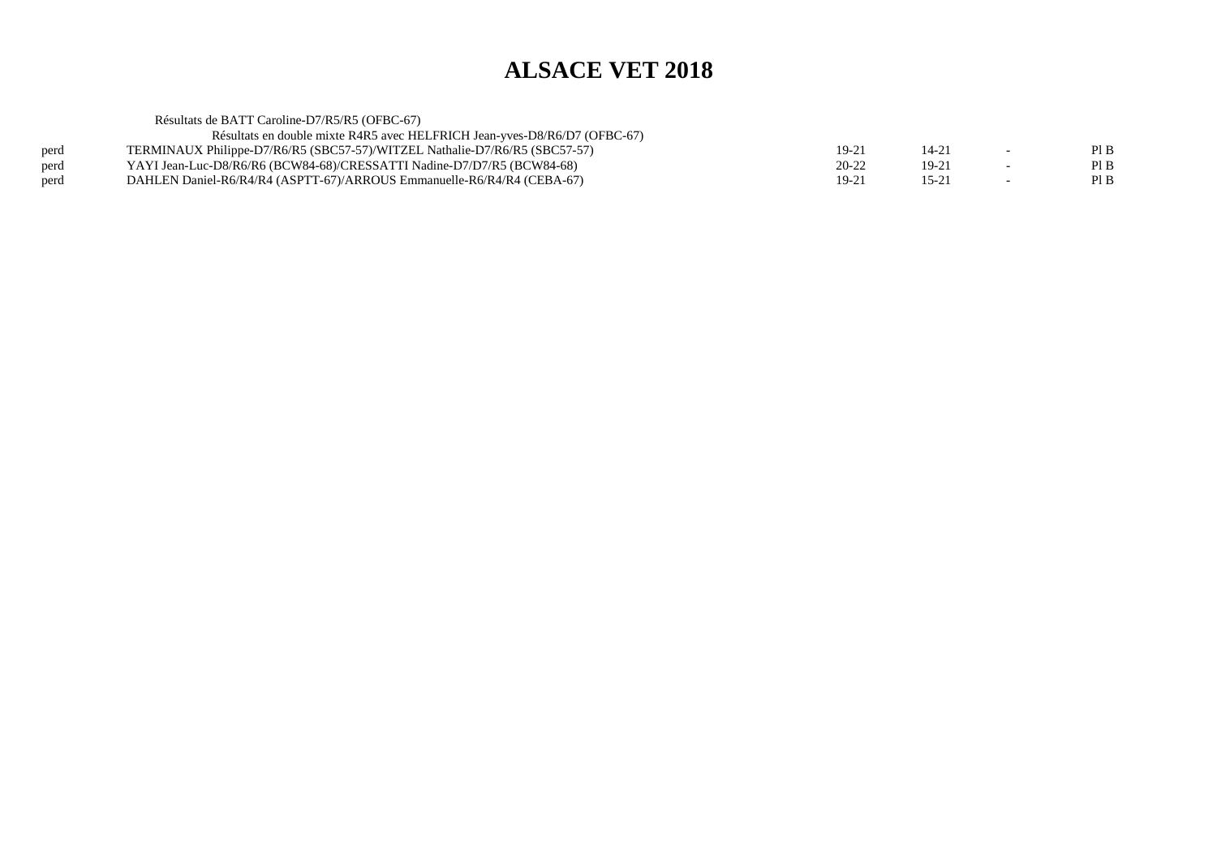# ALSACE VET 2018

Résultats de BATT Caroline-D7/R5/R5 (OFBC-67)

Résultats en double mixte R4R5 avec HELFRICH Jean-yves-D8/R6/D7 (OFBC-67)

| | | | | | |
|---|---|---|---|---|---|
| perd | TERMINAUX Philippe-D7/R6/R5 (SBC57-57)/WITZEL Nathalie-D7/R6/R5 (SBC57-57) | 19-21 | 14-21 | - | Pl B |
| perd | YAYI Jean-Luc-D8/R6/R6 (BCW84-68)/CRESSATTI Nadine-D7/D7/R5 (BCW84-68) | 20-22 | 19-21 | - | Pl B |
| perd | DAHLEN Daniel-R6/R4/R4 (ASPTT-67)/ARROUS Emmanuelle-R6/R4/R4 (CEBA-67) | 19-21 | 15-21 | - | Pl B |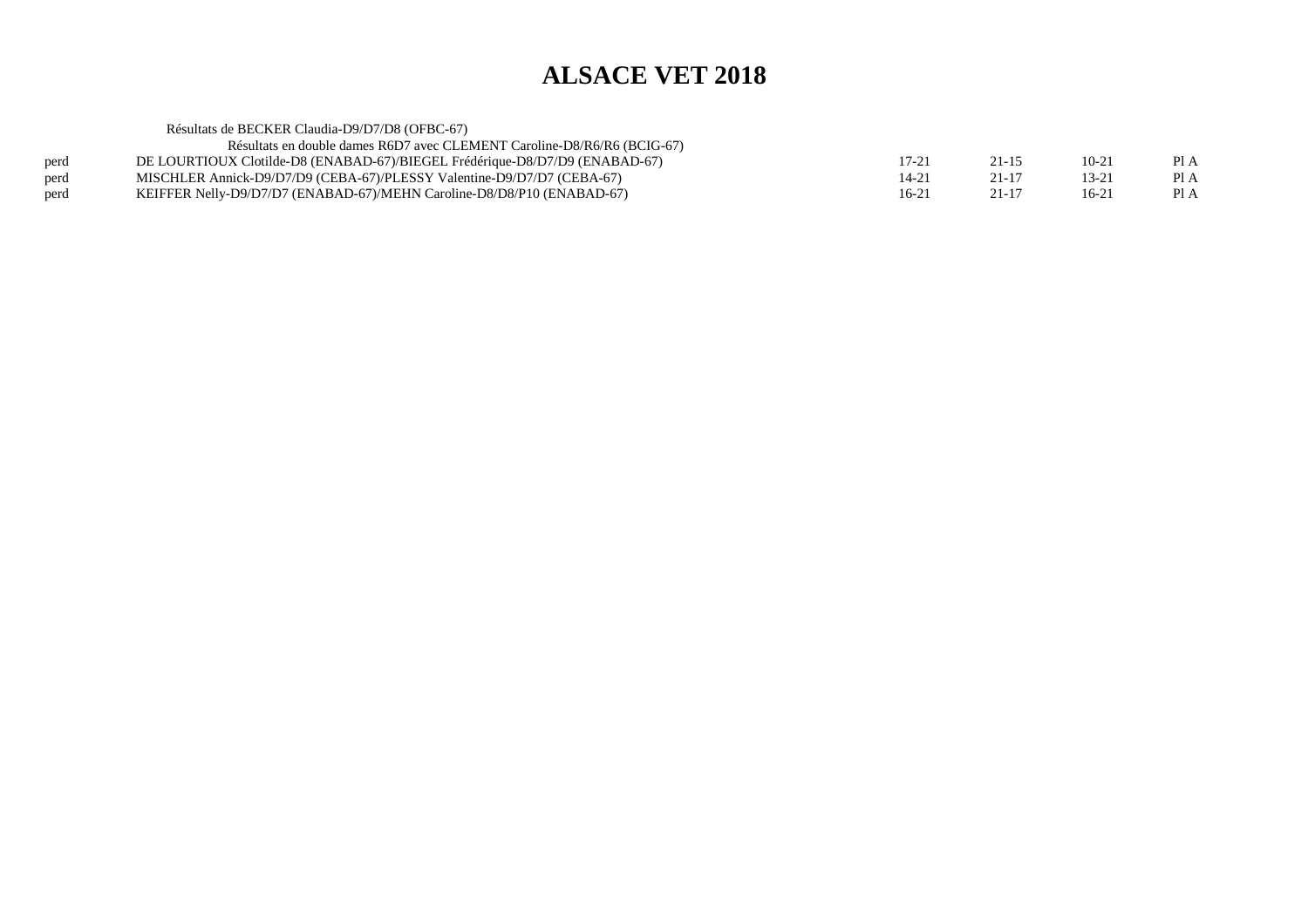# ALSACE VET 2018

Résultats de BECKER Claudia-D9/D7/D8 (OFBC-67)

Résultats en double dames R6D7 avec CLEMENT Caroline-D8/R6/R6 (BCIG-67)

| | | | | | |
|---|---|---|---|---|---|
| perd | DE LOURTIOUX Clotilde-D8 (ENABAD-67)/BIEGEL Frédérique-D8/D7/D9 (ENABAD-67) | 17-21 | 21-15 | 10-21 | Pl A |
| perd | MISCHLER Annick-D9/D7/D9 (CEBA-67)/PLESSY Valentine-D9/D7/D7 (CEBA-67) | 14-21 | 21-17 | 13-21 | Pl A |
| perd | KEIFFER Nelly-D9/D7/D7 (ENABAD-67)/MEHN Caroline-D8/D8/P10 (ENABAD-67) | 16-21 | 21-17 | 16-21 | Pl A |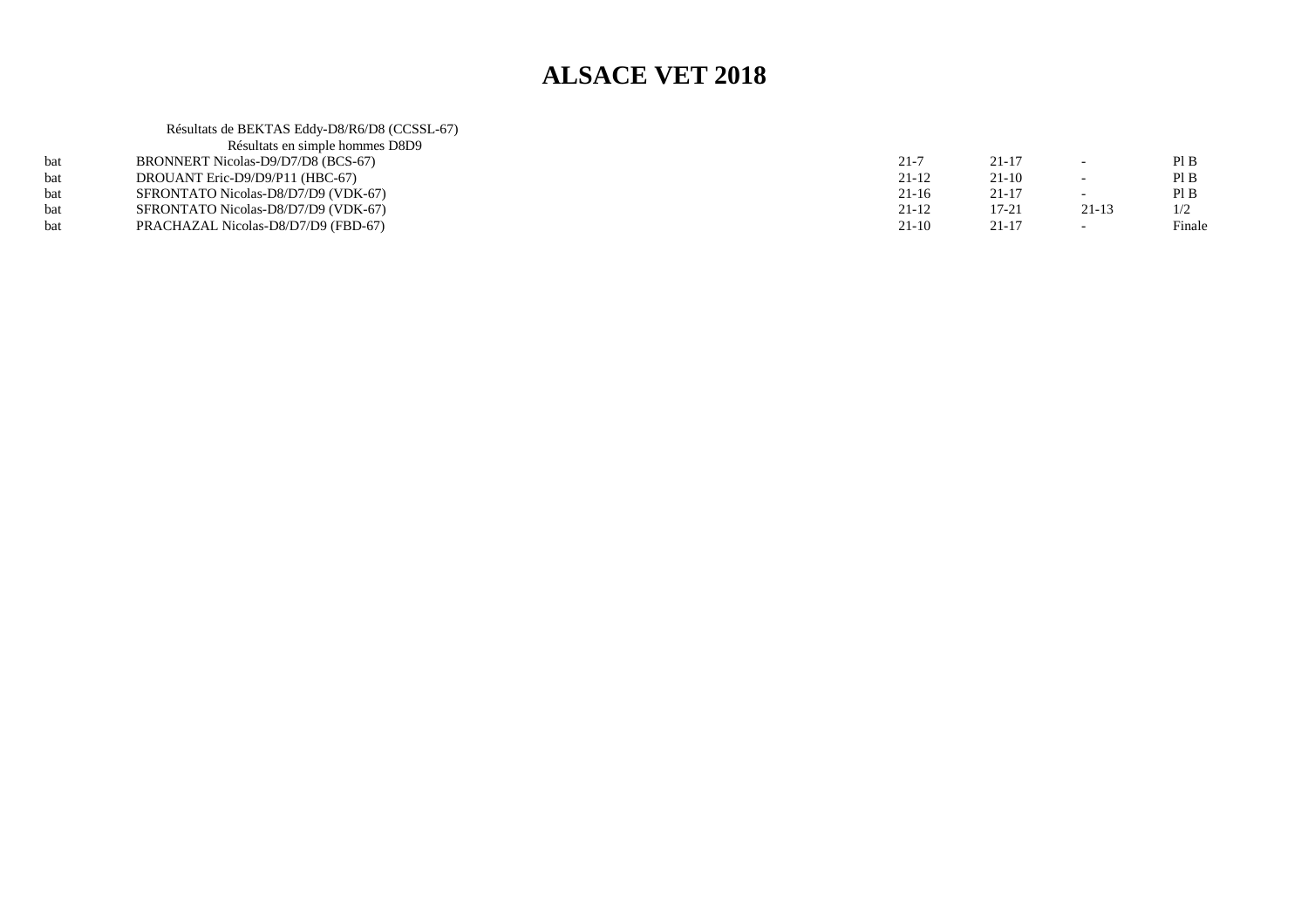# ALSACE VET 2018

Résultats de BEKTAS Eddy-D8/R6/D8 (CCSSL-67)

Résultats en simple hommes D8D9

| | | | | | |
|---|---|---|---|---|---|
| bat | BRONNERT Nicolas-D9/D7/D8 (BCS-67) | 21-7 | 21-17 | - | Pl B |
| bat | DROUANT Eric-D9/D9/P11 (HBC-67) | 21-12 | 21-10 | - | Pl B |
| bat | SFRONTATO Nicolas-D8/D7/D9 (VDK-67) | 21-16 | 21-17 | - | Pl B |
| bat | SFRONTATO Nicolas-D8/D7/D9 (VDK-67) | 21-12 | 17-21 | 21-13 | 1/2 |
| bat | PRACHAZAL Nicolas-D8/D7/D9 (FBD-67) | 21-10 | 21-17 | - | Finale |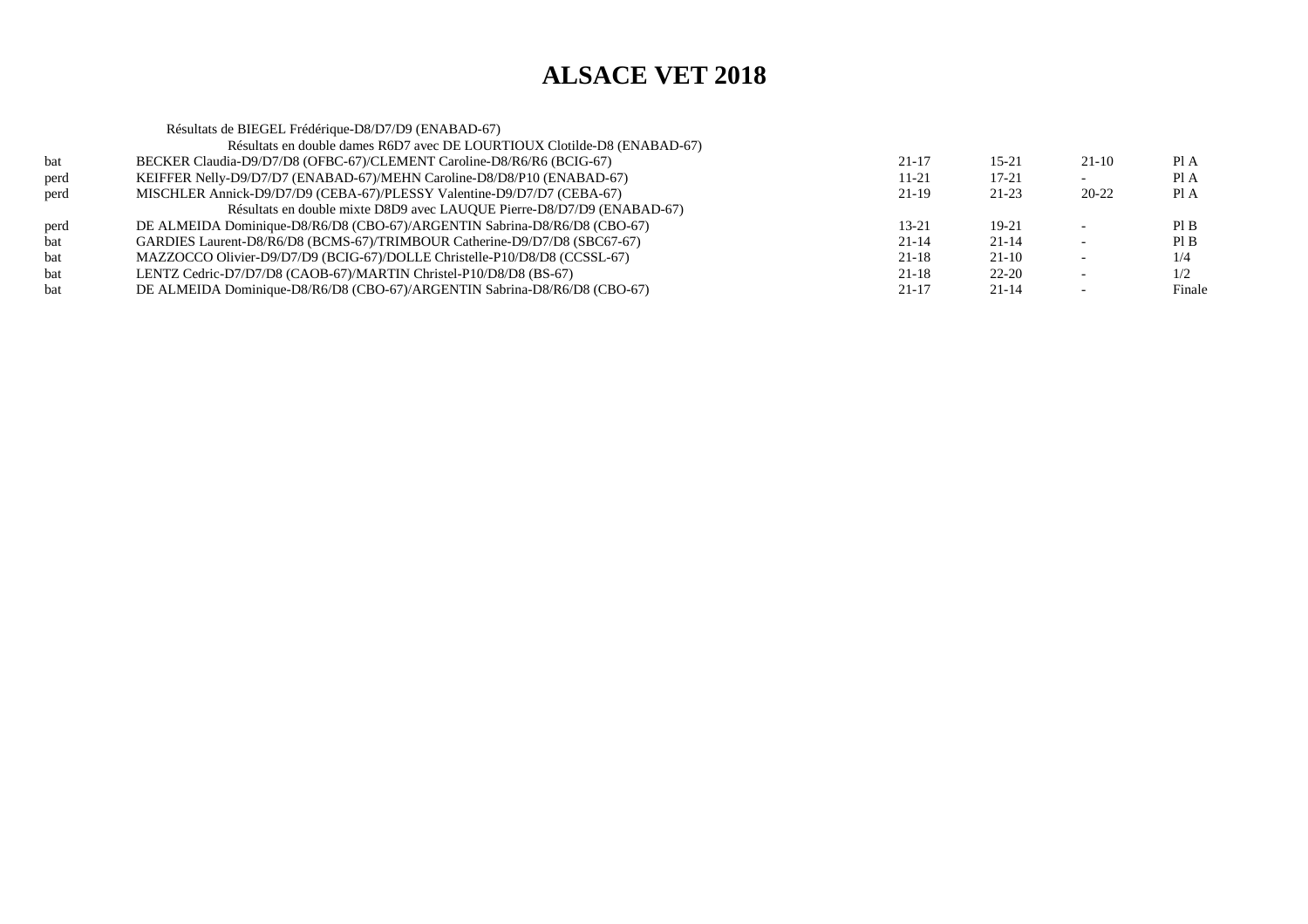# ALSACE VET 2018

Résultats de BIEGEL Frédérique-D8/D7/D9 (ENABAD-67)

| | Résultats en double dames R6D7 avec DE LOURTIOUX Clotilde-D8 (ENABAD-67) | | | | |
|---|---|---|---|---|---|
| bat | BECKER Claudia-D9/D7/D8 (OFBC-67)/CLEMENT Caroline-D8/R6/R6 (BCIG-67) | 21-17 | 15-21 | 21-10 | Pl A |
| perd | KEIFFER Nelly-D9/D7/D7 (ENABAD-67)/MEHN Caroline-D8/D8/P10 (ENABAD-67) | 11-21 | 17-21 | - | Pl A |
| perd | MISCHLER Annick-D9/D7/D9 (CEBA-67)/PLESSY Valentine-D9/D7/D7 (CEBA-67) | 21-19 | 21-23 | 20-22 | Pl A |
| | Résultats en double mixte D8D9 avec LAUQUE Pierre-D8/D7/D9 (ENABAD-67) | | | | |
| perd | DE ALMEIDA Dominique-D8/R6/D8 (CBO-67)/ARGENTIN Sabrina-D8/R6/D8 (CBO-67) | 13-21 | 19-21 | - | Pl B |
| bat | GARDIES Laurent-D8/R6/D8 (BCMS-67)/TRIMBOUR Catherine-D9/D7/D8 (SBC67-67) | 21-14 | 21-14 | - | Pl B |
| bat | MAZZOCCO Olivier-D9/D7/D9 (BCIG-67)/DOLLE Christelle-P10/D8/D8 (CCSSL-67) | 21-18 | 21-10 | - | 1/4 |
| bat | LENTZ Cedric-D7/D7/D8 (CAOB-67)/MARTIN Christel-P10/D8/D8 (BS-67) | 21-18 | 22-20 | - | 1/2 |
| bat | DE ALMEIDA Dominique-D8/R6/D8 (CBO-67)/ARGENTIN Sabrina-D8/R6/D8 (CBO-67) | 21-17 | 21-14 | - | Finale |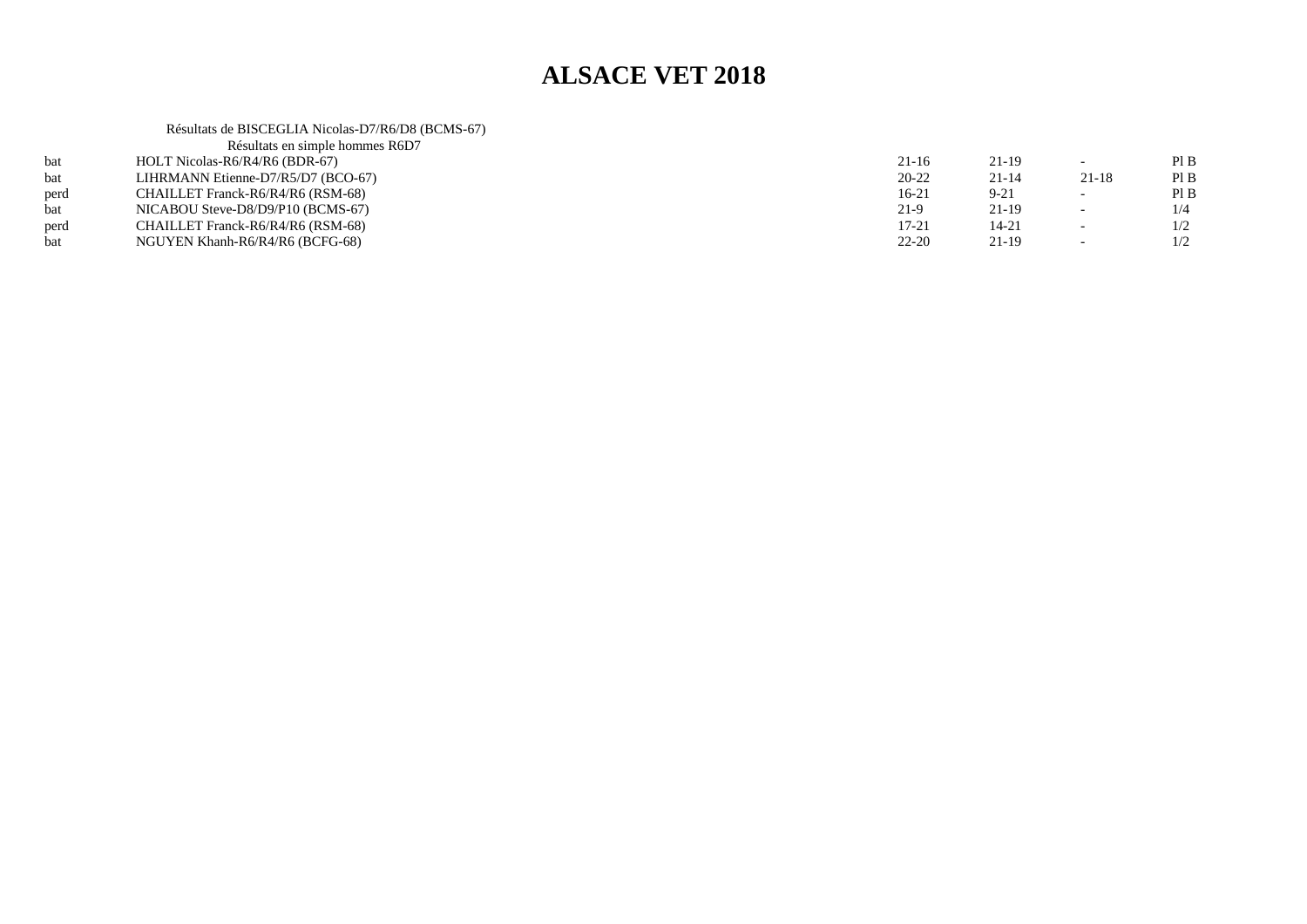# ALSACE VET 2018

Résultats de BISCEGLIA Nicolas-D7/R6/D8 (BCMS-67)

Résultats en simple hommes R6D7

| | | | | | |
|---|---|---|---|---|---|
| bat | HOLT Nicolas-R6/R4/R6 (BDR-67) | 21-16 | 21-19 | - | Pl B |
| bat | LIHRMANN Etienne-D7/R5/D7 (BCO-67) | 20-22 | 21-14 | 21-18 | Pl B |
| perd | CHAILLET Franck-R6/R4/R6 (RSM-68) | 16-21 | 9-21 | - | Pl B |
| bat | NICABOU Steve-D8/D9/P10 (BCMS-67) | 21-9 | 21-19 | - | 1/4 |
| perd | CHAILLET Franck-R6/R4/R6 (RSM-68) | 17-21 | 14-21 | - | 1/2 |
| bat | NGUYEN Khanh-R6/R4/R6 (BCFG-68) | 22-20 | 21-19 | - | 1/2 |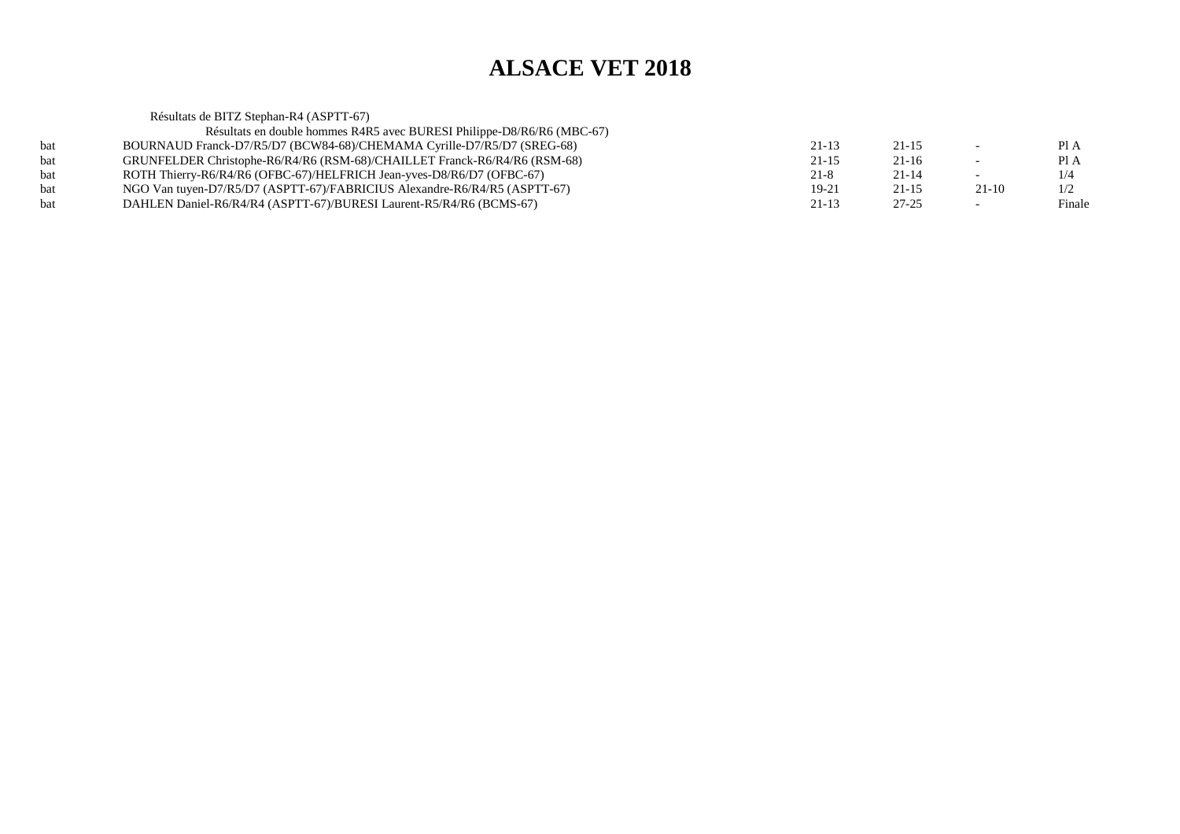# ALSACE VET 2018

Résultats de BITZ Stephan-R4 (ASPTT-67)

Résultats en double hommes R4R5 avec BURESI Philippe-D8/R6/R6 (MBC-67)

| | | | | | |
|---|---|---|---|---|---|
| bat | BOURNAUD Franck-D7/R5/D7 (BCW84-68)/CHEMAMA Cyrille-D7/R5/D7 (SREG-68) | 21-13 | 21-15 | - | Pl A |
| bat | GRUNFELDER Christophe-R6/R4/R6 (RSM-68)/CHAILLET Franck-R6/R4/R6 (RSM-68) | 21-15 | 21-16 | - | Pl A |
| bat | ROTH Thierry-R6/R4/R6 (OFBC-67)/HELFRICH Jean-yves-D8/R6/D7 (OFBC-67) | 21-8 | 21-14 | - | 1/4 |
| bat | NGO Van tuyen-D7/R5/D7 (ASPTT-67)/FABRICIUS Alexandre-R6/R4/R5 (ASPTT-67) | 19-21 | 21-15 | 21-10 | 1/2 |
| bat | DAHLEN Daniel-R6/R4/R4 (ASPTT-67)/BURESI Laurent-R5/R4/R6 (BCMS-67) | 21-13 | 27-25 | - | Finale |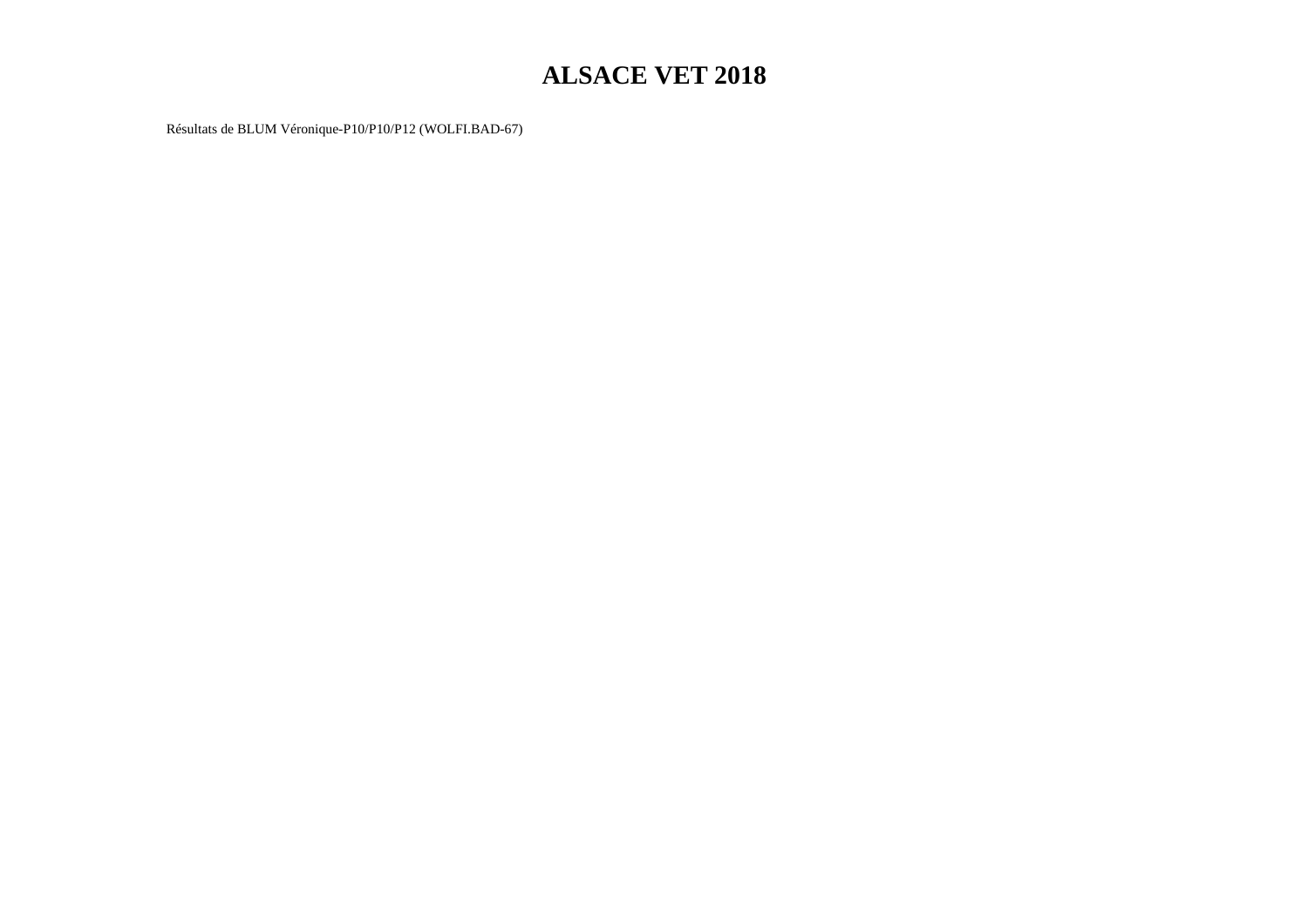# ALSACE VET 2018

Résultats de BLUM Véronique-P10/P10/P12 (WOLFI.BAD-67)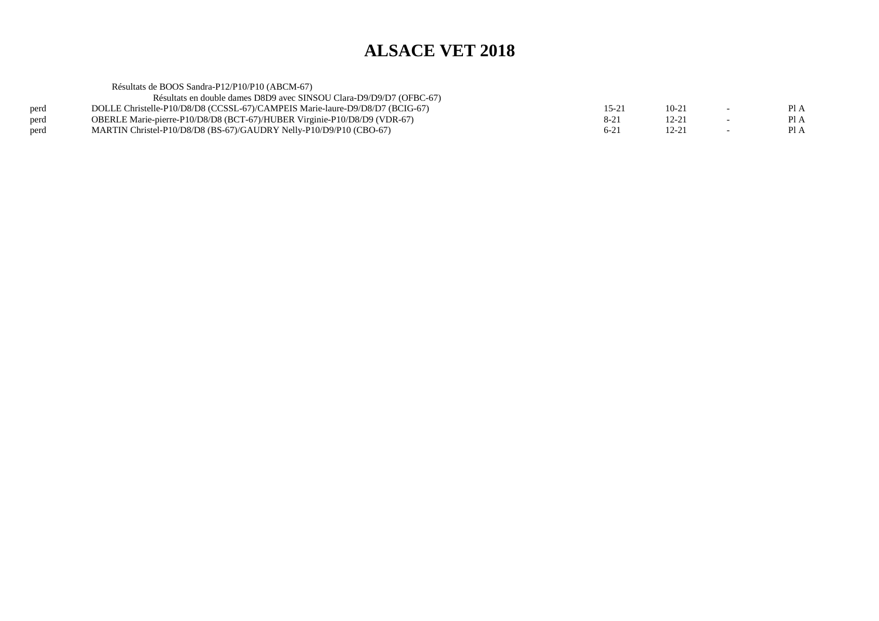# ALSACE VET 2018

Résultats de BOOS Sandra-P12/P10/P10 (ABCM-67)

Résultats en double dames D8D9 avec SINSOU Clara-D9/D9/D7 (OFBC-67)

| | | | | | |
|---|---|---|---|---|---|
| perd | DOLLE Christelle-P10/D8/D8 (CCSSL-67)/CAMPEIS Marie-laure-D9/D8/D7 (BCIG-67) | 15-21 | 10-21 | - | Pl A |
| perd | OBERLE Marie-pierre-P10/D8/D8 (BCT-67)/HUBER Virginie-P10/D8/D9 (VDR-67) | 8-21 | 12-21 | - | Pl A |
| perd | MARTIN Christel-P10/D8/D8 (BS-67)/GAUDRY Nelly-P10/D9/P10 (CBO-67) | 6-21 | 12-21 | - | Pl A |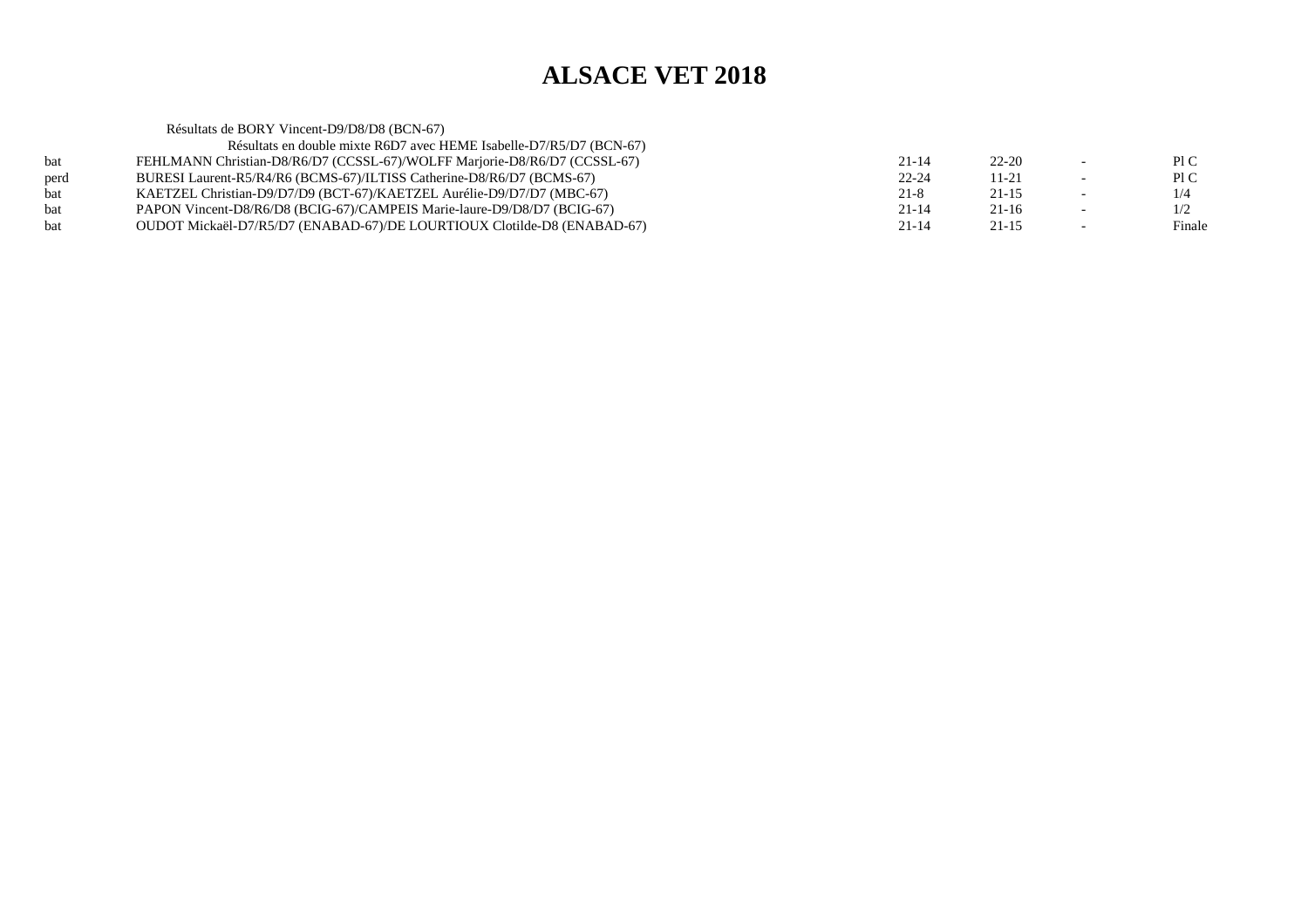# ALSACE VET 2018

Résultats de BORY Vincent-D9/D8/D8 (BCN-67)

Résultats en double mixte R6D7 avec HEME Isabelle-D7/R5/D7 (BCN-67)

| | | | | | |
|---|---|---|---|---|---|
| bat | FEHLMANN Christian-D8/R6/D7 (CCSSL-67)/WOLFF Marjorie-D8/R6/D7 (CCSSL-67) | 21-14 | 22-20 | - | Pl C |
| perd | BURESI Laurent-R5/R4/R6 (BCMS-67)/ILTISS Catherine-D8/R6/D7 (BCMS-67) | 22-24 | 11-21 | - | Pl C |
| bat | KAETZEL Christian-D9/D7/D9 (BCT-67)/KAETZEL Aurélie-D9/D7/D7 (MBC-67) | 21-8 | 21-15 | - | 1/4 |
| bat | PAPON Vincent-D8/R6/D8 (BCIG-67)/CAMPEIS Marie-laure-D9/D8/D7 (BCIG-67) | 21-14 | 21-16 | - | 1/2 |
| bat | OUDOT Mickaël-D7/R5/D7 (ENABAD-67)/DE LOURTIOUX Clotilde-D8 (ENABAD-67) | 21-14 | 21-15 | - | Finale |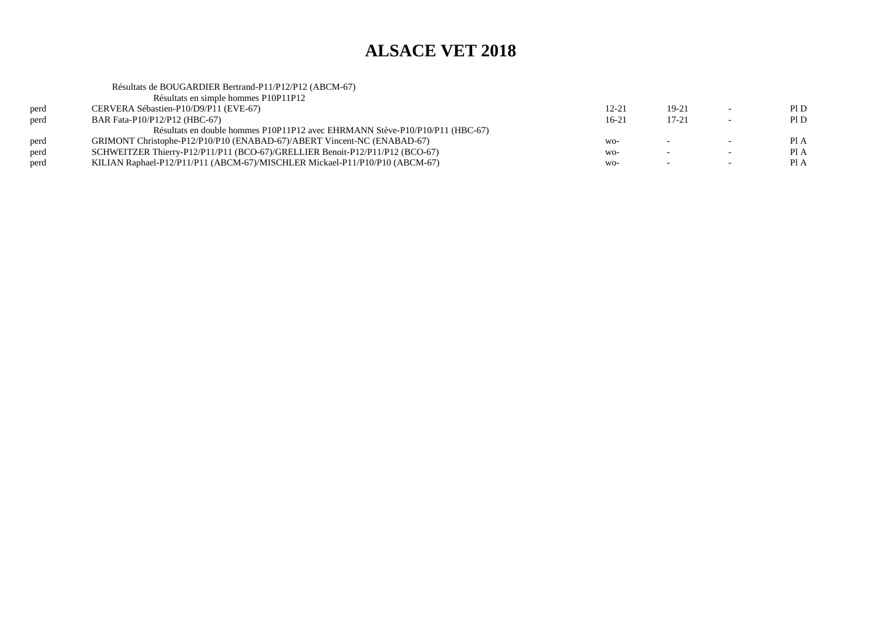# ALSACE VET 2018

Résultats de BOUGARDIER Bertrand-P11/P12/P12 (ABCM-67)

Résultats en simple hommes P10P11P12

| | | | | | |
|---|---|---|---|---|---|
| perd | CERVERA Sébastien-P10/D9/P11 (EVE-67) | 12-21 | 19-21 | - | Pl D |
| perd | BAR Fata-P10/P12/P12 (HBC-67) | 16-21 | 17-21 | - | Pl D |

Résultats en double hommes P10P11P12 avec EHRMANN Stève-P10/P10/P11 (HBC-67)

| | | | | | |
|---|---|---|---|---|---|
| perd | GRIMONT Christophe-P12/P10/P10 (ENABAD-67)/ABERT Vincent-NC (ENABAD-67) | wo- | - | - | Pl A |
| perd | SCHWEITZER Thierry-P12/P11/P11 (BCO-67)/GRELLIER Benoit-P12/P11/P12 (BCO-67) | wo- | - | - | Pl A |
| perd | KILIAN Raphael-P12/P11/P11 (ABCM-67)/MISCHLER Mickael-P11/P10/P10 (ABCM-67) | wo- | - | - | Pl A |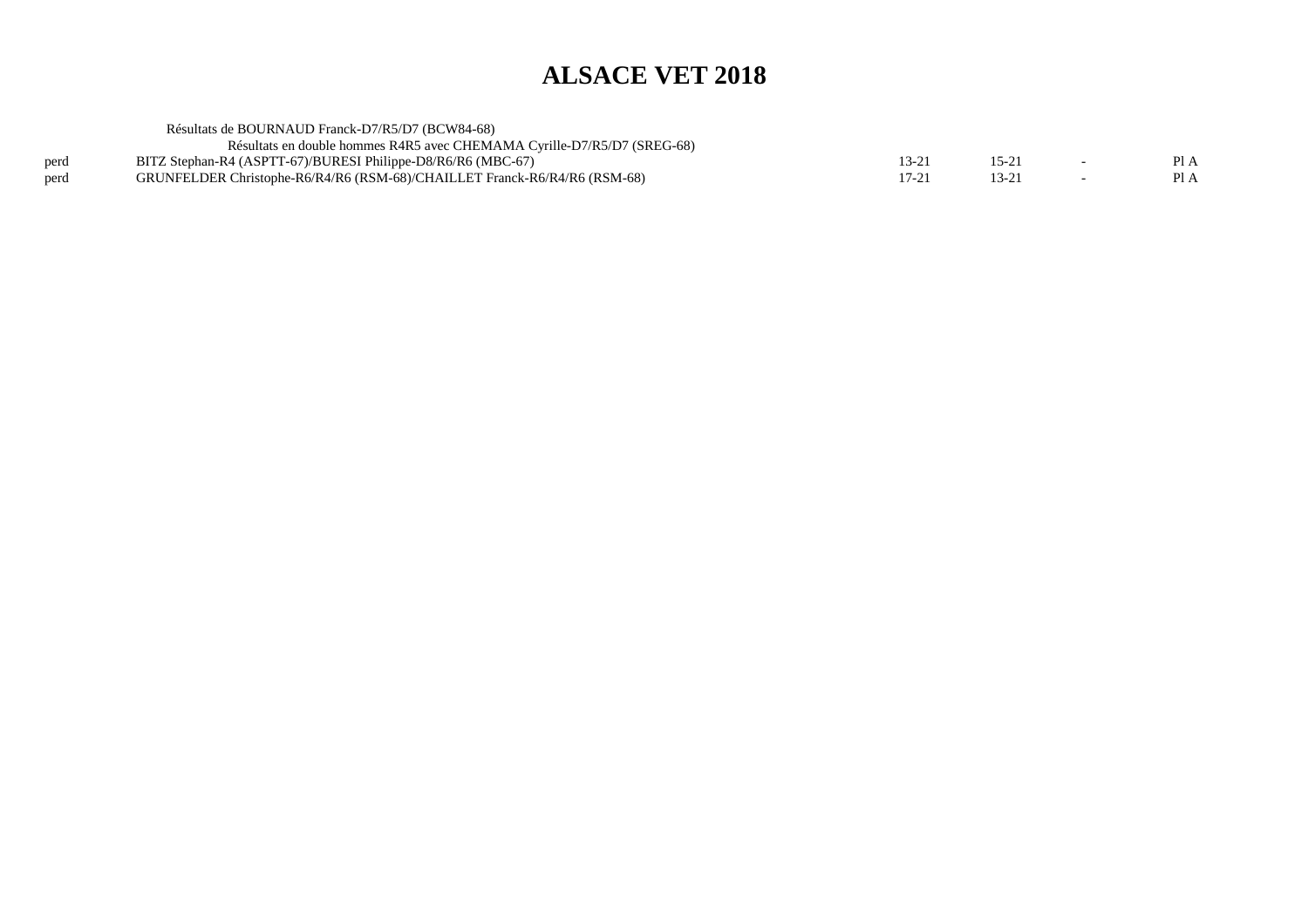# ALSACE VET 2018

Résultats de BOURNAUD Franck-D7/R5/D7 (BCW84-68)

Résultats en double hommes R4R5 avec CHEMAMA Cyrille-D7/R5/D7 (SREG-68)

| | | | | | |
|---|---|---|---|---|---|
| perd | BITZ Stephan-R4 (ASPTT-67)/BURESI Philippe-D8/R6/R6 (MBC-67) | 13-21 | 15-21 | - | Pl A |
| perd | GRUNFELDER Christophe-R6/R4/R6 (RSM-68)/CHAILLET Franck-R6/R4/R6 (RSM-68) | 17-21 | 13-21 | - | Pl A |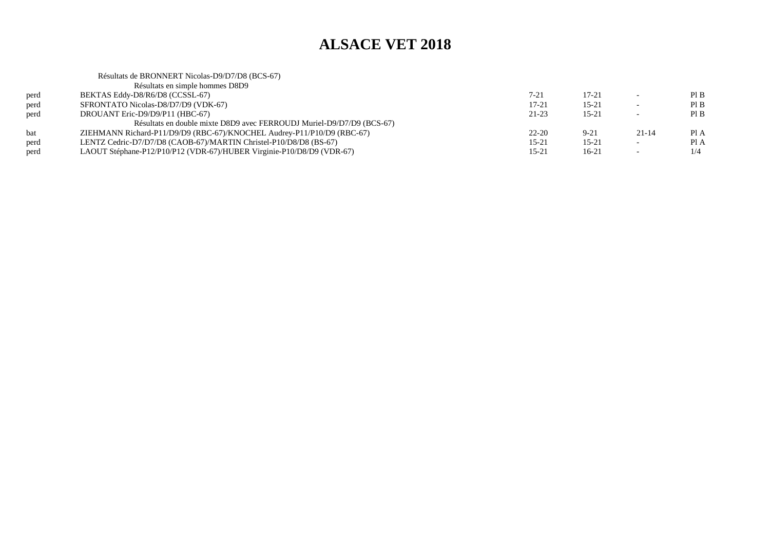# ALSACE VET 2018

Résultats de BRONNERT Nicolas-D9/D7/D8 (BCS-67)

Résultats en simple hommes D8D9

| | | | | | |
|---|---|---|---|---|---|
| perd | BEKTAS Eddy-D8/R6/D8 (CCSSL-67) | 7-21 | 17-21 | - | Pl B |
| perd | SFRONTATO Nicolas-D8/D7/D9 (VDK-67) | 17-21 | 15-21 | - | Pl B |
| perd | DROUANT Eric-D9/D9/P11 (HBC-67) | 21-23 | 15-21 | - | Pl B |

Résultats en double mixte D8D9 avec FERROUDJ Muriel-D9/D7/D9 (BCS-67)

| | | | | | |
|---|---|---|---|---|---|
| bat | ZIEHMANN Richard-P11/D9/D9 (RBC-67)/KNOCHEL Audrey-P11/P10/D9 (RBC-67) | 22-20 | 9-21 | 21-14 | Pl A |
| perd | LENTZ Cedric-D7/D7/D8 (CAOB-67)/MARTIN Christel-P10/D8/D8 (BS-67) | 15-21 | 15-21 | - | Pl A |
| perd | LAOUT Stéphane-P12/P10/P12 (VDR-67)/HUBER Virginie-P10/D8/D9 (VDR-67) | 15-21 | 16-21 | - | 1/4 |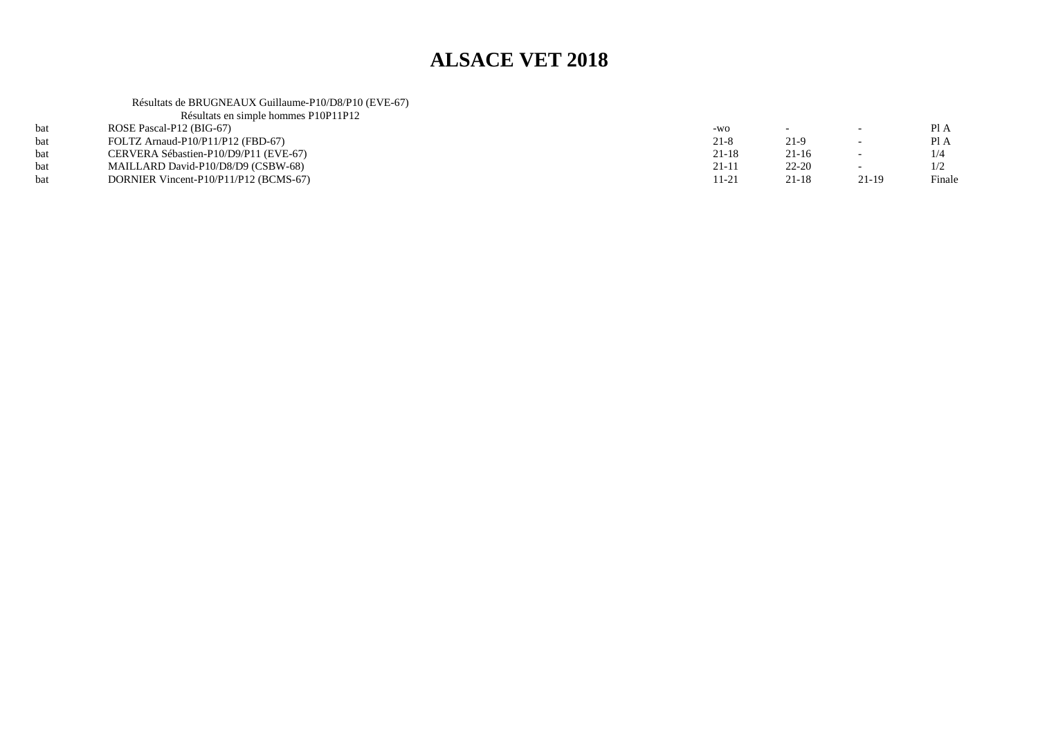# ALSACE VET 2018

Résultats de BRUGNEAUX Guillaume-P10/D8/P10 (EVE-67)

Résultats en simple hommes P10P11P12

| | | | | | |
|---|---|---|---|---|---|
| bat | ROSE Pascal-P12 (BIG-67) | -wo | - | - | Pl A |
| bat | FOLTZ Arnaud-P10/P11/P12 (FBD-67) | 21-8 | 21-9 | - | Pl A |
| bat | CERVERA Sébastien-P10/D9/P11 (EVE-67) | 21-18 | 21-16 | - | 1/4 |
| bat | MAILLARD David-P10/D8/D9 (CSBW-68) | 21-11 | 22-20 | - | 1/2 |
| bat | DORNIER Vincent-P10/P11/P12 (BCMS-67) | 11-21 | 21-18 | 21-19 | Finale |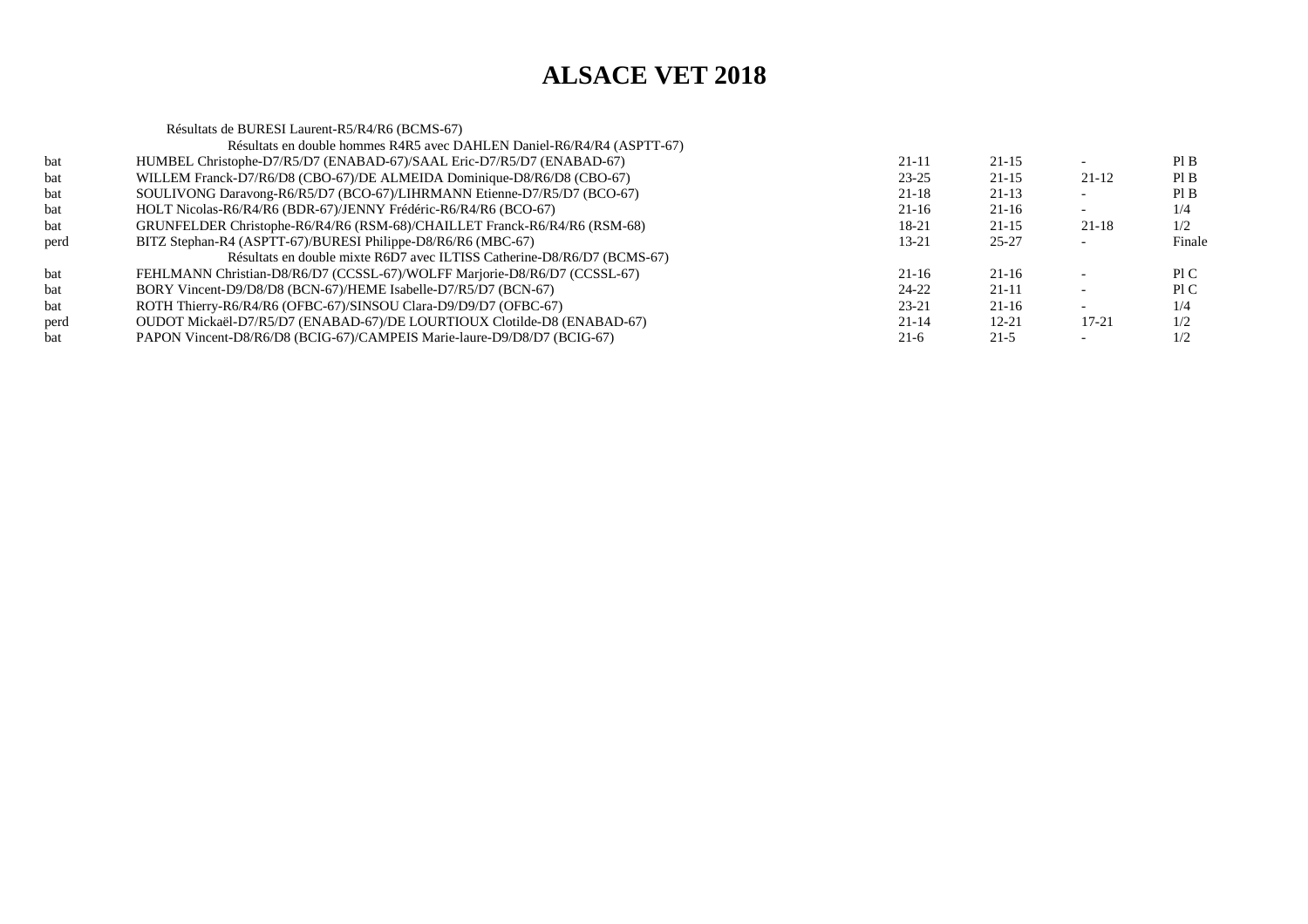# ALSACE VET 2018

Résultats de BURESI Laurent-R5/R4/R6 (BCMS-67)

Résultats en double hommes R4R5 avec DAHLEN Daniel-R6/R4/R4 (ASPTT-67)

| | | | | | |
|---|---|---|---|---|---|
| bat | HUMBEL Christophe-D7/R5/D7 (ENABAD-67)/SAAL Eric-D7/R5/D7 (ENABAD-67) | 21-11 | 21-15 | - | Pl B |
| bat | WILLEM Franck-D7/R6/D8 (CBO-67)/DE ALMEIDA Dominique-D8/R6/D8 (CBO-67) | 23-25 | 21-15 | 21-12 | Pl B |
| bat | SOULIVONG Daravong-R6/R5/D7 (BCO-67)/LIHRMANN Etienne-D7/R5/D7 (BCO-67) | 21-18 | 21-13 | - | Pl B |
| bat | HOLT Nicolas-R6/R4/R6 (BDR-67)/JENNY Frédéric-R6/R4/R6 (BCO-67) | 21-16 | 21-16 | - | 1/4 |
| bat | GRUNFELDER Christophe-R6/R4/R6 (RSM-68)/CHAILLET Franck-R6/R4/R6 (RSM-68) | 18-21 | 21-15 | 21-18 | 1/2 |
| perd | BITZ Stephan-R4 (ASPTT-67)/BURESI Philippe-D8/R6/R6 (MBC-67) | 13-21 | 25-27 | - | Finale |

Résultats en double mixte R6D7 avec ILTISS Catherine-D8/R6/D7 (BCMS-67)

| | | | | | |
|---|---|---|---|---|---|
| bat | FEHLMANN Christian-D8/R6/D7 (CCSSL-67)/WOLFF Marjorie-D8/R6/D7 (CCSSL-67) | 21-16 | 21-16 | - | Pl C |
| bat | BORY Vincent-D9/D8/D8 (BCN-67)/HEME Isabelle-D7/R5/D7 (BCN-67) | 24-22 | 21-11 | - | Pl C |
| bat | ROTH Thierry-R6/R4/R6 (OFBC-67)/SINSOU Clara-D9/D9/D7 (OFBC-67) | 23-21 | 21-16 | - | 1/4 |
| perd | OUDOT Mickaël-D7/R5/D7 (ENABAD-67)/DE LOURTIOUX Clotilde-D8 (ENABAD-67) | 21-14 | 12-21 | 17-21 | 1/2 |
| bat | PAPON Vincent-D8/R6/D8 (BCIG-67)/CAMPEIS Marie-laure-D9/D8/D7 (BCIG-67) | 21-6 | 21-5 | - | 1/2 |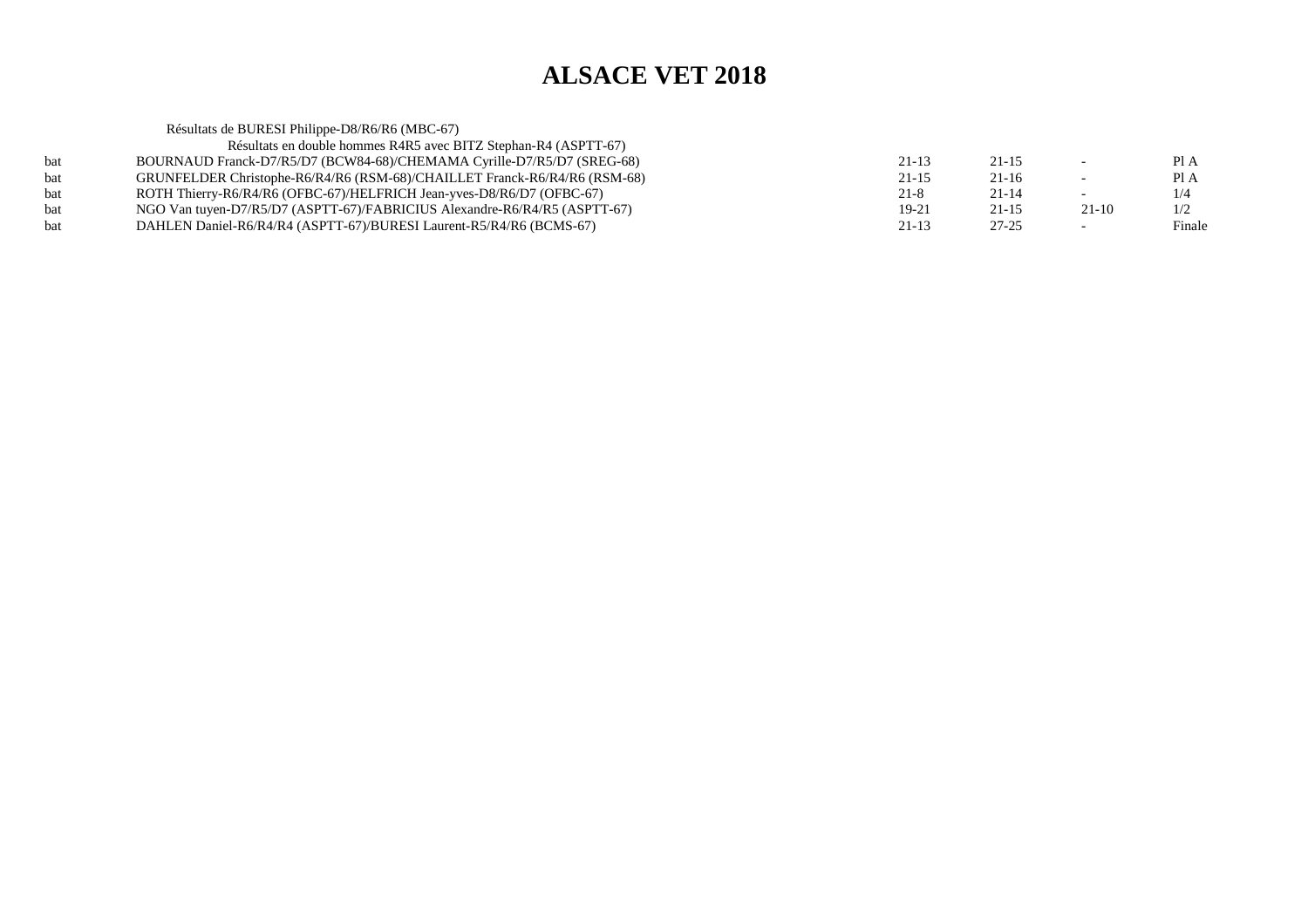# ALSACE VET 2018

Résultats de BURESI Philippe-D8/R6/R6 (MBC-67)

Résultats en double hommes R4R5 avec BITZ Stephan-R4 (ASPTT-67)

| | | | | | |
|---|---|---|---|---|---|
| bat | BOURNAUD Franck-D7/R5/D7 (BCW84-68)/CHEMAMA Cyrille-D7/R5/D7 (SREG-68) | 21-13 | 21-15 | - | Pl A |
| bat | GRUNFELDER Christophe-R6/R4/R6 (RSM-68)/CHAILLET Franck-R6/R4/R6 (RSM-68) | 21-15 | 21-16 | - | Pl A |
| bat | ROTH Thierry-R6/R4/R6 (OFBC-67)/HELFRICH Jean-yves-D8/R6/D7 (OFBC-67) | 21-8 | 21-14 | - | 1/4 |
| bat | NGO Van tuyen-D7/R5/D7 (ASPTT-67)/FABRICIUS Alexandre-R6/R4/R5 (ASPTT-67) | 19-21 | 21-15 | 21-10 | 1/2 |
| bat | DAHLEN Daniel-R6/R4/R4 (ASPTT-67)/BURESI Laurent-R5/R4/R6 (BCMS-67) | 21-13 | 27-25 | - | Finale |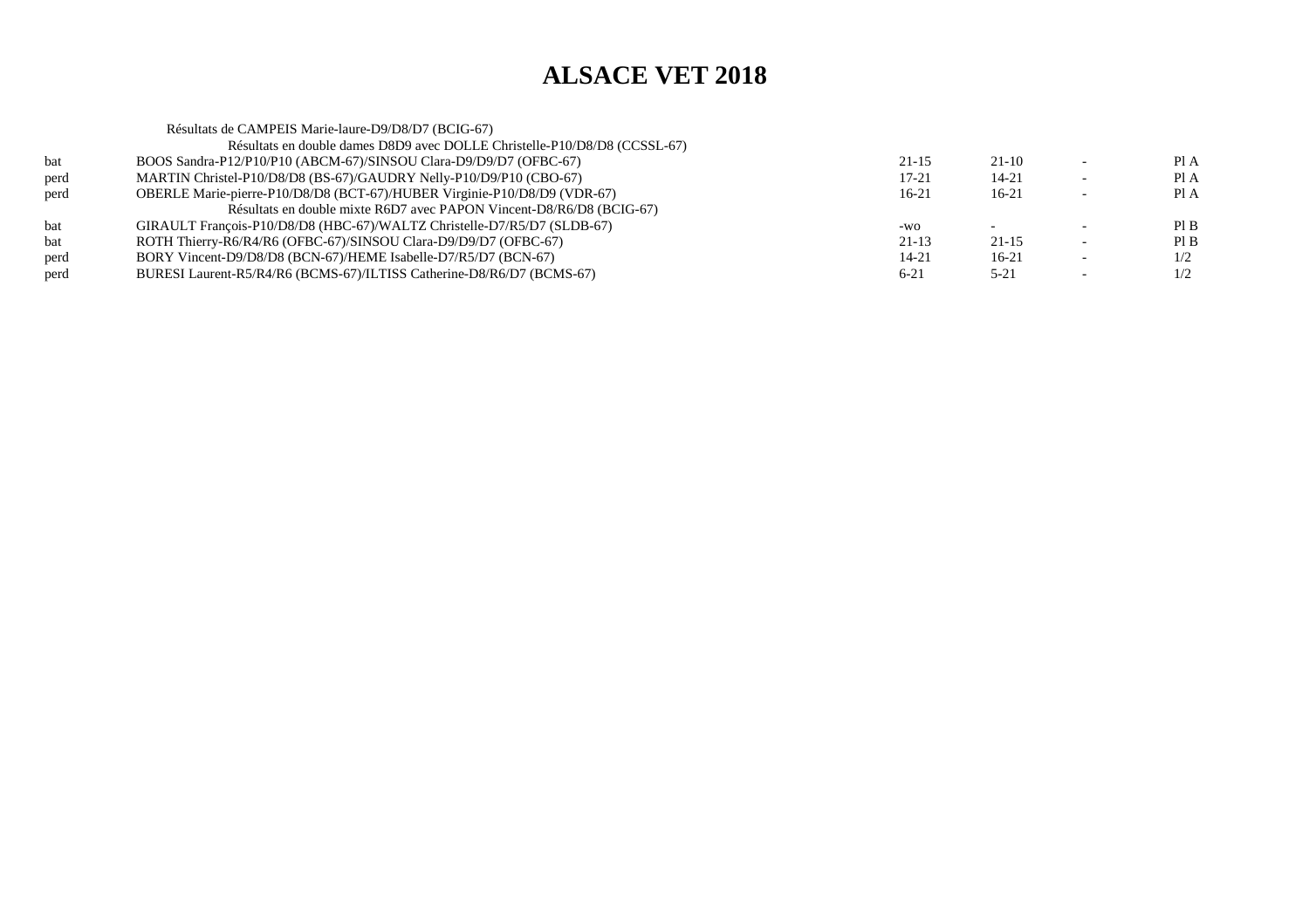# ALSACE VET 2018

Résultats de CAMPEIS Marie-laure-D9/D8/D7 (BCIG-67)

| | | | | | |
|---|---|---|---|---|---|
| | Résultats en double dames D8D9 avec DOLLE Christelle-P10/D8/D8 (CCSSL-67) | | | | |
| bat | BOOS Sandra-P12/P10/P10 (ABCM-67)/SINSOU Clara-D9/D9/D7 (OFBC-67) | 21-15 | 21-10 | - | Pl A |
| perd | MARTIN Christel-P10/D8/D8 (BS-67)/GAUDRY Nelly-P10/D9/P10 (CBO-67) | 17-21 | 14-21 | - | Pl A |
| perd | OBERLE Marie-pierre-P10/D8/D8 (BCT-67)/HUBER Virginie-P10/D8/D9 (VDR-67) | 16-21 | 16-21 | - | Pl A |
| | Résultats en double mixte R6D7 avec PAPON Vincent-D8/R6/D8 (BCIG-67) | | | | |
| bat | GIRAULT François-P10/D8/D8 (HBC-67)/WALTZ Christelle-D7/R5/D7 (SLDB-67) | -wo | - | - | Pl B |
| bat | ROTH Thierry-R6/R4/R6 (OFBC-67)/SINSOU Clara-D9/D9/D7 (OFBC-67) | 21-13 | 21-15 | - | Pl B |
| perd | BORY Vincent-D9/D8/D8 (BCN-67)/HEME Isabelle-D7/R5/D7 (BCN-67) | 14-21 | 16-21 | - | 1/2 |
| perd | BURESI Laurent-R5/R4/R6 (BCMS-67)/ILTISS Catherine-D8/R6/D7 (BCMS-67) | 6-21 | 5-21 | - | 1/2 |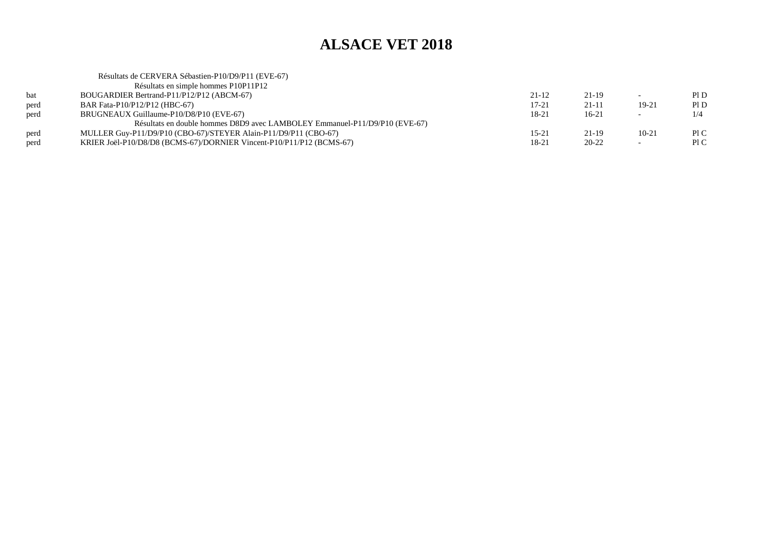# ALSACE VET 2018

Résultats de CERVERA Sébastien-P10/D9/P11 (EVE-67)

| | Résultats en simple hommes P10P11P12 | | | | |
|---|---|---|---|---|---|
| bat | BOUGARDIER Bertrand-P11/P12/P12 (ABCM-67) | 21-12 | 21-19 | - | Pl D |
| perd | BAR Fata-P10/P12/P12 (HBC-67) | 17-21 | 21-11 | 19-21 | Pl D |
| perd | BRUGNEAUX Guillaume-P10/D8/P10 (EVE-67) | 18-21 | 16-21 | - | 1/4 |
| | Résultats en double hommes D8D9 avec LAMBOLEY Emmanuel-P11/D9/P10 (EVE-67) | | | | |
| perd | MULLER Guy-P11/D9/P10 (CBO-67)/STEYER Alain-P11/D9/P11 (CBO-67) | 15-21 | 21-19 | 10-21 | Pl C |
| perd | KRIER Joël-P10/D8/D8 (BCMS-67)/DORNIER Vincent-P10/P11/P12 (BCMS-67) | 18-21 | 20-22 | - | Pl C |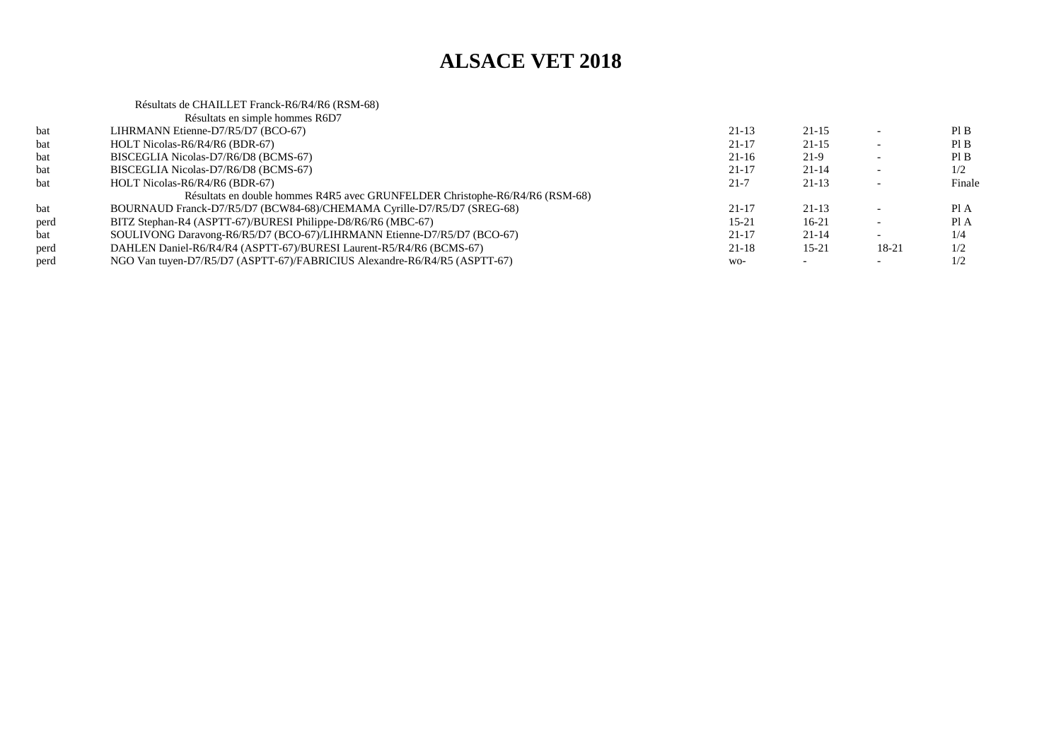# ALSACE VET 2018

Résultats de CHAILLET Franck-R6/R4/R6 (RSM-68)

Résultats en simple hommes R6D7

| | | | | | |
|---|---|---|---|---|---|
| bat | LIHRMANN Etienne-D7/R5/D7 (BCO-67) | 21-13 | 21-15 | - | Pl B |
| bat | HOLT Nicolas-R6/R4/R6 (BDR-67) | 21-17 | 21-15 | - | Pl B |
| bat | BISCEGLIA Nicolas-D7/R6/D8 (BCMS-67) | 21-16 | 21-9 | - | Pl B |
| bat | BISCEGLIA Nicolas-D7/R6/D8 (BCMS-67) | 21-17 | 21-14 | - | 1/2 |
| bat | HOLT Nicolas-R6/R4/R6 (BDR-67) | 21-7 | 21-13 | - | Finale |

Résultats en double hommes R4R5 avec GRUNFELDER Christophe-R6/R4/R6 (RSM-68)

| | | | | | |
|---|---|---|---|---|---|
| bat | BOURNAUD Franck-D7/R5/D7 (BCW84-68)/CHEMAMA Cyrille-D7/R5/D7 (SREG-68) | 21-17 | 21-13 | - | Pl A |
| perd | BITZ Stephan-R4 (ASPTT-67)/BURESI Philippe-D8/R6/R6 (MBC-67) | 15-21 | 16-21 | - | Pl A |
| bat | SOULIVONG Daravong-R6/R5/D7 (BCO-67)/LIHRMANN Etienne-D7/R5/D7 (BCO-67) | 21-17 | 21-14 | - | 1/4 |
| perd | DAHLEN Daniel-R6/R4/R4 (ASPTT-67)/BURESI Laurent-R5/R4/R6 (BCMS-67) | 21-18 | 15-21 | 18-21 | 1/2 |
| perd | NGO Van tuyen-D7/R5/D7 (ASPTT-67)/FABRICIUS Alexandre-R6/R4/R5 (ASPTT-67) | wo- | - | - | 1/2 |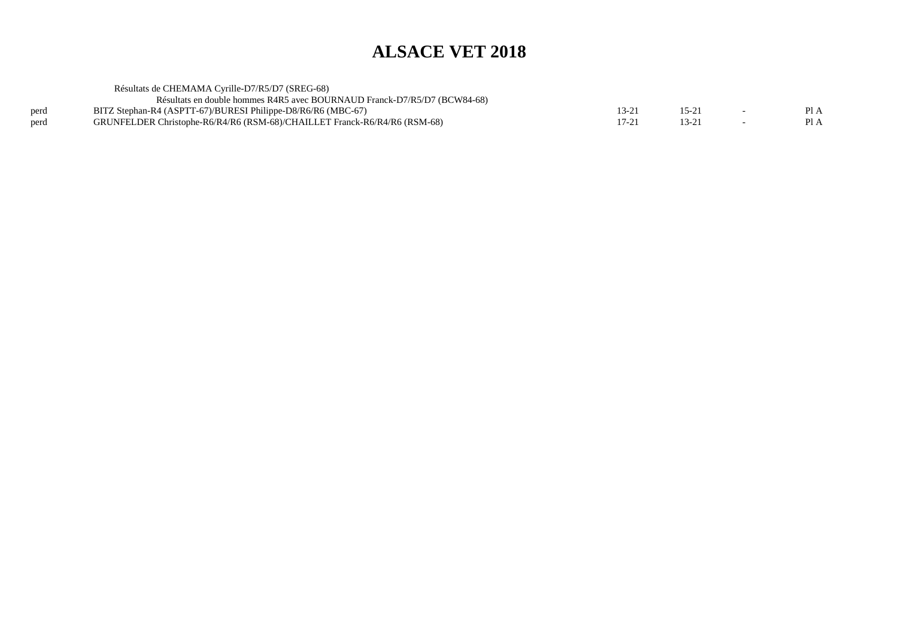# ALSACE VET 2018

Résultats de CHEMAMA Cyrille-D7/R5/D7 (SREG-68)

Résultats en double hommes R4R5 avec BOURNAUD Franck-D7/R5/D7 (BCW84-68)

| | | | | | |
|---|---|---|---|---|---|
| perd | BITZ Stephan-R4 (ASPTT-67)/BURESI Philippe-D8/R6/R6 (MBC-67) | 13-21 | 15-21 | - | Pl A |
| perd | GRUNFELDER Christophe-R6/R4/R6 (RSM-68)/CHAILLET Franck-R6/R4/R6 (RSM-68) | 17-21 | 13-21 | - | Pl A |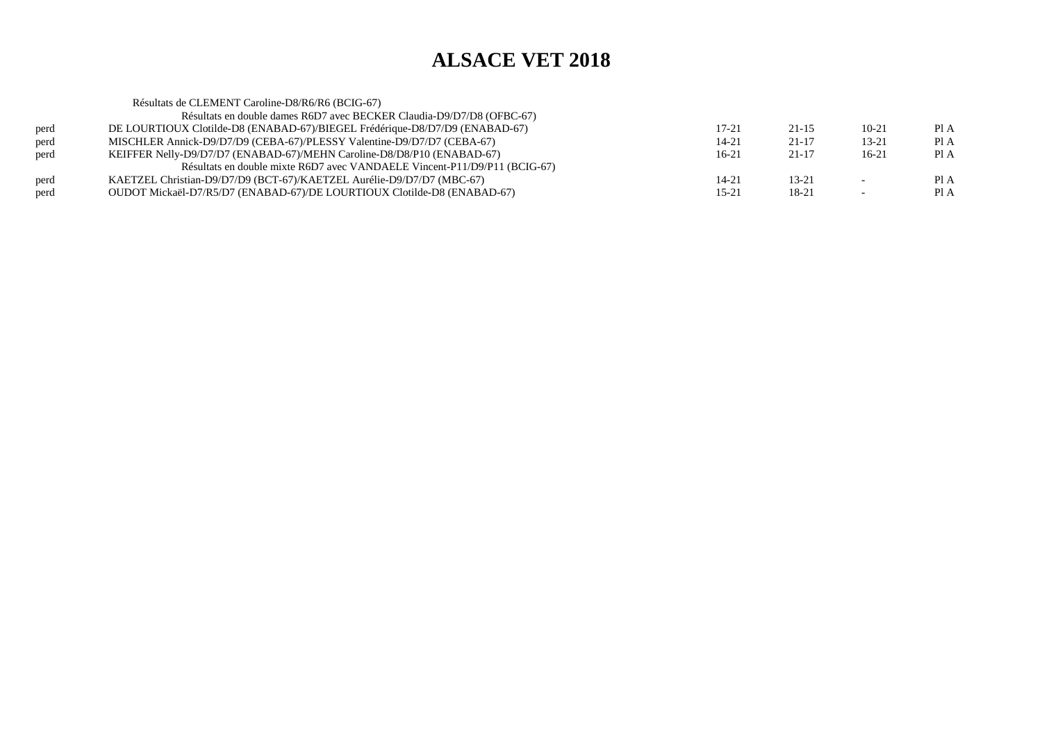# ALSACE VET 2018

Résultats de CLEMENT Caroline-D8/R6/R6 (BCIG-67)

Résultats en double dames R6D7 avec BECKER Claudia-D9/D7/D8 (OFBC-67)

| | | | | | |
|---|---|---|---|---|---|
| perd | DE LOURTIOUX Clotilde-D8 (ENABAD-67)/BIEGEL Frédérique-D8/D7/D9 (ENABAD-67) | 17-21 | 21-15 | 10-21 | Pl A |
| perd | MISCHLER Annick-D9/D7/D9 (CEBA-67)/PLESSY Valentine-D9/D7/D7 (CEBA-67) | 14-21 | 21-17 | 13-21 | Pl A |
| perd | KEIFFER Nelly-D9/D7/D7 (ENABAD-67)/MEHN Caroline-D8/D8/P10 (ENABAD-67) | 16-21 | 21-17 | 16-21 | Pl A |

Résultats en double mixte R6D7 avec VANDAELE Vincent-P11/D9/P11 (BCIG-67)

| | | | | | |
|---|---|---|---|---|---|
| perd | KAETZEL Christian-D9/D7/D9 (BCT-67)/KAETZEL Aurélie-D9/D7/D7 (MBC-67) | 14-21 | 13-21 | - | Pl A |
| perd | OUDOT Mickaël-D7/R5/D7 (ENABAD-67)/DE LOURTIOUX Clotilde-D8 (ENABAD-67) | 15-21 | 18-21 | - | Pl A |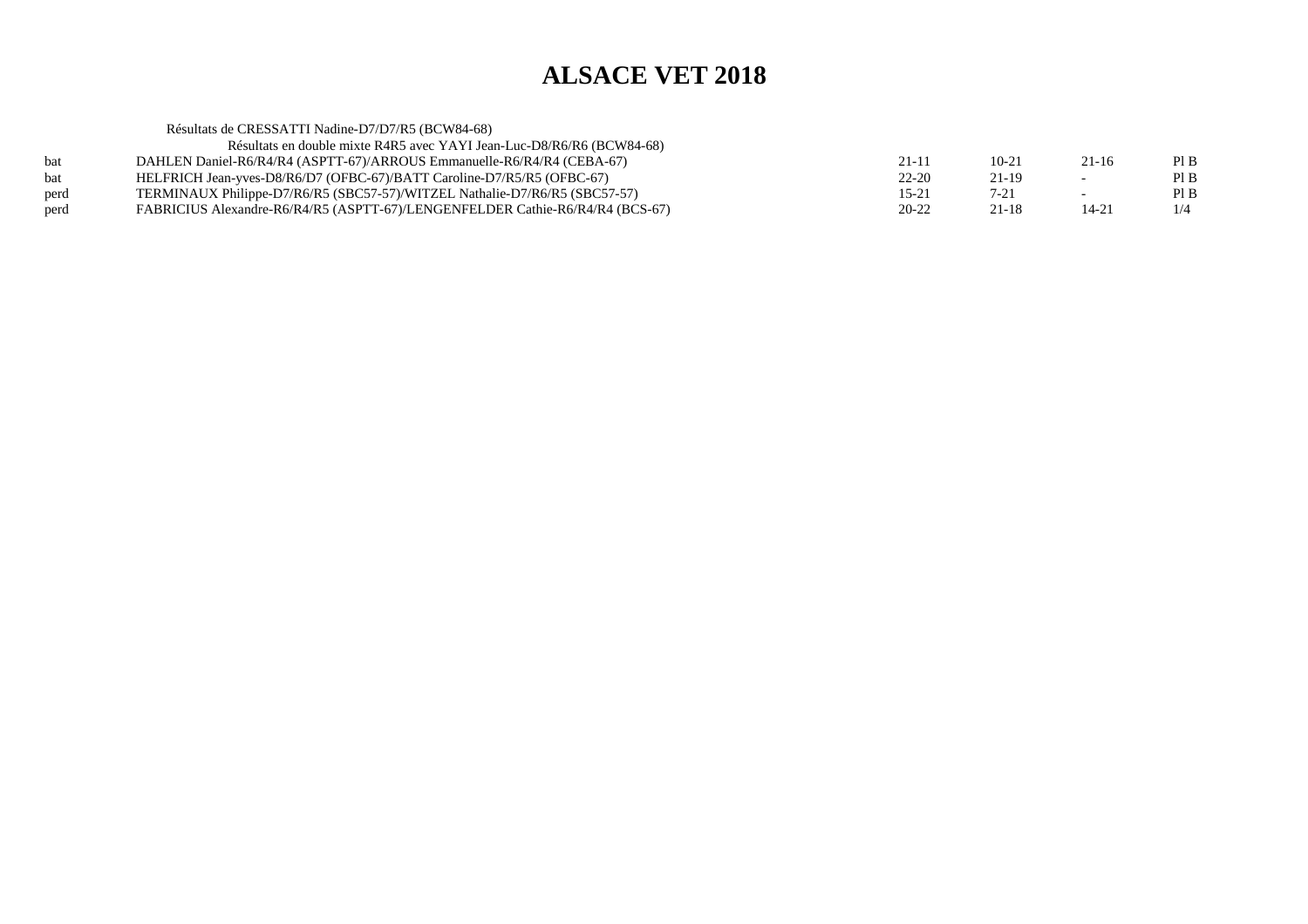# ALSACE VET 2018

Résultats de CRESSATTI Nadine-D7/D7/R5 (BCW84-68)

Résultats en double mixte R4R5 avec YAYI Jean-Luc-D8/R6/R6 (BCW84-68)

| | | | | | |
|---|---|---|---|---|---|
| bat | DAHLEN Daniel-R6/R4/R4 (ASPTT-67)/ARROUS Emmanuelle-R6/R4/R4 (CEBA-67) | 21-11 | 10-21 | 21-16 | Pl B |
| bat | HELFRICH Jean-yves-D8/R6/D7 (OFBC-67)/BATT Caroline-D7/R5/R5 (OFBC-67) | 22-20 | 21-19 | - | Pl B |
| perd | TERMINAUX Philippe-D7/R6/R5 (SBC57-57)/WITZEL Nathalie-D7/R6/R5 (SBC57-57) | 15-21 | 7-21 | - | Pl B |
| perd | FABRICIUS Alexandre-R6/R4/R5 (ASPTT-67)/LENGENFELDER Cathie-R6/R4/R4 (BCS-67) | 20-22 | 21-18 | 14-21 | 1/4 |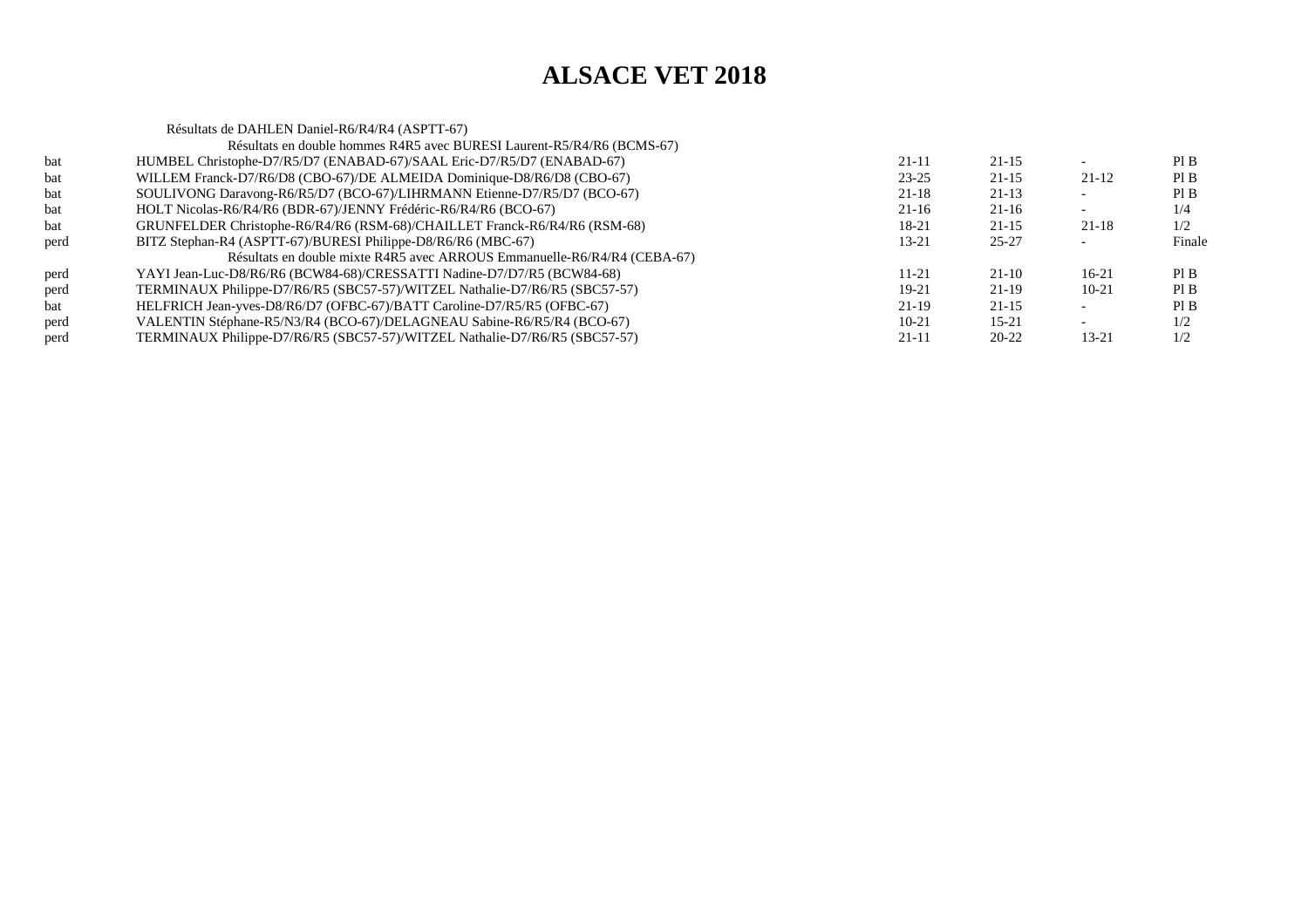# ALSACE VET 2018

Résultats de DAHLEN Daniel-R6/R4/R4 (ASPTT-67)

| | | | | | |
|---|---|---|---|---|---|
| | Résultats en double hommes R4R5 avec BURESI Laurent-R5/R4/R6 (BCMS-67) | | | | |
| bat | HUMBEL Christophe-D7/R5/D7 (ENABAD-67)/SAAL Eric-D7/R5/D7 (ENABAD-67) | 21-11 | 21-15 | - | Pl B |
| bat | WILLEM Franck-D7/R6/D8 (CBO-67)/DE ALMEIDA Dominique-D8/R6/D8 (CBO-67) | 23-25 | 21-15 | 21-12 | Pl B |
| bat | SOULIVONG Daravong-R6/R5/D7 (BCO-67)/LIHRMANN Etienne-D7/R5/D7 (BCO-67) | 21-18 | 21-13 | - | Pl B |
| bat | HOLT Nicolas-R6/R4/R6 (BDR-67)/JENNY Frédéric-R6/R4/R6 (BCO-67) | 21-16 | 21-16 | - | 1/4 |
| bat | GRUNFELDER Christophe-R6/R4/R6 (RSM-68)/CHAILLET Franck-R6/R4/R6 (RSM-68) | 18-21 | 21-15 | 21-18 | 1/2 |
| perd | BITZ Stephan-R4 (ASPTT-67)/BURESI Philippe-D8/R6/R6 (MBC-67) | 13-21 | 25-27 | - | Finale |
| | Résultats en double mixte R4R5 avec ARROUS Emmanuelle-R6/R4/R4 (CEBA-67) | | | | |
| perd | YAYI Jean-Luc-D8/R6/R6 (BCW84-68)/CRESSATTI Nadine-D7/D7/R5 (BCW84-68) | 11-21 | 21-10 | 16-21 | Pl B |
| perd | TERMINAUX Philippe-D7/R6/R5 (SBC57-57)/WITZEL Nathalie-D7/R6/R5 (SBC57-57) | 19-21 | 21-19 | 10-21 | Pl B |
| bat | HELFRICH Jean-yves-D8/R6/D7 (OFBC-67)/BATT Caroline-D7/R5/R5 (OFBC-67) | 21-19 | 21-15 | - | Pl B |
| perd | VALENTIN Stéphane-R5/N3/R4 (BCO-67)/DELAGNEAU Sabine-R6/R5/R4 (BCO-67) | 10-21 | 15-21 | - | 1/2 |
| perd | TERMINAUX Philippe-D7/R6/R5 (SBC57-57)/WITZEL Nathalie-D7/R6/R5 (SBC57-57) | 21-11 | 20-22 | 13-21 | 1/2 |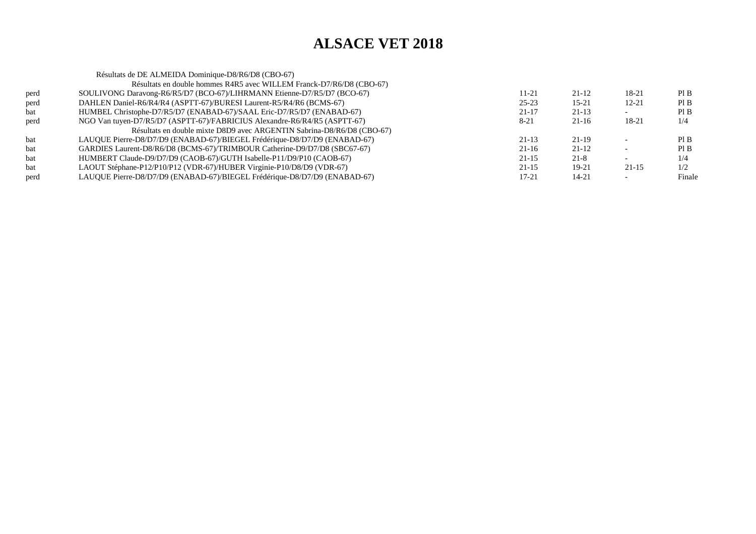# ALSACE VET 2018

Résultats de DE ALMEIDA Dominique-D8/R6/D8 (CBO-67)

Résultats en double hommes R4R5 avec WILLEM Franck-D7/R6/D8 (CBO-67)

| | | | | | |
|---|---|---|---|---|---|
| perd | SOULIVONG Daravong-R6/R5/D7 (BCO-67)/LIHRMANN Etienne-D7/R5/D7 (BCO-67) | 11-21 | 21-12 | 18-21 | Pl B |
| perd | DAHLEN Daniel-R6/R4/R4 (ASPTT-67)/BURESI Laurent-R5/R4/R6 (BCMS-67) | 25-23 | 15-21 | 12-21 | Pl B |
| bat | HUMBEL Christophe-D7/R5/D7 (ENABAD-67)/SAAL Eric-D7/R5/D7 (ENABAD-67) | 21-17 | 21-13 | - | Pl B |
| perd | NGO Van tuyen-D7/R5/D7 (ASPTT-67)/FABRICIUS Alexandre-R6/R4/R5 (ASPTT-67) | 8-21 | 21-16 | 18-21 | 1/4 |

Résultats en double mixte D8D9 avec ARGENTIN Sabrina-D8/R6/D8 (CBO-67)

| | | | | | |
|---|---|---|---|---|---|
| bat | LAUQUE Pierre-D8/D7/D9 (ENABAD-67)/BIEGEL Frédérique-D8/D7/D9 (ENABAD-67) | 21-13 | 21-19 | - | Pl B |
| bat | GARDIES Laurent-D8/R6/D8 (BCMS-67)/TRIMBOUR Catherine-D9/D7/D8 (SBC67-67) | 21-16 | 21-12 | - | Pl B |
| bat | HUMBERT Claude-D9/D7/D9 (CAOB-67)/GUTH Isabelle-P11/D9/P10 (CAOB-67) | 21-15 | 21-8 | - | 1/4 |
| bat | LAOUT Stéphane-P12/P10/P12 (VDR-67)/HUBER Virginie-P10/D8/D9 (VDR-67) | 21-15 | 19-21 | 21-15 | 1/2 |
| perd | LAUQUE Pierre-D8/D7/D9 (ENABAD-67)/BIEGEL Frédérique-D8/D7/D9 (ENABAD-67) | 17-21 | 14-21 | - | Finale |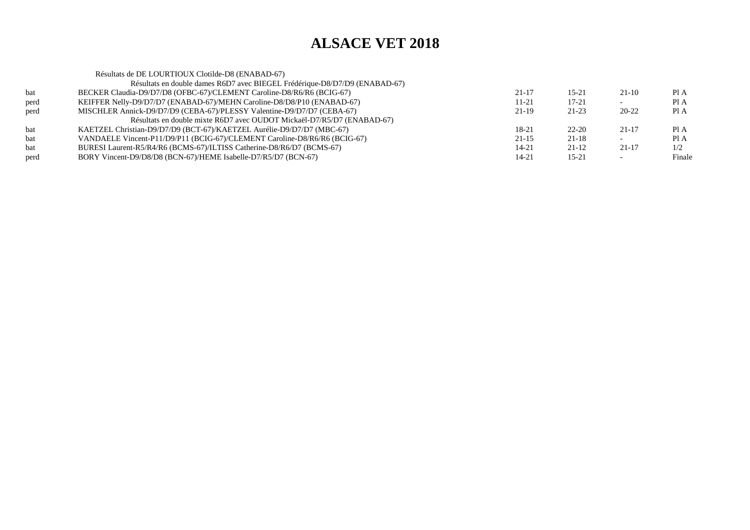# ALSACE VET 2018

Résultats de DE LOURTIOUX Clotilde-D8 (ENABAD-67)

Résultats en double dames R6D7 avec BIEGEL Frédérique-D8/D7/D9 (ENABAD-67)

| | | | | | |
|---|---|---|---|---|---|
| bat | BECKER Claudia-D9/D7/D8 (OFBC-67)/CLEMENT Caroline-D8/R6/R6 (BCIG-67) | 21-17 | 15-21 | 21-10 | Pl A |
| perd | KEIFFER Nelly-D9/D7/D7 (ENABAD-67)/MEHN Caroline-D8/D8/P10 (ENABAD-67) | 11-21 | 17-21 | - | Pl A |
| perd | MISCHLER Annick-D9/D7/D9 (CEBA-67)/PLESSY Valentine-D9/D7/D7 (CEBA-67) | 21-19 | 21-23 | 20-22 | Pl A |

Résultats en double mixte R6D7 avec OUDOT Mickaël-D7/R5/D7 (ENABAD-67)

| | | | | | |
|---|---|---|---|---|---|
| bat | KAETZEL Christian-D9/D7/D9 (BCT-67)/KAETZEL Aurélie-D9/D7/D7 (MBC-67) | 18-21 | 22-20 | 21-17 | Pl A |
| bat | VANDAELE Vincent-P11/D9/P11 (BCIG-67)/CLEMENT Caroline-D8/R6/R6 (BCIG-67) | 21-15 | 21-18 | - | Pl A |
| bat | BURESI Laurent-R5/R4/R6 (BCMS-67)/ILTISS Catherine-D8/R6/D7 (BCMS-67) | 14-21 | 21-12 | 21-17 | 1/2 |
| perd | BORY Vincent-D9/D8/D8 (BCN-67)/HEME Isabelle-D7/R5/D7 (BCN-67) | 14-21 | 15-21 | - | Finale |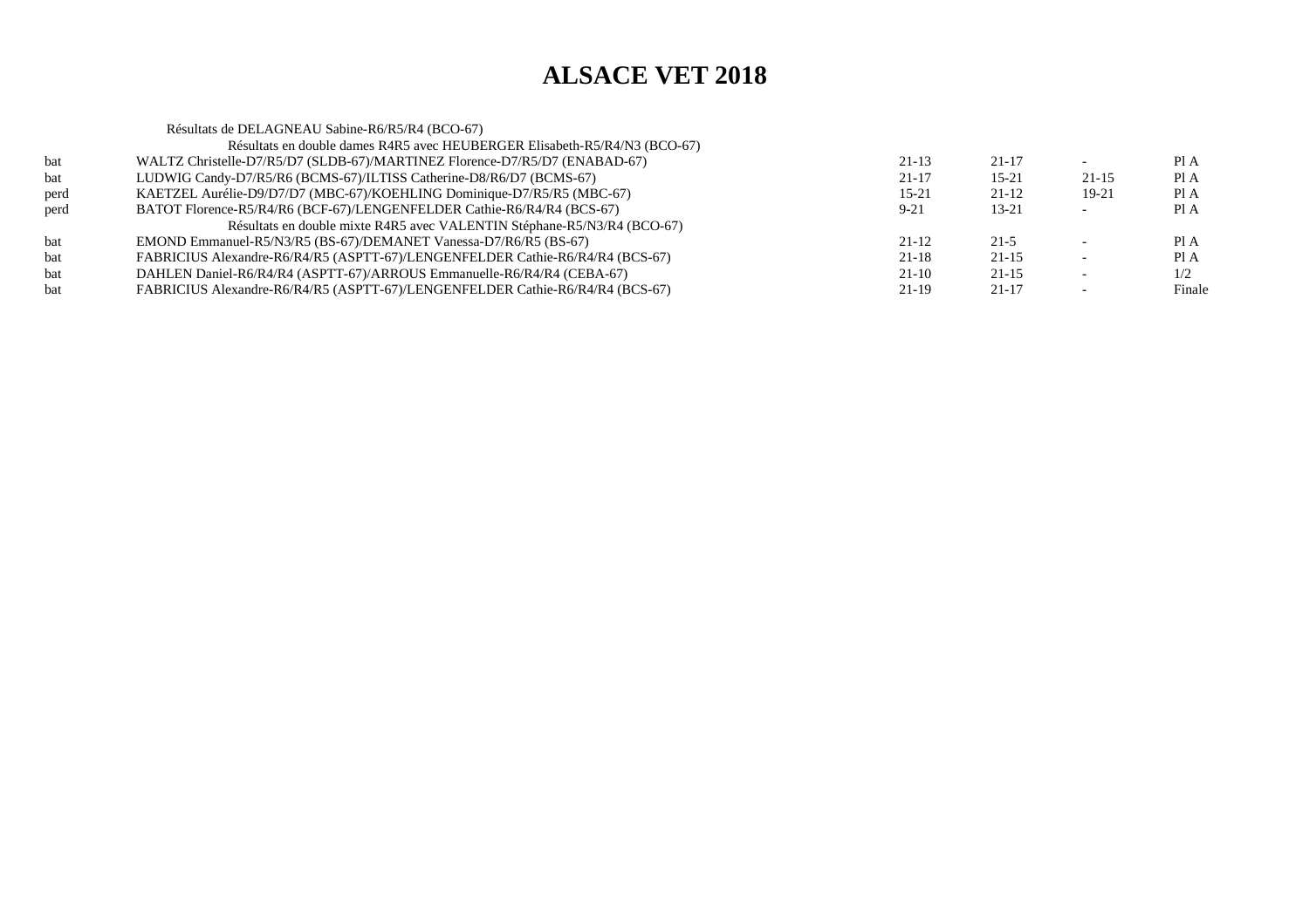# ALSACE VET 2018

Résultats de DELAGNEAU Sabine-R6/R5/R4 (BCO-67)

| | Résultats en double dames R4R5 avec HEUBERGER Elisabeth-R5/R4/N3 (BCO-67) | | | | |
|---|---|---|---|---|---|
| bat | WALTZ Christelle-D7/R5/D7 (SLDB-67)/MARTINEZ Florence-D7/R5/D7 (ENABAD-67) | 21-13 | 21-17 | - | Pl A |
| bat | LUDWIG Candy-D7/R5/R6 (BCMS-67)/ILTISS Catherine-D8/R6/D7 (BCMS-67) | 21-17 | 15-21 | 21-15 | Pl A |
| perd | KAETZEL Aurélie-D9/D7/D7 (MBC-67)/KOEHLING Dominique-D7/R5/R5 (MBC-67) | 15-21 | 21-12 | 19-21 | Pl A |
| perd | BATOT Florence-R5/R4/R6 (BCF-67)/LENGENFELDER Cathie-R6/R4/R4 (BCS-67) | 9-21 | 13-21 | - | Pl A |
| | Résultats en double mixte R4R5 avec VALENTIN Stéphane-R5/N3/R4 (BCO-67) | | | | |
| bat | EMOND Emmanuel-R5/N3/R5 (BS-67)/DEMANET Vanessa-D7/R6/R5 (BS-67) | 21-12 | 21-5 | - | Pl A |
| bat | FABRICIUS Alexandre-R6/R4/R5 (ASPTT-67)/LENGENFELDER Cathie-R6/R4/R4 (BCS-67) | 21-18 | 21-15 | - | Pl A |
| bat | DAHLEN Daniel-R6/R4/R4 (ASPTT-67)/ARROUS Emmanuelle-R6/R4/R4 (CEBA-67) | 21-10 | 21-15 | - | 1/2 |
| bat | FABRICIUS Alexandre-R6/R4/R5 (ASPTT-67)/LENGENFELDER Cathie-R6/R4/R4 (BCS-67) | 21-19 | 21-17 | - | Finale |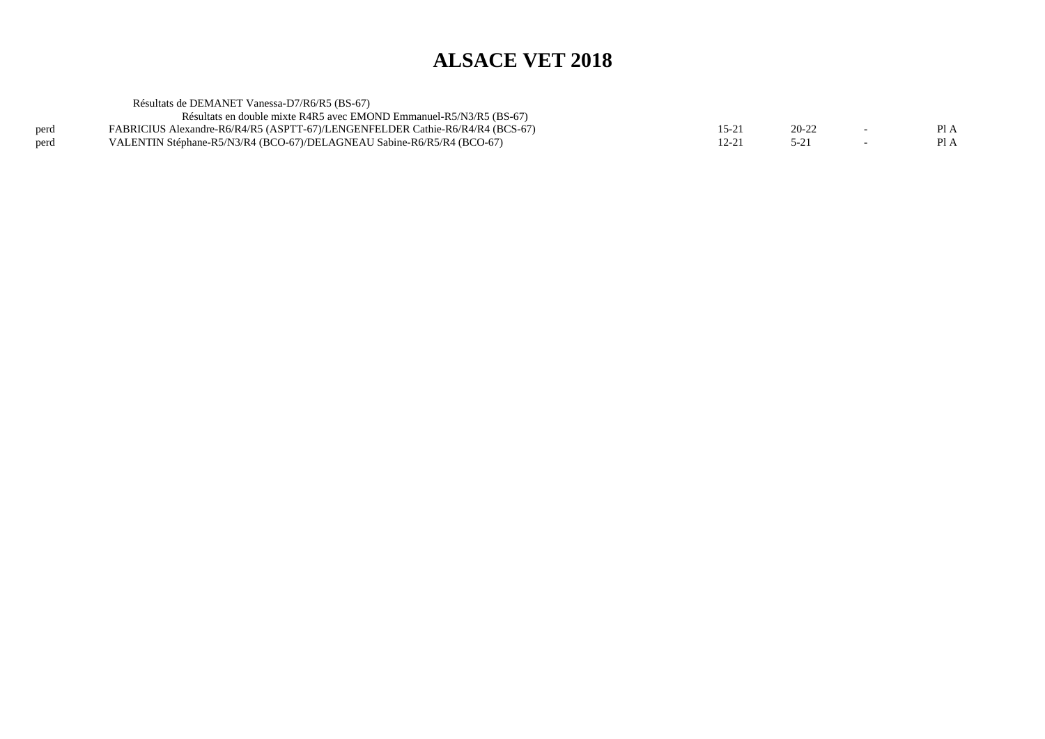# ALSACE VET 2018

Résultats de DEMANET Vanessa-D7/R6/R5 (BS-67)

Résultats en double mixte R4R5 avec EMOND Emmanuel-R5/N3/R5 (BS-67)

| | | | | | |
|---|---|---|---|---|---|
| perd | FABRICIUS Alexandre-R6/R4/R5 (ASPTT-67)/LENGENFELDER Cathie-R6/R4/R4 (BCS-67) | 15-21 | 20-22 | - | Pl A |
| perd | VALENTIN Stéphane-R5/N3/R4 (BCO-67)/DELAGNEAU Sabine-R6/R5/R4 (BCO-67) | 12-21 | 5-21 | - | Pl A |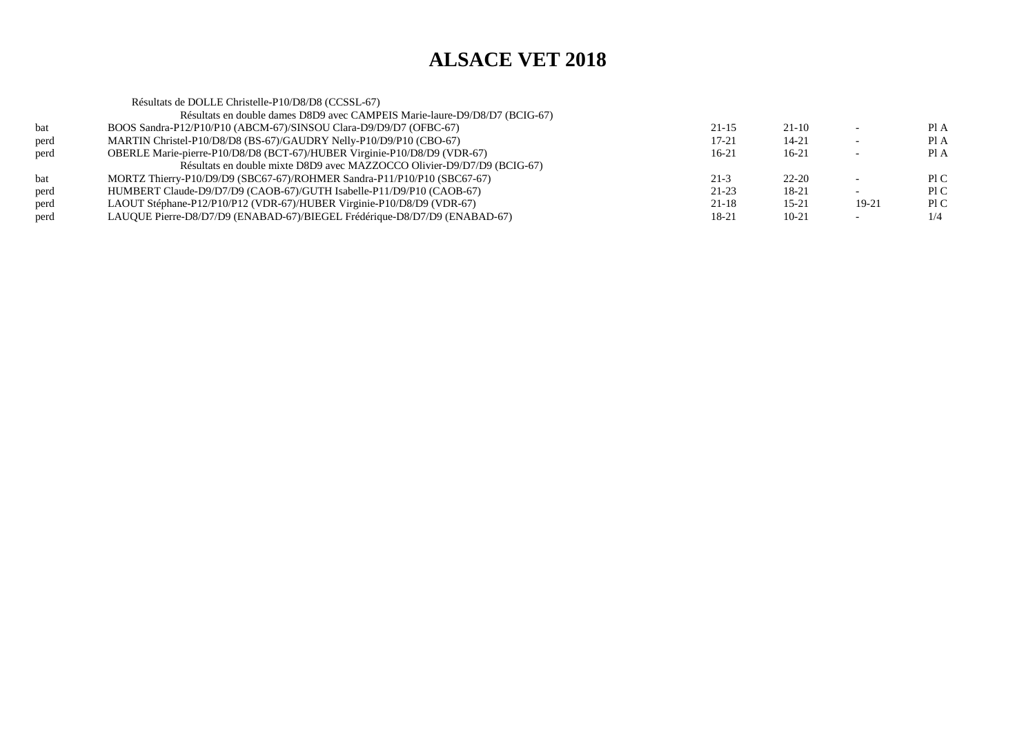# ALSACE VET 2018

Résultats de DOLLE Christelle-P10/D8/D8 (CCSSL-67)

Résultats en double dames D8D9 avec CAMPEIS Marie-laure-D9/D8/D7 (BCIG-67)

| | | | | | |
|---|---|---|---|---|---|
| bat | BOOS Sandra-P12/P10/P10 (ABCM-67)/SINSOU Clara-D9/D9/D7 (OFBC-67) | 21-15 | 21-10 | - | Pl A |
| perd | MARTIN Christel-P10/D8/D8 (BS-67)/GAUDRY Nelly-P10/D9/P10 (CBO-67) | 17-21 | 14-21 | - | Pl A |
| perd | OBERLE Marie-pierre-P10/D8/D8 (BCT-67)/HUBER Virginie-P10/D8/D9 (VDR-67) | 16-21 | 16-21 | - | Pl A |

Résultats en double mixte D8D9 avec MAZZOCCO Olivier-D9/D7/D9 (BCIG-67)

| | | | | | |
|---|---|---|---|---|---|
| bat | MORTZ Thierry-P10/D9/D9 (SBC67-67)/ROHMER Sandra-P11/P10/P10 (SBC67-67) | 21-3 | 22-20 | - | Pl C |
| perd | HUMBERT Claude-D9/D7/D9 (CAOB-67)/GUTH Isabelle-P11/D9/P10 (CAOB-67) | 21-23 | 18-21 | - | Pl C |
| perd | LAOUT Stéphane-P12/P10/P12 (VDR-67)/HUBER Virginie-P10/D8/D9 (VDR-67) | 21-18 | 15-21 | 19-21 | Pl C |
| perd | LAUQUE Pierre-D8/D7/D9 (ENABAD-67)/BIEGEL Frédérique-D8/D7/D9 (ENABAD-67) | 18-21 | 10-21 | - | 1/4 |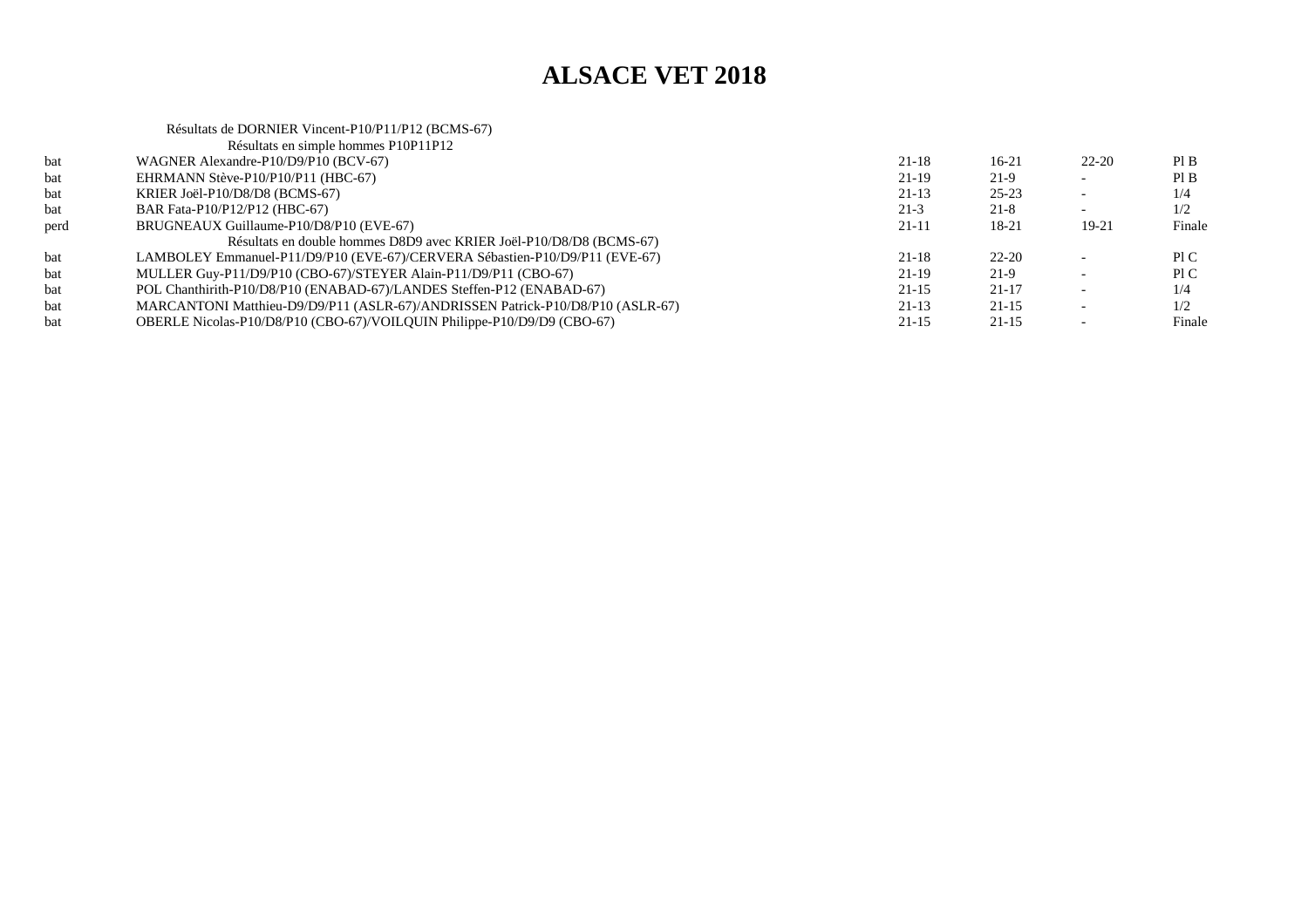# ALSACE VET 2018

Résultats de DORNIER Vincent-P10/P11/P12 (BCMS-67)

Résultats en simple hommes P10P11P12

| | | | | | |
|---|---|---|---|---|---|
| bat | WAGNER Alexandre-P10/D9/P10 (BCV-67) | 21-18 | 16-21 | 22-20 | Pl B |
| bat | EHRMANN Stève-P10/P10/P11 (HBC-67) | 21-19 | 21-9 | - | Pl B |
| bat | KRIER Joël-P10/D8/D8 (BCMS-67) | 21-13 | 25-23 | - | 1/4 |
| bat | BAR Fata-P10/P12/P12 (HBC-67) | 21-3 | 21-8 | - | 1/2 |
| perd | BRUGNEAUX Guillaume-P10/D8/P10 (EVE-67) | 21-11 | 18-21 | 19-21 | Finale |

Résultats en double hommes D8D9 avec KRIER Joël-P10/D8/D8 (BCMS-67)

| | | | | | |
|---|---|---|---|---|---|
| bat | LAMBOLEY Emmanuel-P11/D9/P10 (EVE-67)/CERVERA Sébastien-P10/D9/P11 (EVE-67) | 21-18 | 22-20 | - | Pl C |
| bat | MULLER Guy-P11/D9/P10 (CBO-67)/STEYER Alain-P11/D9/P11 (CBO-67) | 21-19 | 21-9 | - | Pl C |
| bat | POL Chanthirith-P10/D8/P10 (ENABAD-67)/LANDES Steffen-P12 (ENABAD-67) | 21-15 | 21-17 | - | 1/4 |
| bat | MARCANTONI Matthieu-D9/D9/P11 (ASLR-67)/ANDRISSEN Patrick-P10/D8/P10 (ASLR-67) | 21-13 | 21-15 | - | 1/2 |
| bat | OBERLE Nicolas-P10/D8/P10 (CBO-67)/VOILQUIN Philippe-P10/D9/D9 (CBO-67) | 21-15 | 21-15 | - | Finale |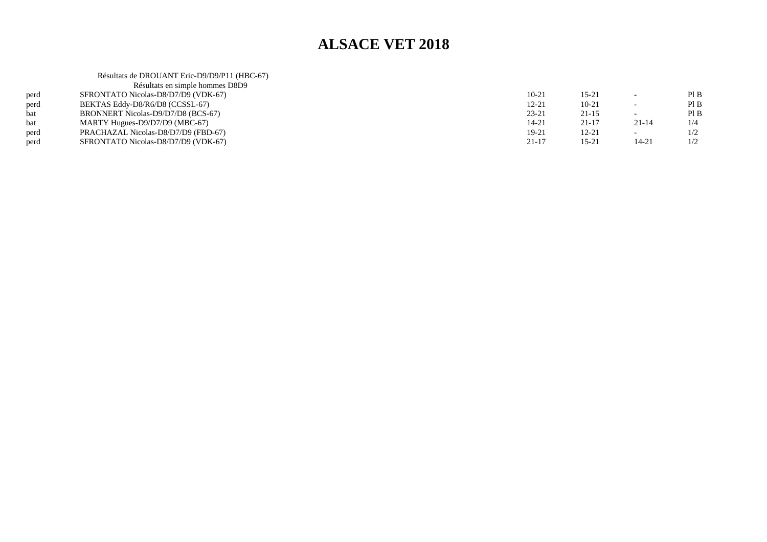# ALSACE VET 2018

Résultats de DROUANT Eric-D9/D9/P11 (HBC-67)

Résultats en simple hommes D8D9

| | | | | | |
|---|---|---|---|---|---|
| perd | SFRONTATO Nicolas-D8/D7/D9 (VDK-67) | 10-21 | 15-21 | - | Pl B |
| perd | BEKTAS Eddy-D8/R6/D8 (CCSSL-67) | 12-21 | 10-21 | - | Pl B |
| bat | BRONNERT Nicolas-D9/D7/D8 (BCS-67) | 23-21 | 21-15 | - | Pl B |
| bat | MARTY Hugues-D9/D7/D9 (MBC-67) | 14-21 | 21-17 | 21-14 | 1/4 |
| perd | PRACHAZAL Nicolas-D8/D7/D9 (FBD-67) | 19-21 | 12-21 | - | 1/2 |
| perd | SFRONTATO Nicolas-D8/D7/D9 (VDK-67) | 21-17 | 15-21 | 14-21 | 1/2 |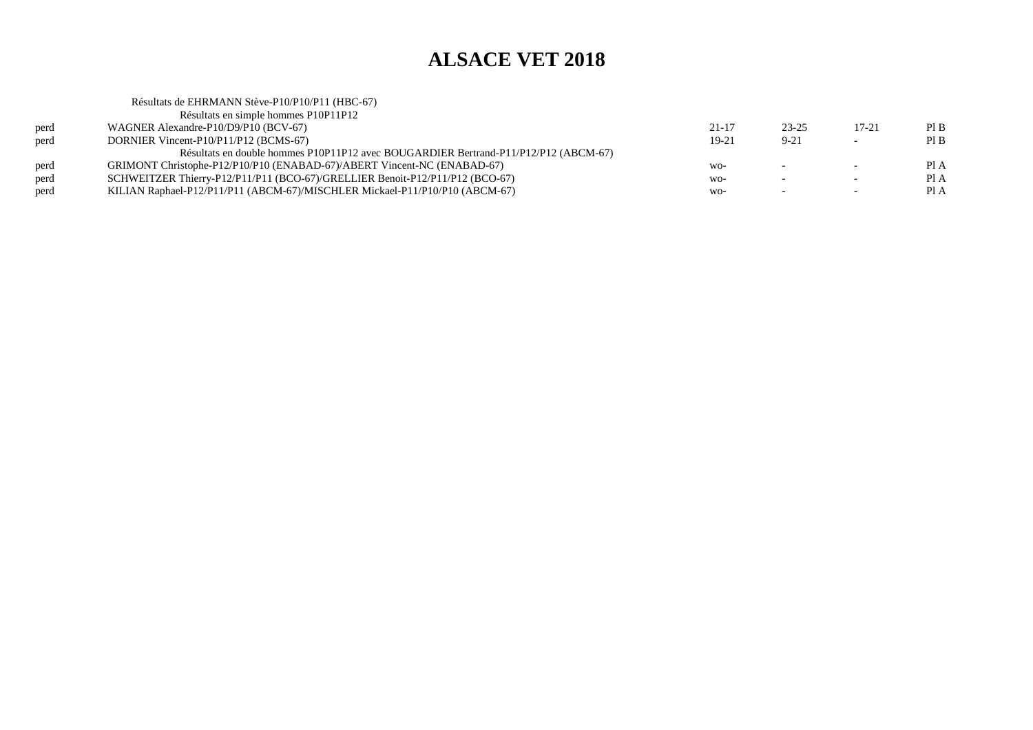# ALSACE VET 2018

Résultats de EHRMANN Stève-P10/P10/P11 (HBC-67)

Résultats en simple hommes P10P11P12

| | | | | | |
|---|---|---|---|---|---|
| perd | WAGNER Alexandre-P10/D9/P10 (BCV-67) | 21-17 | 23-25 | 17-21 | Pl B |
| perd | DORNIER Vincent-P10/P11/P12 (BCMS-67) | 19-21 | 9-21 | - | Pl B |

Résultats en double hommes P10P11P12 avec BOUGARDIER Bertrand-P11/P12/P12 (ABCM-67)

| | | | | | |
|---|---|---|---|---|---|
| perd | GRIMONT Christophe-P12/P10/P10 (ENABAD-67)/ABERT Vincent-NC (ENABAD-67) | wo- | - | - | Pl A |
| perd | SCHWEITZER Thierry-P12/P11/P11 (BCO-67)/GRELLIER Benoit-P12/P11/P12 (BCO-67) | wo- | - | - | Pl A |
| perd | KILIAN Raphael-P12/P11/P11 (ABCM-67)/MISCHLER Mickael-P11/P10/P10 (ABCM-67) | wo- | - | - | Pl A |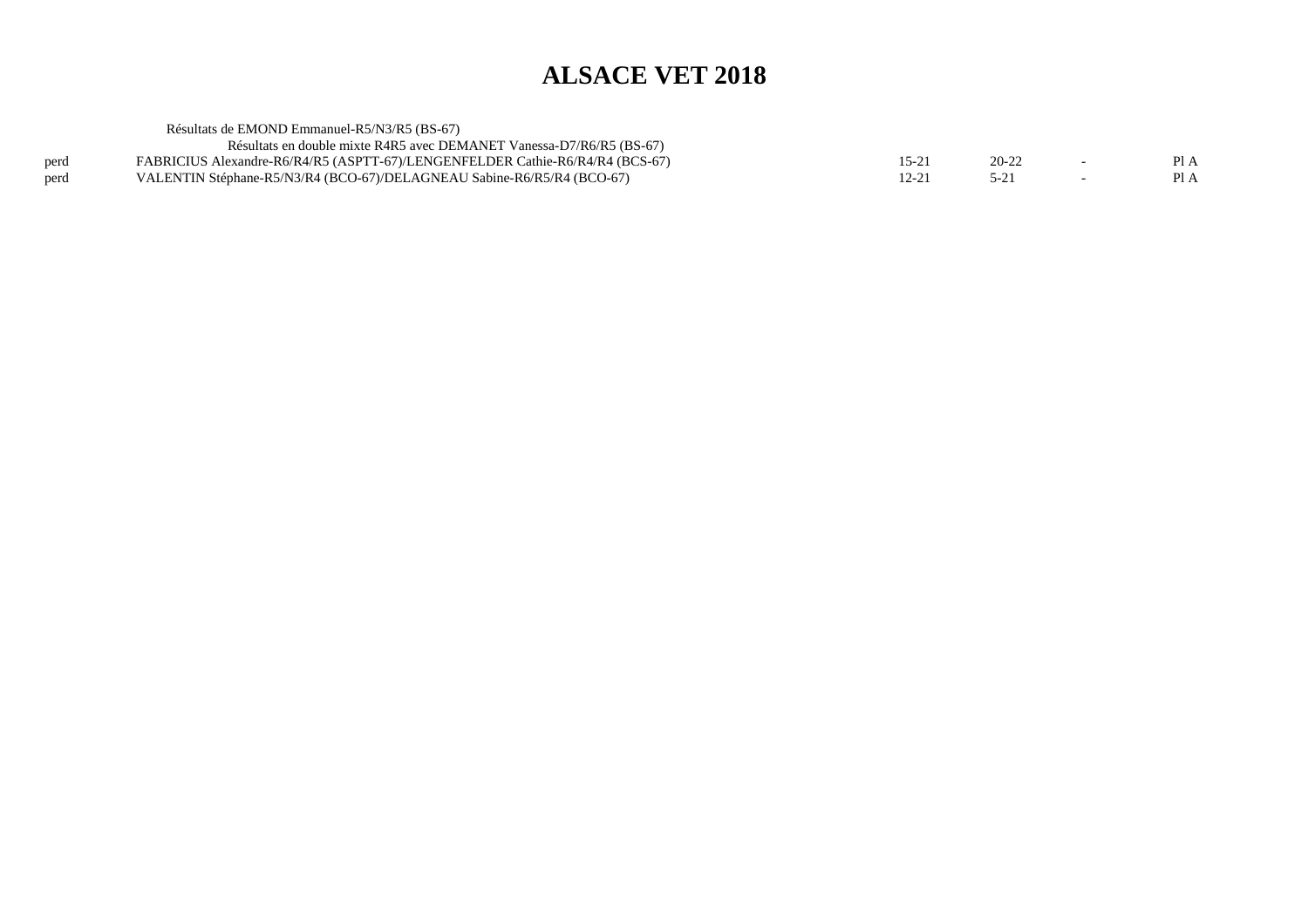# ALSACE VET 2018

Résultats de EMOND Emmanuel-R5/N3/R5 (BS-67)

Résultats en double mixte R4R5 avec DEMANET Vanessa-D7/R6/R5 (BS-67)

| | | | | | |
|---|---|---|---|---|---|
| perd | FABRICIUS Alexandre-R6/R4/R5 (ASPTT-67)/LENGENFELDER Cathie-R6/R4/R4 (BCS-67) | 15-21 | 20-22 | - | Pl A |
| perd | VALENTIN Stéphane-R5/N3/R4 (BCO-67)/DELAGNEAU Sabine-R6/R5/R4 (BCO-67) | 12-21 | 5-21 | - | Pl A |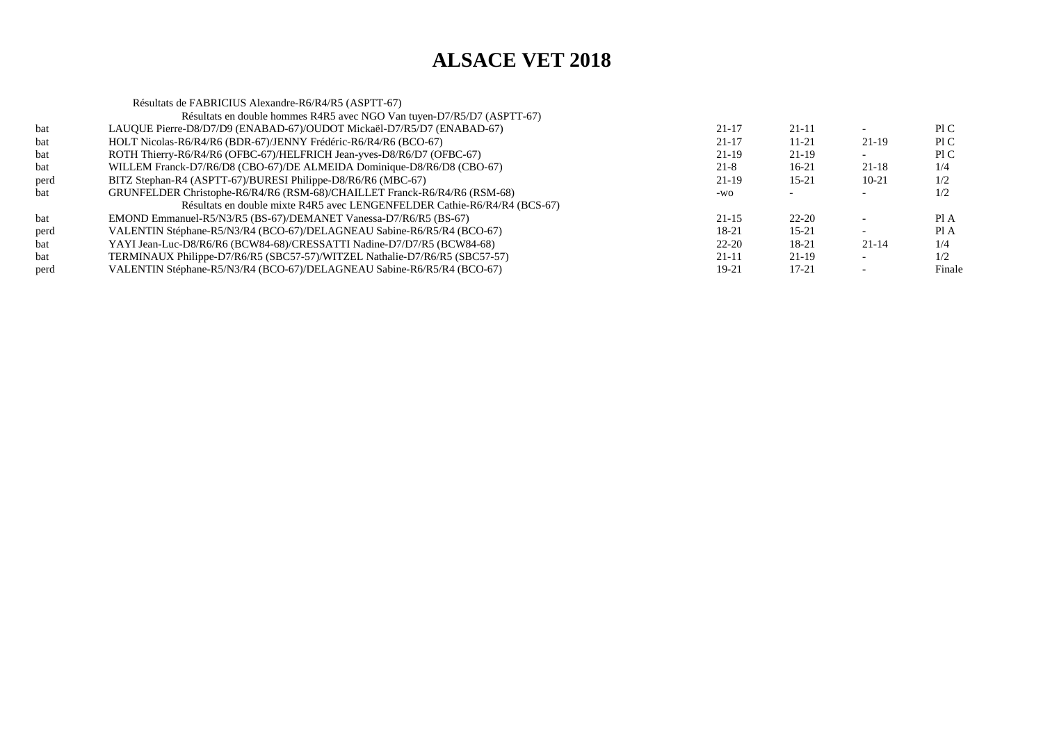# ALSACE VET 2018

Résultats de FABRICIUS Alexandre-R6/R4/R5 (ASPTT-67)

Résultats en double hommes R4R5 avec NGO Van tuyen-D7/R5/D7 (ASPTT-67)

| | | | | | |
|---|---|---|---|---|---|
| bat | LAUQUE Pierre-D8/D7/D9 (ENABAD-67)/OUDOT Mickaël-D7/R5/D7 (ENABAD-67) | 21-17 | 21-11 | - | Pl C |
| bat | HOLT Nicolas-R6/R4/R6 (BDR-67)/JENNY Frédéric-R6/R4/R6 (BCO-67) | 21-17 | 11-21 | 21-19 | Pl C |
| bat | ROTH Thierry-R6/R4/R6 (OFBC-67)/HELFRICH Jean-yves-D8/R6/D7 (OFBC-67) | 21-19 | 21-19 | - | Pl C |
| bat | WILLEM Franck-D7/R6/D8 (CBO-67)/DE ALMEIDA Dominique-D8/R6/D8 (CBO-67) | 21-8 | 16-21 | 21-18 | 1/4 |
| perd | BITZ Stephan-R4 (ASPTT-67)/BURESI Philippe-D8/R6/R6 (MBC-67) | 21-19 | 15-21 | 10-21 | 1/2 |
| bat | GRUNFELDER Christophe-R6/R4/R6 (RSM-68)/CHAILLET Franck-R6/R4/R6 (RSM-68) | -wo | - | - | 1/2 |

Résultats en double mixte R4R5 avec LENGENFELDER Cathie-R6/R4/R4 (BCS-67)

| | | | | | |
|---|---|---|---|---|---|
| bat | EMOND Emmanuel-R5/N3/R5 (BS-67)/DEMANET Vanessa-D7/R6/R5 (BS-67) | 21-15 | 22-20 | - | Pl A |
| perd | VALENTIN Stéphane-R5/N3/R4 (BCO-67)/DELAGNEAU Sabine-R6/R5/R4 (BCO-67) | 18-21 | 15-21 | - | Pl A |
| bat | YAYI Jean-Luc-D8/R6/R6 (BCW84-68)/CRESSATTI Nadine-D7/D7/R5 (BCW84-68) | 22-20 | 18-21 | 21-14 | 1/4 |
| bat | TERMINAUX Philippe-D7/R6/R5 (SBC57-57)/WITZEL Nathalie-D7/R6/R5 (SBC57-57) | 21-11 | 21-19 | - | 1/2 |
| perd | VALENTIN Stéphane-R5/N3/R4 (BCO-67)/DELAGNEAU Sabine-R6/R5/R4 (BCO-67) | 19-21 | 17-21 | - | Finale |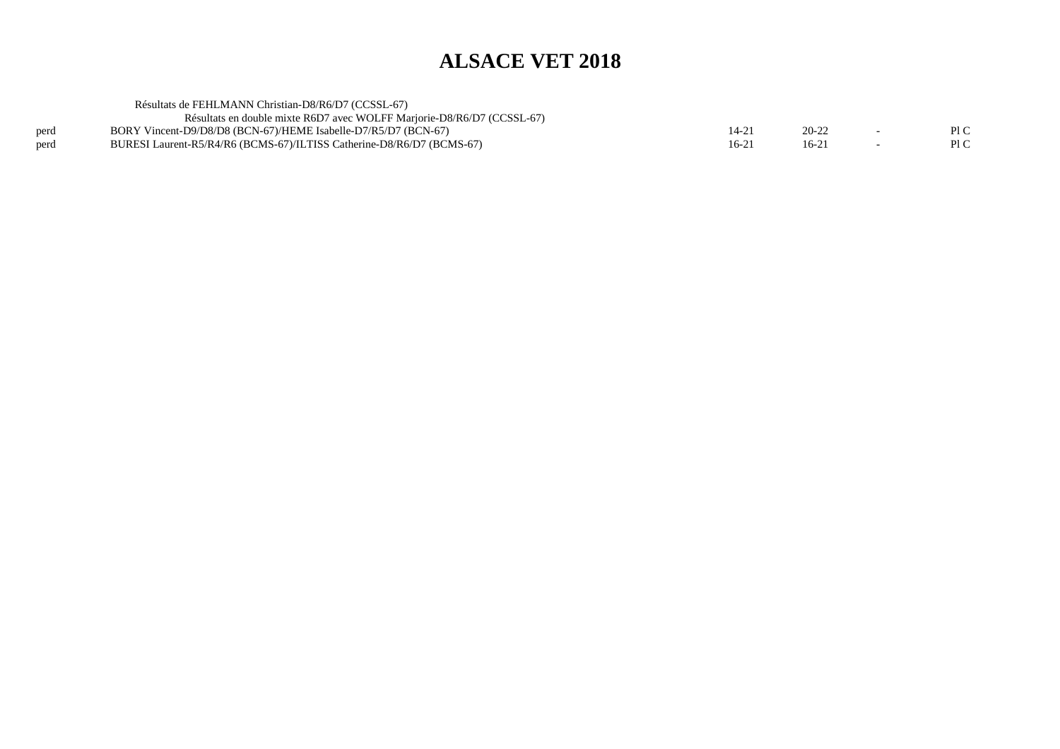# ALSACE VET 2018

Résultats de FEHLMANN Christian-D8/R6/D7 (CCSSL-67)

Résultats en double mixte R6D7 avec WOLFF Marjorie-D8/R6/D7 (CCSSL-67)

| | | | | | |
|---|---|---|---|---|---|
| perd | BORY Vincent-D9/D8/D8 (BCN-67)/HEME Isabelle-D7/R5/D7 (BCN-67) | 14-21 | 20-22 | - | Pl C |
| perd | BURESI Laurent-R5/R4/R6 (BCMS-67)/ILTISS Catherine-D8/R6/D7 (BCMS-67) | 16-21 | 16-21 | - | Pl C |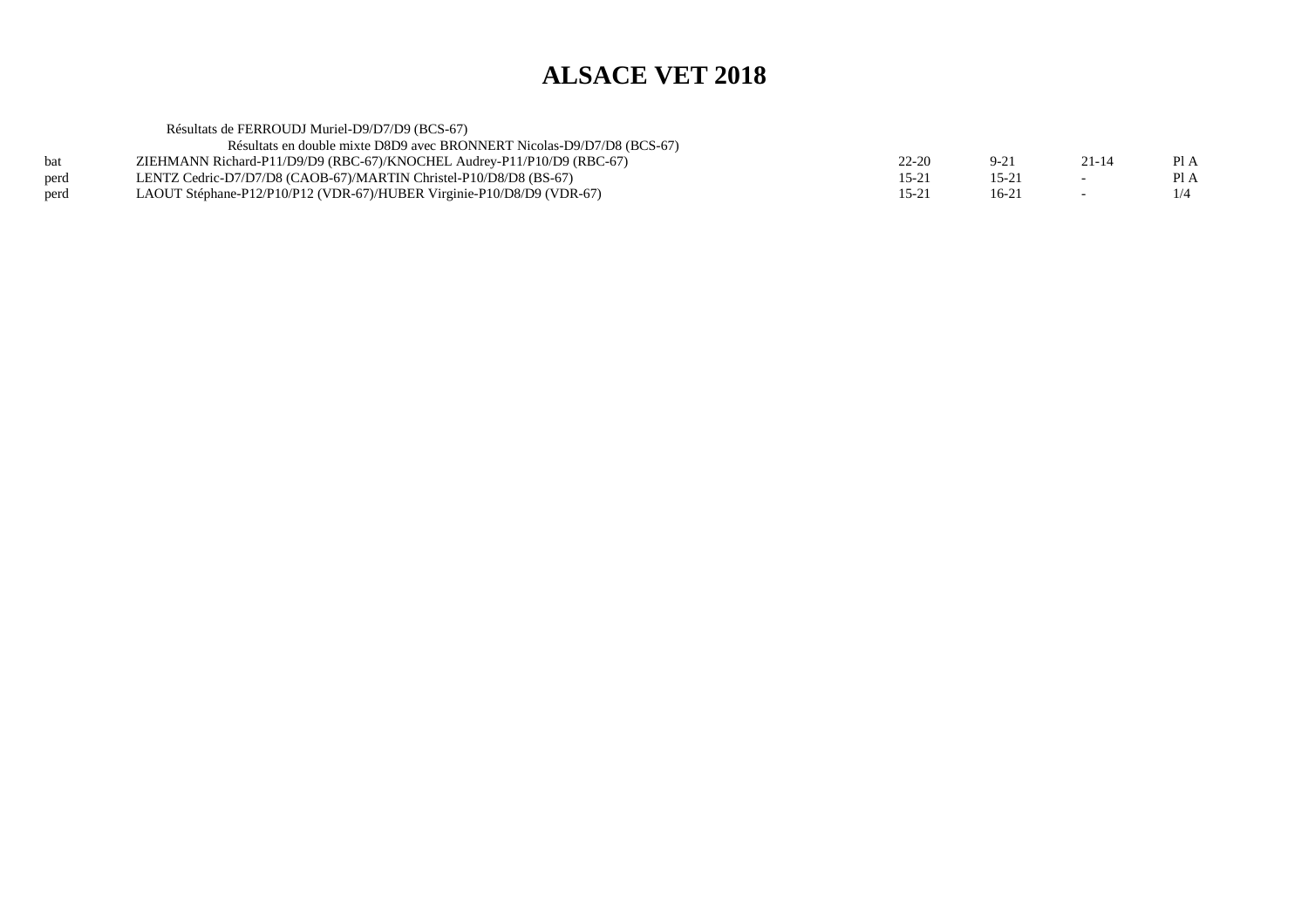# ALSACE VET 2018

Résultats de FERROUDJ Muriel-D9/D7/D9 (BCS-67)

Résultats en double mixte D8D9 avec BRONNERT Nicolas-D9/D7/D8 (BCS-67)

| | | | | | |
|---|---|---|---|---|---|
| bat | ZIEHMANN Richard-P11/D9/D9 (RBC-67)/KNOCHEL Audrey-P11/P10/D9 (RBC-67) | 22-20 | 9-21 | 21-14 | Pl A |
| perd | LENTZ Cedric-D7/D7/D8 (CAOB-67)/MARTIN Christel-P10/D8/D8 (BS-67) | 15-21 | 15-21 | - | Pl A |
| perd | LAOUT Stéphane-P12/P10/P12 (VDR-67)/HUBER Virginie-P10/D8/D9 (VDR-67) | 15-21 | 16-21 | - | 1/4 |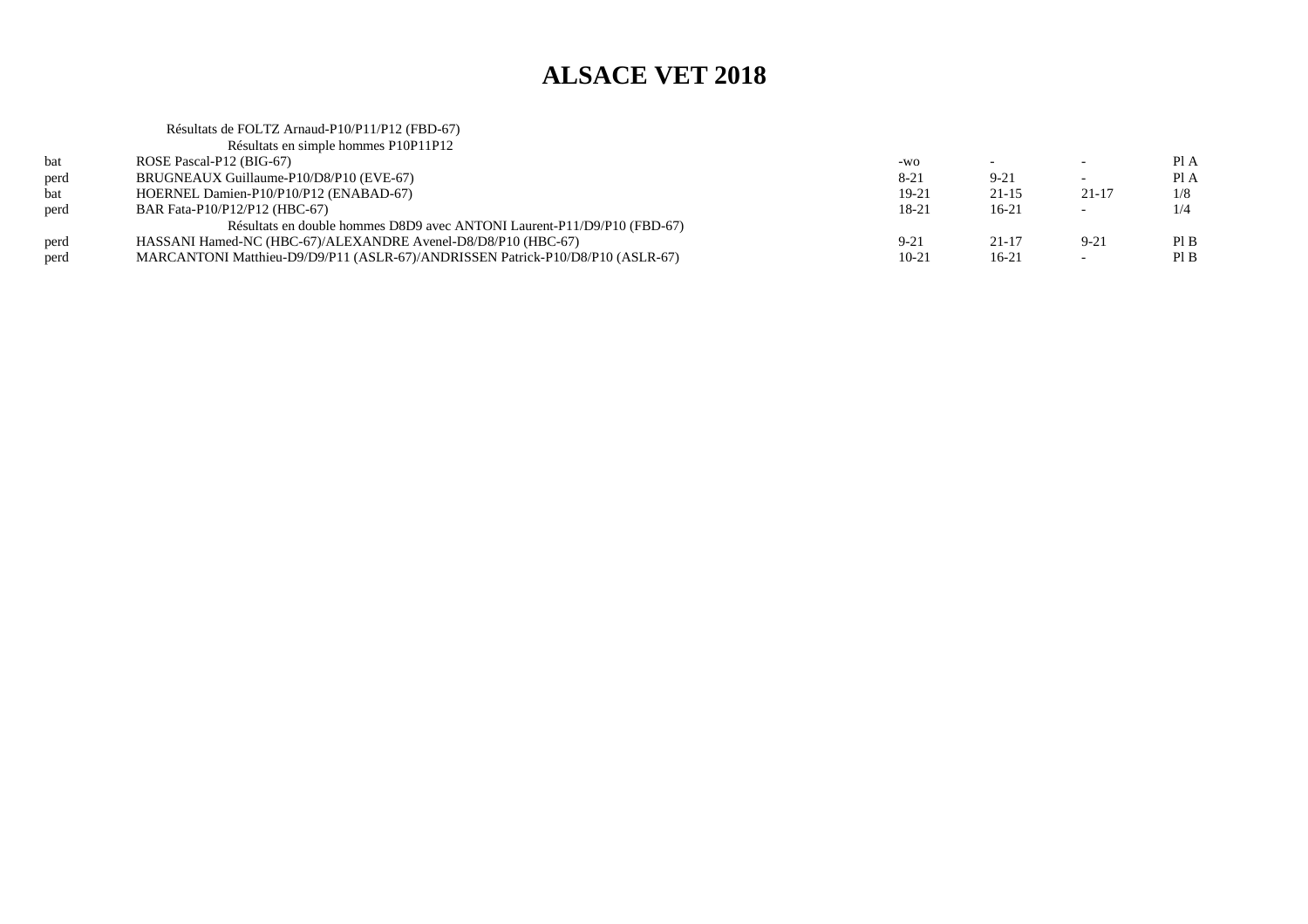# ALSACE VET 2018

Résultats de FOLTZ Arnaud-P10/P11/P12 (FBD-67)

| | Résultats en simple hommes P10P11P12 | | | | |
|---|---|---|---|---|---|
| bat | ROSE Pascal-P12 (BIG-67) | -wo | - | - | Pl A |
| perd | BRUGNEAUX Guillaume-P10/D8/P10 (EVE-67) | 8-21 | 9-21 | - | Pl A |
| bat | HOERNEL Damien-P10/P10/P12 (ENABAD-67) | 19-21 | 21-15 | 21-17 | 1/8 |
| perd | BAR Fata-P10/P12/P12 (HBC-67) | 18-21 | 16-21 | - | 1/4 |
| | Résultats en double hommes D8D9 avec ANTONI Laurent-P11/D9/P10 (FBD-67) | | | | |
| perd | HASSANI Hamed-NC (HBC-67)/ALEXANDRE Avenel-D8/D8/P10 (HBC-67) | 9-21 | 21-17 | 9-21 | Pl B |
| perd | MARCANTONI Matthieu-D9/D9/P11 (ASLR-67)/ANDRISSEN Patrick-P10/D8/P10 (ASLR-67) | 10-21 | 16-21 | - | Pl B |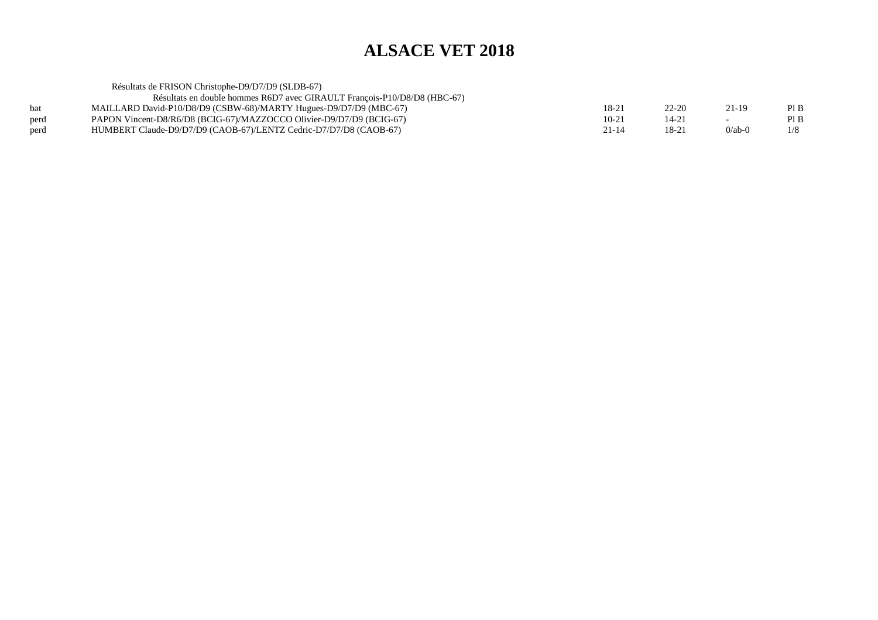# ALSACE VET 2018

Résultats de FRISON Christophe-D9/D7/D9 (SLDB-67)

Résultats en double hommes R6D7 avec GIRAULT François-P10/D8/D8 (HBC-67)

| | | | | | |
|---|---|---|---|---|---|
| bat | MAILLARD David-P10/D8/D9 (CSBW-68)/MARTY Hugues-D9/D7/D9 (MBC-67) | 18-21 | 22-20 | 21-19 | Pl B |
| perd | PAPON Vincent-D8/R6/D8 (BCIG-67)/MAZZOCCO Olivier-D9/D7/D9 (BCIG-67) | 10-21 | 14-21 | - | Pl B |
| perd | HUMBERT Claude-D9/D7/D9 (CAOB-67)/LENTZ Cedric-D7/D7/D8 (CAOB-67) | 21-14 | 18-21 | 0/ab-0 | 1/8 |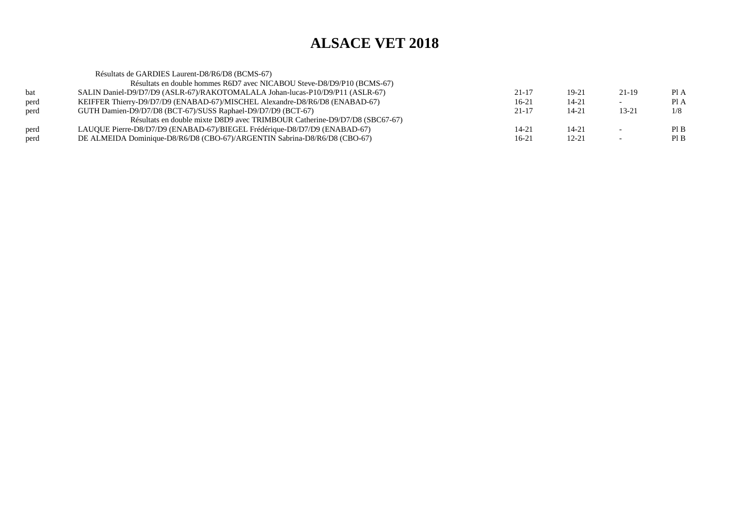# ALSACE VET 2018

Résultats de GARDIES Laurent-D8/R6/D8 (BCMS-67)

| | Résultats en double hommes R6D7 avec NICABOU Steve-D8/D9/P10 (BCMS-67) | | | | |
|---|---|---|---|---|---|
| bat | SALIN Daniel-D9/D7/D9 (ASLR-67)/RAKOTOMALALA Johan-lucas-P10/D9/P11 (ASLR-67) | 21-17 | 19-21 | 21-19 | Pl A |
| perd | KEIFFER Thierry-D9/D7/D9 (ENABAD-67)/MISCHEL Alexandre-D8/R6/D8 (ENABAD-67) | 16-21 | 14-21 | - | Pl A |
| perd | GUTH Damien-D9/D7/D8 (BCT-67)/SUSS Raphael-D9/D7/D9 (BCT-67) | 21-17 | 14-21 | 13-21 | 1/8 |
| | Résultats en double mixte D8D9 avec TRIMBOUR Catherine-D9/D7/D8 (SBC67-67) | | | | |
| perd | LAUQUE Pierre-D8/D7/D9 (ENABAD-67)/BIEGEL Frédérique-D8/D7/D9 (ENABAD-67) | 14-21 | 14-21 | - | Pl B |
| perd | DE ALMEIDA Dominique-D8/R6/D8 (CBO-67)/ARGENTIN Sabrina-D8/R6/D8 (CBO-67) | 16-21 | 12-21 | - | Pl B |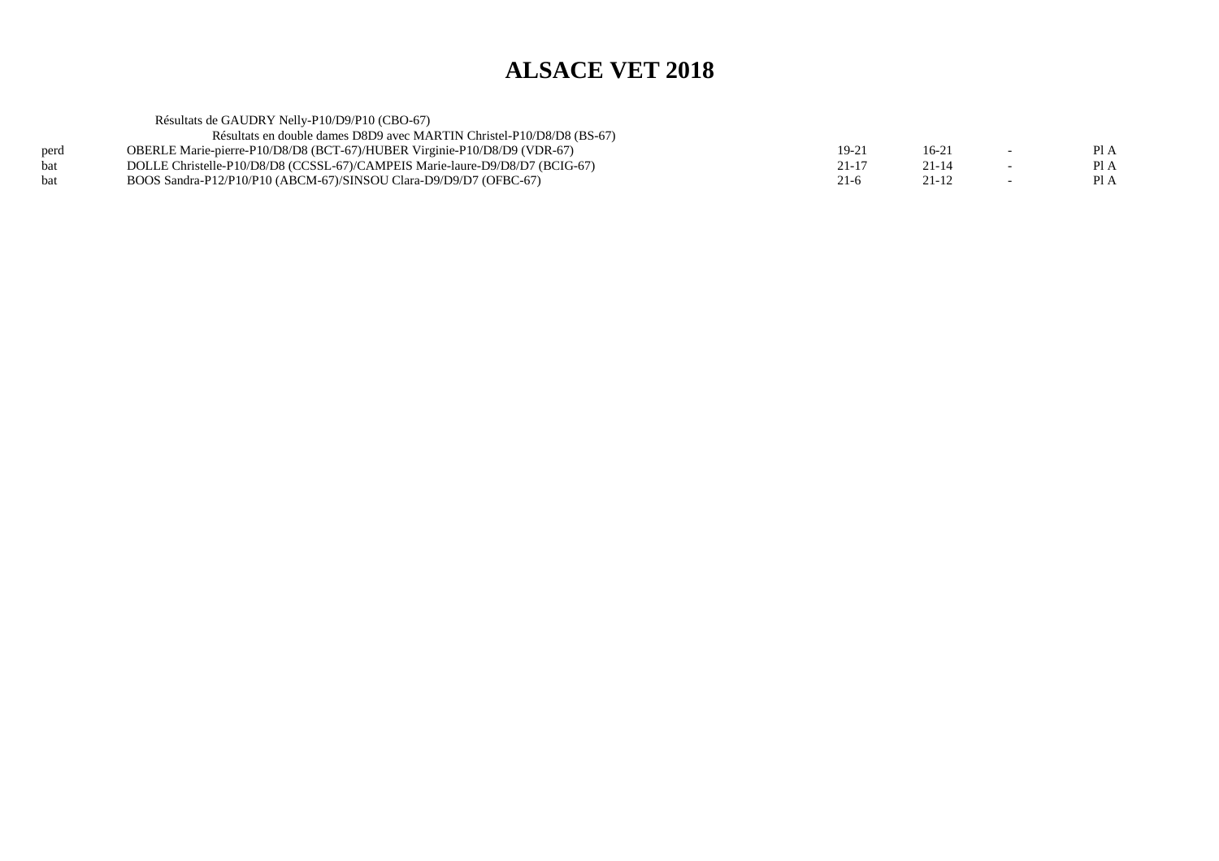# ALSACE VET 2018

Résultats de GAUDRY Nelly-P10/D9/P10 (CBO-67)

Résultats en double dames D8D9 avec MARTIN Christel-P10/D8/D8 (BS-67)

| | | | | | |
|---|---|---|---|---|---|
| perd | OBERLE Marie-pierre-P10/D8/D8 (BCT-67)/HUBER Virginie-P10/D8/D9 (VDR-67) | 19-21 | 16-21 | - | Pl A |
| bat | DOLLE Christelle-P10/D8/D8 (CCSSL-67)/CAMPEIS Marie-laure-D9/D8/D7 (BCIG-67) | 21-17 | 21-14 | - | Pl A |
| bat | BOOS Sandra-P12/P10/P10 (ABCM-67)/SINSOU Clara-D9/D9/D7 (OFBC-67) | 21-6 | 21-12 | - | Pl A |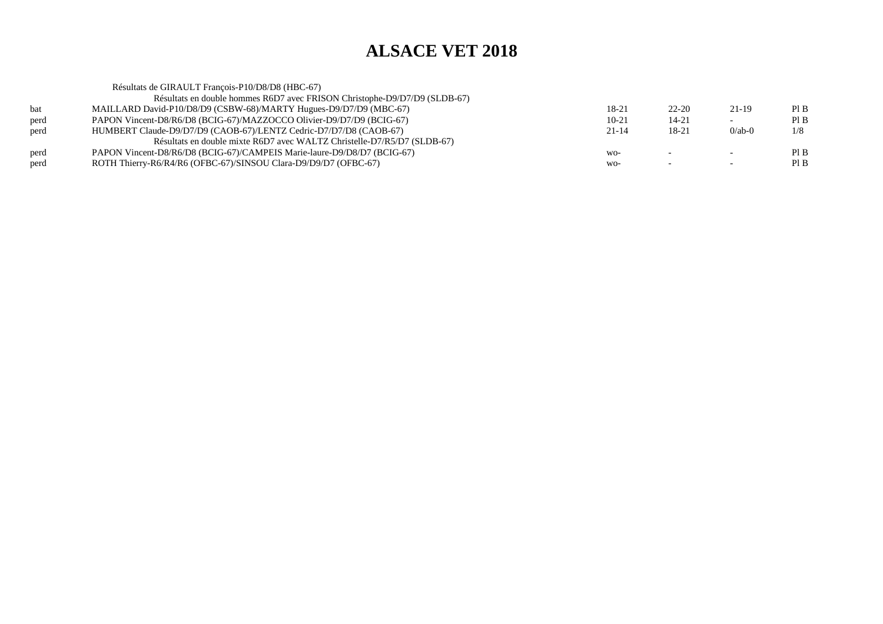# ALSACE VET 2018

Résultats de GIRAULT François-P10/D8/D8 (HBC-67)

Résultats en double hommes R6D7 avec FRISON Christophe-D9/D7/D9 (SLDB-67)

| | | | | | |
|---|---|---|---|---|---|
| bat | MAILLARD David-P10/D8/D9 (CSBW-68)/MARTY Hugues-D9/D7/D9 (MBC-67) | 18-21 | 22-20 | 21-19 | Pl B |
| perd | PAPON Vincent-D8/R6/D8 (BCIG-67)/MAZZOCCO Olivier-D9/D7/D9 (BCIG-67) | 10-21 | 14-21 | - | Pl B |
| perd | HUMBERT Claude-D9/D7/D9 (CAOB-67)/LENTZ Cedric-D7/D7/D8 (CAOB-67) | 21-14 | 18-21 | 0/ab-0 | 1/8 |

Résultats en double mixte R6D7 avec WALTZ Christelle-D7/R5/D7 (SLDB-67)

| | | | | | |
|---|---|---|---|---|---|
| perd | PAPON Vincent-D8/R6/D8 (BCIG-67)/CAMPEIS Marie-laure-D9/D8/D7 (BCIG-67) | wo- | - | - | Pl B |
| perd | ROTH Thierry-R6/R4/R6 (OFBC-67)/SINSOU Clara-D9/D9/D7 (OFBC-67) | wo- | - | - | Pl B |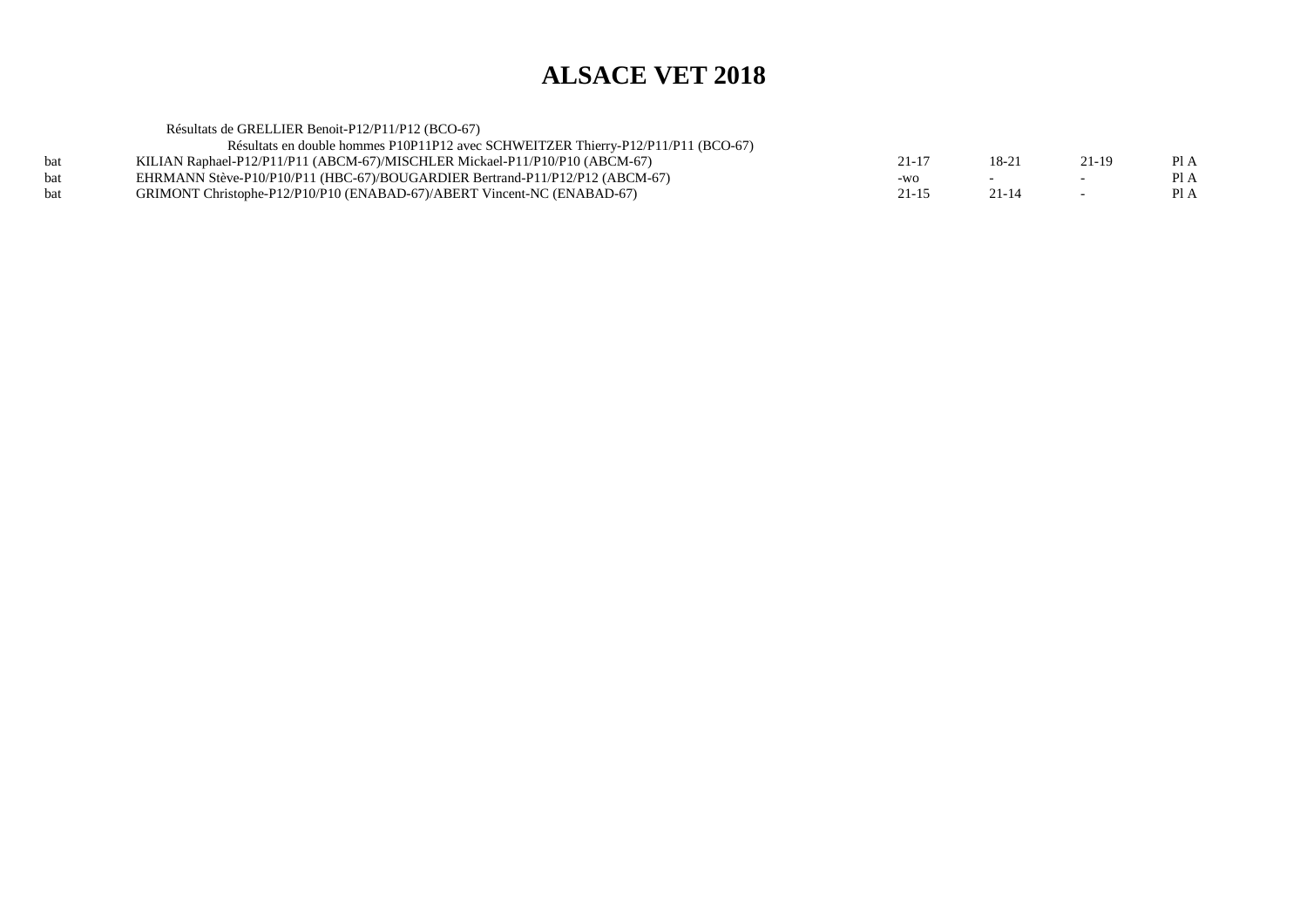# ALSACE VET 2018

Résultats de GRELLIER Benoit-P12/P11/P12 (BCO-67)

Résultats en double hommes P10P11P12 avec SCHWEITZER Thierry-P12/P11/P11 (BCO-67)

| | | | | | |
|---|---|---|---|---|---|
| bat | KILIAN Raphael-P12/P11/P11 (ABCM-67)/MISCHLER Mickael-P11/P10/P10 (ABCM-67) | 21-17 | 18-21 | 21-19 | Pl A |
| bat | EHRMANN Stève-P10/P10/P11 (HBC-67)/BOUGARDIER Bertrand-P11/P12/P12 (ABCM-67) | -wo | - | - | Pl A |
| bat | GRIMONT Christophe-P12/P10/P10 (ENABAD-67)/ABERT Vincent-NC (ENABAD-67) | 21-15 | 21-14 | - | Pl A |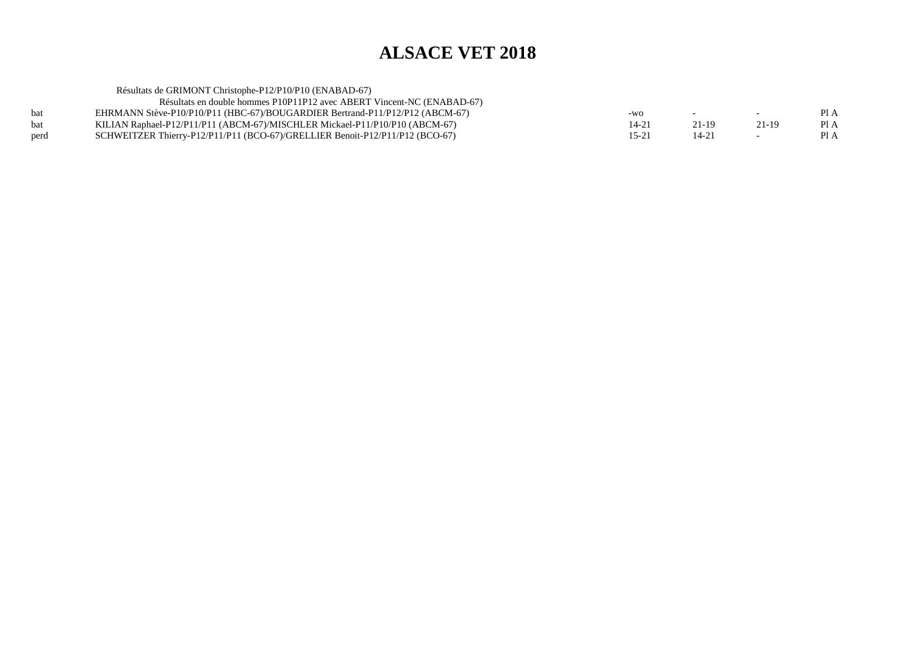# ALSACE VET 2018

Résultats de GRIMONT Christophe-P12/P10/P10 (ENABAD-67)

Résultats en double hommes P10P11P12 avec ABERT Vincent-NC (ENABAD-67)

| | | | | | |
|---|---|---|---|---|---|
| bat | EHRMANN Stève-P10/P10/P11 (HBC-67)/BOUGARDIER Bertrand-P11/P12/P12 (ABCM-67) | -wo | - | - | Pl A |
| bat | KILIAN Raphael-P12/P11/P11 (ABCM-67)/MISCHLER Mickael-P11/P10/P10 (ABCM-67) | 14-21 | 21-19 | 21-19 | Pl A |
| perd | SCHWEITZER Thierry-P12/P11/P11 (BCO-67)/GRELLIER Benoit-P12/P11/P12 (BCO-67) | 15-21 | 14-21 | - | Pl A |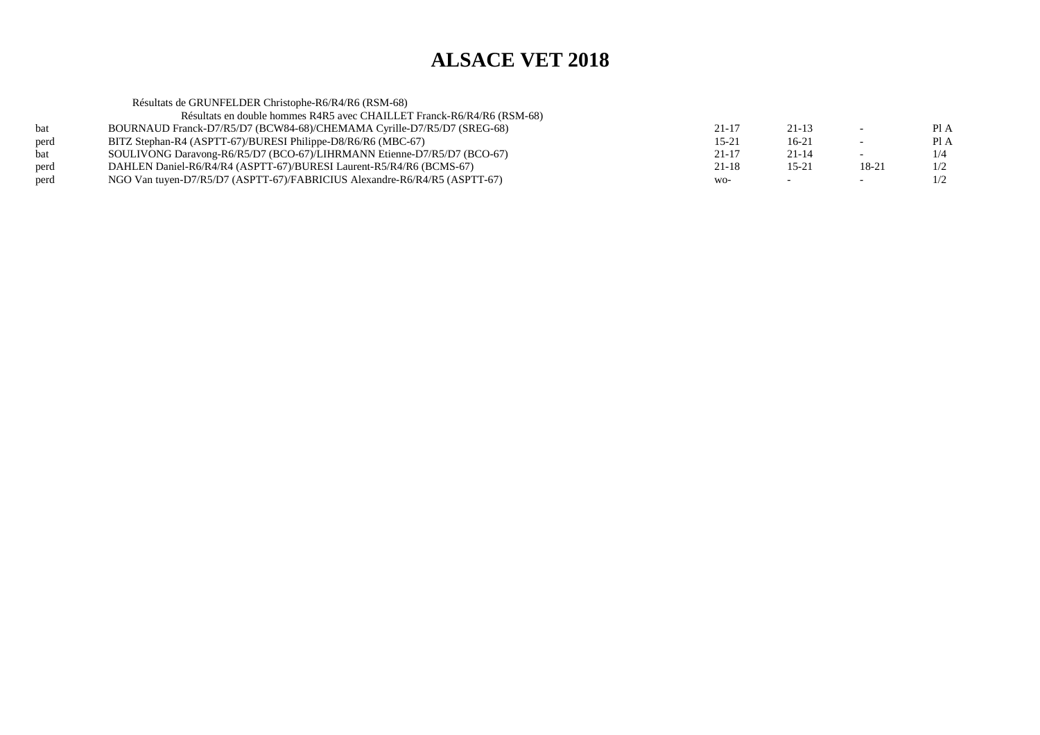# ALSACE VET 2018

Résultats de GRUNFELDER Christophe-R6/R4/R6 (RSM-68)

Résultats en double hommes R4R5 avec CHAILLET Franck-R6/R4/R6 (RSM-68)

| | | | | | |
|---|---|---|---|---|---|
| bat | BOURNAUD Franck-D7/R5/D7 (BCW84-68)/CHEMAMA Cyrille-D7/R5/D7 (SREG-68) | 21-17 | 21-13 | - | Pl A |
| perd | BITZ Stephan-R4 (ASPTT-67)/BURESI Philippe-D8/R6/R6 (MBC-67) | 15-21 | 16-21 | - | Pl A |
| bat | SOULIVONG Daravong-R6/R5/D7 (BCO-67)/LIHRMANN Etienne-D7/R5/D7 (BCO-67) | 21-17 | 21-14 | - | 1/4 |
| perd | DAHLEN Daniel-R6/R4/R4 (ASPTT-67)/BURESI Laurent-R5/R4/R6 (BCMS-67) | 21-18 | 15-21 | 18-21 | 1/2 |
| perd | NGO Van tuyen-D7/R5/D7 (ASPTT-67)/FABRICIUS Alexandre-R6/R4/R5 (ASPTT-67) | wo- | - | - | 1/2 |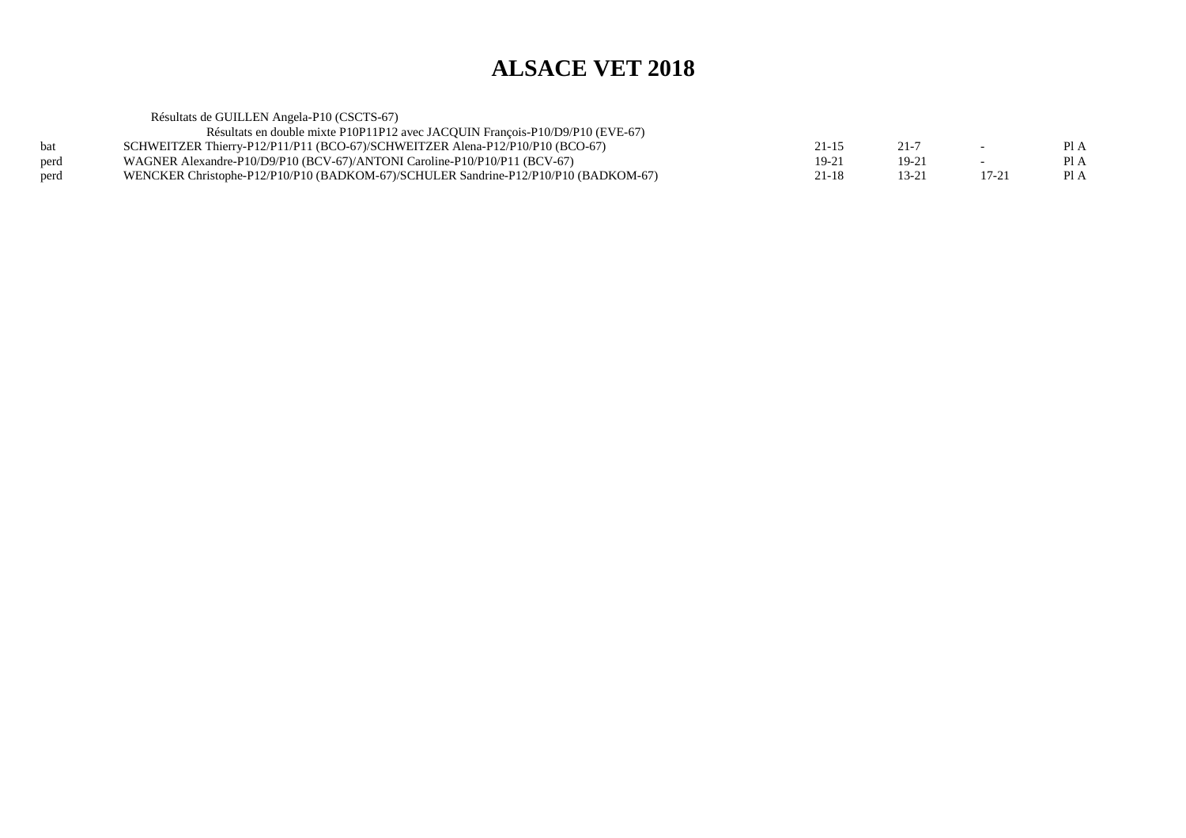# ALSACE VET 2018

Résultats de GUILLEN Angela-P10 (CSCTS-67)

Résultats en double mixte P10P11P12 avec JACQUIN François-P10/D9/P10 (EVE-67)

| | | | | | |
|---|---|---|---|---|---|
| bat | SCHWEITZER Thierry-P12/P11/P11 (BCO-67)/SCHWEITZER Alena-P12/P10/P10 (BCO-67) | 21-15 | 21-7 | - | Pl A |
| perd | WAGNER Alexandre-P10/D9/P10 (BCV-67)/ANTONI Caroline-P10/P10/P11 (BCV-67) | 19-21 | 19-21 | - | Pl A |
| perd | WENCKER Christophe-P12/P10/P10 (BADKOM-67)/SCHULER Sandrine-P12/P10/P10 (BADKOM-67) | 21-18 | 13-21 | 17-21 | Pl A |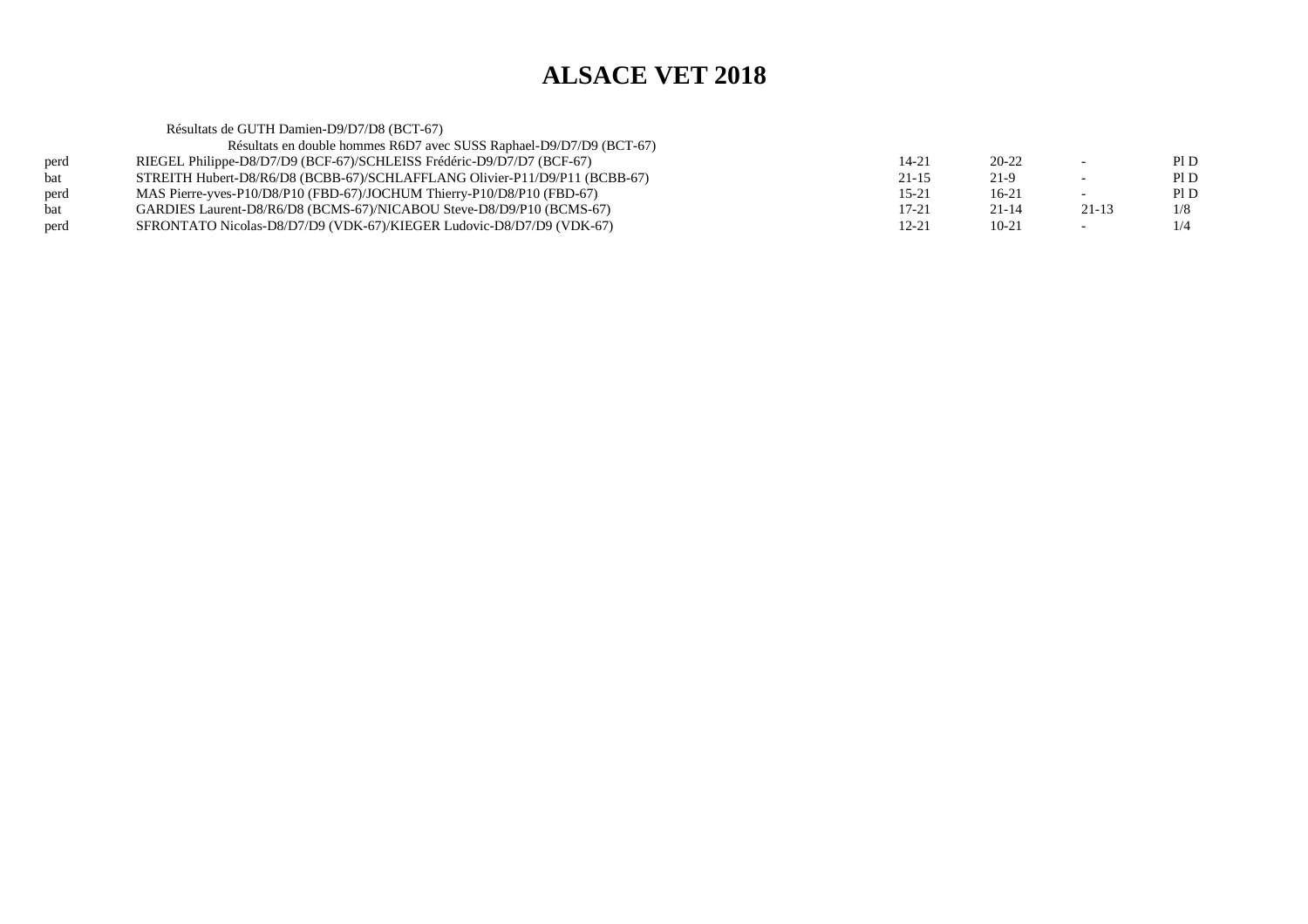# ALSACE VET 2018

Résultats de GUTH Damien-D9/D7/D8 (BCT-67)

Résultats en double hommes R6D7 avec SUSS Raphael-D9/D7/D9 (BCT-67)

| | | | | | |
|---|---|---|---|---|---|
| perd | RIEGEL Philippe-D8/D7/D9 (BCF-67)/SCHLEISS Frédéric-D9/D7/D7 (BCF-67) | 14-21 | 20-22 | - | Pl D |
| bat | STREITH Hubert-D8/R6/D8 (BCBB-67)/SCHLAFFLANG Olivier-P11/D9/P11 (BCBB-67) | 21-15 | 21-9 | - | Pl D |
| perd | MAS Pierre-yves-P10/D8/P10 (FBD-67)/JOCHUM Thierry-P10/D8/P10 (FBD-67) | 15-21 | 16-21 | - | Pl D |
| bat | GARDIES Laurent-D8/R6/D8 (BCMS-67)/NICABOU Steve-D8/D9/P10 (BCMS-67) | 17-21 | 21-14 | 21-13 | 1/8 |
| perd | SFRONTATO Nicolas-D8/D7/D9 (VDK-67)/KIEGER Ludovic-D8/D7/D9 (VDK-67) | 12-21 | 10-21 | - | 1/4 |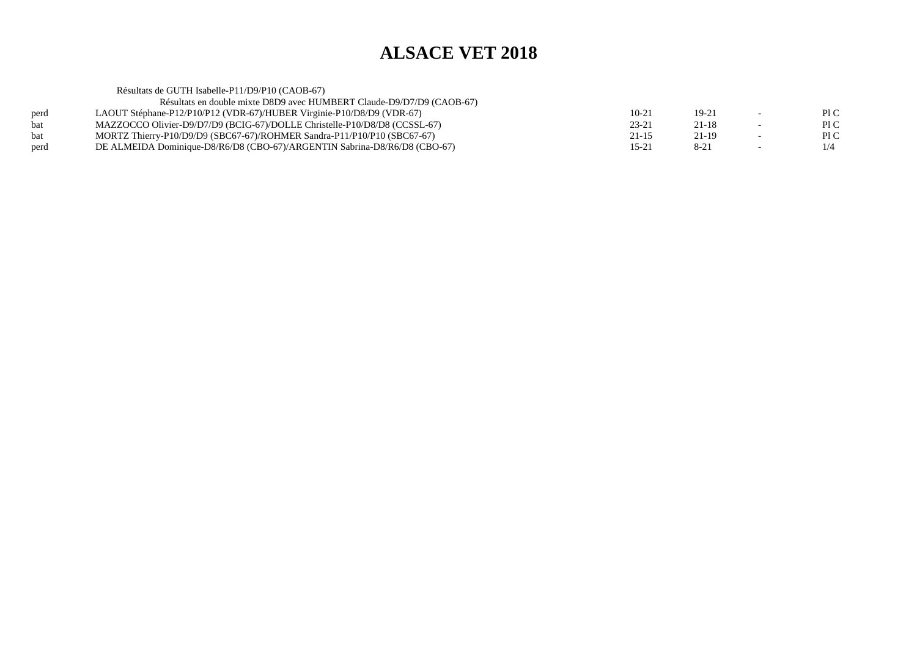# ALSACE VET 2018

Résultats de GUTH Isabelle-P11/D9/P10 (CAOB-67)

Résultats en double mixte D8D9 avec HUMBERT Claude-D9/D7/D9 (CAOB-67)

| | | | | | |
|---|---|---|---|---|---|
| perd | LAOUT Stéphane-P12/P10/P12 (VDR-67)/HUBER Virginie-P10/D8/D9 (VDR-67) | 10-21 | 19-21 | - | Pl C |
| bat | MAZZOCCO Olivier-D9/D7/D9 (BCIG-67)/DOLLE Christelle-P10/D8/D8 (CCSSL-67) | 23-21 | 21-18 | - | Pl C |
| bat | MORTZ Thierry-P10/D9/D9 (SBC67-67)/ROHMER Sandra-P11/P10/P10 (SBC67-67) | 21-15 | 21-19 | - | Pl C |
| perd | DE ALMEIDA Dominique-D8/R6/D8 (CBO-67)/ARGENTIN Sabrina-D8/R6/D8 (CBO-67) | 15-21 | 8-21 | - | 1/4 |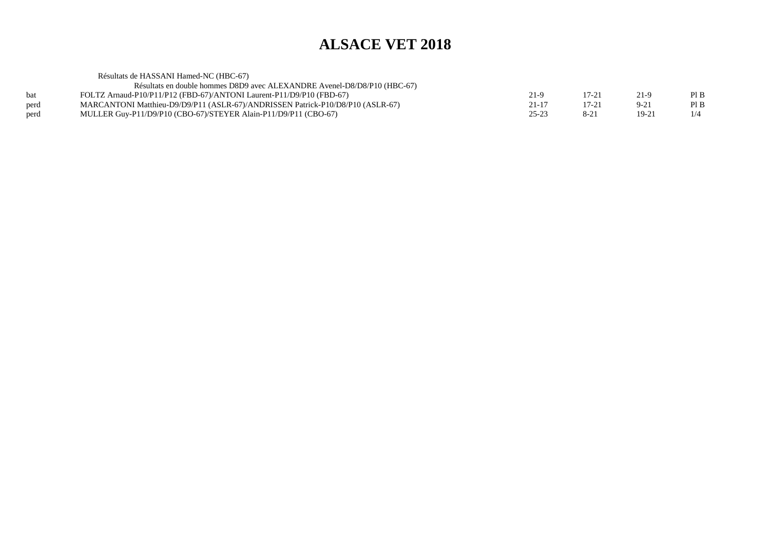# ALSACE VET 2018

Résultats de HASSANI Hamed-NC (HBC-67)

Résultats en double hommes D8D9 avec ALEXANDRE Avenel-D8/D8/P10 (HBC-67)

| | | | | | |
|---|---|---|---|---|---|
| bat | FOLTZ Arnaud-P10/P11/P12 (FBD-67)/ANTONI Laurent-P11/D9/P10 (FBD-67) | 21-9 | 17-21 | 21-9 | Pl B |
| perd | MARCANTONI Matthieu-D9/D9/P11 (ASLR-67)/ANDRISSEN Patrick-P10/D8/P10 (ASLR-67) | 21-17 | 17-21 | 9-21 | Pl B |
| perd | MULLER Guy-P11/D9/P10 (CBO-67)/STEYER Alain-P11/D9/P11 (CBO-67) | 25-23 | 8-21 | 19-21 | 1/4 |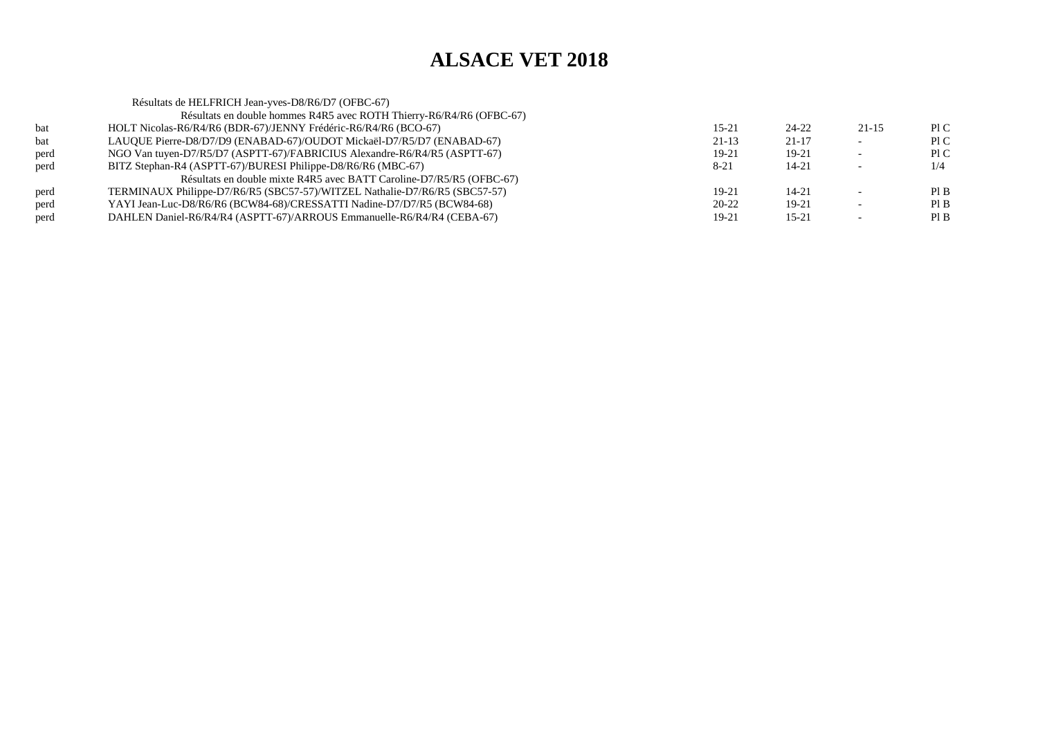# ALSACE VET 2018

Résultats de HELFRICH Jean-yves-D8/R6/D7 (OFBC-67)

Résultats en double hommes R4R5 avec ROTH Thierry-R6/R4/R6 (OFBC-67)

| | | | | | |
|---|---|---|---|---|---|
| bat | HOLT Nicolas-R6/R4/R6 (BDR-67)/JENNY Frédéric-R6/R4/R6 (BCO-67) | 15-21 | 24-22 | 21-15 | Pl C |
| bat | LAUQUE Pierre-D8/D7/D9 (ENABAD-67)/OUDOT Mickaël-D7/R5/D7 (ENABAD-67) | 21-13 | 21-17 | - | Pl C |
| perd | NGO Van tuyen-D7/R5/D7 (ASPTT-67)/FABRICIUS Alexandre-R6/R4/R5 (ASPTT-67) | 19-21 | 19-21 | - | Pl C |
| perd | BITZ Stephan-R4 (ASPTT-67)/BURESI Philippe-D8/R6/R6 (MBC-67) | 8-21 | 14-21 | - | 1/4 |

Résultats en double mixte R4R5 avec BATT Caroline-D7/R5/R5 (OFBC-67)

| | | | | | |
|---|---|---|---|---|---|
| perd | TERMINAUX Philippe-D7/R6/R5 (SBC57-57)/WITZEL Nathalie-D7/R6/R5 (SBC57-57) | 19-21 | 14-21 | - | Pl B |
| perd | YAYI Jean-Luc-D8/R6/R6 (BCW84-68)/CRESSATTI Nadine-D7/D7/R5 (BCW84-68) | 20-22 | 19-21 | - | Pl B |
| perd | DAHLEN Daniel-R6/R4/R4 (ASPTT-67)/ARROUS Emmanuelle-R6/R4/R4 (CEBA-67) | 19-21 | 15-21 | - | Pl B |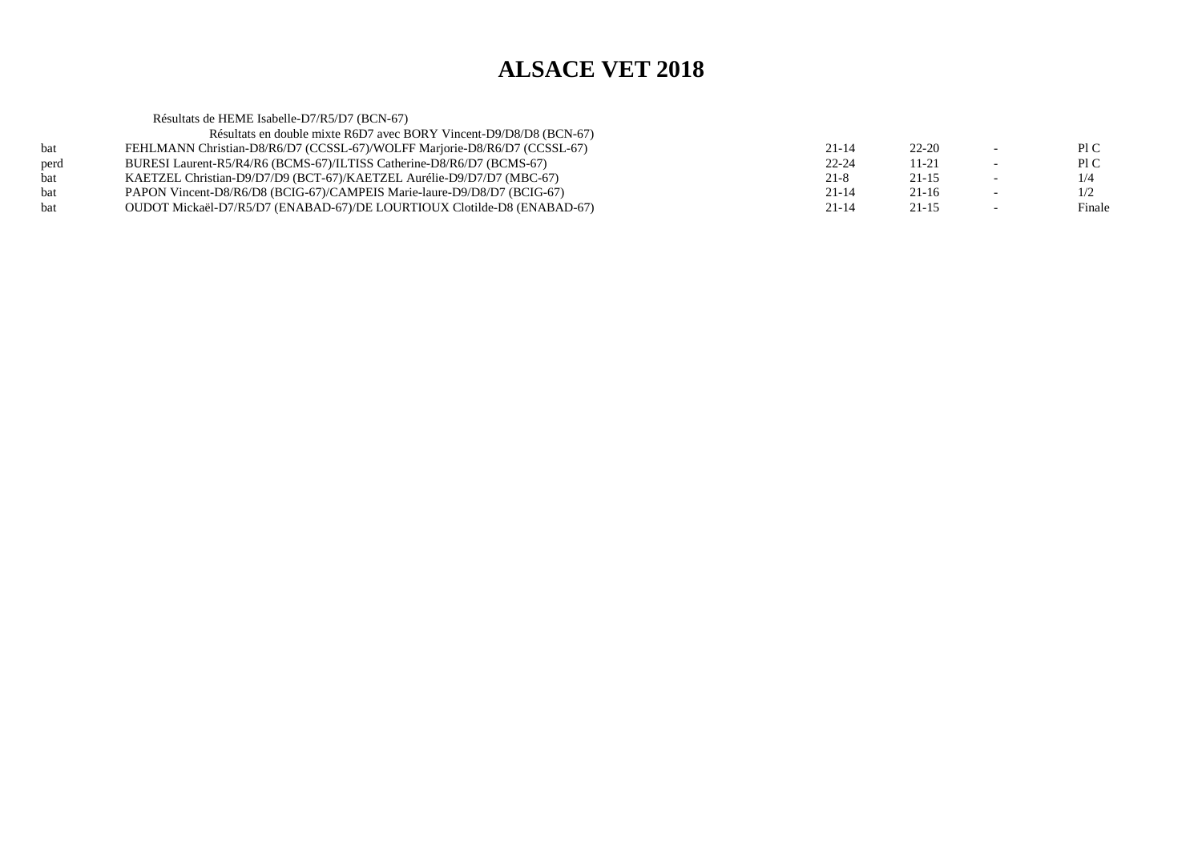# ALSACE VET 2018

Résultats de HEME Isabelle-D7/R5/D7 (BCN-67)

Résultats en double mixte R6D7 avec BORY Vincent-D9/D8/D8 (BCN-67)

| | | | | | |
|---|---|---|---|---|---|
| bat | FEHLMANN Christian-D8/R6/D7 (CCSSL-67)/WOLFF Marjorie-D8/R6/D7 (CCSSL-67) | 21-14 | 22-20 | - | Pl C |
| perd | BURESI Laurent-R5/R4/R6 (BCMS-67)/ILTISS Catherine-D8/R6/D7 (BCMS-67) | 22-24 | 11-21 | - | Pl C |
| bat | KAETZEL Christian-D9/D7/D9 (BCT-67)/KAETZEL Aurélie-D9/D7/D7 (MBC-67) | 21-8 | 21-15 | - | 1/4 |
| bat | PAPON Vincent-D8/R6/D8 (BCIG-67)/CAMPEIS Marie-laure-D9/D8/D7 (BCIG-67) | 21-14 | 21-16 | - | 1/2 |
| bat | OUDOT Mickaël-D7/R5/D7 (ENABAD-67)/DE LOURTIOUX Clotilde-D8 (ENABAD-67) | 21-14 | 21-15 | - | Finale |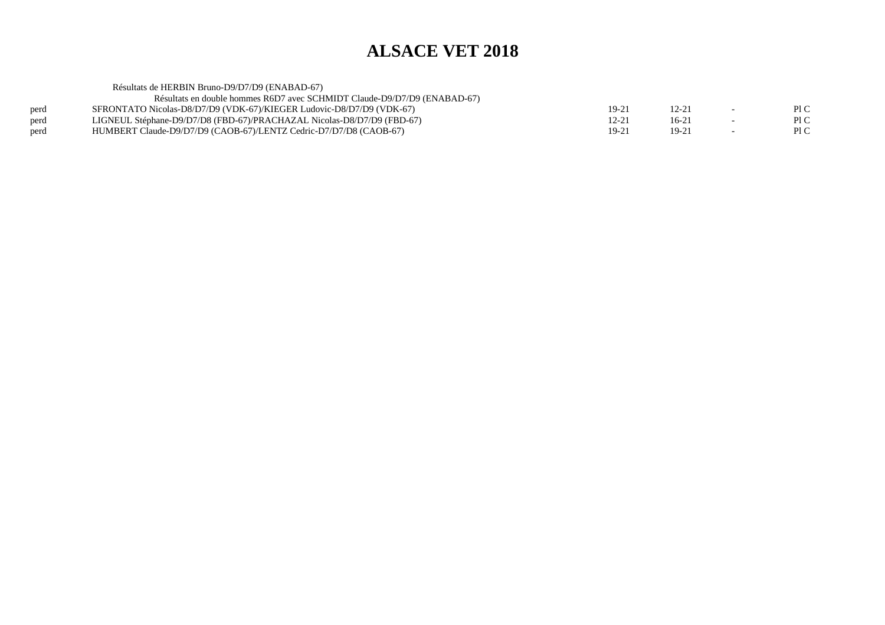# ALSACE VET 2018

Résultats de HERBIN Bruno-D9/D7/D9 (ENABAD-67)

Résultats en double hommes R6D7 avec SCHMIDT Claude-D9/D7/D9 (ENABAD-67)

| | | | | | |
|---|---|---|---|---|---|
| perd | SFRONTATO Nicolas-D8/D7/D9 (VDK-67)/KIEGER Ludovic-D8/D7/D9 (VDK-67) | 19-21 | 12-21 | - | Pl C |
| perd | LIGNEUL Stéphane-D9/D7/D8 (FBD-67)/PRACHAZAL Nicolas-D8/D7/D9 (FBD-67) | 12-21 | 16-21 | - | Pl C |
| perd | HUMBERT Claude-D9/D7/D9 (CAOB-67)/LENTZ Cedric-D7/D7/D8 (CAOB-67) | 19-21 | 19-21 | - | Pl C |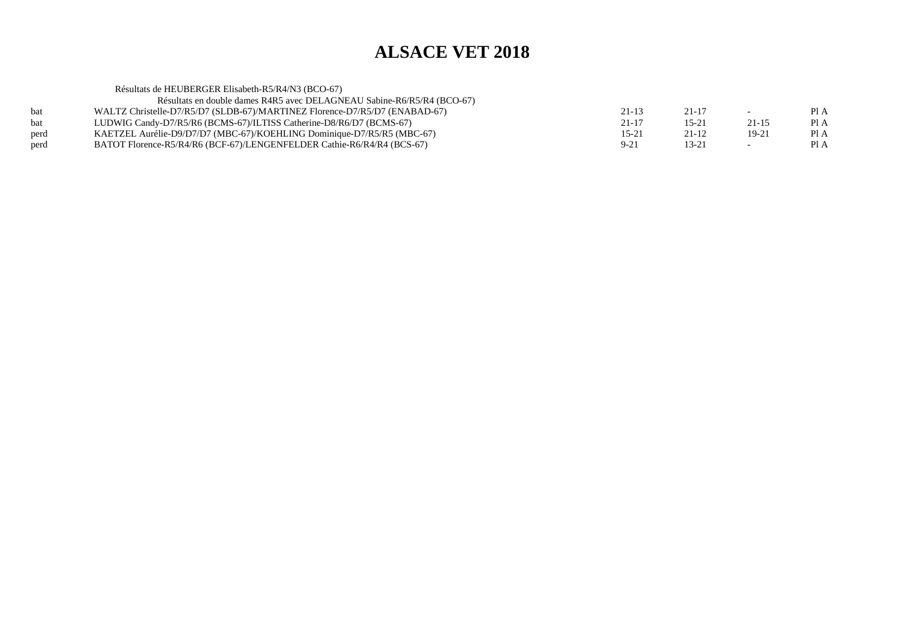# ALSACE VET 2018

Résultats de HEUBERGER Elisabeth-R5/R4/N3 (BCO-67)

Résultats en double dames R4R5 avec DELAGNEAU Sabine-R6/R5/R4 (BCO-67)

| | | | | | |
|---|---|---|---|---|---|
| bat | WALTZ Christelle-D7/R5/D7 (SLDB-67)/MARTINEZ Florence-D7/R5/D7 (ENABAD-67) | 21-13 | 21-17 | - | Pl A |
| bat | LUDWIG Candy-D7/R5/R6 (BCMS-67)/ILTISS Catherine-D8/R6/D7 (BCMS-67) | 21-17 | 15-21 | 21-15 | Pl A |
| perd | KAETZEL Aurélie-D9/D7/D7 (MBC-67)/KOEHLING Dominique-D7/R5/R5 (MBC-67) | 15-21 | 21-12 | 19-21 | Pl A |
| perd | BATOT Florence-R5/R4/R6 (BCF-67)/LENGENFELDER Cathie-R6/R4/R4 (BCS-67) | 9-21 | 13-21 | - | Pl A |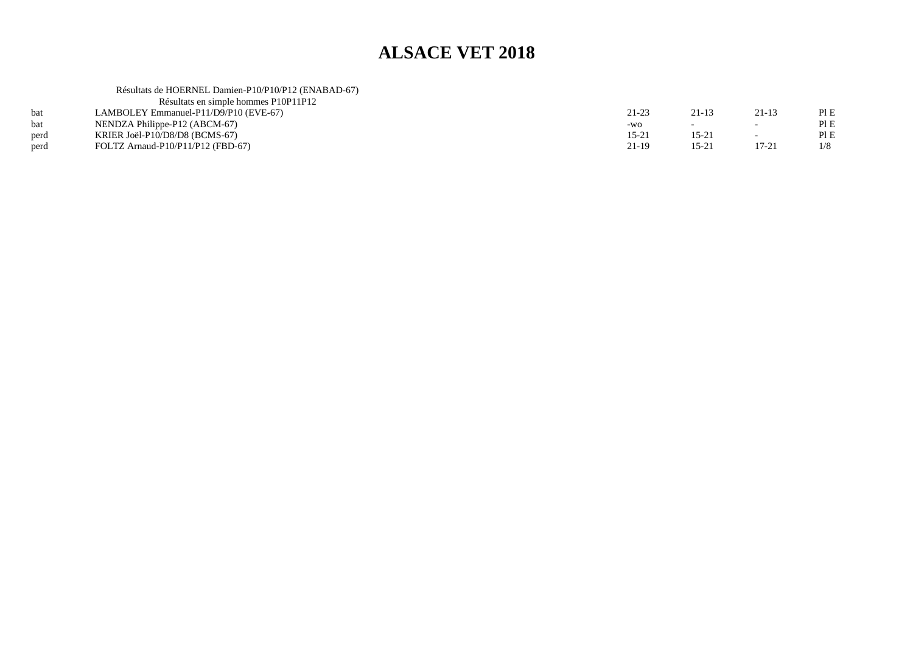# ALSACE VET 2018

Résultats de HOERNEL Damien-P10/P10/P12 (ENABAD-67)

Résultats en simple hommes P10P11P12

| | | | | | |
|---|---|---|---|---|---|
| bat | LAMBOLEY Emmanuel-P11/D9/P10 (EVE-67) | 21-23 | 21-13 | 21-13 | Pl E |
| bat | NENDZA Philippe-P12 (ABCM-67) | -wo | - | - | Pl E |
| perd | KRIER Joël-P10/D8/D8 (BCMS-67) | 15-21 | 15-21 | - | Pl E |
| perd | FOLTZ Arnaud-P10/P11/P12 (FBD-67) | 21-19 | 15-21 | 17-21 | 1/8 |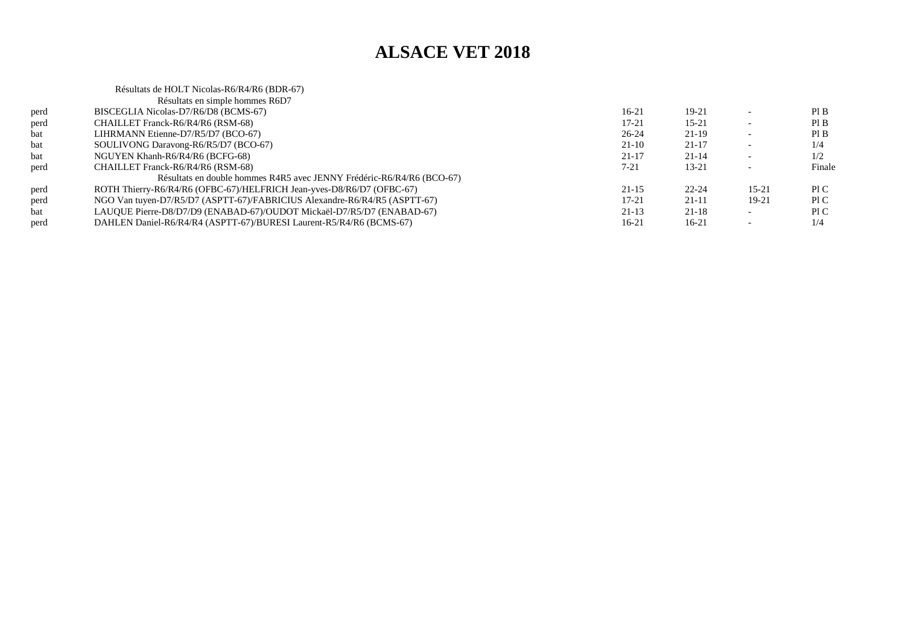# ALSACE VET 2018

Résultats de HOLT Nicolas-R6/R4/R6 (BDR-67)

| | Résultats en simple hommes R6D7 | | | | |
|---|---|---|---|---|---|
| perd | BISCEGLIA Nicolas-D7/R6/D8 (BCMS-67) | 16-21 | 19-21 | - | Pl B |
| perd | CHAILLET Franck-R6/R4/R6 (RSM-68) | 17-21 | 15-21 | - | Pl B |
| bat | LIHRMANN Etienne-D7/R5/D7 (BCO-67) | 26-24 | 21-19 | - | Pl B |
| bat | SOULIVONG Daravong-R6/R5/D7 (BCO-67) | 21-10 | 21-17 | - | 1/4 |
| bat | NGUYEN Khanh-R6/R4/R6 (BCFG-68) | 21-17 | 21-14 | - | 1/2 |
| perd | CHAILLET Franck-R6/R4/R6 (RSM-68) | 7-21 | 13-21 | - | Finale |
| | Résultats en double hommes R4R5 avec JENNY Frédéric-R6/R4/R6 (BCO-67) | | | | |
| perd | ROTH Thierry-R6/R4/R6 (OFBC-67)/HELFRICH Jean-yves-D8/R6/D7 (OFBC-67) | 21-15 | 22-24 | 15-21 | Pl C |
| perd | NGO Van tuyen-D7/R5/D7 (ASPTT-67)/FABRICIUS Alexandre-R6/R4/R5 (ASPTT-67) | 17-21 | 21-11 | 19-21 | Pl C |
| bat | LAUQUE Pierre-D8/D7/D9 (ENABAD-67)/OUDOT Mickaël-D7/R5/D7 (ENABAD-67) | 21-13 | 21-18 | - | Pl C |
| perd | DAHLEN Daniel-R6/R4/R4 (ASPTT-67)/BURESI Laurent-R5/R4/R6 (BCMS-67) | 16-21 | 16-21 | - | 1/4 |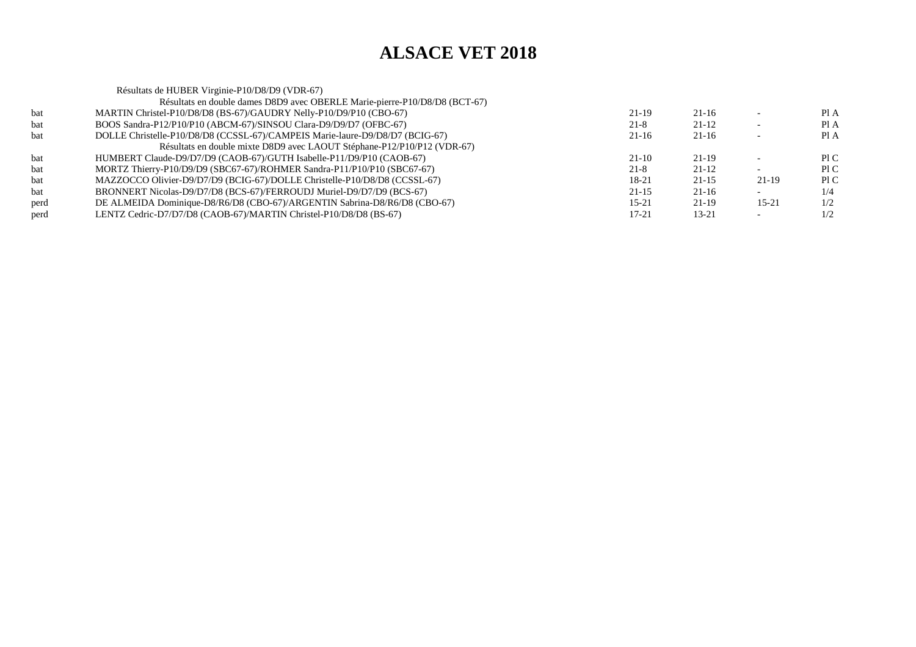# ALSACE VET 2018

Résultats de HUBER Virginie-P10/D8/D9 (VDR-67)

Résultats en double dames D8D9 avec OBERLE Marie-pierre-P10/D8/D8 (BCT-67)

| | | | | | |
|---|---|---|---|---|---|
| bat | MARTIN Christel-P10/D8/D8 (BS-67)/GAUDRY Nelly-P10/D9/P10 (CBO-67) | 21-19 | 21-16 | - | Pl A |
| bat | BOOS Sandra-P12/P10/P10 (ABCM-67)/SINSOU Clara-D9/D9/D7 (OFBC-67) | 21-8 | 21-12 | - | Pl A |
| bat | DOLLE Christelle-P10/D8/D8 (CCSSL-67)/CAMPEIS Marie-laure-D9/D8/D7 (BCIG-67) | 21-16 | 21-16 | - | Pl A |

Résultats en double mixte D8D9 avec LAOUT Stéphane-P12/P10/P12 (VDR-67)

| | | | | | |
|---|---|---|---|---|---|
| bat | HUMBERT Claude-D9/D7/D9 (CAOB-67)/GUTH Isabelle-P11/D9/P10 (CAOB-67) | 21-10 | 21-19 | - | Pl C |
| bat | MORTZ Thierry-P10/D9/D9 (SBC67-67)/ROHMER Sandra-P11/P10/P10 (SBC67-67) | 21-8 | 21-12 | - | Pl C |
| bat | MAZZOCCO Olivier-D9/D7/D9 (BCIG-67)/DOLLE Christelle-P10/D8/D8 (CCSSL-67) | 18-21 | 21-15 | 21-19 | Pl C |
| bat | BRONNERT Nicolas-D9/D7/D8 (BCS-67)/FERROUDJ Muriel-D9/D7/D9 (BCS-67) | 21-15 | 21-16 | - | 1/4 |
| perd | DE ALMEIDA Dominique-D8/R6/D8 (CBO-67)/ARGENTIN Sabrina-D8/R6/D8 (CBO-67) | 15-21 | 21-19 | 15-21 | 1/2 |
| perd | LENTZ Cedric-D7/D7/D8 (CAOB-67)/MARTIN Christel-P10/D8/D8 (BS-67) | 17-21 | 13-21 | - | 1/2 |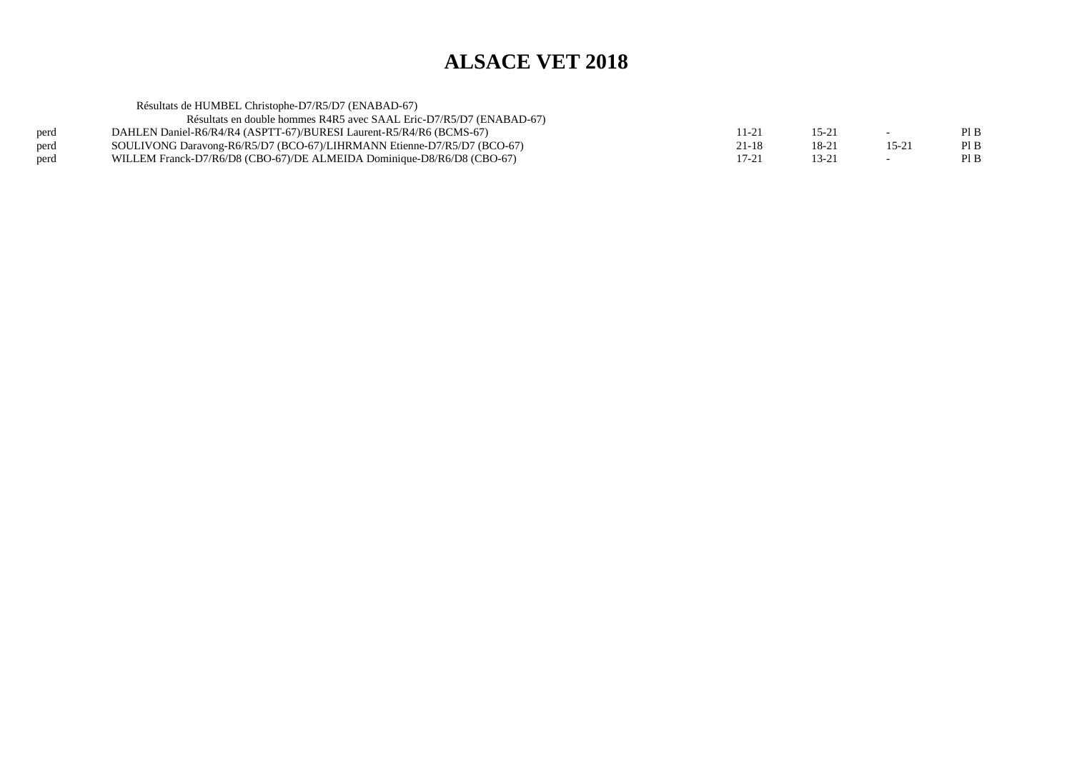# ALSACE VET 2018

Résultats de HUMBEL Christophe-D7/R5/D7 (ENABAD-67)

Résultats en double hommes R4R5 avec SAAL Eric-D7/R5/D7 (ENABAD-67)

| | | | | | |
|---|---|---|---|---|---|
| perd | DAHLEN Daniel-R6/R4/R4 (ASPTT-67)/BURESI Laurent-R5/R4/R6 (BCMS-67) | 11-21 | 15-21 | - | Pl B |
| perd | SOULIVONG Daravong-R6/R5/D7 (BCO-67)/LIHRMANN Etienne-D7/R5/D7 (BCO-67) | 21-18 | 18-21 | 15-21 | Pl B |
| perd | WILLEM Franck-D7/R6/D8 (CBO-67)/DE ALMEIDA Dominique-D8/R6/D8 (CBO-67) | 17-21 | 13-21 | - | Pl B |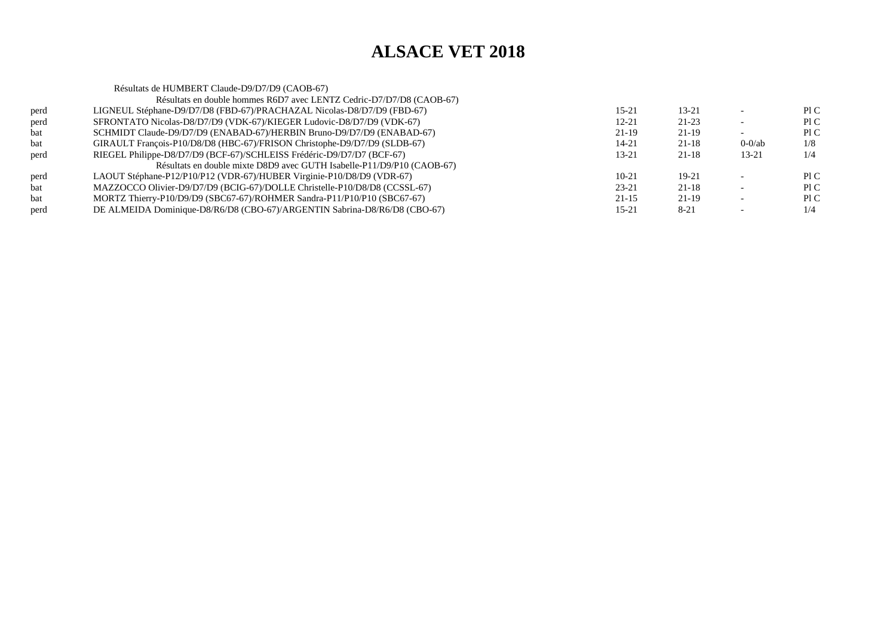# ALSACE VET 2018

Résultats de HUMBERT Claude-D9/D7/D9 (CAOB-67)

| | Résultats en double hommes R6D7 avec LENTZ Cedric-D7/D7/D8 (CAOB-67) | | | | |
|---|---|---|---|---|---|
| perd | LIGNEUL Stéphane-D9/D7/D8 (FBD-67)/PRACHAZAL Nicolas-D8/D7/D9 (FBD-67) | 15-21 | 13-21 | - | Pl C |
| perd | SFRONTATO Nicolas-D8/D7/D9 (VDK-67)/KIEGER Ludovic-D8/D7/D9 (VDK-67) | 12-21 | 21-23 | - | Pl C |
| bat | SCHMIDT Claude-D9/D7/D9 (ENABAD-67)/HERBIN Bruno-D9/D7/D9 (ENABAD-67) | 21-19 | 21-19 | - | Pl C |
| bat | GIRAULT François-P10/D8/D8 (HBC-67)/FRISON Christophe-D9/D7/D9 (SLDB-67) | 14-21 | 21-18 | 0-0/ab | 1/8 |
| perd | RIEGEL Philippe-D8/D7/D9 (BCF-67)/SCHLEISS Frédéric-D9/D7/D7 (BCF-67) | 13-21 | 21-18 | 13-21 | 1/4 |
| | Résultats en double mixte D8D9 avec GUTH Isabelle-P11/D9/P10 (CAOB-67) | | | | |
| perd | LAOUT Stéphane-P12/P10/P12 (VDR-67)/HUBER Virginie-P10/D8/D9 (VDR-67) | 10-21 | 19-21 | - | Pl C |
| bat | MAZZOCCO Olivier-D9/D7/D9 (BCIG-67)/DOLLE Christelle-P10/D8/D8 (CCSSL-67) | 23-21 | 21-18 | - | Pl C |
| bat | MORTZ Thierry-P10/D9/D9 (SBC67-67)/ROHMER Sandra-P11/P10/P10 (SBC67-67) | 21-15 | 21-19 | - | Pl C |
| perd | DE ALMEIDA Dominique-D8/R6/D8 (CBO-67)/ARGENTIN Sabrina-D8/R6/D8 (CBO-67) | 15-21 | 8-21 | - | 1/4 |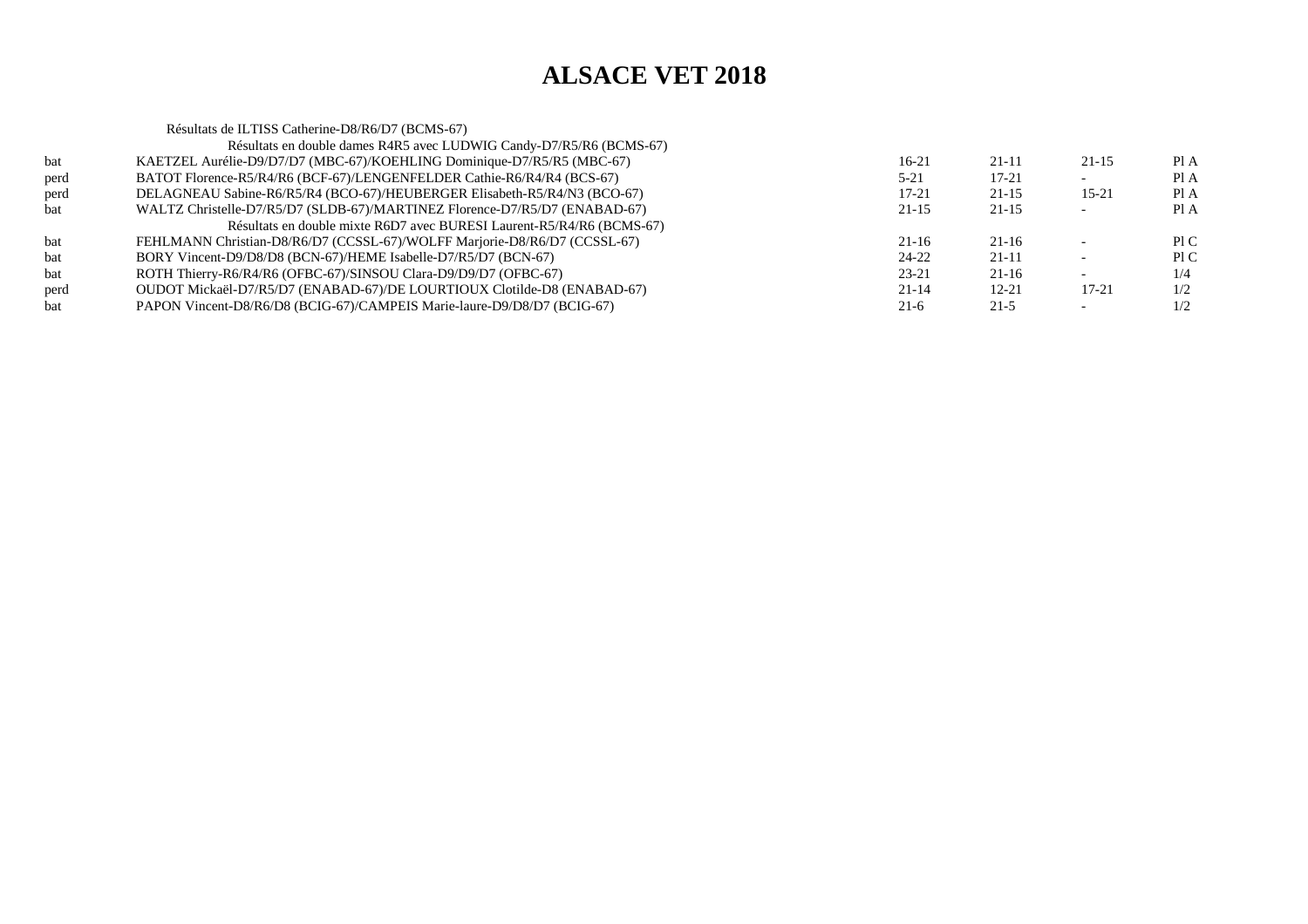# ALSACE VET 2018

Résultats de ILTISS Catherine-D8/R6/D7 (BCMS-67)

| | Résultats en double dames R4R5 avec LUDWIG Candy-D7/R5/R6 (BCMS-67) | | | | |
|---|---|---|---|---|---|
| bat | KAETZEL Aurélie-D9/D7/D7 (MBC-67)/KOEHLING Dominique-D7/R5/R5 (MBC-67) | 16-21 | 21-11 | 21-15 | Pl A |
| perd | BATOT Florence-R5/R4/R6 (BCF-67)/LENGENFELDER Cathie-R6/R4/R4 (BCS-67) | 5-21 | 17-21 | - | Pl A |
| perd | DELAGNEAU Sabine-R6/R5/R4 (BCO-67)/HEUBERGER Elisabeth-R5/R4/N3 (BCO-67) | 17-21 | 21-15 | 15-21 | Pl A |
| bat | WALTZ Christelle-D7/R5/D7 (SLDB-67)/MARTINEZ Florence-D7/R5/D7 (ENABAD-67) | 21-15 | 21-15 | - | Pl A |
| | Résultats en double mixte R6D7 avec BURESI Laurent-R5/R4/R6 (BCMS-67) | | | | |
| bat | FEHLMANN Christian-D8/R6/D7 (CCSSL-67)/WOLFF Marjorie-D8/R6/D7 (CCSSL-67) | 21-16 | 21-16 | - | Pl C |
| bat | BORY Vincent-D9/D8/D8 (BCN-67)/HEME Isabelle-D7/R5/D7 (BCN-67) | 24-22 | 21-11 | - | Pl C |
| bat | ROTH Thierry-R6/R4/R6 (OFBC-67)/SINSOU Clara-D9/D9/D7 (OFBC-67) | 23-21 | 21-16 | - | 1/4 |
| perd | OUDOT Mickaël-D7/R5/D7 (ENABAD-67)/DE LOURTIOUX Clotilde-D8 (ENABAD-67) | 21-14 | 12-21 | 17-21 | 1/2 |
| bat | PAPON Vincent-D8/R6/D8 (BCIG-67)/CAMPEIS Marie-laure-D9/D8/D7 (BCIG-67) | 21-6 | 21-5 | - | 1/2 |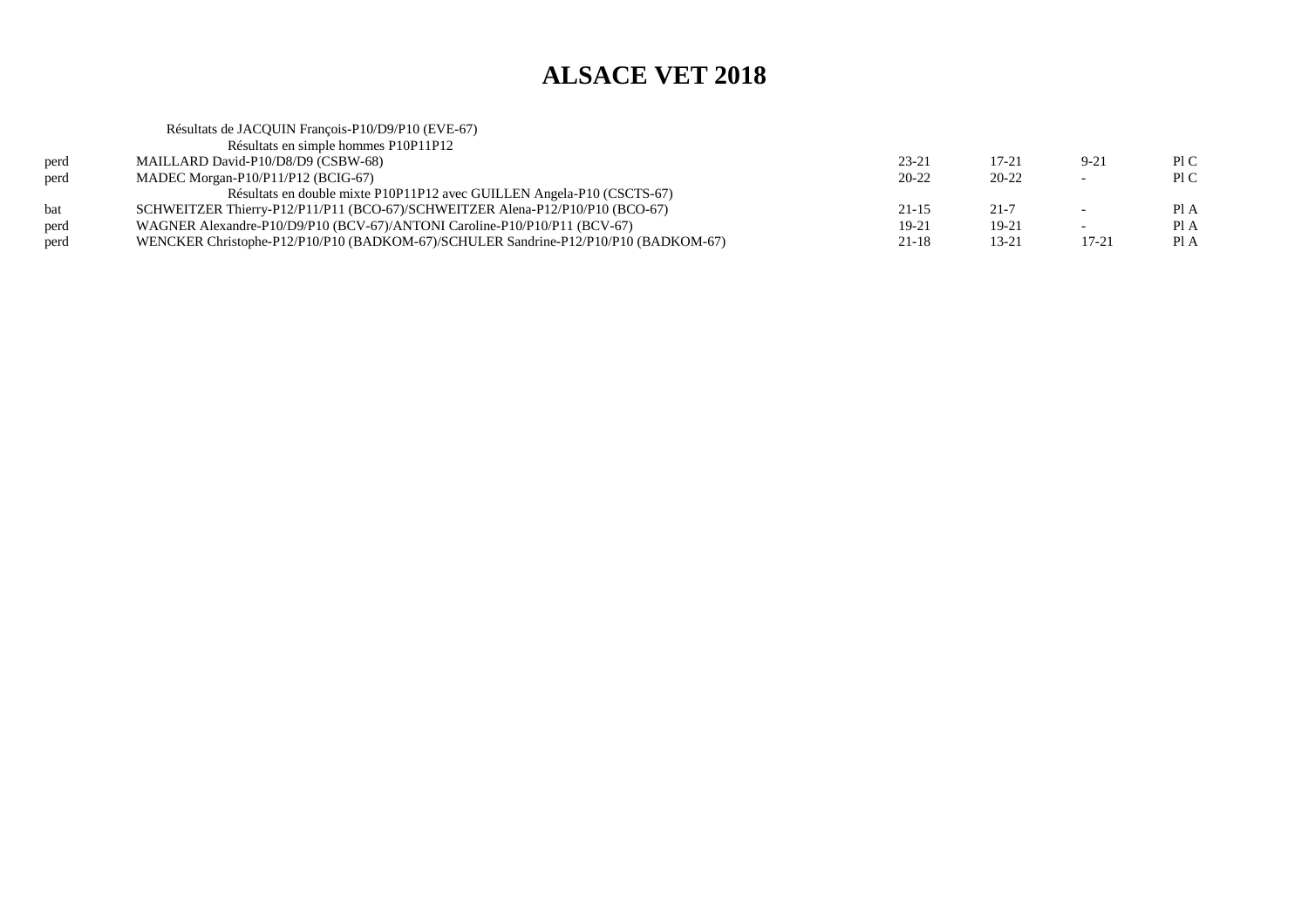# ALSACE VET 2018

Résultats de JACQUIN François-P10/D9/P10 (EVE-67)

Résultats en simple hommes P10P11P12

| | | | | | |
|---|---|---|---|---|---|
| perd | MAILLARD David-P10/D8/D9 (CSBW-68) | 23-21 | 17-21 | 9-21 | Pl C |
| perd | MADEC Morgan-P10/P11/P12 (BCIG-67) | 20-22 | 20-22 | - | Pl C |

Résultats en double mixte P10P11P12 avec GUILLEN Angela-P10 (CSCTS-67)

| | | | | | |
|---|---|---|---|---|---|
| bat | SCHWEITZER Thierry-P12/P11/P11 (BCO-67)/SCHWEITZER Alena-P12/P10/P10 (BCO-67) | 21-15 | 21-7 | - | Pl A |
| perd | WAGNER Alexandre-P10/D9/P10 (BCV-67)/ANTONI Caroline-P10/P10/P11 (BCV-67) | 19-21 | 19-21 | - | Pl A |
| perd | WENCKER Christophe-P12/P10/P10 (BADKOM-67)/SCHULER Sandrine-P12/P10/P10 (BADKOM-67) | 21-18 | 13-21 | 17-21 | Pl A |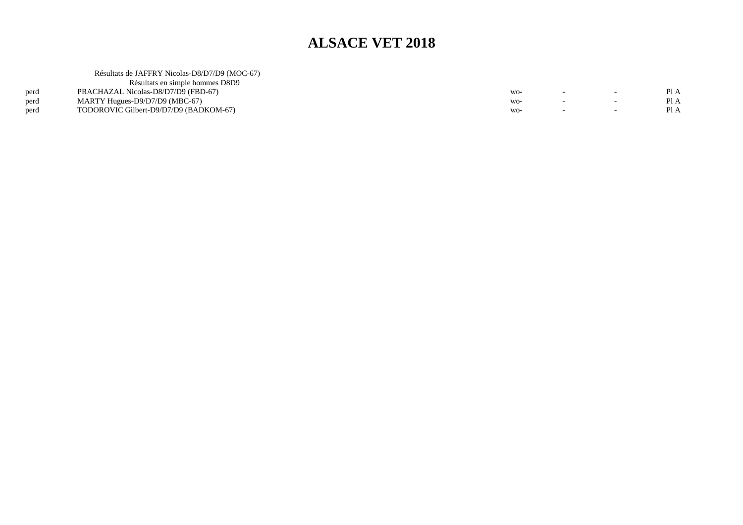# ALSACE VET 2018

Résultats de JAFFRY Nicolas-D8/D7/D9 (MOC-67)

Résultats en simple hommes D8D9

| | | | | | |
|---|---|---|---|---|---|
| perd | PRACHAZAL Nicolas-D8/D7/D9 (FBD-67) | wo- | - | - | Pl A |
| perd | MARTY Hugues-D9/D7/D9 (MBC-67) | wo- | - | - | Pl A |
| perd | TODOROVIC Gilbert-D9/D7/D9 (BADKOM-67) | wo- | - | - | Pl A |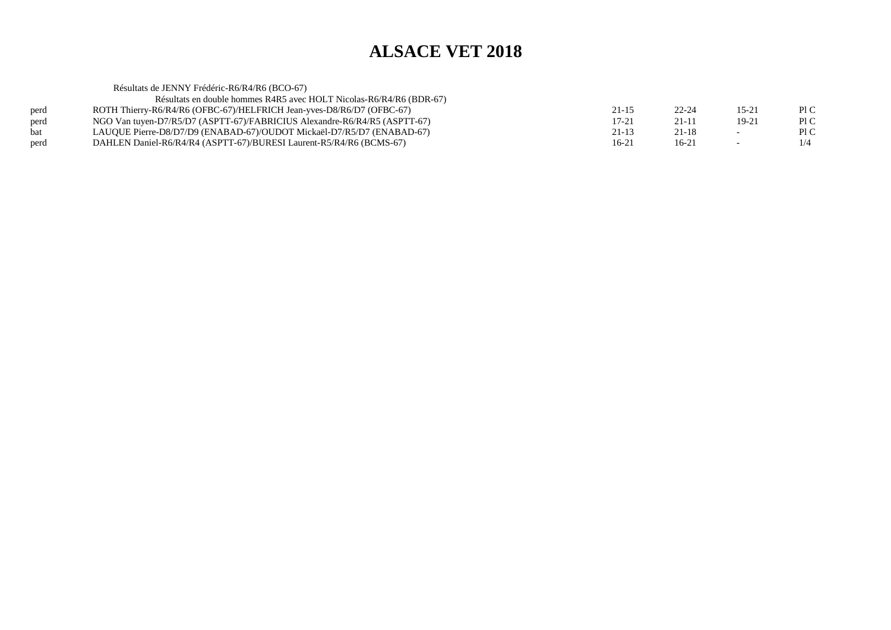# ALSACE VET 2018

Résultats de JENNY Frédéric-R6/R4/R6 (BCO-67)

Résultats en double hommes R4R5 avec HOLT Nicolas-R6/R4/R6 (BDR-67)

| | | | | | |
|---|---|---|---|---|---|
| perd | ROTH Thierry-R6/R4/R6 (OFBC-67)/HELFRICH Jean-yves-D8/R6/D7 (OFBC-67) | 21-15 | 22-24 | 15-21 | Pl C |
| perd | NGO Van tuyen-D7/R5/D7 (ASPTT-67)/FABRICIUS Alexandre-R6/R4/R5 (ASPTT-67) | 17-21 | 21-11 | 19-21 | Pl C |
| bat | LAUQUE Pierre-D8/D7/D9 (ENABAD-67)/OUDOT Mickaël-D7/R5/D7 (ENABAD-67) | 21-13 | 21-18 | - | Pl C |
| perd | DAHLEN Daniel-R6/R4/R4 (ASPTT-67)/BURESI Laurent-R5/R4/R6 (BCMS-67) | 16-21 | 16-21 | - | 1/4 |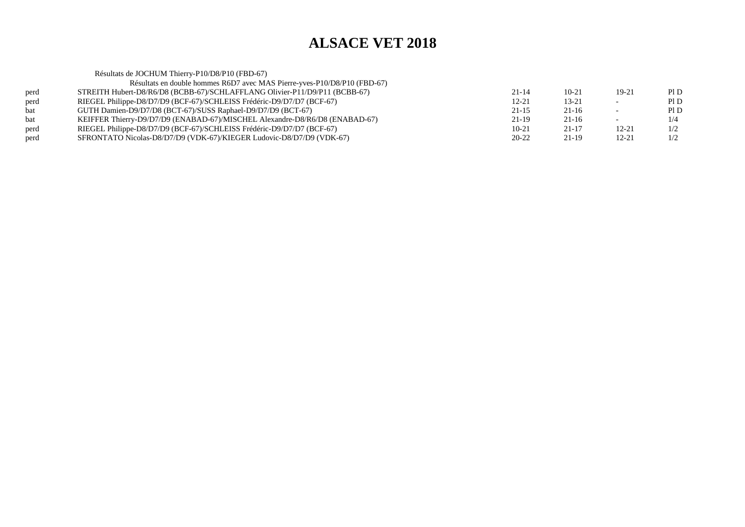# ALSACE VET 2018

Résultats de JOCHUM Thierry-P10/D8/P10 (FBD-67)

Résultats en double hommes R6D7 avec MAS Pierre-yves-P10/D8/P10 (FBD-67)

| | | | | | |
|---|---|---|---|---|---|
| perd | STREITH Hubert-D8/R6/D8 (BCBB-67)/SCHLAFFLANG Olivier-P11/D9/P11 (BCBB-67) | 21-14 | 10-21 | 19-21 | Pl D |
| perd | RIEGEL Philippe-D8/D7/D9 (BCF-67)/SCHLEISS Frédéric-D9/D7/D7 (BCF-67) | 12-21 | 13-21 | - | Pl D |
| bat | GUTH Damien-D9/D7/D8 (BCT-67)/SUSS Raphael-D9/D7/D9 (BCT-67) | 21-15 | 21-16 | - | Pl D |
| bat | KEIFFER Thierry-D9/D7/D9 (ENABAD-67)/MISCHEL Alexandre-D8/R6/D8 (ENABAD-67) | 21-19 | 21-16 | - | 1/4 |
| perd | RIEGEL Philippe-D8/D7/D9 (BCF-67)/SCHLEISS Frédéric-D9/D7/D7 (BCF-67) | 10-21 | 21-17 | 12-21 | 1/2 |
| perd | SFRONTATO Nicolas-D8/D7/D9 (VDK-67)/KIEGER Ludovic-D8/D7/D9 (VDK-67) | 20-22 | 21-19 | 12-21 | 1/2 |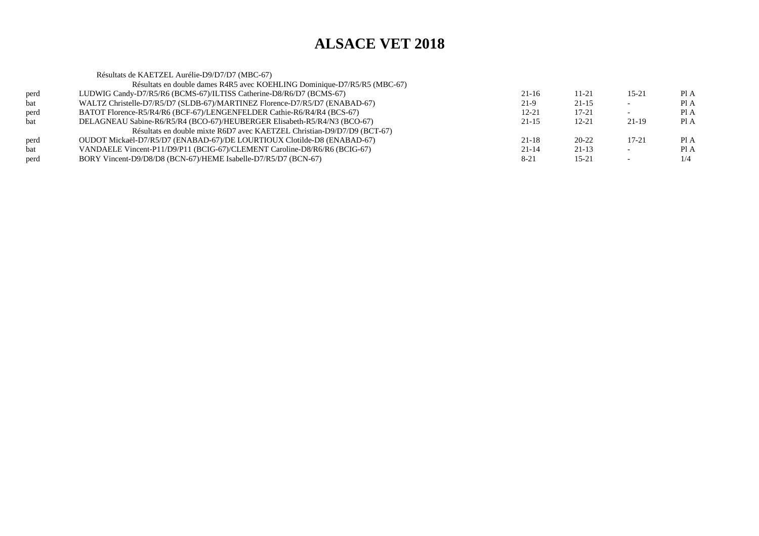# ALSACE VET 2018

Résultats de KAETZEL Aurélie-D9/D7/D7 (MBC-67)

| | Résultats en double dames R4R5 avec KOEHLING Dominique-D7/R5/R5 (MBC-67) | | | | |
|---|---|---|---|---|---|
| perd | LUDWIG Candy-D7/R5/R6 (BCMS-67)/ILTISS Catherine-D8/R6/D7 (BCMS-67) | 21-16 | 11-21 | 15-21 | Pl A |
| bat | WALTZ Christelle-D7/R5/D7 (SLDB-67)/MARTINEZ Florence-D7/R5/D7 (ENABAD-67) | 21-9 | 21-15 | - | Pl A |
| perd | BATOT Florence-R5/R4/R6 (BCF-67)/LENGENFELDER Cathie-R6/R4/R4 (BCS-67) | 12-21 | 17-21 | - | Pl A |
| bat | DELAGNEAU Sabine-R6/R5/R4 (BCO-67)/HEUBERGER Elisabeth-R5/R4/N3 (BCO-67) | 21-15 | 12-21 | 21-19 | Pl A |
| | Résultats en double mixte R6D7 avec KAETZEL Christian-D9/D7/D9 (BCT-67) | | | | |
| perd | OUDOT Mickaël-D7/R5/D7 (ENABAD-67)/DE LOURTIOUX Clotilde-D8 (ENABAD-67) | 21-18 | 20-22 | 17-21 | Pl A |
| bat | VANDAELE Vincent-P11/D9/P11 (BCIG-67)/CLEMENT Caroline-D8/R6/R6 (BCIG-67) | 21-14 | 21-13 | - | Pl A |
| perd | BORY Vincent-D9/D8/D8 (BCN-67)/HEME Isabelle-D7/R5/D7 (BCN-67) | 8-21 | 15-21 | - | 1/4 |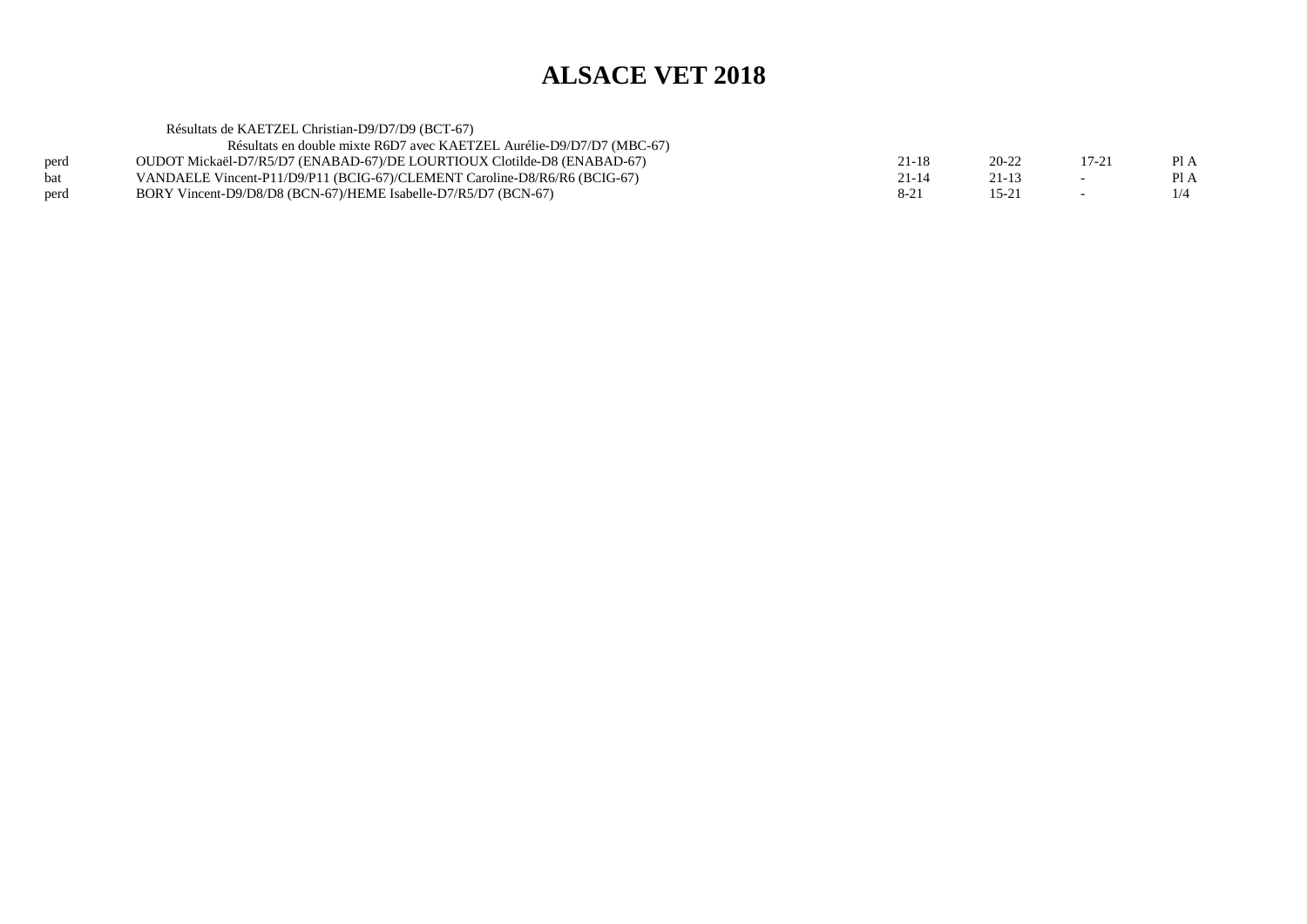# ALSACE VET 2018

Résultats de KAETZEL Christian-D9/D7/D9 (BCT-67)

Résultats en double mixte R6D7 avec KAETZEL Aurélie-D9/D7/D7 (MBC-67)

| | | | | | |
|---|---|---|---|---|---|
| perd | OUDOT Mickaël-D7/R5/D7 (ENABAD-67)/DE LOURTIOUX Clotilde-D8 (ENABAD-67) | 21-18 | 20-22 | 17-21 | Pl A |
| bat | VANDAELE Vincent-P11/D9/P11 (BCIG-67)/CLEMENT Caroline-D8/R6/R6 (BCIG-67) | 21-14 | 21-13 | - | Pl A |
| perd | BORY Vincent-D9/D8/D8 (BCN-67)/HEME Isabelle-D7/R5/D7 (BCN-67) | 8-21 | 15-21 | - | 1/4 |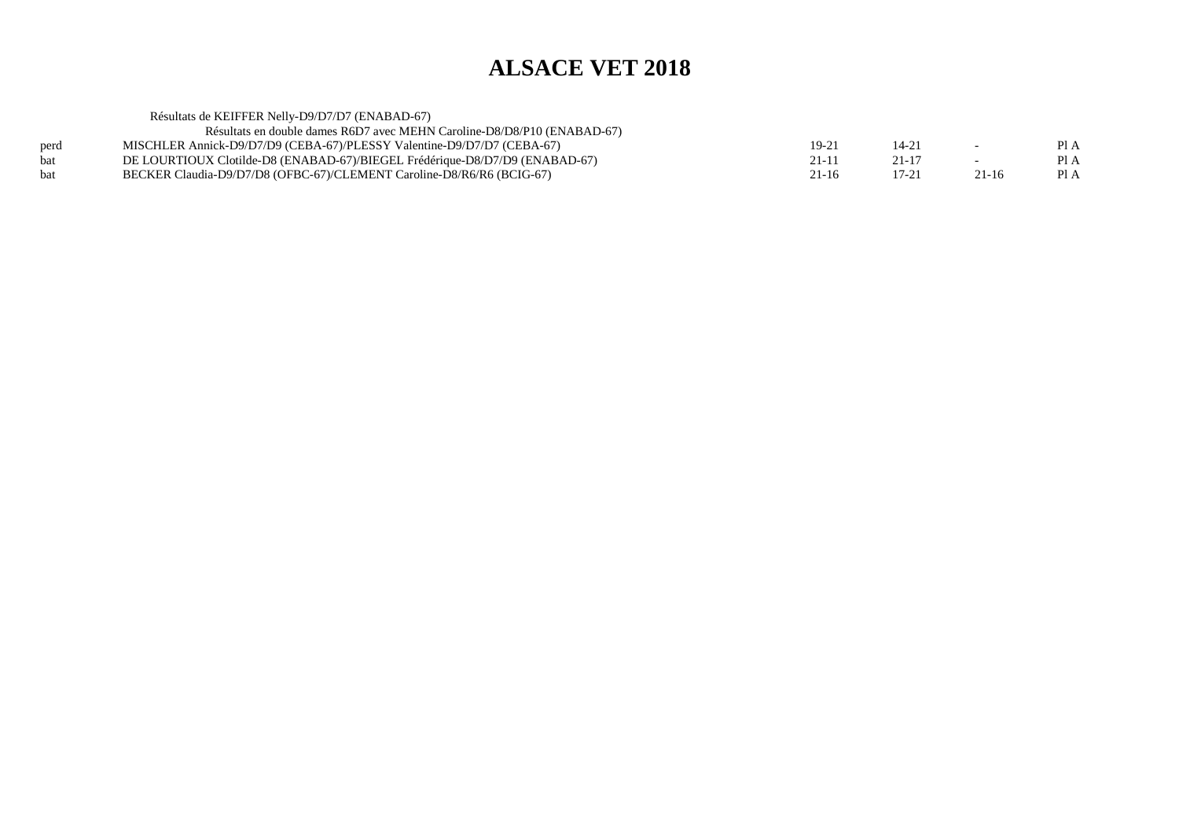# ALSACE VET 2018

Résultats de KEIFFER Nelly-D9/D7/D7 (ENABAD-67)

Résultats en double dames R6D7 avec MEHN Caroline-D8/D8/P10 (ENABAD-67)

| | | | | | |
|---|---|---|---|---|---|
| perd | MISCHLER Annick-D9/D7/D9 (CEBA-67)/PLESSY Valentine-D9/D7/D7 (CEBA-67) | 19-21 | 14-21 | - | Pl A |
| bat | DE LOURTIOUX Clotilde-D8 (ENABAD-67)/BIEGEL Frédérique-D8/D7/D9 (ENABAD-67) | 21-11 | 21-17 | - | Pl A |
| bat | BECKER Claudia-D9/D7/D8 (OFBC-67)/CLEMENT Caroline-D8/R6/R6 (BCIG-67) | 21-16 | 17-21 | 21-16 | Pl A |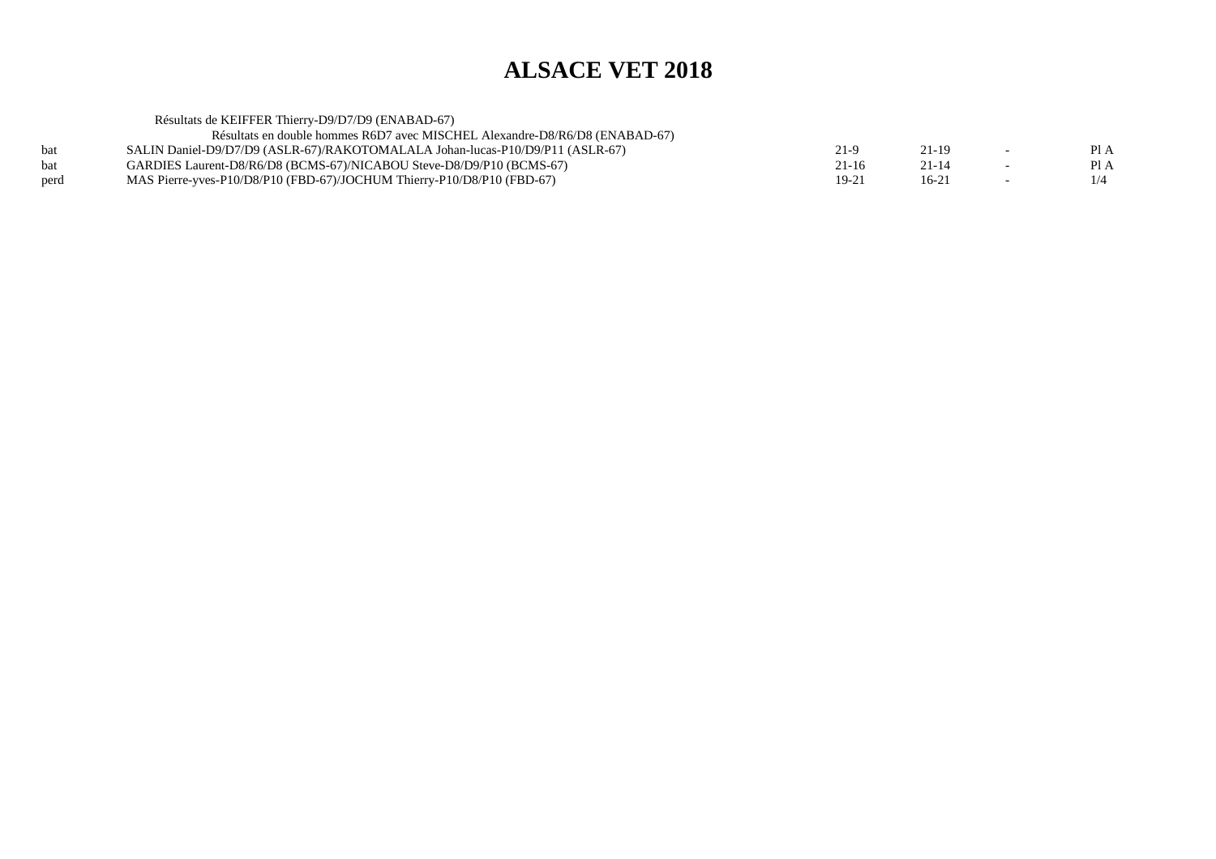# ALSACE VET 2018

Résultats de KEIFFER Thierry-D9/D7/D9 (ENABAD-67)

Résultats en double hommes R6D7 avec MISCHEL Alexandre-D8/R6/D8 (ENABAD-67)

| | | | | | |
|---|---|---|---|---|---|
| bat | SALIN Daniel-D9/D7/D9 (ASLR-67)/RAKOTOMALALA Johan-lucas-P10/D9/P11 (ASLR-67) | 21-9 | 21-19 | - | Pl A |
| bat | GARDIES Laurent-D8/R6/D8 (BCMS-67)/NICABOU Steve-D8/D9/P10 (BCMS-67) | 21-16 | 21-14 | - | Pl A |
| perd | MAS Pierre-yves-P10/D8/P10 (FBD-67)/JOCHUM Thierry-P10/D8/P10 (FBD-67) | 19-21 | 16-21 | - | 1/4 |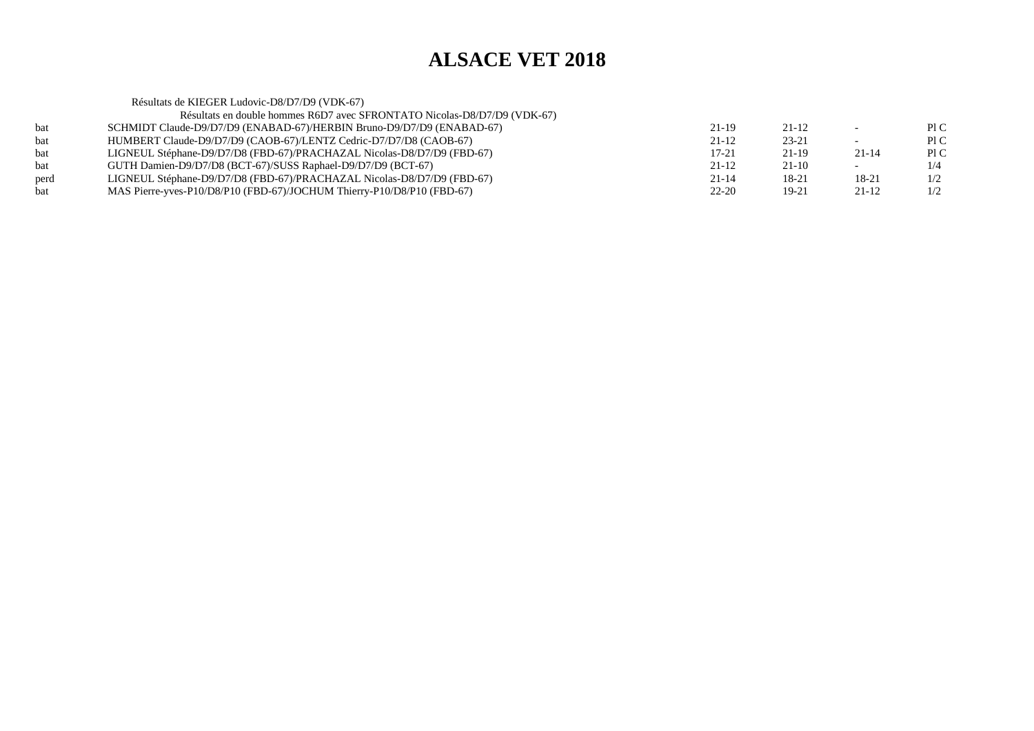# ALSACE VET 2018

Résultats de KIEGER Ludovic-D8/D7/D9 (VDK-67)

Résultats en double hommes R6D7 avec SFRONTATO Nicolas-D8/D7/D9 (VDK-67)

| | | | | | |
|---|---|---|---|---|---|
| bat | SCHMIDT Claude-D9/D7/D9 (ENABAD-67)/HERBIN Bruno-D9/D7/D9 (ENABAD-67) | 21-19 | 21-12 | - | Pl C |
| bat | HUMBERT Claude-D9/D7/D9 (CAOB-67)/LENTZ Cedric-D7/D7/D8 (CAOB-67) | 21-12 | 23-21 | - | Pl C |
| bat | LIGNEUL Stéphane-D9/D7/D8 (FBD-67)/PRACHAZAL Nicolas-D8/D7/D9 (FBD-67) | 17-21 | 21-19 | 21-14 | Pl C |
| bat | GUTH Damien-D9/D7/D8 (BCT-67)/SUSS Raphael-D9/D7/D9 (BCT-67) | 21-12 | 21-10 | - | 1/4 |
| perd | LIGNEUL Stéphane-D9/D7/D8 (FBD-67)/PRACHAZAL Nicolas-D8/D7/D9 (FBD-67) | 21-14 | 18-21 | 18-21 | 1/2 |
| bat | MAS Pierre-yves-P10/D8/P10 (FBD-67)/JOCHUM Thierry-P10/D8/P10 (FBD-67) | 22-20 | 19-21 | 21-12 | 1/2 |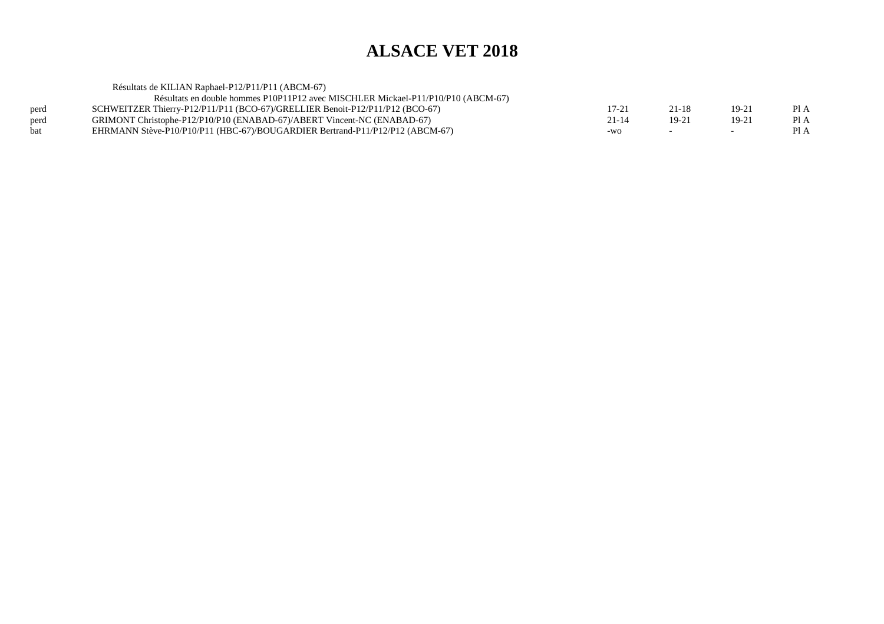# ALSACE VET 2018

Résultats de KILIAN Raphael-P12/P11/P11 (ABCM-67)

Résultats en double hommes P10P11P12 avec MISCHLER Mickael-P11/P10/P10 (ABCM-67)

| | | | | | |
|---|---|---|---|---|---|
| perd | SCHWEITZER Thierry-P12/P11/P11 (BCO-67)/GRELLIER Benoit-P12/P11/P12 (BCO-67) | 17-21 | 21-18 | 19-21 | Pl A |
| perd | GRIMONT Christophe-P12/P10/P10 (ENABAD-67)/ABERT Vincent-NC (ENABAD-67) | 21-14 | 19-21 | 19-21 | Pl A |
| bat | EHRMANN Stève-P10/P10/P11 (HBC-67)/BOUGARDIER Bertrand-P11/P12/P12 (ABCM-67) | -wo | - | - | Pl A |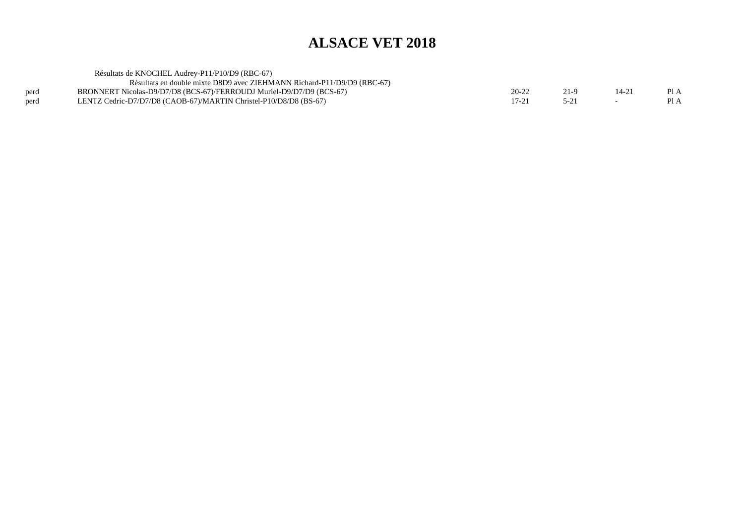# ALSACE VET 2018

Résultats de KNOCHEL Audrey-P11/P10/D9 (RBC-67)

Résultats en double mixte D8D9 avec ZIEHMANN Richard-P11/D9/D9 (RBC-67)

| | | | | | |
|---|---|---|---|---|---|
| perd | BRONNERT Nicolas-D9/D7/D8 (BCS-67)/FERROUDJ Muriel-D9/D7/D9 (BCS-67) | 20-22 | 21-9 | 14-21 | Pl A |
| perd | LENTZ Cedric-D7/D7/D8 (CAOB-67)/MARTIN Christel-P10/D8/D8 (BS-67) | 17-21 | 5-21 | - | Pl A |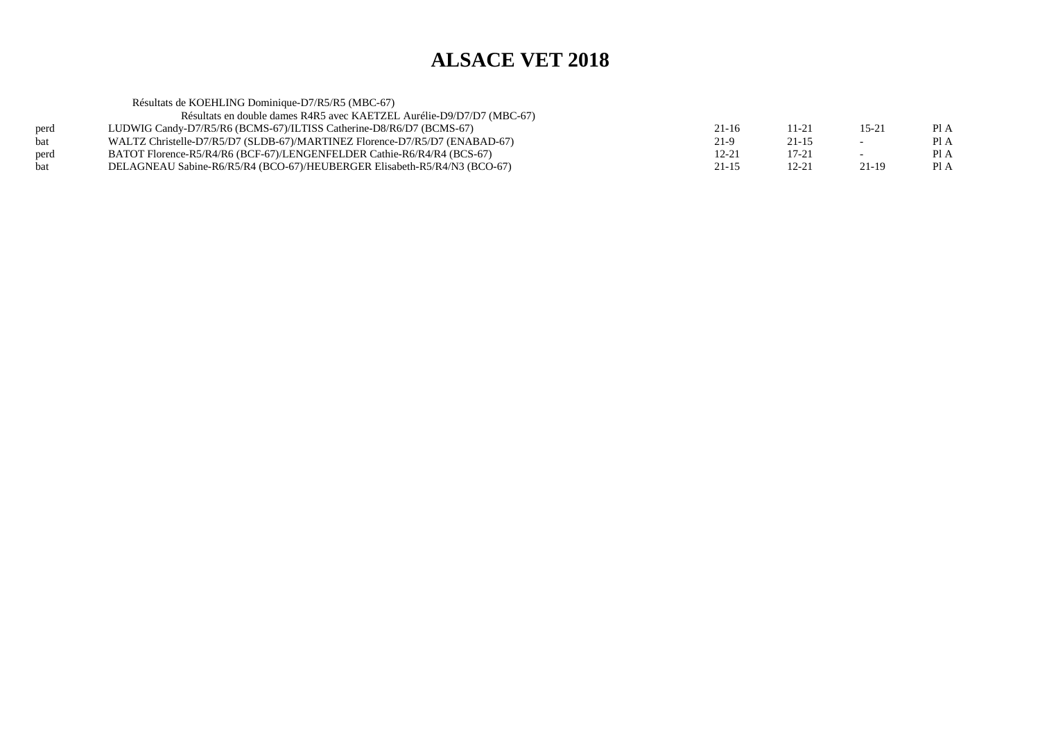# ALSACE VET 2018

Résultats de KOEHLING Dominique-D7/R5/R5 (MBC-67)

Résultats en double dames R4R5 avec KAETZEL Aurélie-D9/D7/D7 (MBC-67)

| | | | | | |
|---|---|---|---|---|---|
| perd | LUDWIG Candy-D7/R5/R6 (BCMS-67)/ILTISS Catherine-D8/R6/D7 (BCMS-67) | 21-16 | 11-21 | 15-21 | Pl A |
| bat | WALTZ Christelle-D7/R5/D7 (SLDB-67)/MARTINEZ Florence-D7/R5/D7 (ENABAD-67) | 21-9 | 21-15 | - | Pl A |
| perd | BATOT Florence-R5/R4/R6 (BCF-67)/LENGENFELDER Cathie-R6/R4/R4 (BCS-67) | 12-21 | 17-21 | - | Pl A |
| bat | DELAGNEAU Sabine-R6/R5/R4 (BCO-67)/HEUBERGER Elisabeth-R5/R4/N3 (BCO-67) | 21-15 | 12-21 | 21-19 | Pl A |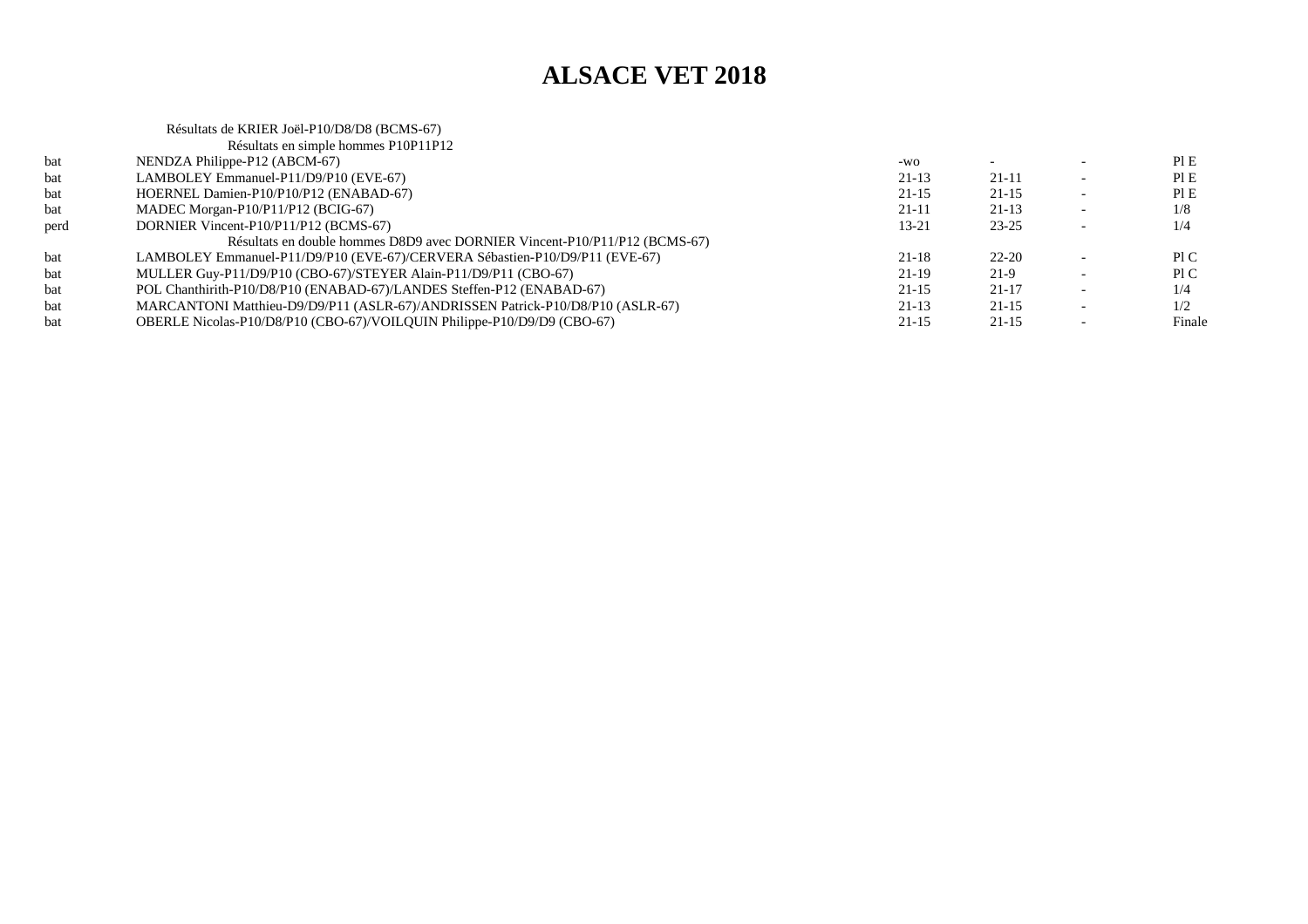# ALSACE VET 2018

Résultats de KRIER Joël-P10/D8/D8 (BCMS-67)

Résultats en simple hommes P10P11P12

| | | | | | |
|---|---|---|---|---|---|
| bat | NENDZA Philippe-P12 (ABCM-67) | -wo | - | - | Pl E |
| bat | LAMBOLEY Emmanuel-P11/D9/P10 (EVE-67) | 21-13 | 21-11 | - | Pl E |
| bat | HOERNEL Damien-P10/P10/P12 (ENABAD-67) | 21-15 | 21-15 | - | Pl E |
| bat | MADEC Morgan-P10/P11/P12 (BCIG-67) | 21-11 | 21-13 | - | 1/8 |
| perd | DORNIER Vincent-P10/P11/P12 (BCMS-67) | 13-21 | 23-25 | - | 1/4 |

Résultats en double hommes D8D9 avec DORNIER Vincent-P10/P11/P12 (BCMS-67)

| | | | | | |
|---|---|---|---|---|---|
| bat | LAMBOLEY Emmanuel-P11/D9/P10 (EVE-67)/CERVERA Sébastien-P10/D9/P11 (EVE-67) | 21-18 | 22-20 | - | Pl C |
| bat | MULLER Guy-P11/D9/P10 (CBO-67)/STEYER Alain-P11/D9/P11 (CBO-67) | 21-19 | 21-9 | - | Pl C |
| bat | POL Chanthirith-P10/D8/P10 (ENABAD-67)/LANDES Steffen-P12 (ENABAD-67) | 21-15 | 21-17 | - | 1/4 |
| bat | MARCANTONI Matthieu-D9/D9/P11 (ASLR-67)/ANDRISSEN Patrick-P10/D8/P10 (ASLR-67) | 21-13 | 21-15 | - | 1/2 |
| bat | OBERLE Nicolas-P10/D8/P10 (CBO-67)/VOILQUIN Philippe-P10/D9/D9 (CBO-67) | 21-15 | 21-15 | - | Finale |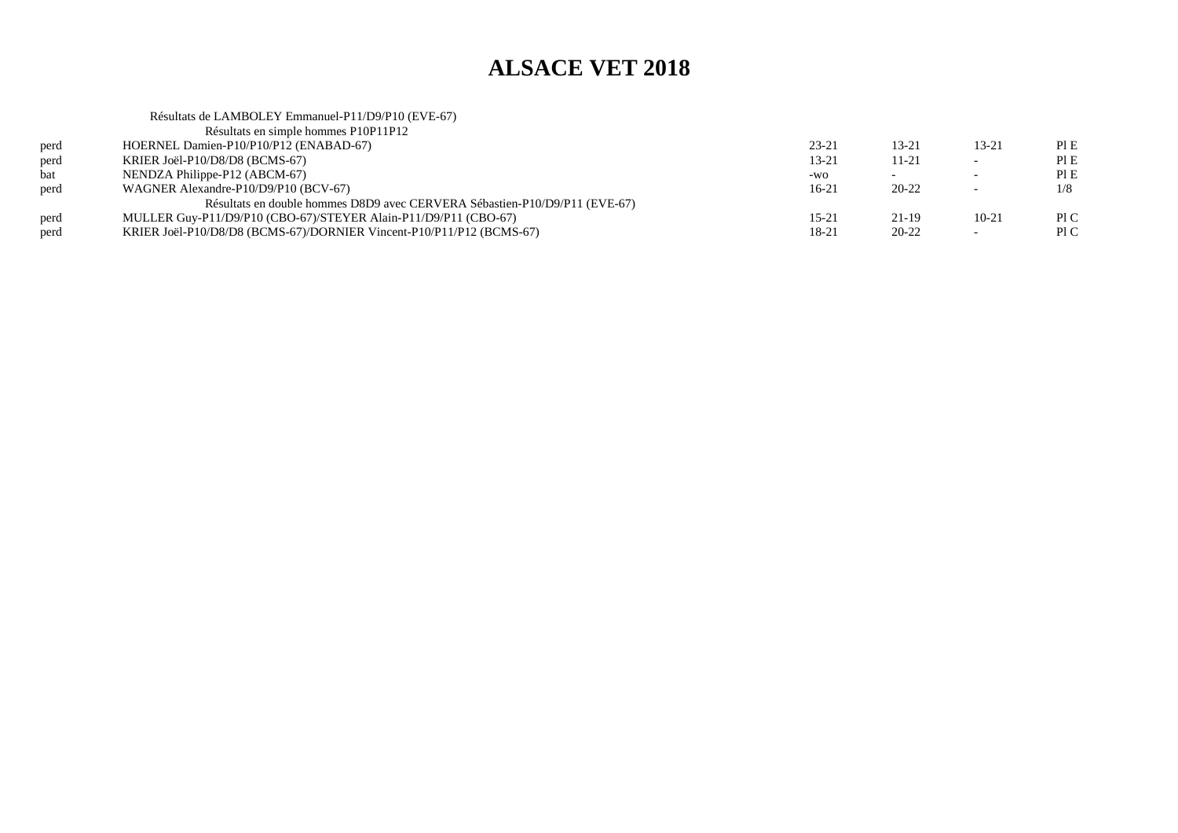# ALSACE VET 2018

Résultats de LAMBOLEY Emmanuel-P11/D9/P10 (EVE-67)

Résultats en simple hommes P10P11P12

| | | | | | |
|---|---|---|---|---|---|
| perd | HOERNEL Damien-P10/P10/P12 (ENABAD-67) | 23-21 | 13-21 | 13-21 | Pl E |
| perd | KRIER Joël-P10/D8/D8 (BCMS-67) | 13-21 | 11-21 | - | Pl E |
| bat | NENDZA Philippe-P12 (ABCM-67) | -wo | - | - | Pl E |
| perd | WAGNER Alexandre-P10/D9/P10 (BCV-67) | 16-21 | 20-22 | - | 1/8 |

Résultats en double hommes D8D9 avec CERVERA Sébastien-P10/D9/P11 (EVE-67)

| | | | | | |
|---|---|---|---|---|---|
| perd | MULLER Guy-P11/D9/P10 (CBO-67)/STEYER Alain-P11/D9/P11 (CBO-67) | 15-21 | 21-19 | 10-21 | Pl C |
| perd | KRIER Joël-P10/D8/D8 (BCMS-67)/DORNIER Vincent-P10/P11/P12 (BCMS-67) | 18-21 | 20-22 | - | Pl C |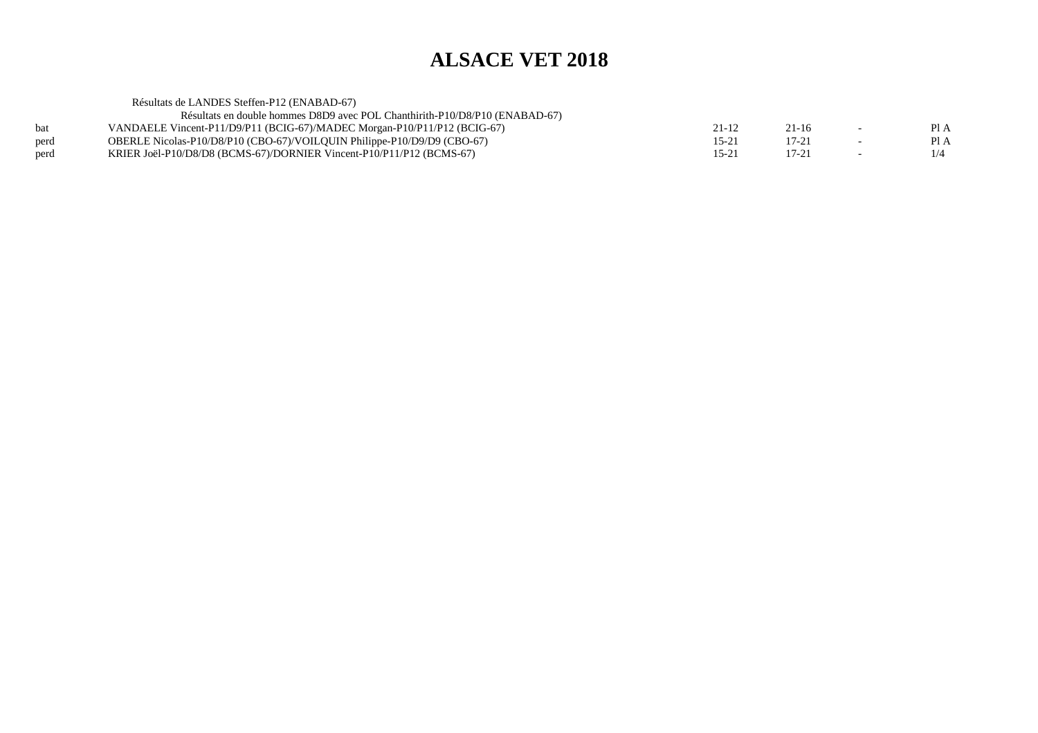# ALSACE VET 2018

Résultats de LANDES Steffen-P12 (ENABAD-67)

Résultats en double hommes D8D9 avec POL Chanthirith-P10/D8/P10 (ENABAD-67)

| | | | | | |
|---|---|---|---|---|---|
| bat | VANDAELE Vincent-P11/D9/P11 (BCIG-67)/MADEC Morgan-P10/P11/P12 (BCIG-67) | 21-12 | 21-16 | - | Pl A |
| perd | OBERLE Nicolas-P10/D8/P10 (CBO-67)/VOILQUIN Philippe-P10/D9/D9 (CBO-67) | 15-21 | 17-21 | - | Pl A |
| perd | KRIER Joël-P10/D8/D8 (BCMS-67)/DORNIER Vincent-P10/P11/P12 (BCMS-67) | 15-21 | 17-21 | - | 1/4 |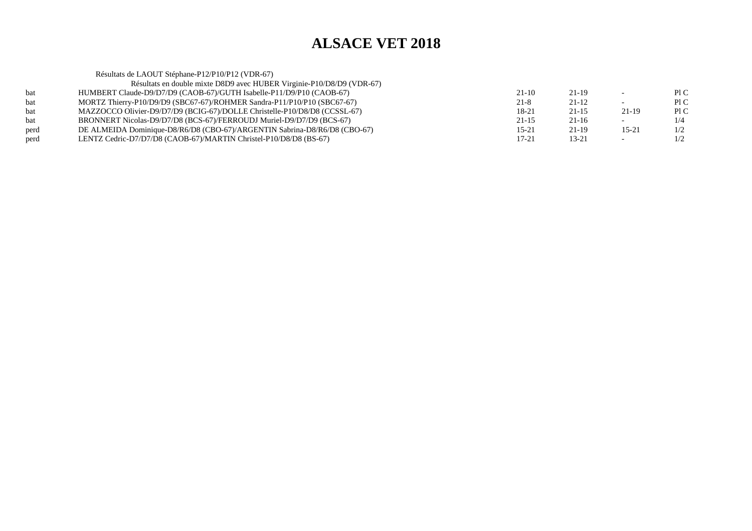# ALSACE VET 2018

Résultats de LAOUT Stéphane-P12/P10/P12 (VDR-67)

Résultats en double mixte D8D9 avec HUBER Virginie-P10/D8/D9 (VDR-67)

| | | | | | |
|---|---|---|---|---|---|
| bat | HUMBERT Claude-D9/D7/D9 (CAOB-67)/GUTH Isabelle-P11/D9/P10 (CAOB-67) | 21-10 | 21-19 | - | Pl C |
| bat | MORTZ Thierry-P10/D9/D9 (SBC67-67)/ROHMER Sandra-P11/P10/P10 (SBC67-67) | 21-8 | 21-12 | - | Pl C |
| bat | MAZZOCCO Olivier-D9/D7/D9 (BCIG-67)/DOLLE Christelle-P10/D8/D8 (CCSSL-67) | 18-21 | 21-15 | 21-19 | Pl C |
| bat | BRONNERT Nicolas-D9/D7/D8 (BCS-67)/FERROUDJ Muriel-D9/D7/D9 (BCS-67) | 21-15 | 21-16 | - | 1/4 |
| perd | DE ALMEIDA Dominique-D8/R6/D8 (CBO-67)/ARGENTIN Sabrina-D8/R6/D8 (CBO-67) | 15-21 | 21-19 | 15-21 | 1/2 |
| perd | LENTZ Cedric-D7/D7/D8 (CAOB-67)/MARTIN Christel-P10/D8/D8 (BS-67) | 17-21 | 13-21 | - | 1/2 |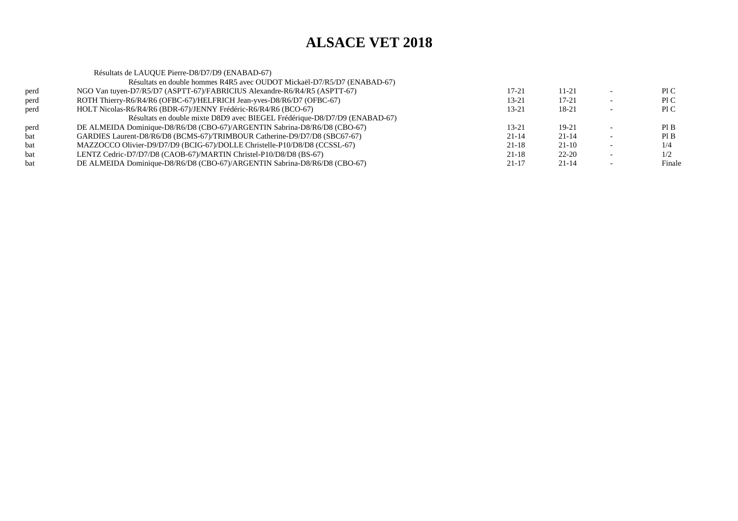# ALSACE VET 2018

Résultats de LAUQUE Pierre-D8/D7/D9 (ENABAD-67)

| | Résultats en double hommes R4R5 avec OUDOT Mickaël-D7/R5/D7 (ENABAD-67) | | | | |
|---|---|---|---|---|---|
| perd | NGO Van tuyen-D7/R5/D7 (ASPTT-67)/FABRICIUS Alexandre-R6/R4/R5 (ASPTT-67) | 17-21 | 11-21 | - | Pl C |
| perd | ROTH Thierry-R6/R4/R6 (OFBC-67)/HELFRICH Jean-yves-D8/R6/D7 (OFBC-67) | 13-21 | 17-21 | - | Pl C |
| perd | HOLT Nicolas-R6/R4/R6 (BDR-67)/JENNY Frédéric-R6/R4/R6 (BCO-67) | 13-21 | 18-21 | - | Pl C |
| | Résultats en double mixte D8D9 avec BIEGEL Frédérique-D8/D7/D9 (ENABAD-67) | | | | |
| perd | DE ALMEIDA Dominique-D8/R6/D8 (CBO-67)/ARGENTIN Sabrina-D8/R6/D8 (CBO-67) | 13-21 | 19-21 | - | Pl B |
| bat | GARDIES Laurent-D8/R6/D8 (BCMS-67)/TRIMBOUR Catherine-D9/D7/D8 (SBC67-67) | 21-14 | 21-14 | - | Pl B |
| bat | MAZZOCCO Olivier-D9/D7/D9 (BCIG-67)/DOLLE Christelle-P10/D8/D8 (CCSSL-67) | 21-18 | 21-10 | - | 1/4 |
| bat | LENTZ Cedric-D7/D7/D8 (CAOB-67)/MARTIN Christel-P10/D8/D8 (BS-67) | 21-18 | 22-20 | - | 1/2 |
| bat | DE ALMEIDA Dominique-D8/R6/D8 (CBO-67)/ARGENTIN Sabrina-D8/R6/D8 (CBO-67) | 21-17 | 21-14 | - | Finale |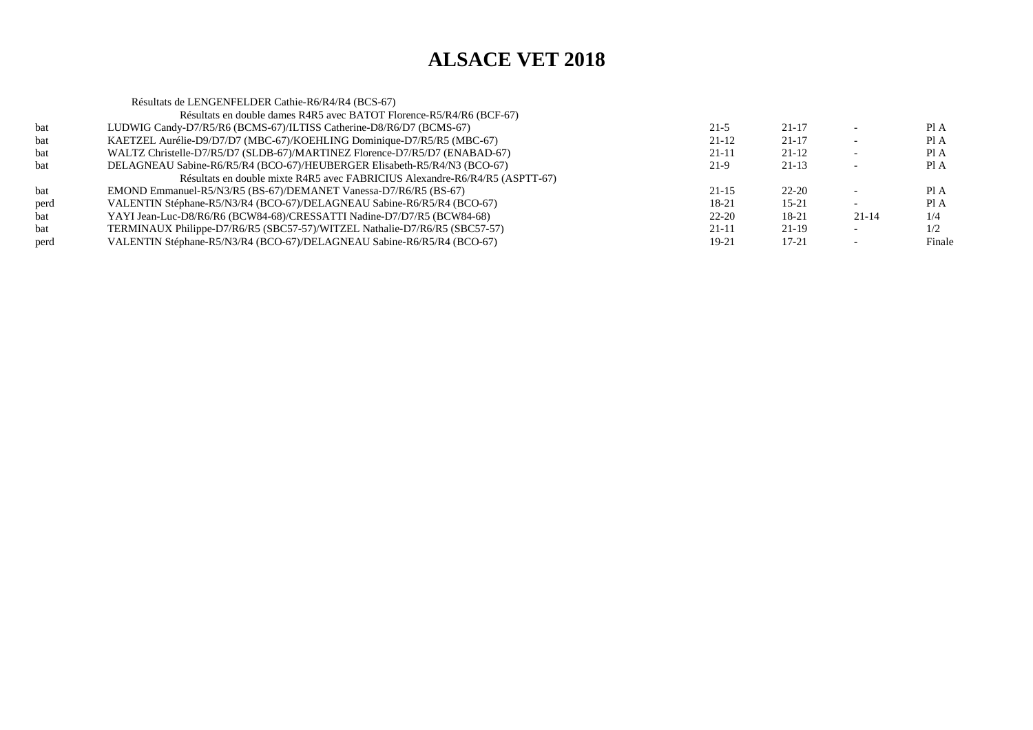# ALSACE VET 2018

Résultats de LENGENFELDER Cathie-R6/R4/R4 (BCS-67)

Résultats en double dames R4R5 avec BATOT Florence-R5/R4/R6 (BCF-67)

| | | | | | |
|---|---|---|---|---|---|
| bat | LUDWIG Candy-D7/R5/R6 (BCMS-67)/ILTISS Catherine-D8/R6/D7 (BCMS-67) | 21-5 | 21-17 | - | Pl A |
| bat | KAETZEL Aurélie-D9/D7/D7 (MBC-67)/KOEHLING Dominique-D7/R5/R5 (MBC-67) | 21-12 | 21-17 | - | Pl A |
| bat | WALTZ Christelle-D7/R5/D7 (SLDB-67)/MARTINEZ Florence-D7/R5/D7 (ENABAD-67) | 21-11 | 21-12 | - | Pl A |
| bat | DELAGNEAU Sabine-R6/R5/R4 (BCO-67)/HEUBERGER Elisabeth-R5/R4/N3 (BCO-67) | 21-9 | 21-13 | - | Pl A |

Résultats en double mixte R4R5 avec FABRICIUS Alexandre-R6/R4/R5 (ASPTT-67)

| | | | | | |
|---|---|---|---|---|---|
| bat | EMOND Emmanuel-R5/N3/R5 (BS-67)/DEMANET Vanessa-D7/R6/R5 (BS-67) | 21-15 | 22-20 | - | Pl A |
| perd | VALENTIN Stéphane-R5/N3/R4 (BCO-67)/DELAGNEAU Sabine-R6/R5/R4 (BCO-67) | 18-21 | 15-21 | - | Pl A |
| bat | YAYI Jean-Luc-D8/R6/R6 (BCW84-68)/CRESSATTI Nadine-D7/D7/R5 (BCW84-68) | 22-20 | 18-21 | 21-14 | 1/4 |
| bat | TERMINAUX Philippe-D7/R6/R5 (SBC57-57)/WITZEL Nathalie-D7/R6/R5 (SBC57-57) | 21-11 | 21-19 | - | 1/2 |
| perd | VALENTIN Stéphane-R5/N3/R4 (BCO-67)/DELAGNEAU Sabine-R6/R5/R4 (BCO-67) | 19-21 | 17-21 | - | Finale |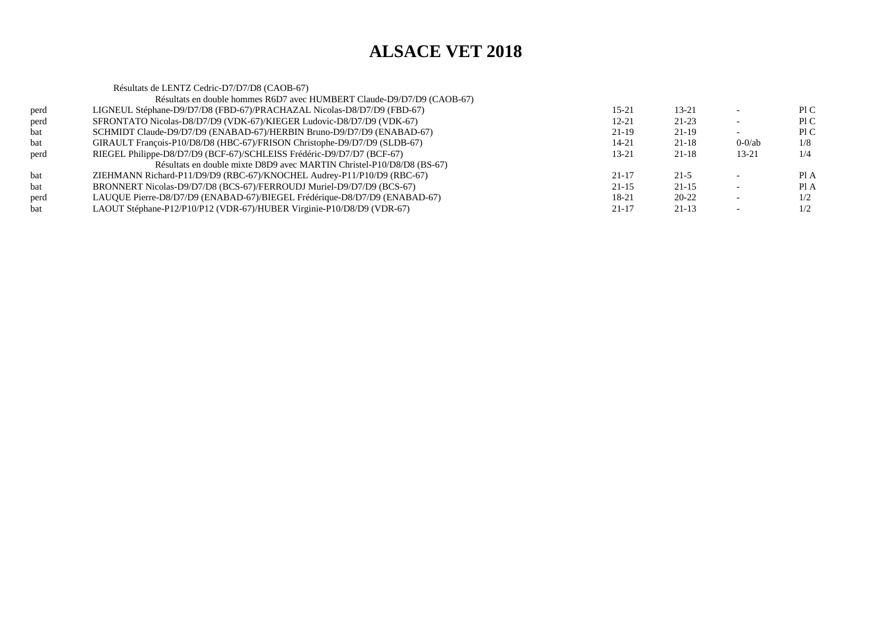# ALSACE VET 2018

Résultats de LENTZ Cedric-D7/D7/D8 (CAOB-67)

| | Résultats en double hommes R6D7 avec HUMBERT Claude-D9/D7/D9 (CAOB-67) | | | | |
|---|---|---|---|---|---|
| perd | LIGNEUL Stéphane-D9/D7/D8 (FBD-67)/PRACHAZAL Nicolas-D8/D7/D9 (FBD-67) | 15-21 | 13-21 | - | Pl C |
| perd | SFRONTATO Nicolas-D8/D7/D9 (VDK-67)/KIEGER Ludovic-D8/D7/D9 (VDK-67) | 12-21 | 21-23 | - | Pl C |
| bat | SCHMIDT Claude-D9/D7/D9 (ENABAD-67)/HERBIN Bruno-D9/D7/D9 (ENABAD-67) | 21-19 | 21-19 | - | Pl C |
| bat | GIRAULT François-P10/D8/D8 (HBC-67)/FRISON Christophe-D9/D7/D9 (SLDB-67) | 14-21 | 21-18 | 0-0/ab | 1/8 |
| perd | RIEGEL Philippe-D8/D7/D9 (BCF-67)/SCHLEISS Frédéric-D9/D7/D7 (BCF-67) | 13-21 | 21-18 | 13-21 | 1/4 |
| | Résultats en double mixte D8D9 avec MARTIN Christel-P10/D8/D8 (BS-67) | | | | |
| bat | ZIEHMANN Richard-P11/D9/D9 (RBC-67)/KNOCHEL Audrey-P11/P10/D9 (RBC-67) | 21-17 | 21-5 | - | Pl A |
| bat | BRONNERT Nicolas-D9/D7/D8 (BCS-67)/FERROUDJ Muriel-D9/D7/D9 (BCS-67) | 21-15 | 21-15 | - | Pl A |
| perd | LAUQUE Pierre-D8/D7/D9 (ENABAD-67)/BIEGEL Frédérique-D8/D7/D9 (ENABAD-67) | 18-21 | 20-22 | - | 1/2 |
| bat | LAOUT Stéphane-P12/P10/P12 (VDR-67)/HUBER Virginie-P10/D8/D9 (VDR-67) | 21-17 | 21-13 | - | 1/2 |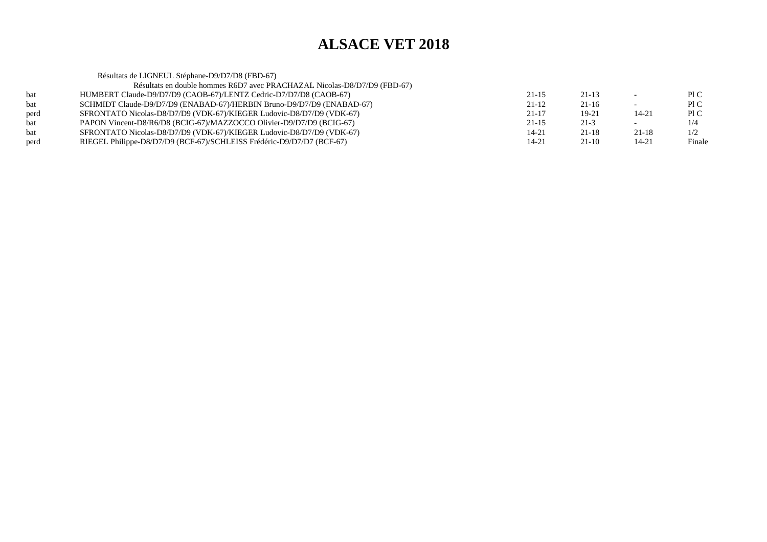# ALSACE VET 2018

Résultats de LIGNEUL Stéphane-D9/D7/D8 (FBD-67)

Résultats en double hommes R6D7 avec PRACHAZAL Nicolas-D8/D7/D9 (FBD-67)

| | | | | | |
|---|---|---|---|---|---|
| bat | HUMBERT Claude-D9/D7/D9 (CAOB-67)/LENTZ Cedric-D7/D7/D8 (CAOB-67) | 21-15 | 21-13 | - | Pl C |
| bat | SCHMIDT Claude-D9/D7/D9 (ENABAD-67)/HERBIN Bruno-D9/D7/D9 (ENABAD-67) | 21-12 | 21-16 | - | Pl C |
| perd | SFRONTATO Nicolas-D8/D7/D9 (VDK-67)/KIEGER Ludovic-D8/D7/D9 (VDK-67) | 21-17 | 19-21 | 14-21 | Pl C |
| bat | PAPON Vincent-D8/R6/D8 (BCIG-67)/MAZZOCCO Olivier-D9/D7/D9 (BCIG-67) | 21-15 | 21-3 | - | 1/4 |
| bat | SFRONTATO Nicolas-D8/D7/D9 (VDK-67)/KIEGER Ludovic-D8/D7/D9 (VDK-67) | 14-21 | 21-18 | 21-18 | 1/2 |
| perd | RIEGEL Philippe-D8/D7/D9 (BCF-67)/SCHLEISS Frédéric-D9/D7/D7 (BCF-67) | 14-21 | 21-10 | 14-21 | Finale |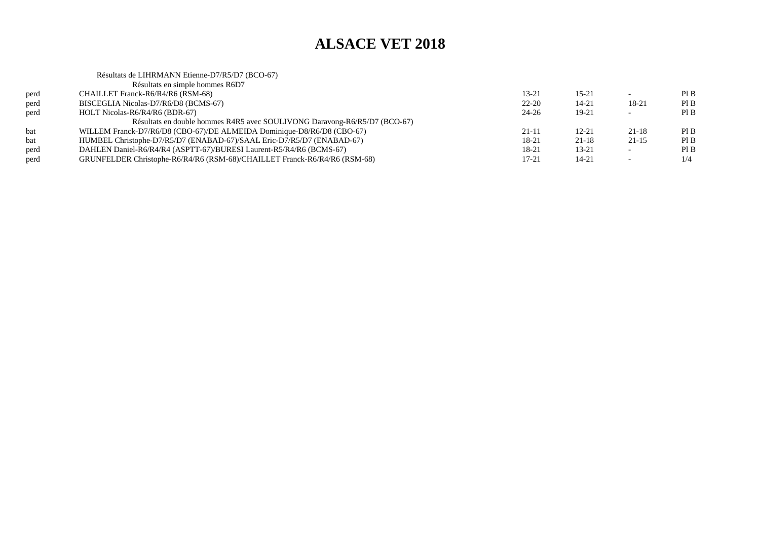# ALSACE VET 2018

Résultats de LIHRMANN Etienne-D7/R5/D7 (BCO-67)

Résultats en simple hommes R6D7

| | | | | | |
|---|---|---|---|---|---|
| perd | CHAILLET Franck-R6/R4/R6 (RSM-68) | 13-21 | 15-21 | - | Pl B |
| perd | BISCEGLIA Nicolas-D7/R6/D8 (BCMS-67) | 22-20 | 14-21 | 18-21 | Pl B |
| perd | HOLT Nicolas-R6/R4/R6 (BDR-67) | 24-26 | 19-21 | - | Pl B |

Résultats en double hommes R4R5 avec SOULIVONG Daravong-R6/R5/D7 (BCO-67)

| | | | | | |
|---|---|---|---|---|---|
| bat | WILLEM Franck-D7/R6/D8 (CBO-67)/DE ALMEIDA Dominique-D8/R6/D8 (CBO-67) | 21-11 | 12-21 | 21-18 | Pl B |
| bat | HUMBEL Christophe-D7/R5/D7 (ENABAD-67)/SAAL Eric-D7/R5/D7 (ENABAD-67) | 18-21 | 21-18 | 21-15 | Pl B |
| perd | DAHLEN Daniel-R6/R4/R4 (ASPTT-67)/BURESI Laurent-R5/R4/R6 (BCMS-67) | 18-21 | 13-21 | - | Pl B |
| perd | GRUNFELDER Christophe-R6/R4/R6 (RSM-68)/CHAILLET Franck-R6/R4/R6 (RSM-68) | 17-21 | 14-21 | - | 1/4 |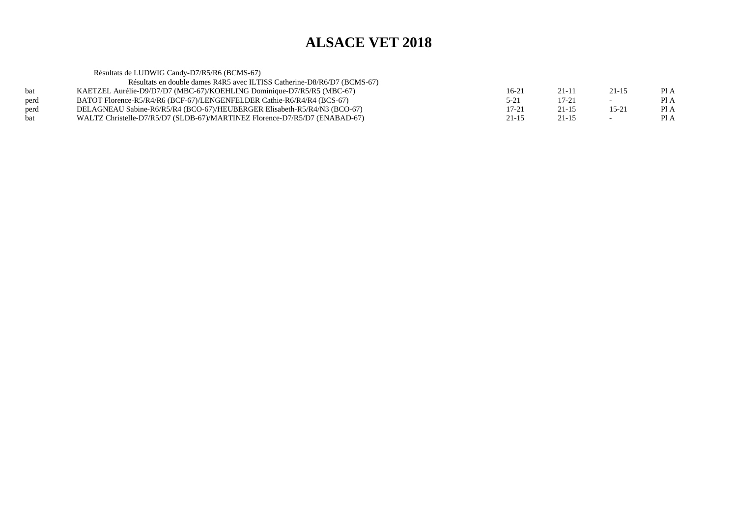# ALSACE VET 2018

Résultats de LUDWIG Candy-D7/R5/R6 (BCMS-67)

Résultats en double dames R4R5 avec ILTISS Catherine-D8/R6/D7 (BCMS-67)

| | | | | | |
|---|---|---|---|---|---|
| bat | KAETZEL Aurélie-D9/D7/D7 (MBC-67)/KOEHLING Dominique-D7/R5/R5 (MBC-67) | 16-21 | 21-11 | 21-15 | Pl A |
| perd | BATOT Florence-R5/R4/R6 (BCF-67)/LENGENFELDER Cathie-R6/R4/R4 (BCS-67) | 5-21 | 17-21 | - | Pl A |
| perd | DELAGNEAU Sabine-R6/R5/R4 (BCO-67)/HEUBERGER Elisabeth-R5/R4/N3 (BCO-67) | 17-21 | 21-15 | 15-21 | Pl A |
| bat | WALTZ Christelle-D7/R5/D7 (SLDB-67)/MARTINEZ Florence-D7/R5/D7 (ENABAD-67) | 21-15 | 21-15 | - | Pl A |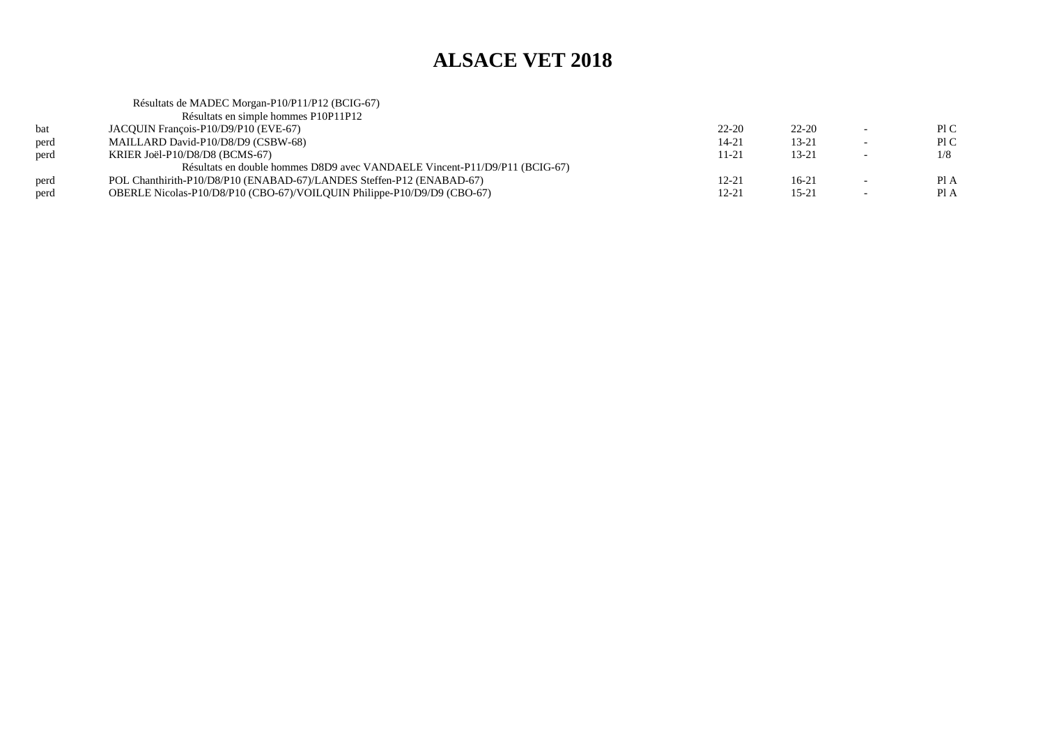# ALSACE VET 2018

Résultats de MADEC Morgan-P10/P11/P12 (BCIG-67)

Résultats en simple hommes P10P11P12

| | | | | | |
|---|---|---|---|---|---|
| bat | JACQUIN François-P10/D9/P10 (EVE-67) | 22-20 | 22-20 | - | Pl C |
| perd | MAILLARD David-P10/D8/D9 (CSBW-68) | 14-21 | 13-21 | - | Pl C |
| perd | KRIER Joël-P10/D8/D8 (BCMS-67) | 11-21 | 13-21 | - | 1/8 |

Résultats en double hommes D8D9 avec VANDAELE Vincent-P11/D9/P11 (BCIG-67)

| | | | | | |
|---|---|---|---|---|---|
| perd | POL Chanthirith-P10/D8/P10 (ENABAD-67)/LANDES Steffen-P12 (ENABAD-67) | 12-21 | 16-21 | - | Pl A |
| perd | OBERLE Nicolas-P10/D8/P10 (CBO-67)/VOILQUIN Philippe-P10/D9/D9 (CBO-67) | 12-21 | 15-21 | - | Pl A |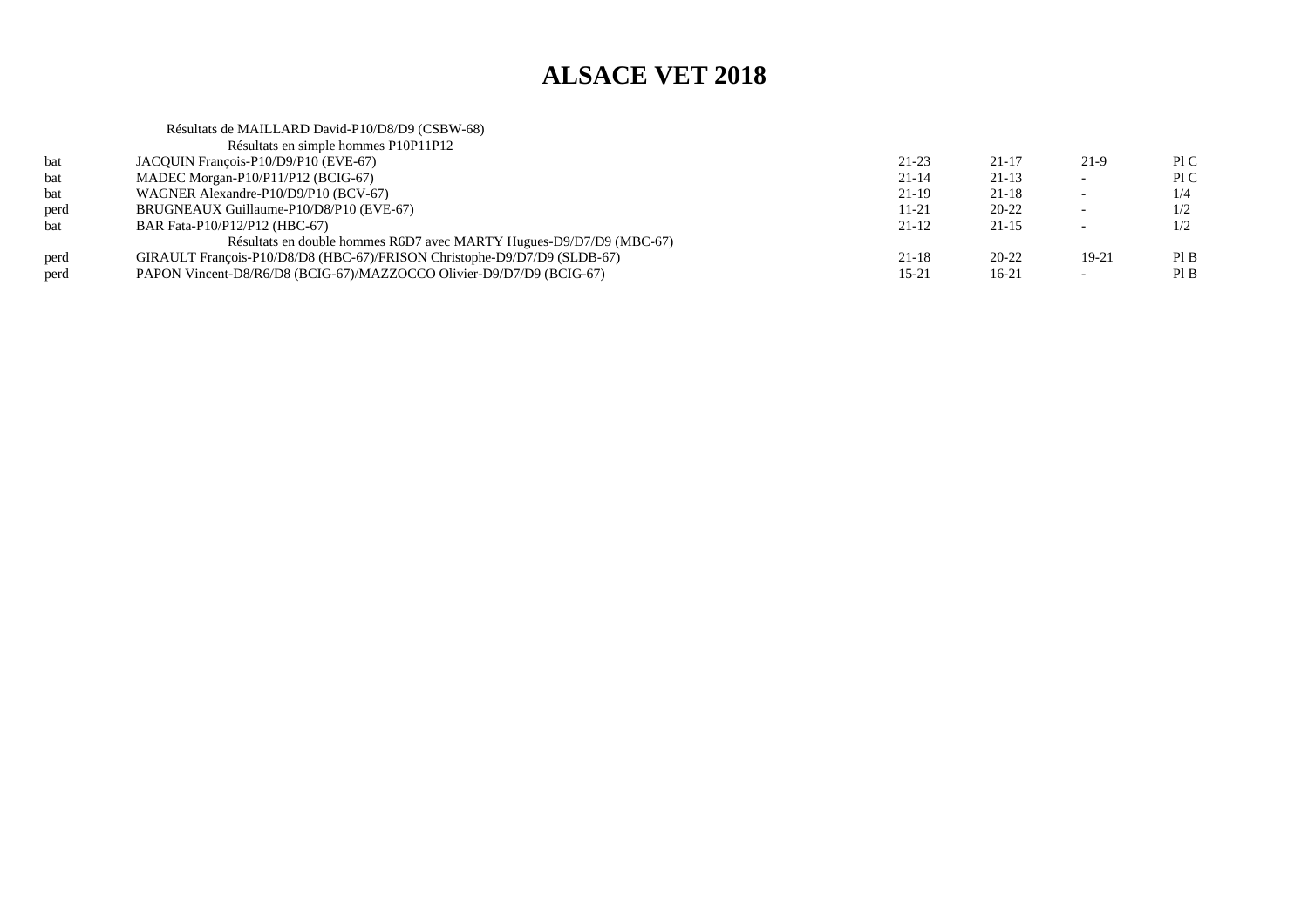# ALSACE VET 2018

Résultats de MAILLARD David-P10/D8/D9 (CSBW-68)

Résultats en simple hommes P10P11P12

| | | | | | |
|---|---|---|---|---|---|
| bat | JACQUIN François-P10/D9/P10 (EVE-67) | 21-23 | 21-17 | 21-9 | Pl C |
| bat | MADEC Morgan-P10/P11/P12 (BCIG-67) | 21-14 | 21-13 | - | Pl C |
| bat | WAGNER Alexandre-P10/D9/P10 (BCV-67) | 21-19 | 21-18 | - | 1/4 |
| perd | BRUGNEAUX Guillaume-P10/D8/P10 (EVE-67) | 11-21 | 20-22 | - | 1/2 |
| bat | BAR Fata-P10/P12/P12 (HBC-67) | 21-12 | 21-15 | - | 1/2 |

Résultats en double hommes R6D7 avec MARTY Hugues-D9/D7/D9 (MBC-67)

| | | | | | |
|---|---|---|---|---|---|
| perd | GIRAULT François-P10/D8/D8 (HBC-67)/FRISON Christophe-D9/D7/D9 (SLDB-67) | 21-18 | 20-22 | 19-21 | Pl B |
| perd | PAPON Vincent-D8/R6/D8 (BCIG-67)/MAZZOCCO Olivier-D9/D7/D9 (BCIG-67) | 15-21 | 16-21 | - | Pl B |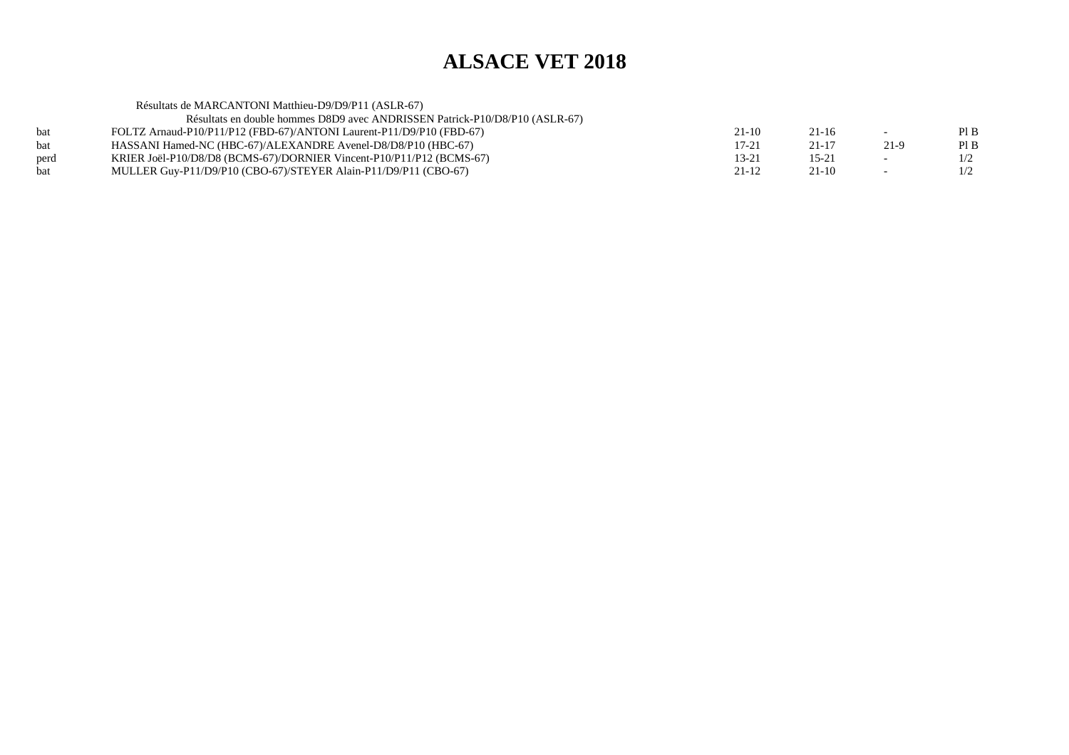# ALSACE VET 2018

Résultats de MARCANTONI Matthieu-D9/D9/P11 (ASLR-67)

Résultats en double hommes D8D9 avec ANDRISSEN Patrick-P10/D8/P10 (ASLR-67)

| | | | | | |
|---|---|---|---|---|---|
| bat | FOLTZ Arnaud-P10/P11/P12 (FBD-67)/ANTONI Laurent-P11/D9/P10 (FBD-67) | 21-10 | 21-16 | - | Pl B |
| bat | HASSANI Hamed-NC (HBC-67)/ALEXANDRE Avenel-D8/D8/P10 (HBC-67) | 17-21 | 21-17 | 21-9 | Pl B |
| perd | KRIER Joël-P10/D8/D8 (BCMS-67)/DORNIER Vincent-P10/P11/P12 (BCMS-67) | 13-21 | 15-21 | - | 1/2 |
| bat | MULLER Guy-P11/D9/P10 (CBO-67)/STEYER Alain-P11/D9/P11 (CBO-67) | 21-12 | 21-10 | - | 1/2 |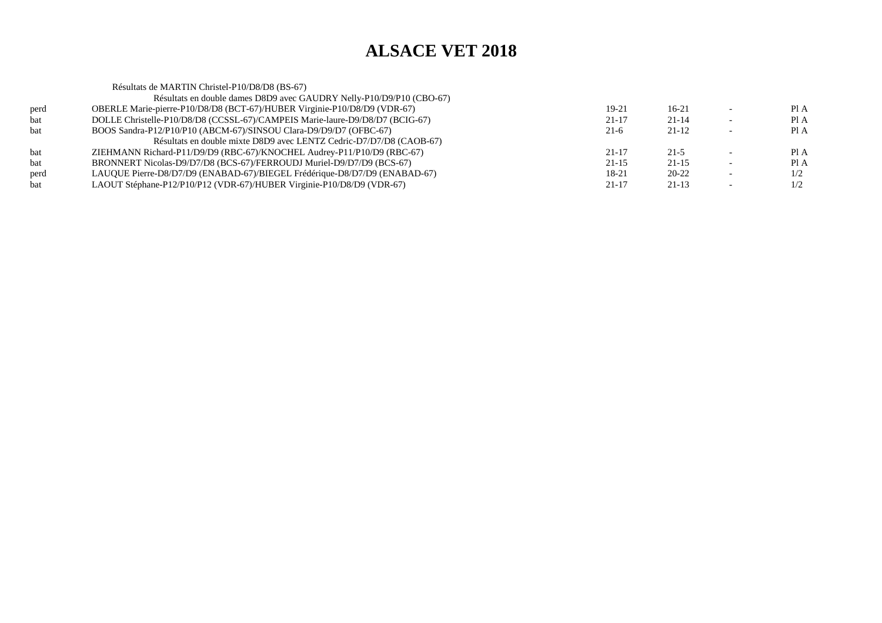# ALSACE VET 2018

Résultats de MARTIN Christel-P10/D8/D8 (BS-67)

Résultats en double dames D8D9 avec GAUDRY Nelly-P10/D9/P10 (CBO-67)

| | | | | | |
|---|---|---|---|---|---|
| perd | OBERLE Marie-pierre-P10/D8/D8 (BCT-67)/HUBER Virginie-P10/D8/D9 (VDR-67) | 19-21 | 16-21 | - | Pl A |
| bat | DOLLE Christelle-P10/D8/D8 (CCSSL-67)/CAMPEIS Marie-laure-D9/D8/D7 (BCIG-67) | 21-17 | 21-14 | - | Pl A |
| bat | BOOS Sandra-P12/P10/P10 (ABCM-67)/SINSOU Clara-D9/D9/D7 (OFBC-67) | 21-6 | 21-12 | - | Pl A |

Résultats en double mixte D8D9 avec LENTZ Cedric-D7/D7/D8 (CAOB-67)

| | | | | | |
|---|---|---|---|---|---|
| bat | ZIEHMANN Richard-P11/D9/D9 (RBC-67)/KNOCHEL Audrey-P11/P10/D9 (RBC-67) | 21-17 | 21-5 | - | Pl A |
| bat | BRONNERT Nicolas-D9/D7/D8 (BCS-67)/FERROUDJ Muriel-D9/D7/D9 (BCS-67) | 21-15 | 21-15 | - | Pl A |
| perd | LAUQUE Pierre-D8/D7/D9 (ENABAD-67)/BIEGEL Frédérique-D8/D7/D9 (ENABAD-67) | 18-21 | 20-22 | - | 1/2 |
| bat | LAOUT Stéphane-P12/P10/P12 (VDR-67)/HUBER Virginie-P10/D8/D9 (VDR-67) | 21-17 | 21-13 | - | 1/2 |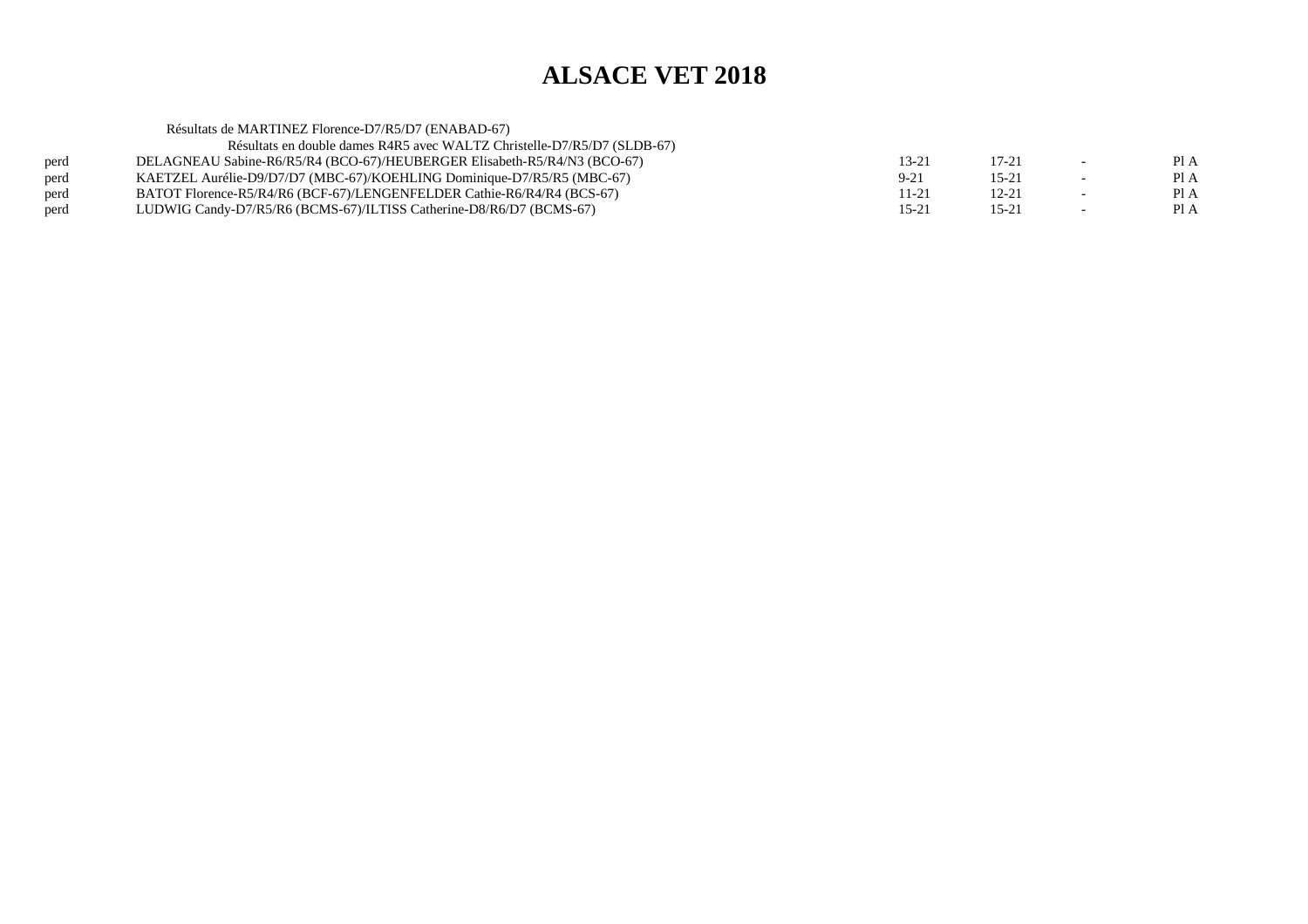# ALSACE VET 2018

Résultats de MARTINEZ Florence-D7/R5/D7 (ENABAD-67)

Résultats en double dames R4R5 avec WALTZ Christelle-D7/R5/D7 (SLDB-67)

| | | | | | |
|---|---|---|---|---|---|
| perd | DELAGNEAU Sabine-R6/R5/R4 (BCO-67)/HEUBERGER Elisabeth-R5/R4/N3 (BCO-67) | 13-21 | 17-21 | - | Pl A |
| perd | KAETZEL Aurélie-D9/D7/D7 (MBC-67)/KOEHLING Dominique-D7/R5/R5 (MBC-67) | 9-21 | 15-21 | - | Pl A |
| perd | BATOT Florence-R5/R4/R6 (BCF-67)/LENGENFELDER Cathie-R6/R4/R4 (BCS-67) | 11-21 | 12-21 | - | Pl A |
| perd | LUDWIG Candy-D7/R5/R6 (BCMS-67)/ILTISS Catherine-D8/R6/D7 (BCMS-67) | 15-21 | 15-21 | - | Pl A |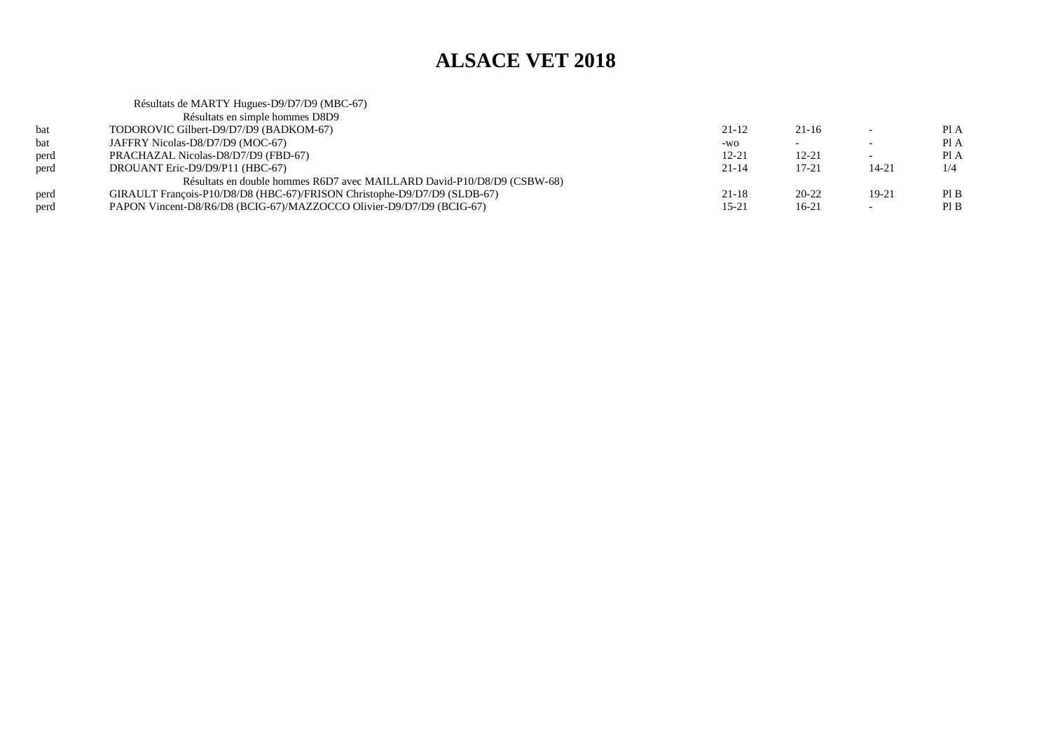# ALSACE VET 2018

Résultats de MARTY Hugues-D9/D7/D9 (MBC-67)

Résultats en simple hommes D8D9

| | | | | | |
|---|---|---|---|---|---|
| bat | TODOROVIC Gilbert-D9/D7/D9 (BADKOM-67) | 21-12 | 21-16 | - | Pl A |
| bat | JAFFRY Nicolas-D8/D7/D9 (MOC-67) | -wo | - | - | Pl A |
| perd | PRACHAZAL Nicolas-D8/D7/D9 (FBD-67) | 12-21 | 12-21 | - | Pl A |
| perd | DROUANT Eric-D9/D9/P11 (HBC-67) | 21-14 | 17-21 | 14-21 | 1/4 |

Résultats en double hommes R6D7 avec MAILLARD David-P10/D8/D9 (CSBW-68)

| | | | | | |
|---|---|---|---|---|---|
| perd | GIRAULT François-P10/D8/D8 (HBC-67)/FRISON Christophe-D9/D7/D9 (SLDB-67) | 21-18 | 20-22 | 19-21 | Pl B |
| perd | PAPON Vincent-D8/R6/D8 (BCIG-67)/MAZZOCCO Olivier-D9/D7/D9 (BCIG-67) | 15-21 | 16-21 | - | Pl B |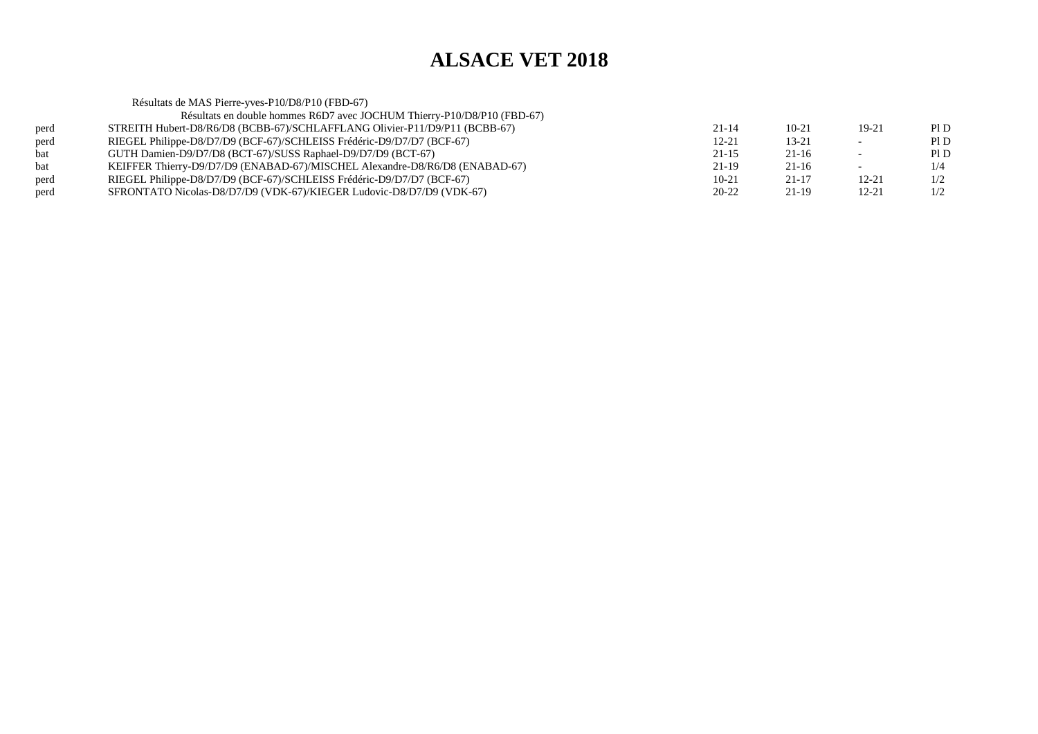# ALSACE VET 2018

Résultats de MAS Pierre-yves-P10/D8/P10 (FBD-67)

Résultats en double hommes R6D7 avec JOCHUM Thierry-P10/D8/P10 (FBD-67)

| | | | | | |
|---|---|---|---|---|---|
| perd | STREITH Hubert-D8/R6/D8 (BCBB-67)/SCHLAFFLANG Olivier-P11/D9/P11 (BCBB-67) | 21-14 | 10-21 | 19-21 | Pl D |
| perd | RIEGEL Philippe-D8/D7/D9 (BCF-67)/SCHLEISS Frédéric-D9/D7/D7 (BCF-67) | 12-21 | 13-21 | - | Pl D |
| bat | GUTH Damien-D9/D7/D8 (BCT-67)/SUSS Raphael-D9/D7/D9 (BCT-67) | 21-15 | 21-16 | - | Pl D |
| bat | KEIFFER Thierry-D9/D7/D9 (ENABAD-67)/MISCHEL Alexandre-D8/R6/D8 (ENABAD-67) | 21-19 | 21-16 | - | 1/4 |
| perd | RIEGEL Philippe-D8/D7/D9 (BCF-67)/SCHLEISS Frédéric-D9/D7/D7 (BCF-67) | 10-21 | 21-17 | 12-21 | 1/2 |
| perd | SFRONTATO Nicolas-D8/D7/D9 (VDK-67)/KIEGER Ludovic-D8/D7/D9 (VDK-67) | 20-22 | 21-19 | 12-21 | 1/2 |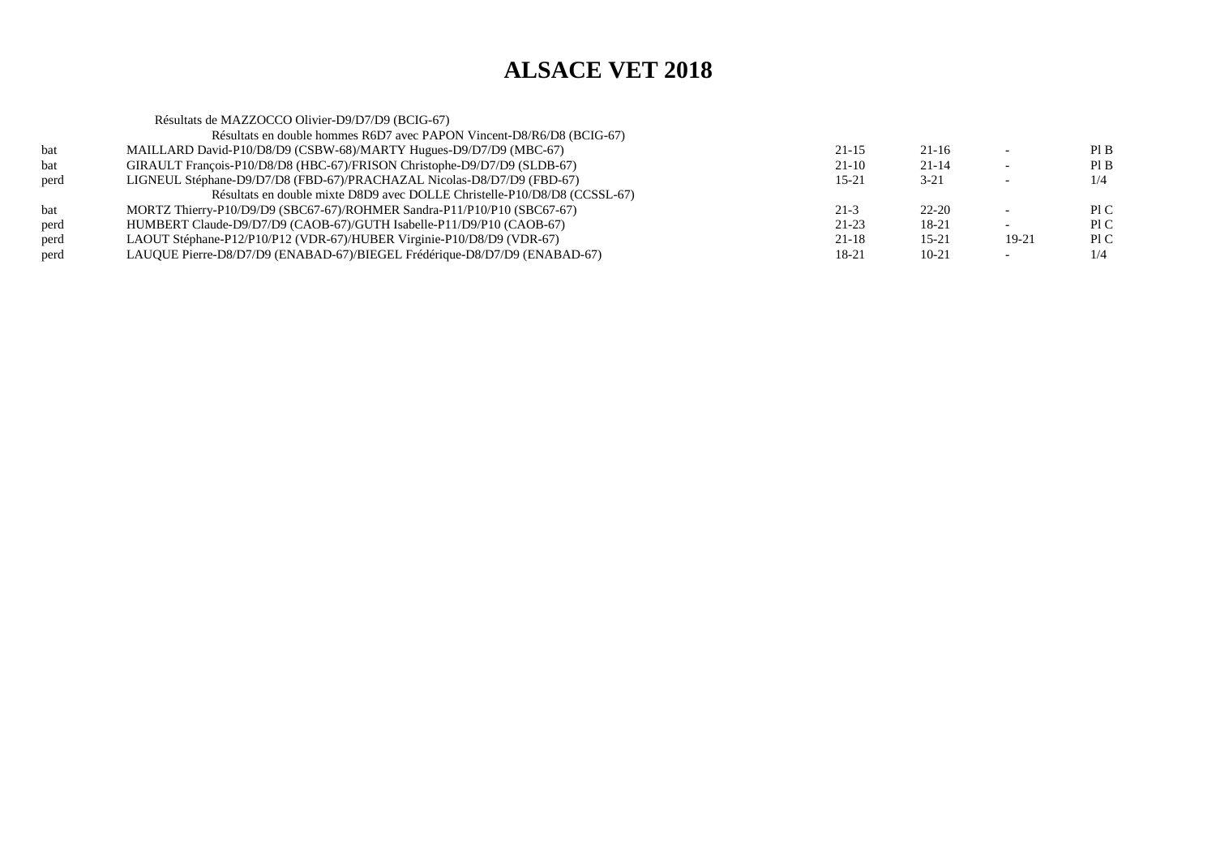# ALSACE VET 2018

Résultats de MAZZOCCO Olivier-D9/D7/D9 (BCIG-67)

| | Résultats en double hommes R6D7 avec PAPON Vincent-D8/R6/D8 (BCIG-67) | | | | |
|---|---|---|---|---|---|
| bat | MAILLARD David-P10/D8/D9 (CSBW-68)/MARTY Hugues-D9/D7/D9 (MBC-67) | 21-15 | 21-16 | - | Pl B |
| bat | GIRAULT François-P10/D8/D8 (HBC-67)/FRISON Christophe-D9/D7/D9 (SLDB-67) | 21-10 | 21-14 | - | Pl B |
| perd | LIGNEUL Stéphane-D9/D7/D8 (FBD-67)/PRACHAZAL Nicolas-D8/D7/D9 (FBD-67) | 15-21 | 3-21 | - | 1/4 |
| | Résultats en double mixte D8D9 avec DOLLE Christelle-P10/D8/D8 (CCSSL-67) | | | | |
| bat | MORTZ Thierry-P10/D9/D9 (SBC67-67)/ROHMER Sandra-P11/P10/P10 (SBC67-67) | 21-3 | 22-20 | - | Pl C |
| perd | HUMBERT Claude-D9/D7/D9 (CAOB-67)/GUTH Isabelle-P11/D9/P10 (CAOB-67) | 21-23 | 18-21 | - | Pl C |
| perd | LAOUT Stéphane-P12/P10/P12 (VDR-67)/HUBER Virginie-P10/D8/D9 (VDR-67) | 21-18 | 15-21 | 19-21 | Pl C |
| perd | LAUQUE Pierre-D8/D7/D9 (ENABAD-67)/BIEGEL Frédérique-D8/D7/D9 (ENABAD-67) | 18-21 | 10-21 | - | 1/4 |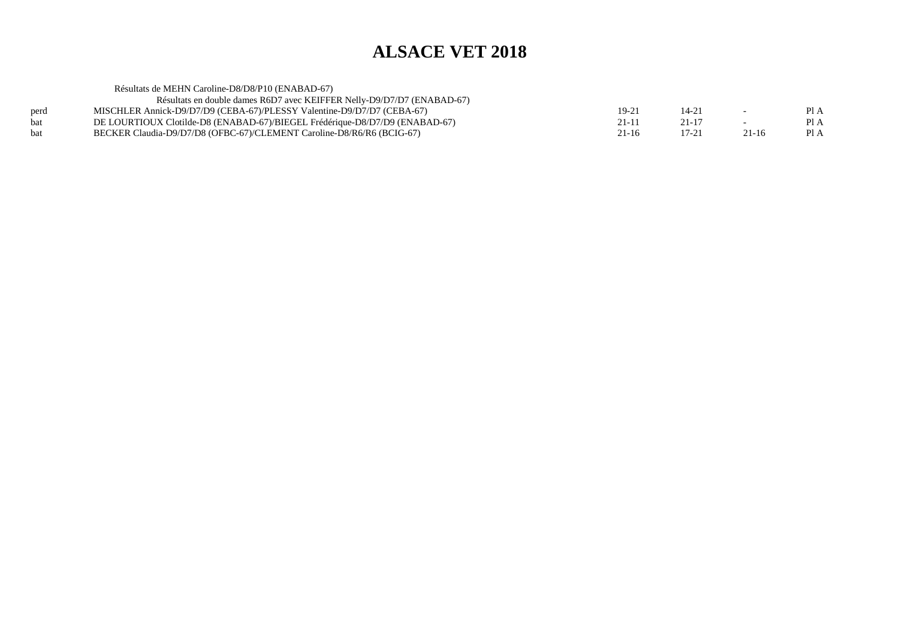# ALSACE VET 2018

Résultats de MEHN Caroline-D8/D8/P10 (ENABAD-67)

Résultats en double dames R6D7 avec KEIFFER Nelly-D9/D7/D7 (ENABAD-67)

| | | | | | |
|---|---|---|---|---|---|
| perd | MISCHLER Annick-D9/D7/D9 (CEBA-67)/PLESSY Valentine-D9/D7/D7 (CEBA-67) | 19-21 | 14-21 | - | Pl A |
| bat | DE LOURTIOUX Clotilde-D8 (ENABAD-67)/BIEGEL Frédérique-D8/D7/D9 (ENABAD-67) | 21-11 | 21-17 | - | Pl A |
| bat | BECKER Claudia-D9/D7/D8 (OFBC-67)/CLEMENT Caroline-D8/R6/R6 (BCIG-67) | 21-16 | 17-21 | 21-16 | Pl A |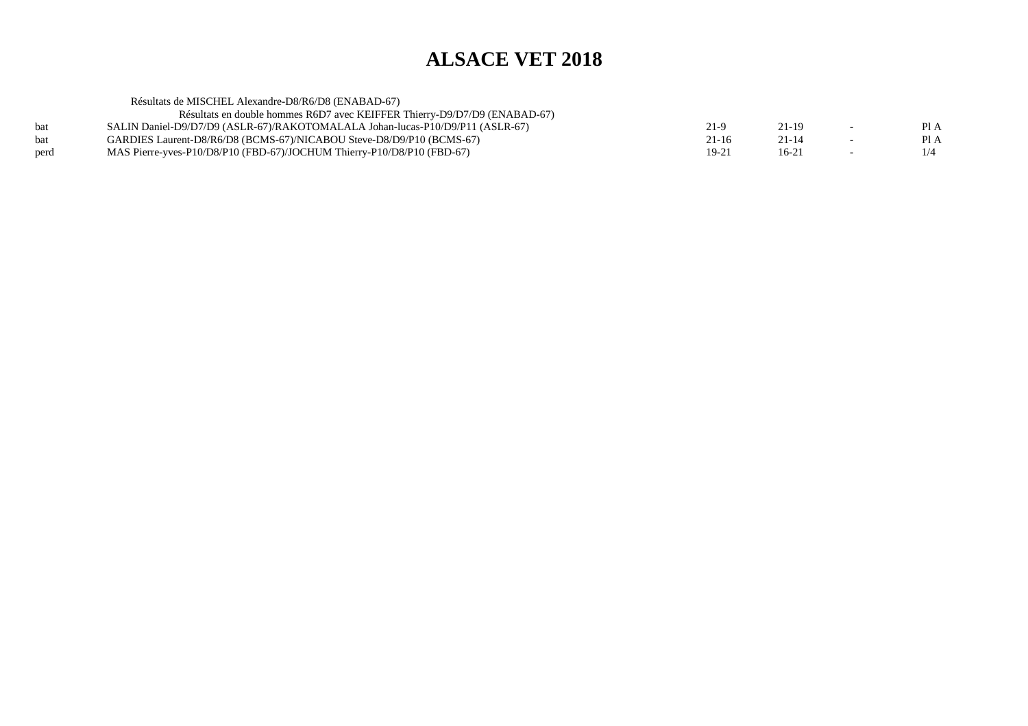# ALSACE VET 2018

Résultats de MISCHEL Alexandre-D8/R6/D8 (ENABAD-67)

Résultats en double hommes R6D7 avec KEIFFER Thierry-D9/D7/D9 (ENABAD-67)

| | | | | | |
|---|---|---|---|---|---|
| bat | SALIN Daniel-D9/D7/D9 (ASLR-67)/RAKOTOMALALA Johan-lucas-P10/D9/P11 (ASLR-67) | 21-9 | 21-19 | - | Pl A |
| bat | GARDIES Laurent-D8/R6/D8 (BCMS-67)/NICABOU Steve-D8/D9/P10 (BCMS-67) | 21-16 | 21-14 | - | Pl A |
| perd | MAS Pierre-yves-P10/D8/P10 (FBD-67)/JOCHUM Thierry-P10/D8/P10 (FBD-67) | 19-21 | 16-21 | - | 1/4 |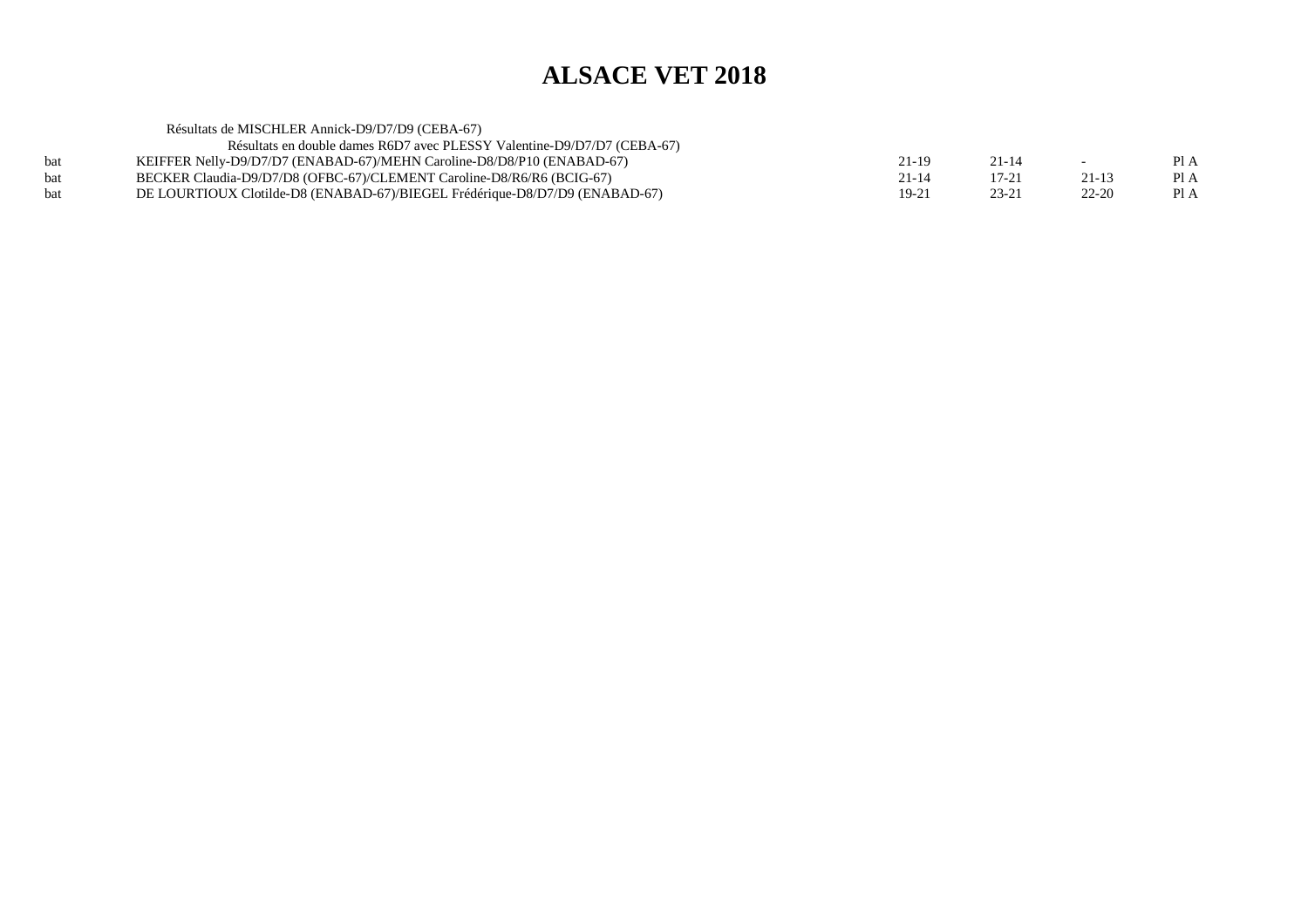# ALSACE VET 2018

Résultats de MISCHLER Annick-D9/D7/D9 (CEBA-67)

Résultats en double dames R6D7 avec PLESSY Valentine-D9/D7/D7 (CEBA-67)

| | | | | | |
|---|---|---|---|---|---|
| bat | KEIFFER Nelly-D9/D7/D7 (ENABAD-67)/MEHN Caroline-D8/D8/P10 (ENABAD-67) | 21-19 | 21-14 | - | Pl A |
| bat | BECKER Claudia-D9/D7/D8 (OFBC-67)/CLEMENT Caroline-D8/R6/R6 (BCIG-67) | 21-14 | 17-21 | 21-13 | Pl A |
| bat | DE LOURTIOUX Clotilde-D8 (ENABAD-67)/BIEGEL Frédérique-D8/D7/D9 (ENABAD-67) | 19-21 | 23-21 | 22-20 | Pl A |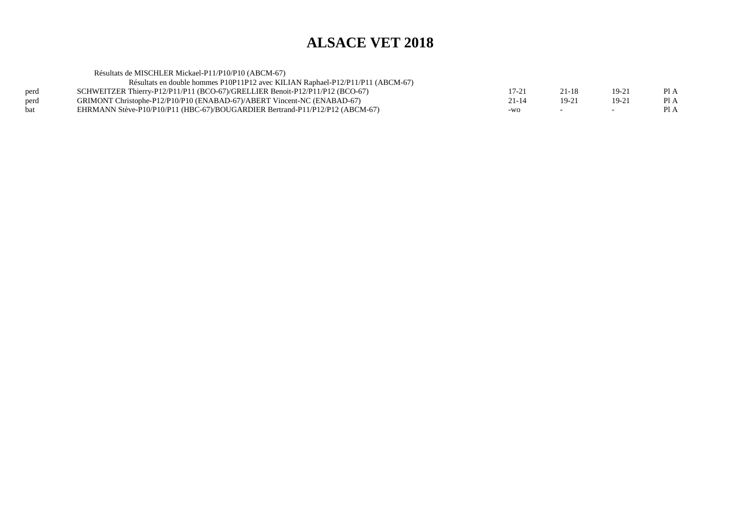# ALSACE VET 2018

Résultats de MISCHLER Mickael-P11/P10/P10 (ABCM-67)

Résultats en double hommes P10P11P12 avec KILIAN Raphael-P12/P11/P11 (ABCM-67)

| | | | | | |
|---|---|---|---|---|---|
| perd | SCHWEITZER Thierry-P12/P11/P11 (BCO-67)/GRELLIER Benoit-P12/P11/P12 (BCO-67) | 17-21 | 21-18 | 19-21 | Pl A |
| perd | GRIMONT Christophe-P12/P10/P10 (ENABAD-67)/ABERT Vincent-NC (ENABAD-67) | 21-14 | 19-21 | 19-21 | Pl A |
| bat | EHRMANN Stève-P10/P10/P11 (HBC-67)/BOUGARDIER Bertrand-P11/P12/P12 (ABCM-67) | -wo | - | - | Pl A |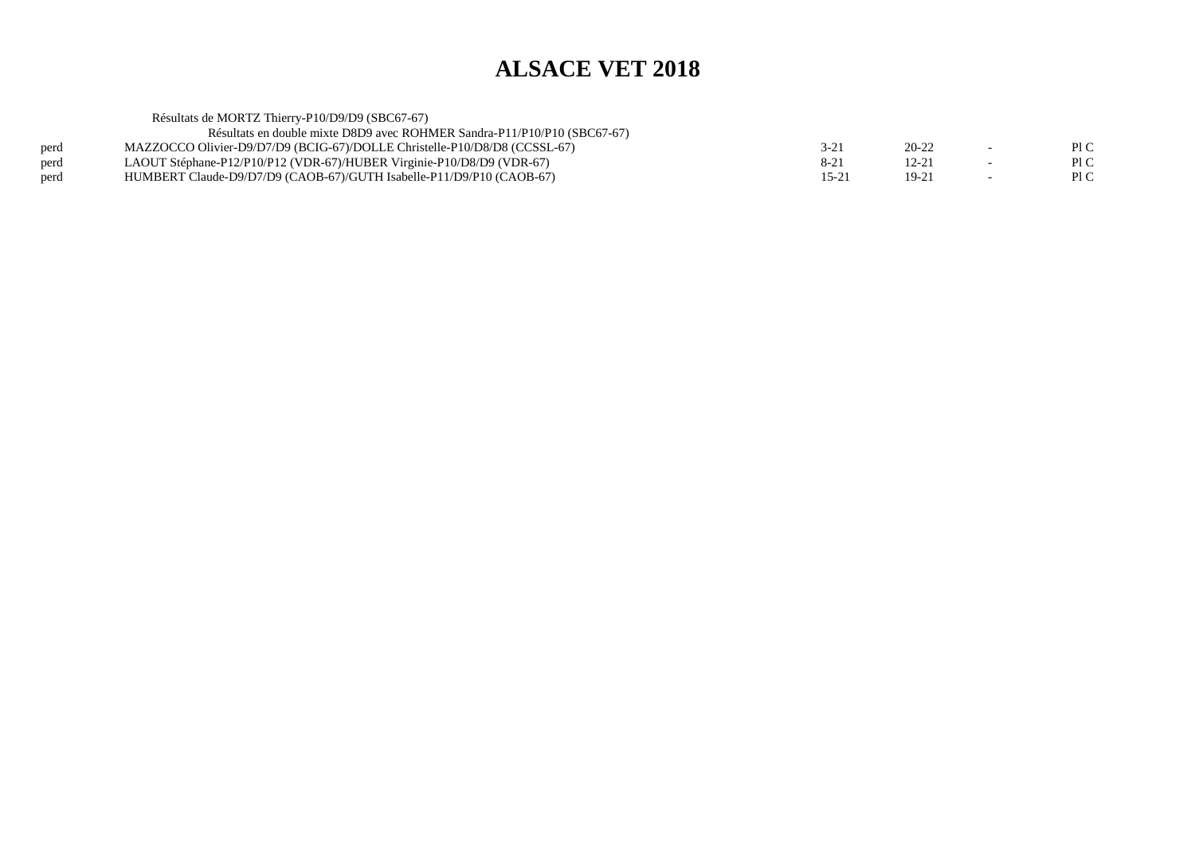# ALSACE VET 2018

Résultats de MORTZ Thierry-P10/D9/D9 (SBC67-67)

Résultats en double mixte D8D9 avec ROHMER Sandra-P11/P10/P10 (SBC67-67)

| | | | | | |
|---|---|---|---|---|---|
| perd | MAZZOCCO Olivier-D9/D7/D9 (BCIG-67)/DOLLE Christelle-P10/D8/D8 (CCSSL-67) | 3-21 | 20-22 | - | Pl C |
| perd | LAOUT Stéphane-P12/P10/P12 (VDR-67)/HUBER Virginie-P10/D8/D9 (VDR-67) | 8-21 | 12-21 | - | Pl C |
| perd | HUMBERT Claude-D9/D7/D9 (CAOB-67)/GUTH Isabelle-P11/D9/P10 (CAOB-67) | 15-21 | 19-21 | - | Pl C |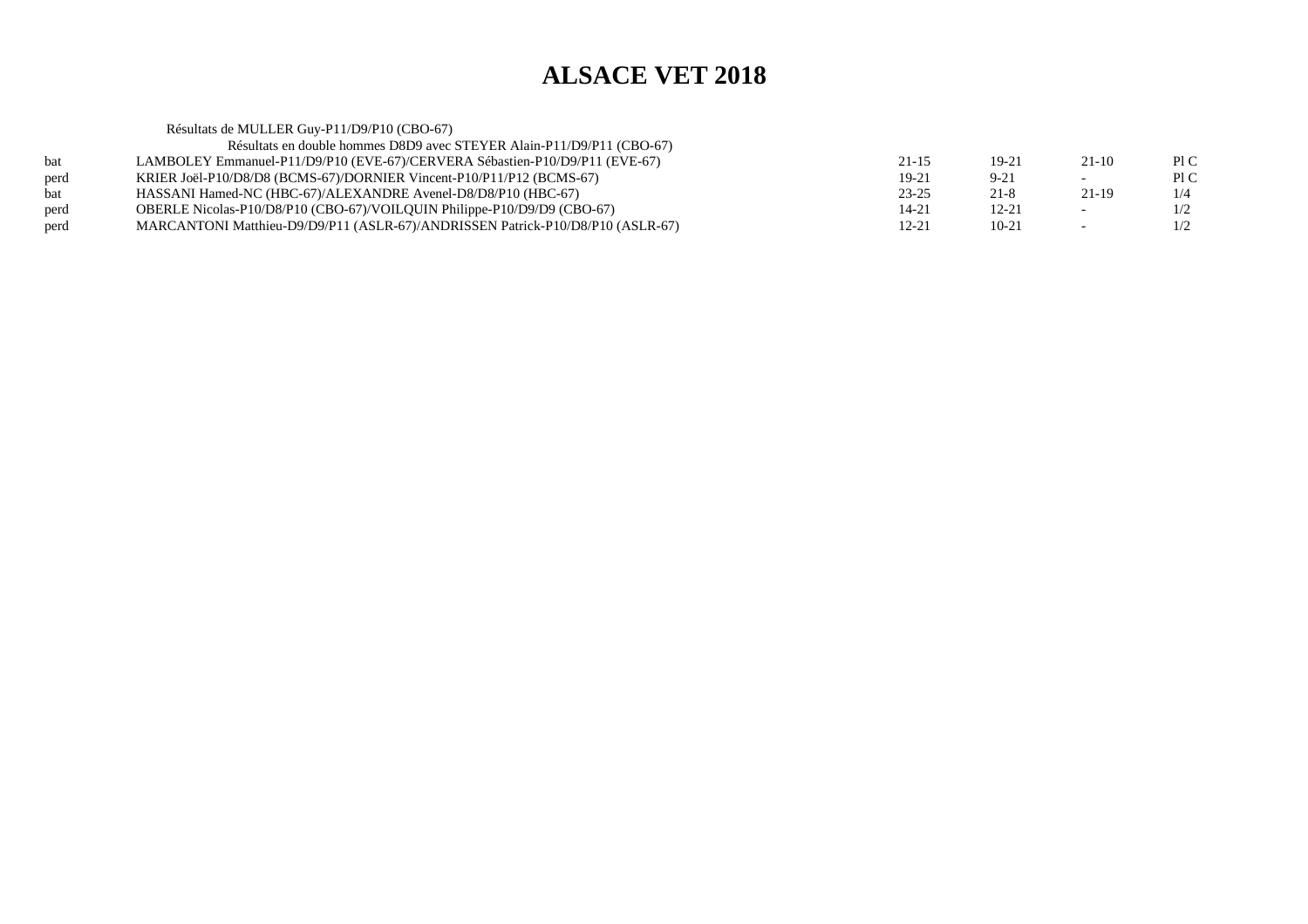# ALSACE VET 2018

Résultats de MULLER Guy-P11/D9/P10 (CBO-67)

Résultats en double hommes D8D9 avec STEYER Alain-P11/D9/P11 (CBO-67)

| | | | | | |
|---|---|---|---|---|---|
| bat | LAMBOLEY Emmanuel-P11/D9/P10 (EVE-67)/CERVERA Sébastien-P10/D9/P11 (EVE-67) | 21-15 | 19-21 | 21-10 | Pl C |
| perd | KRIER Joël-P10/D8/D8 (BCMS-67)/DORNIER Vincent-P10/P11/P12 (BCMS-67) | 19-21 | 9-21 | - | Pl C |
| bat | HASSANI Hamed-NC (HBC-67)/ALEXANDRE Avenel-D8/D8/P10 (HBC-67) | 23-25 | 21-8 | 21-19 | 1/4 |
| perd | OBERLE Nicolas-P10/D8/P10 (CBO-67)/VOILQUIN Philippe-P10/D9/D9 (CBO-67) | 14-21 | 12-21 | - | 1/2 |
| perd | MARCANTONI Matthieu-D9/D9/P11 (ASLR-67)/ANDRISSEN Patrick-P10/D8/P10 (ASLR-67) | 12-21 | 10-21 | - | 1/2 |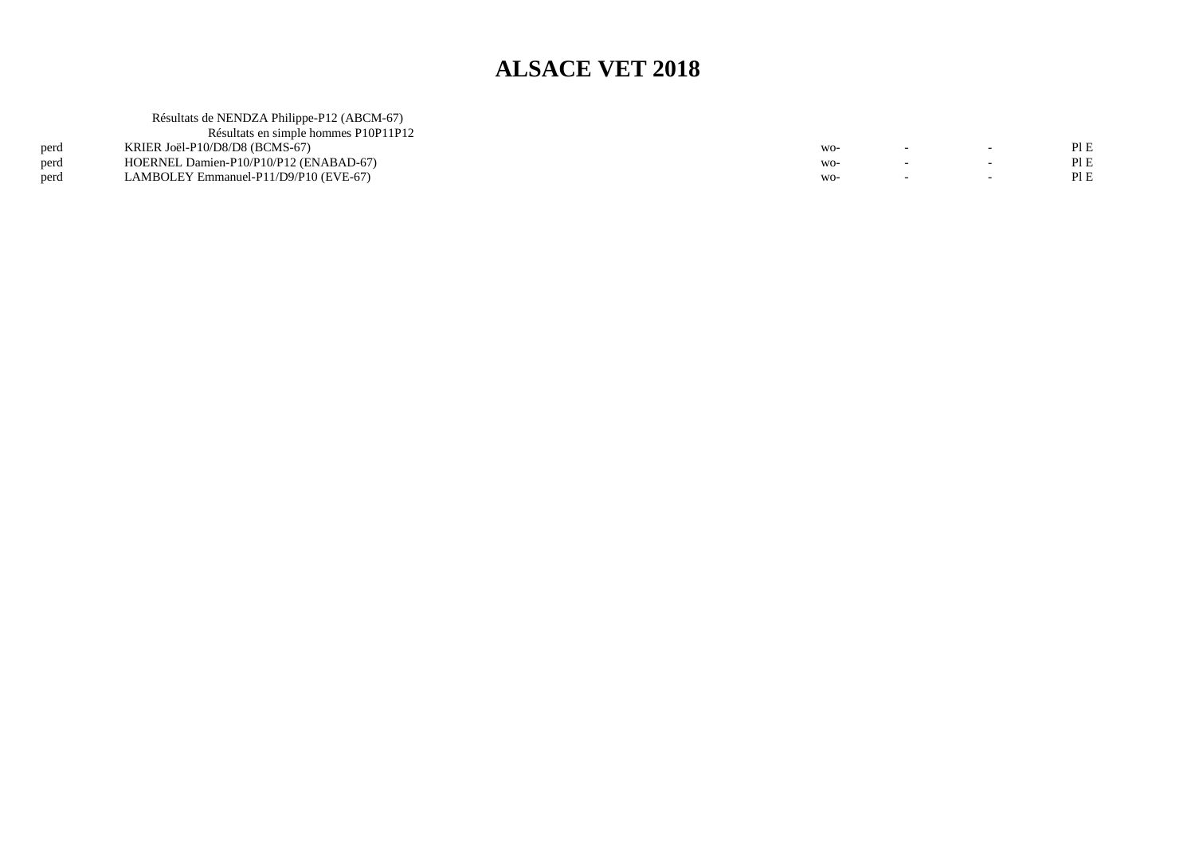# ALSACE VET 2018

Résultats de NENDZA Philippe-P12 (ABCM-67)

Résultats en simple hommes P10P11P12

| | | | | | |
|---|---|---|---|---|---|
| perd | KRIER Joël-P10/D8/D8 (BCMS-67) | wo- | - | - | Pl E |
| perd | HOERNEL Damien-P10/P10/P12 (ENABAD-67) | wo- | - | - | Pl E |
| perd | LAMBOLEY Emmanuel-P11/D9/P10 (EVE-67) | wo- | - | - | Pl E |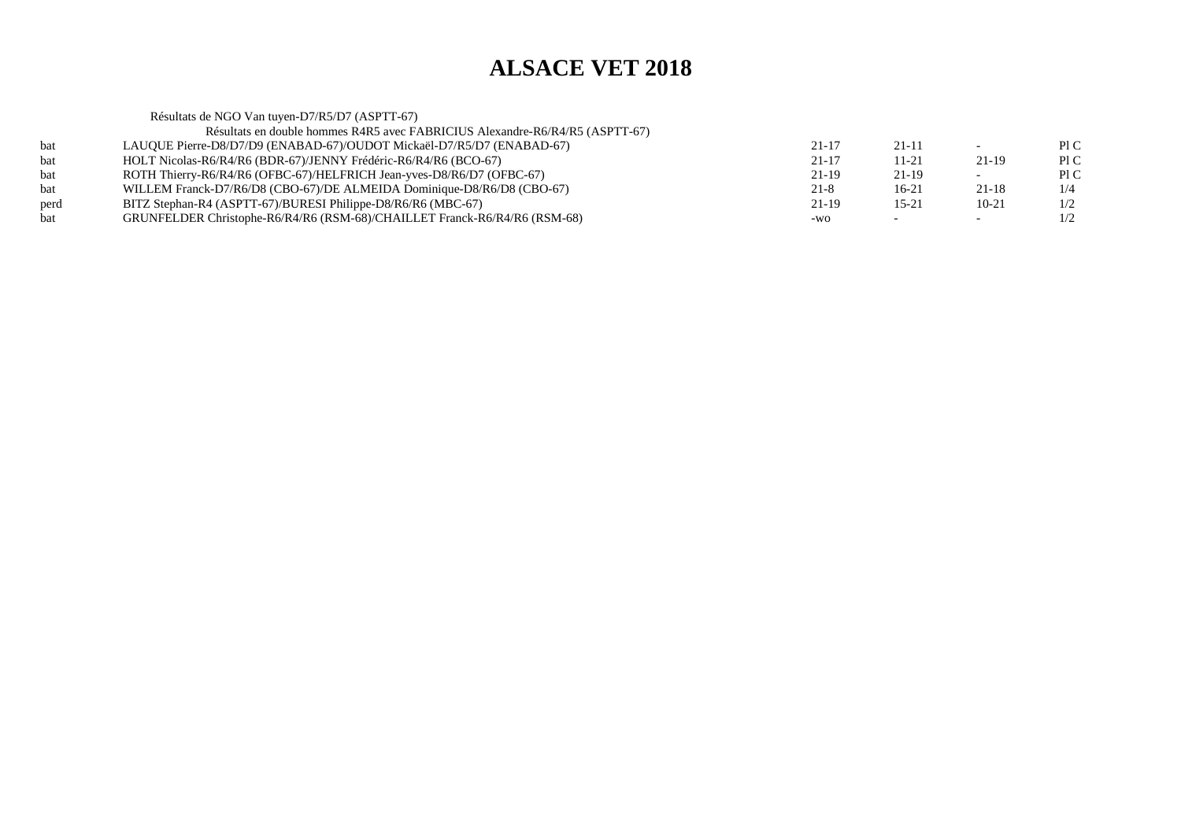# ALSACE VET 2018

Résultats de NGO Van tuyen-D7/R5/D7 (ASPTT-67)

Résultats en double hommes R4R5 avec FABRICIUS Alexandre-R6/R4/R5 (ASPTT-67)

| | | | | | |
|---|---|---|---|---|---|
| bat | LAUQUE Pierre-D8/D7/D9 (ENABAD-67)/OUDOT Mickaël-D7/R5/D7 (ENABAD-67) | 21-17 | 21-11 | - | Pl C |
| bat | HOLT Nicolas-R6/R4/R6 (BDR-67)/JENNY Frédéric-R6/R4/R6 (BCO-67) | 21-17 | 11-21 | 21-19 | Pl C |
| bat | ROTH Thierry-R6/R4/R6 (OFBC-67)/HELFRICH Jean-yves-D8/R6/D7 (OFBC-67) | 21-19 | 21-19 | - | Pl C |
| bat | WILLEM Franck-D7/R6/D8 (CBO-67)/DE ALMEIDA Dominique-D8/R6/D8 (CBO-67) | 21-8 | 16-21 | 21-18 | 1/4 |
| perd | BITZ Stephan-R4 (ASPTT-67)/BURESI Philippe-D8/R6/R6 (MBC-67) | 21-19 | 15-21 | 10-21 | 1/2 |
| bat | GRUNFELDER Christophe-R6/R4/R6 (RSM-68)/CHAILLET Franck-R6/R4/R6 (RSM-68) | -wo | - | - | 1/2 |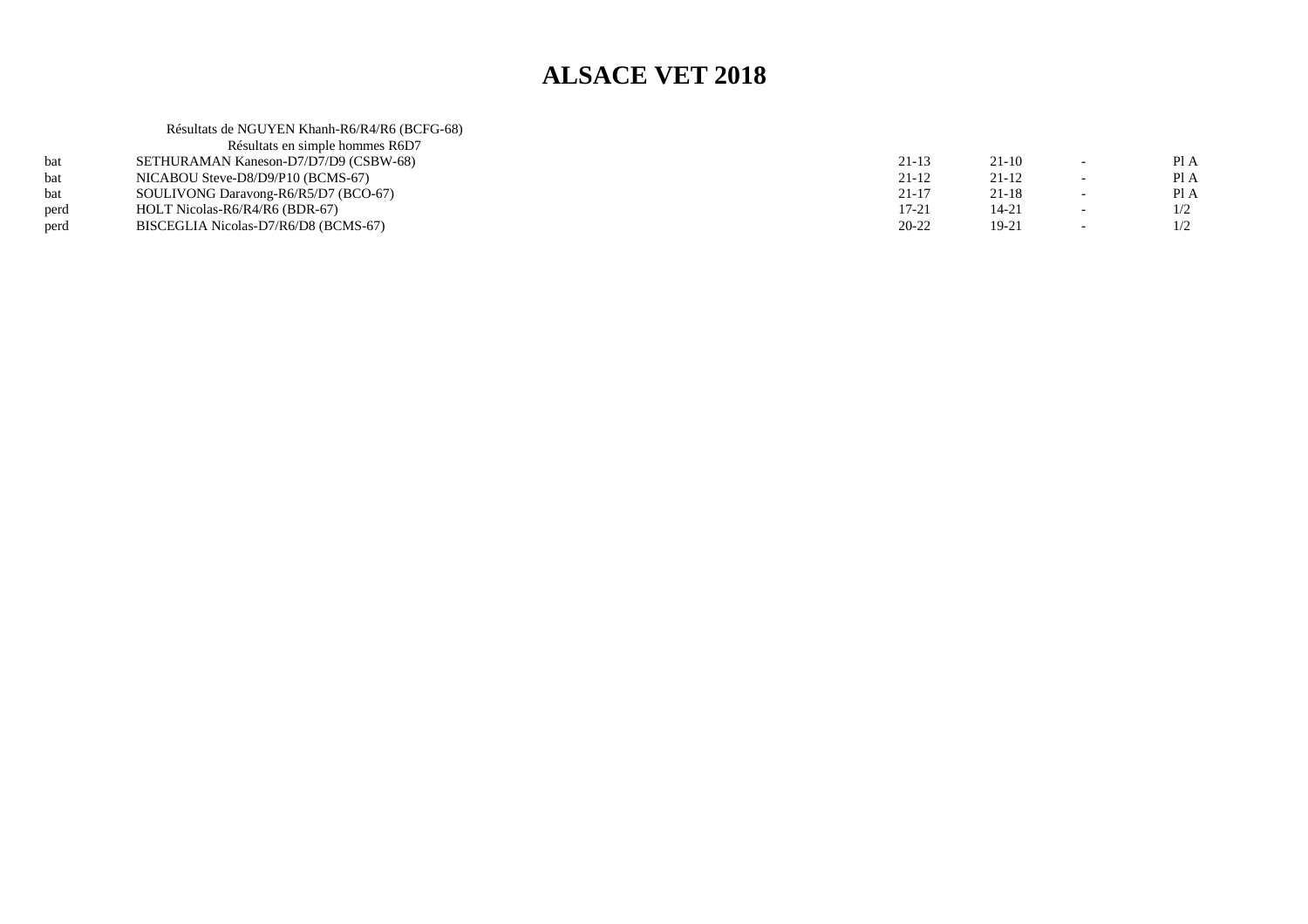# ALSACE VET 2018

Résultats de NGUYEN Khanh-R6/R4/R6 (BCFG-68)

Résultats en simple hommes R6D7

| | | | | | |
|---|---|---|---|---|---|
| bat | SETHURAMAN Kaneson-D7/D7/D9 (CSBW-68) | 21-13 | 21-10 | - | Pl A |
| bat | NICABOU Steve-D8/D9/P10 (BCMS-67) | 21-12 | 21-12 | - | Pl A |
| bat | SOULIVONG Daravong-R6/R5/D7 (BCO-67) | 21-17 | 21-18 | - | Pl A |
| perd | HOLT Nicolas-R6/R4/R6 (BDR-67) | 17-21 | 14-21 | - | 1/2 |
| perd | BISCEGLIA Nicolas-D7/R6/D8 (BCMS-67) | 20-22 | 19-21 | - | 1/2 |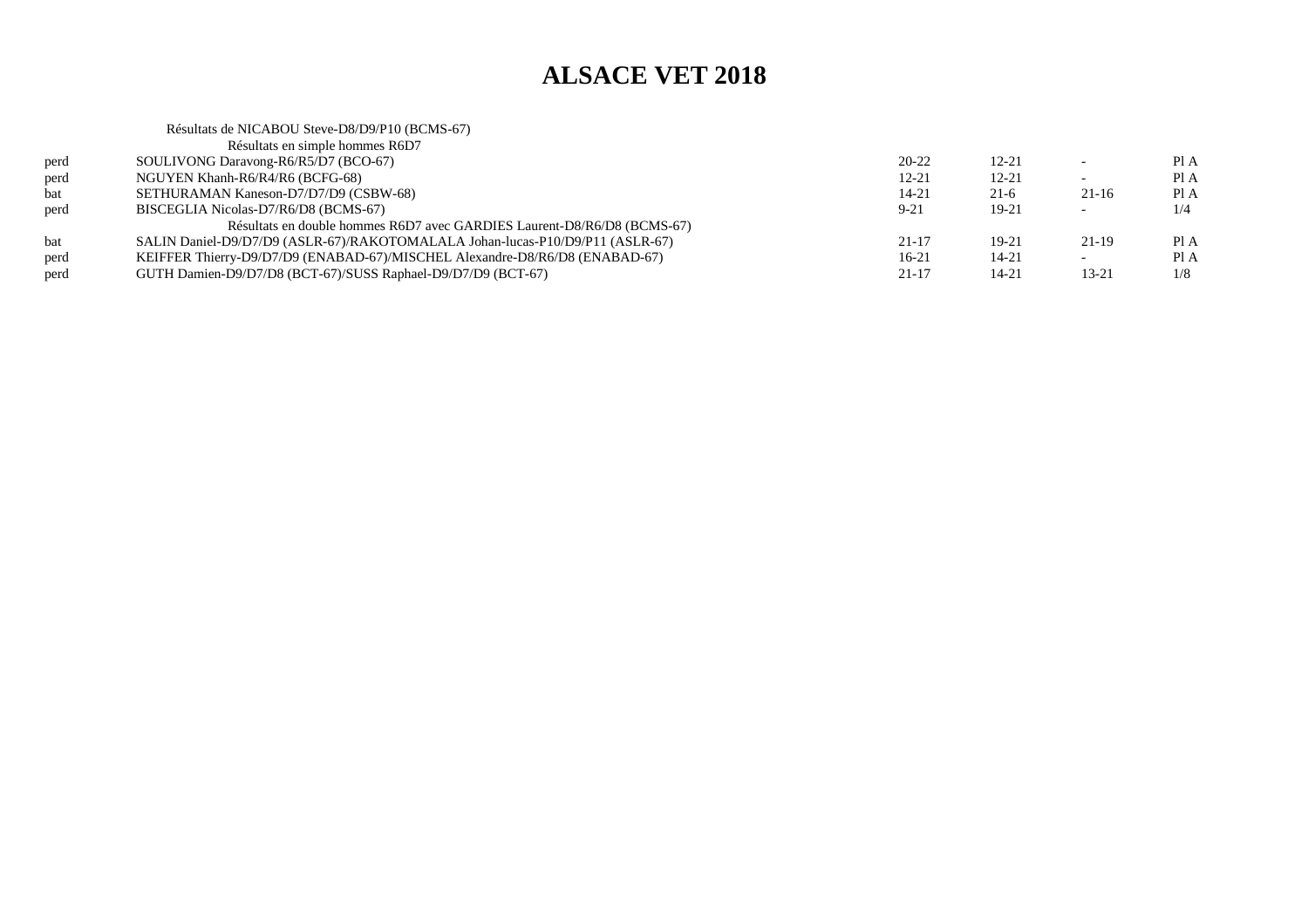# ALSACE VET 2018

Résultats de NICABOU Steve-D8/D9/P10 (BCMS-67)

Résultats en simple hommes R6D7

| | | | | | |
|---|---|---|---|---|---|
| perd | SOULIVONG Daravong-R6/R5/D7 (BCO-67) | 20-22 | 12-21 | - | Pl A |
| perd | NGUYEN Khanh-R6/R4/R6 (BCFG-68) | 12-21 | 12-21 | - | Pl A |
| bat | SETHURAMAN Kaneson-D7/D7/D9 (CSBW-68) | 14-21 | 21-6 | 21-16 | Pl A |
| perd | BISCEGLIA Nicolas-D7/R6/D8 (BCMS-67) | 9-21 | 19-21 | - | 1/4 |

Résultats en double hommes R6D7 avec GARDIES Laurent-D8/R6/D8 (BCMS-67)

| | | | | | |
|---|---|---|---|---|---|
| bat | SALIN Daniel-D9/D7/D9 (ASLR-67)/RAKOTOMALALA Johan-lucas-P10/D9/P11 (ASLR-67) | 21-17 | 19-21 | 21-19 | Pl A |
| perd | KEIFFER Thierry-D9/D7/D9 (ENABAD-67)/MISCHEL Alexandre-D8/R6/D8 (ENABAD-67) | 16-21 | 14-21 | - | Pl A |
| perd | GUTH Damien-D9/D7/D8 (BCT-67)/SUSS Raphael-D9/D7/D9 (BCT-67) | 21-17 | 14-21 | 13-21 | 1/8 |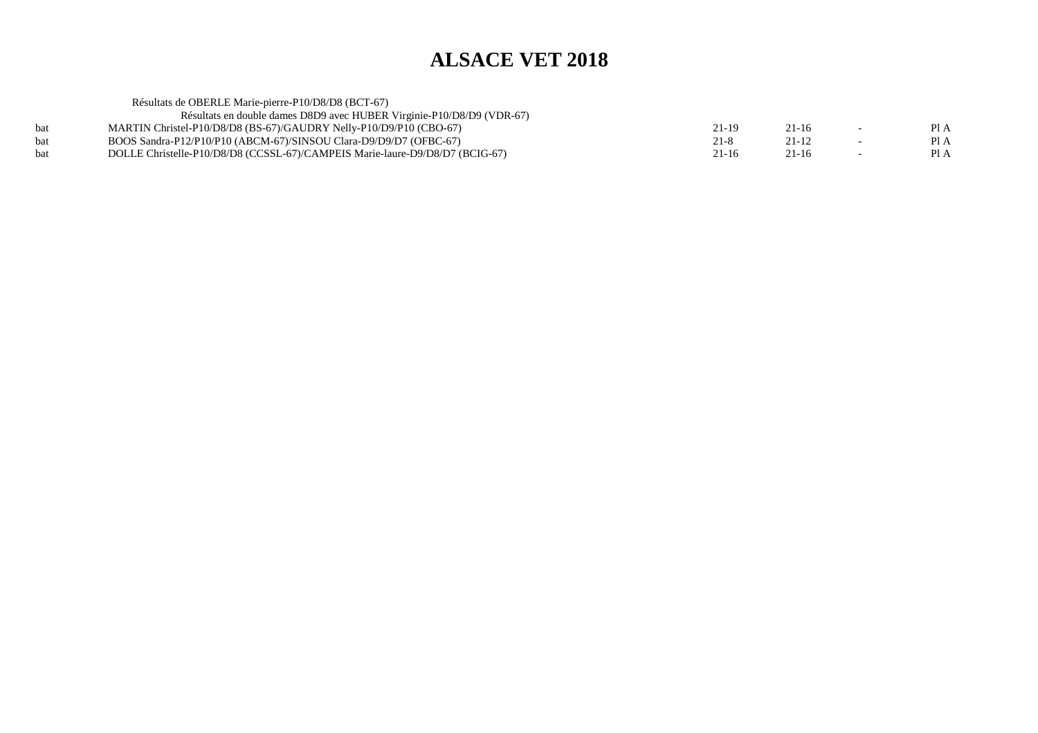# ALSACE VET 2018

Résultats de OBERLE Marie-pierre-P10/D8/D8 (BCT-67)

Résultats en double dames D8D9 avec HUBER Virginie-P10/D8/D9 (VDR-67)

| | | | | | |
|---|---|---|---|---|---|
| bat | MARTIN Christel-P10/D8/D8 (BS-67)/GAUDRY Nelly-P10/D9/P10 (CBO-67) | 21-19 | 21-16 | - | Pl A |
| bat | BOOS Sandra-P12/P10/P10 (ABCM-67)/SINSOU Clara-D9/D9/D7 (OFBC-67) | 21-8 | 21-12 | - | Pl A |
| bat | DOLLE Christelle-P10/D8/D8 (CCSSL-67)/CAMPEIS Marie-laure-D9/D8/D7 (BCIG-67) | 21-16 | 21-16 | - | Pl A |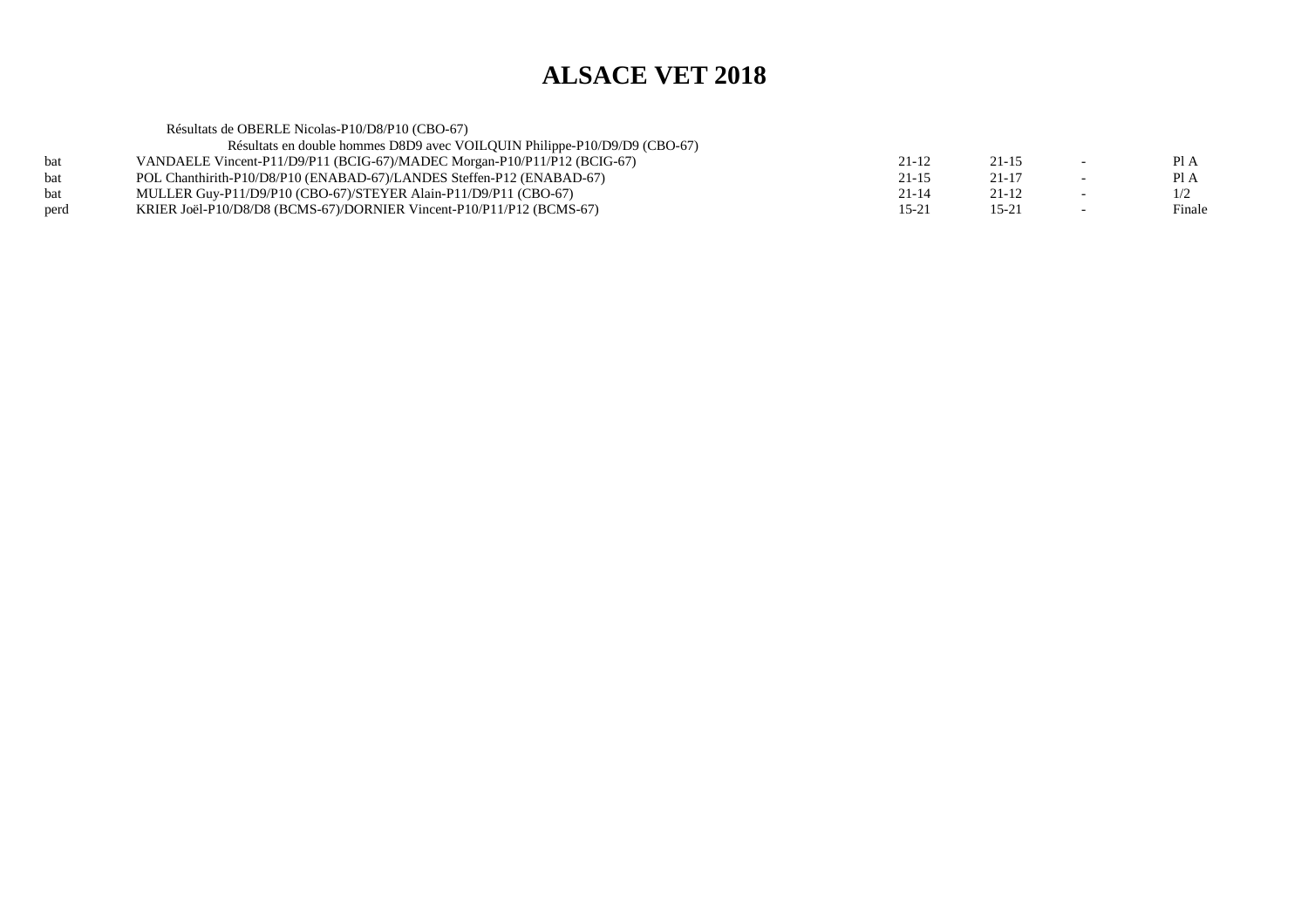# ALSACE VET 2018

Résultats de OBERLE Nicolas-P10/D8/P10 (CBO-67)

Résultats en double hommes D8D9 avec VOILQUIN Philippe-P10/D9/D9 (CBO-67)

| | | | | | |
|---|---|---|---|---|---|
| bat | VANDAELE Vincent-P11/D9/P11 (BCIG-67)/MADEC Morgan-P10/P11/P12 (BCIG-67) | 21-12 | 21-15 | - | Pl A |
| bat | POL Chanthirith-P10/D8/P10 (ENABAD-67)/LANDES Steffen-P12 (ENABAD-67) | 21-15 | 21-17 | - | Pl A |
| bat | MULLER Guy-P11/D9/P10 (CBO-67)/STEYER Alain-P11/D9/P11 (CBO-67) | 21-14 | 21-12 | - | 1/2 |
| perd | KRIER Joël-P10/D8/D8 (BCMS-67)/DORNIER Vincent-P10/P11/P12 (BCMS-67) | 15-21 | 15-21 | - | Finale |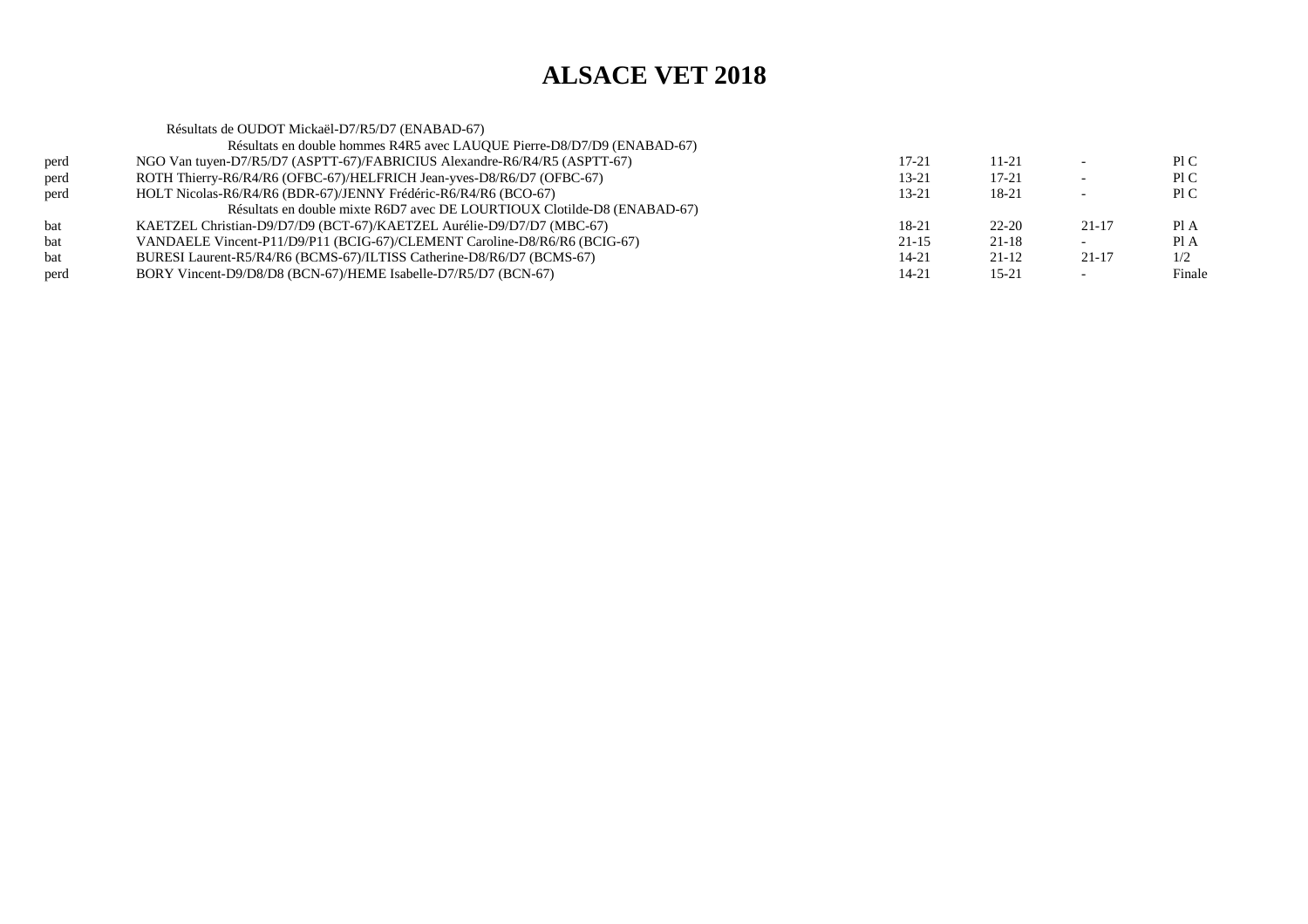# ALSACE VET 2018

Résultats de OUDOT Mickaël-D7/R5/D7 (ENABAD-67)

Résultats en double hommes R4R5 avec LAUQUE Pierre-D8/D7/D9 (ENABAD-67)

| | | | | | |
|---|---|---|---|---|---|
| perd | NGO Van tuyen-D7/R5/D7 (ASPTT-67)/FABRICIUS Alexandre-R6/R4/R5 (ASPTT-67) | 17-21 | 11-21 | - | Pl C |
| perd | ROTH Thierry-R6/R4/R6 (OFBC-67)/HELFRICH Jean-yves-D8/R6/D7 (OFBC-67) | 13-21 | 17-21 | - | Pl C |
| perd | HOLT Nicolas-R6/R4/R6 (BDR-67)/JENNY Frédéric-R6/R4/R6 (BCO-67) | 13-21 | 18-21 | - | Pl C |

Résultats en double mixte R6D7 avec DE LOURTIOUX Clotilde-D8 (ENABAD-67)

| | | | | | |
|---|---|---|---|---|---|
| bat | KAETZEL Christian-D9/D7/D9 (BCT-67)/KAETZEL Aurélie-D9/D7/D7 (MBC-67) | 18-21 | 22-20 | 21-17 | Pl A |
| bat | VANDAELE Vincent-P11/D9/P11 (BCIG-67)/CLEMENT Caroline-D8/R6/R6 (BCIG-67) | 21-15 | 21-18 | - | Pl A |
| bat | BURESI Laurent-R5/R4/R6 (BCMS-67)/ILTISS Catherine-D8/R6/D7 (BCMS-67) | 14-21 | 21-12 | 21-17 | 1/2 |
| perd | BORY Vincent-D9/D8/D8 (BCN-67)/HEME Isabelle-D7/R5/D7 (BCN-67) | 14-21 | 15-21 | - | Finale |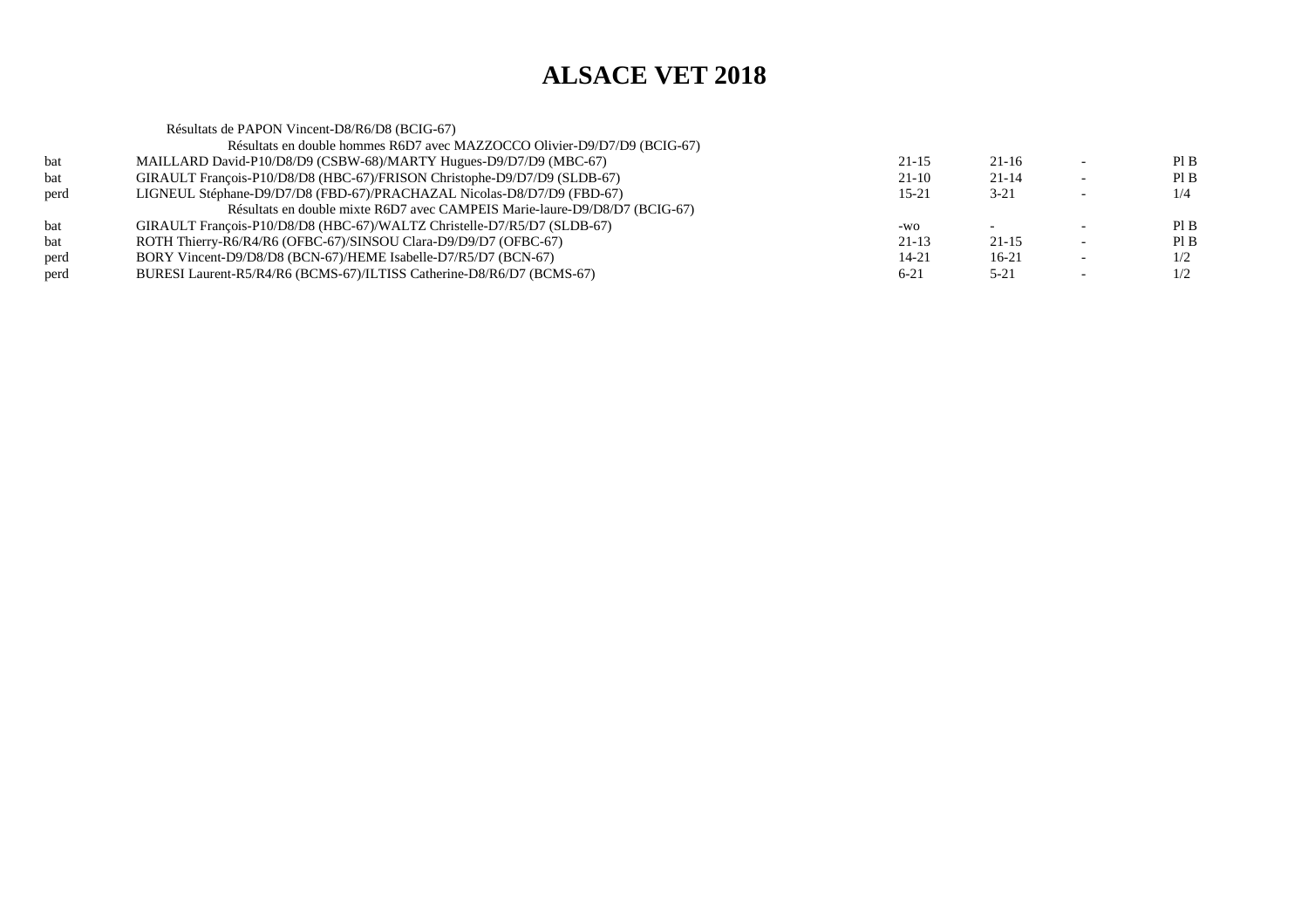# ALSACE VET 2018

Résultats de PAPON Vincent-D8/R6/D8 (BCIG-67)

| | Résultats en double hommes R6D7 avec MAZZOCCO Olivier-D9/D7/D9 (BCIG-67) | | | | |
|---|---|---|---|---|---|
| bat | MAILLARD David-P10/D8/D9 (CSBW-68)/MARTY Hugues-D9/D7/D9 (MBC-67) | 21-15 | 21-16 | - | Pl B |
| bat | GIRAULT François-P10/D8/D8 (HBC-67)/FRISON Christophe-D9/D7/D9 (SLDB-67) | 21-10 | 21-14 | - | Pl B |
| perd | LIGNEUL Stéphane-D9/D7/D8 (FBD-67)/PRACHAZAL Nicolas-D8/D7/D9 (FBD-67) | 15-21 | 3-21 | - | 1/4 |
| | Résultats en double mixte R6D7 avec CAMPEIS Marie-laure-D9/D8/D7 (BCIG-67) | | | | |
| bat | GIRAULT François-P10/D8/D8 (HBC-67)/WALTZ Christelle-D7/R5/D7 (SLDB-67) | -wo | - | - | Pl B |
| bat | ROTH Thierry-R6/R4/R6 (OFBC-67)/SINSOU Clara-D9/D9/D7 (OFBC-67) | 21-13 | 21-15 | - | Pl B |
| perd | BORY Vincent-D9/D8/D8 (BCN-67)/HEME Isabelle-D7/R5/D7 (BCN-67) | 14-21 | 16-21 | - | 1/2 |
| perd | BURESI Laurent-R5/R4/R6 (BCMS-67)/ILTISS Catherine-D8/R6/D7 (BCMS-67) | 6-21 | 5-21 | - | 1/2 |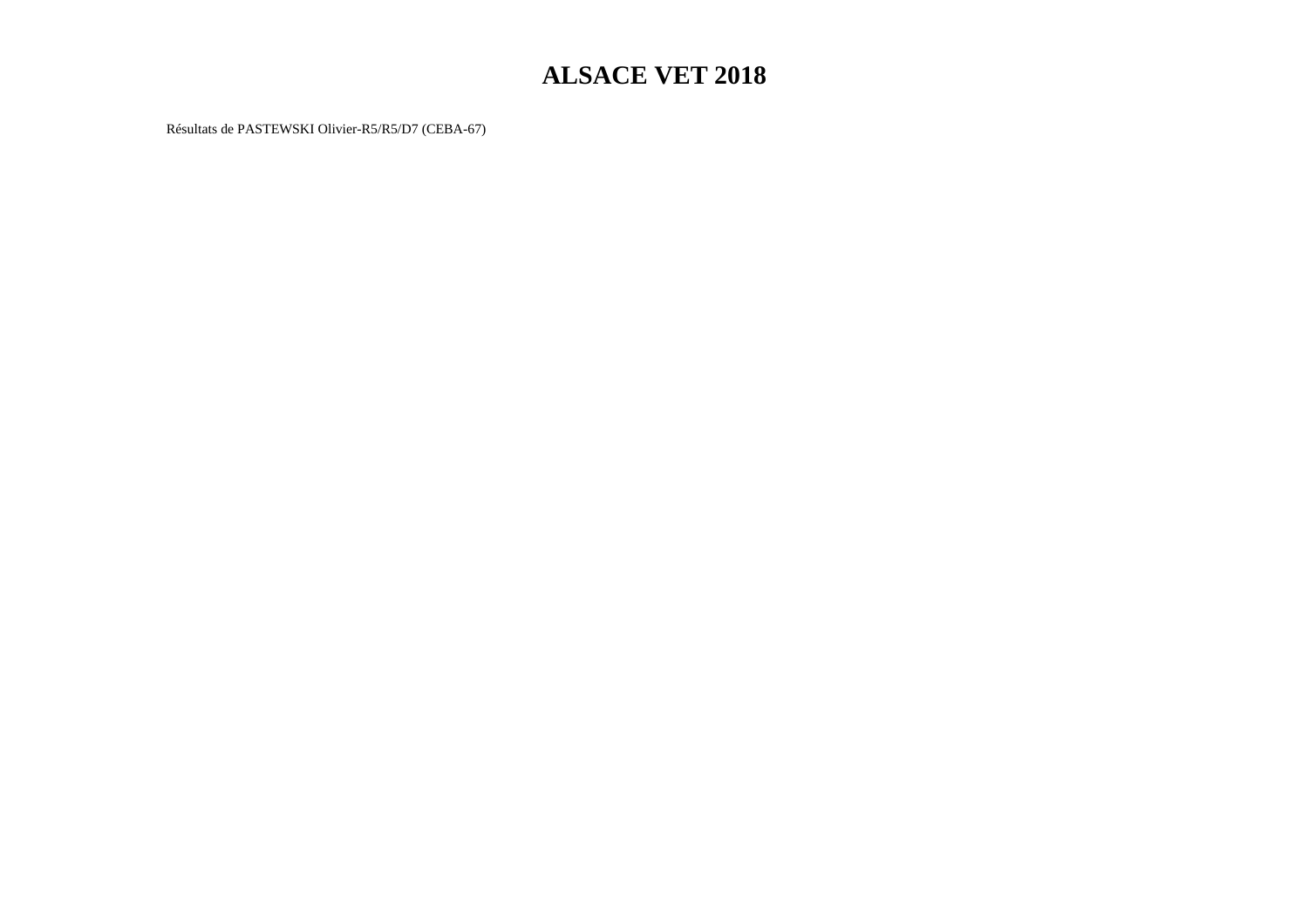# ALSACE VET 2018

Résultats de PASTEWSKI Olivier-R5/R5/D7 (CEBA-67)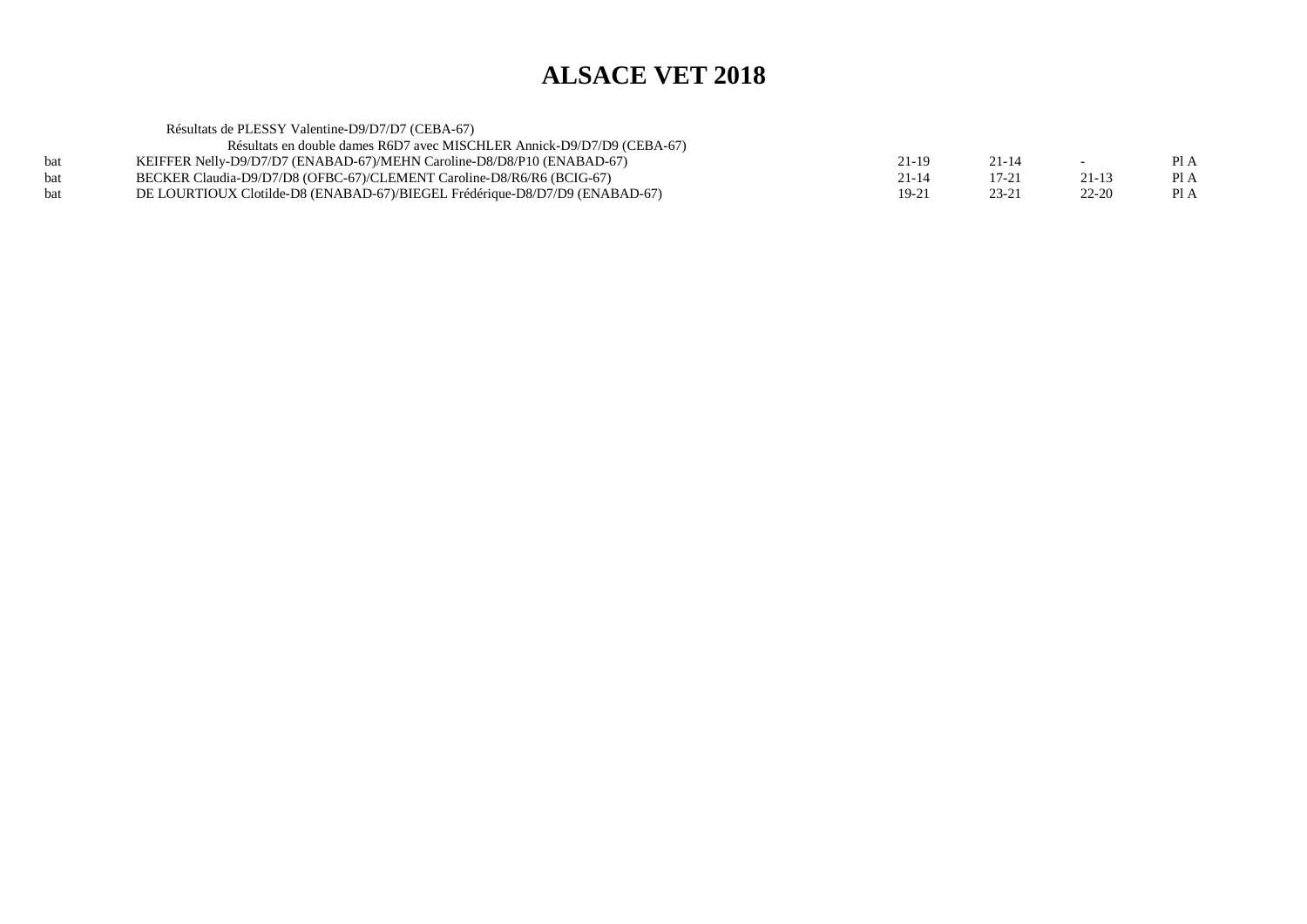# ALSACE VET 2018

Résultats de PLESSY Valentine-D9/D7/D7 (CEBA-67)

Résultats en double dames R6D7 avec MISCHLER Annick-D9/D7/D9 (CEBA-67)

| | | | | | |
|---|---|---|---|---|---|
| bat | KEIFFER Nelly-D9/D7/D7 (ENABAD-67)/MEHN Caroline-D8/D8/P10 (ENABAD-67) | 21-19 | 21-14 | - | Pl A |
| bat | BECKER Claudia-D9/D7/D8 (OFBC-67)/CLEMENT Caroline-D8/R6/R6 (BCIG-67) | 21-14 | 17-21 | 21-13 | Pl A |
| bat | DE LOURTIOUX Clotilde-D8 (ENABAD-67)/BIEGEL Frédérique-D8/D7/D9 (ENABAD-67) | 19-21 | 23-21 | 22-20 | Pl A |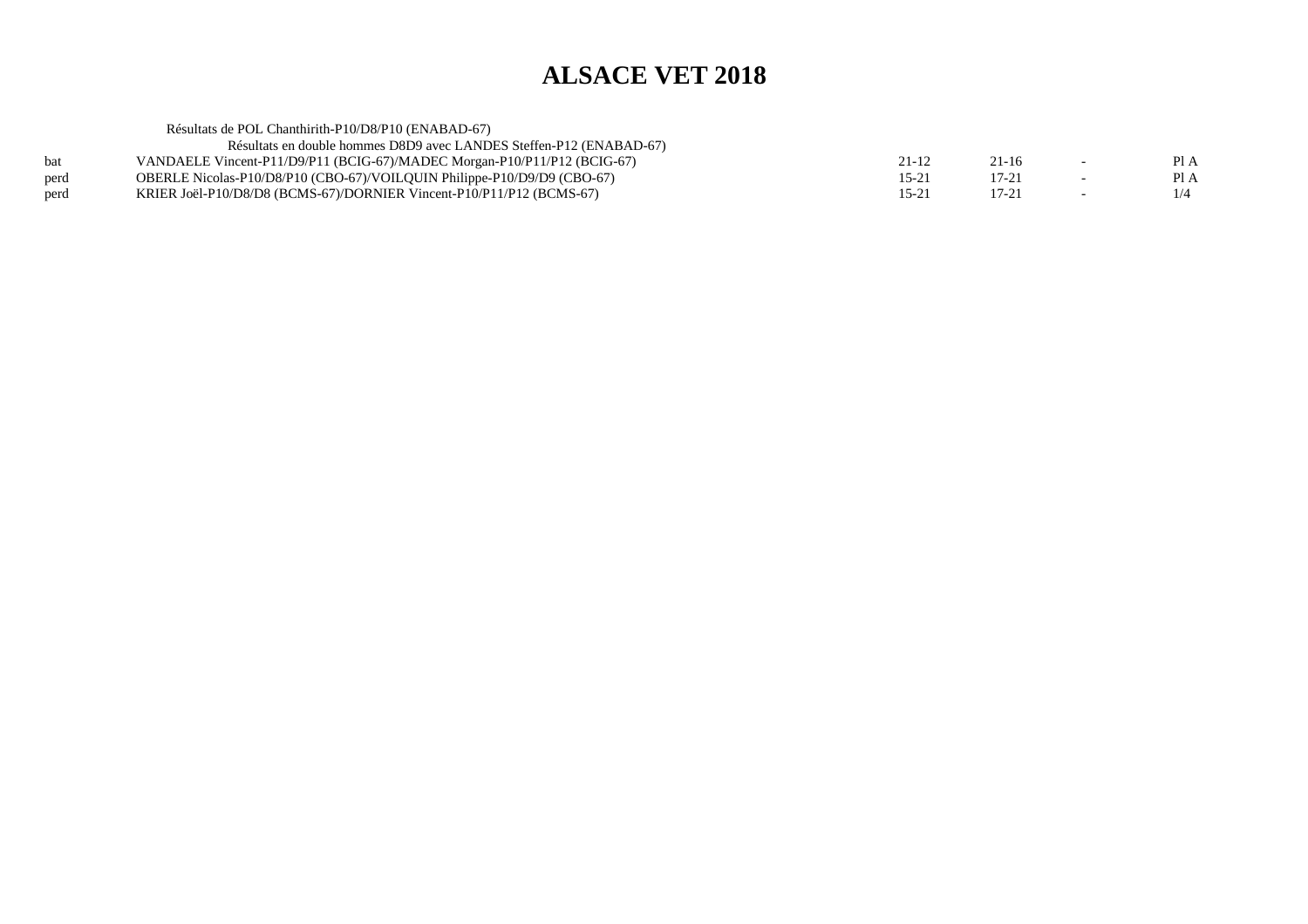# ALSACE VET 2018

Résultats de POL Chanthirith-P10/D8/P10 (ENABAD-67)

Résultats en double hommes D8D9 avec LANDES Steffen-P12 (ENABAD-67)

| | | | | | |
|---|---|---|---|---|---|
| bat | VANDAELE Vincent-P11/D9/P11 (BCIG-67)/MADEC Morgan-P10/P11/P12 (BCIG-67) | 21-12 | 21-16 | - | Pl A |
| perd | OBERLE Nicolas-P10/D8/P10 (CBO-67)/VOILQUIN Philippe-P10/D9/D9 (CBO-67) | 15-21 | 17-21 | - | Pl A |
| perd | KRIER Joël-P10/D8/D8 (BCMS-67)/DORNIER Vincent-P10/P11/P12 (BCMS-67) | 15-21 | 17-21 | - | 1/4 |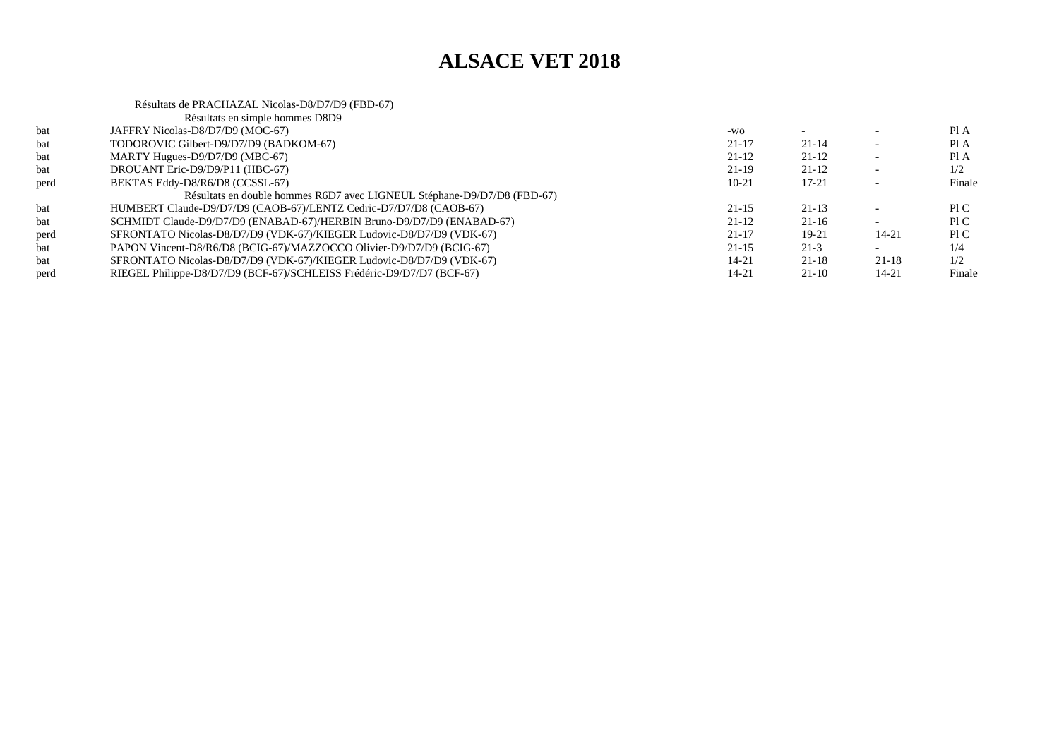# ALSACE VET 2018

Résultats de PRACHAZAL Nicolas-D8/D7/D9 (FBD-67)

Résultats en simple hommes D8D9

| | | | | | |
|---|---|---|---|---|---|
| bat | JAFFRY Nicolas-D8/D7/D9 (MOC-67) | -wo | - | - | Pl A |
| bat | TODOROVIC Gilbert-D9/D7/D9 (BADKOM-67) | 21-17 | 21-14 | - | Pl A |
| bat | MARTY Hugues-D9/D7/D9 (MBC-67) | 21-12 | 21-12 | - | Pl A |
| bat | DROUANT Eric-D9/D9/P11 (HBC-67) | 21-19 | 21-12 | - | 1/2 |
| perd | BEKTAS Eddy-D8/R6/D8 (CCSSL-67) | 10-21 | 17-21 | - | Finale |

Résultats en double hommes R6D7 avec LIGNEUL Stéphane-D9/D7/D8 (FBD-67)

| | | | | | |
|---|---|---|---|---|---|
| bat | HUMBERT Claude-D9/D7/D9 (CAOB-67)/LENTZ Cedric-D7/D7/D8 (CAOB-67) | 21-15 | 21-13 | - | Pl C |
| bat | SCHMIDT Claude-D9/D7/D9 (ENABAD-67)/HERBIN Bruno-D9/D7/D9 (ENABAD-67) | 21-12 | 21-16 | - | Pl C |
| perd | SFRONTATO Nicolas-D8/D7/D9 (VDK-67)/KIEGER Ludovic-D8/D7/D9 (VDK-67) | 21-17 | 19-21 | 14-21 | Pl C |
| bat | PAPON Vincent-D8/R6/D8 (BCIG-67)/MAZZOCCO Olivier-D9/D7/D9 (BCIG-67) | 21-15 | 21-3 | - | 1/4 |
| bat | SFRONTATO Nicolas-D8/D7/D9 (VDK-67)/KIEGER Ludovic-D8/D7/D9 (VDK-67) | 14-21 | 21-18 | 21-18 | 1/2 |
| perd | RIEGEL Philippe-D8/D7/D9 (BCF-67)/SCHLEISS Frédéric-D9/D7/D7 (BCF-67) | 14-21 | 21-10 | 14-21 | Finale |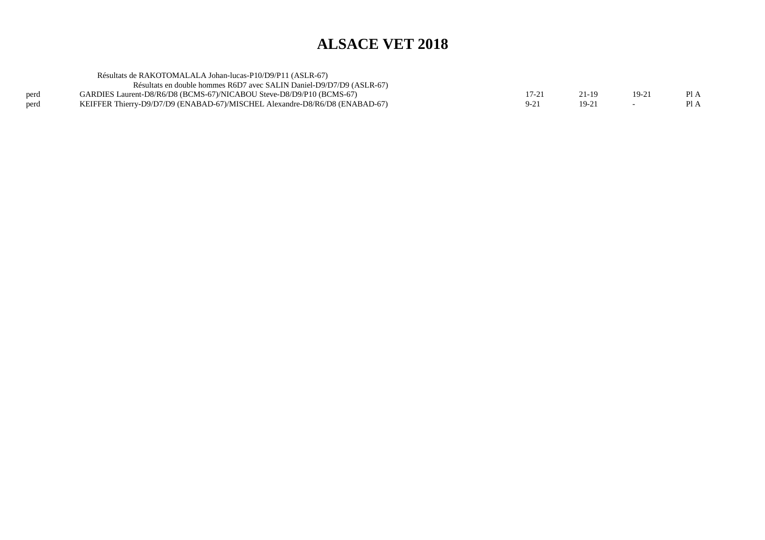# ALSACE VET 2018

Résultats de RAKOTOMALALA Johan-lucas-P10/D9/P11 (ASLR-67)

Résultats en double hommes R6D7 avec SALIN Daniel-D9/D7/D9 (ASLR-67)

| | | | | | |
|---|---|---|---|---|---|
| perd | GARDIES Laurent-D8/R6/D8 (BCMS-67)/NICABOU Steve-D8/D9/P10 (BCMS-67) | 17-21 | 21-19 | 19-21 | Pl A |
| perd | KEIFFER Thierry-D9/D7/D9 (ENABAD-67)/MISCHEL Alexandre-D8/R6/D8 (ENABAD-67) | 9-21 | 19-21 | - | Pl A |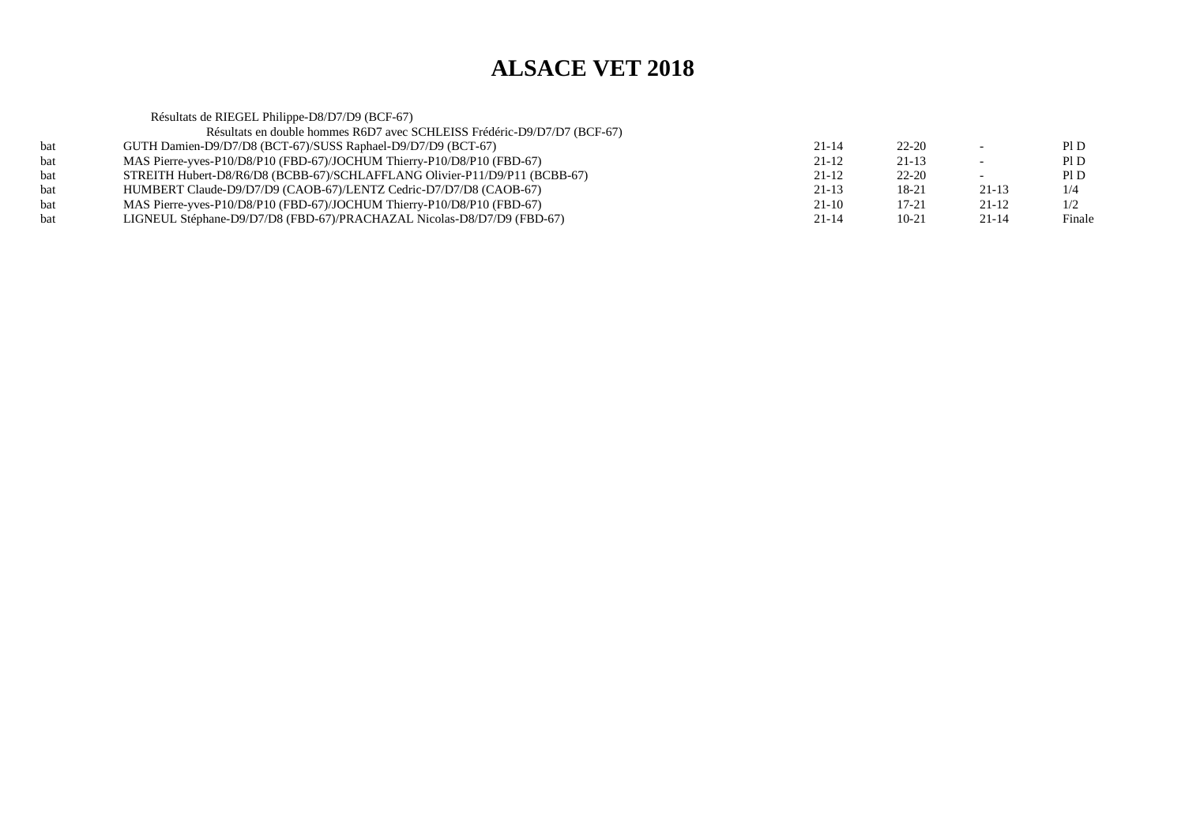# ALSACE VET 2018

Résultats de RIEGEL Philippe-D8/D7/D9 (BCF-67)

Résultats en double hommes R6D7 avec SCHLEISS Frédéric-D9/D7/D7 (BCF-67)

| | | | | | |
|---|---|---|---|---|---|
| bat | GUTH Damien-D9/D7/D8 (BCT-67)/SUSS Raphael-D9/D7/D9 (BCT-67) | 21-14 | 22-20 | - | Pl D |
| bat | MAS Pierre-yves-P10/D8/P10 (FBD-67)/JOCHUM Thierry-P10/D8/P10 (FBD-67) | 21-12 | 21-13 | - | Pl D |
| bat | STREITH Hubert-D8/R6/D8 (BCBB-67)/SCHLAFFLANG Olivier-P11/D9/P11 (BCBB-67) | 21-12 | 22-20 | - | Pl D |
| bat | HUMBERT Claude-D9/D7/D9 (CAOB-67)/LENTZ Cedric-D7/D7/D8 (CAOB-67) | 21-13 | 18-21 | 21-13 | 1/4 |
| bat | MAS Pierre-yves-P10/D8/P10 (FBD-67)/JOCHUM Thierry-P10/D8/P10 (FBD-67) | 21-10 | 17-21 | 21-12 | 1/2 |
| bat | LIGNEUL Stéphane-D9/D7/D8 (FBD-67)/PRACHAZAL Nicolas-D8/D7/D9 (FBD-67) | 21-14 | 10-21 | 21-14 | Finale |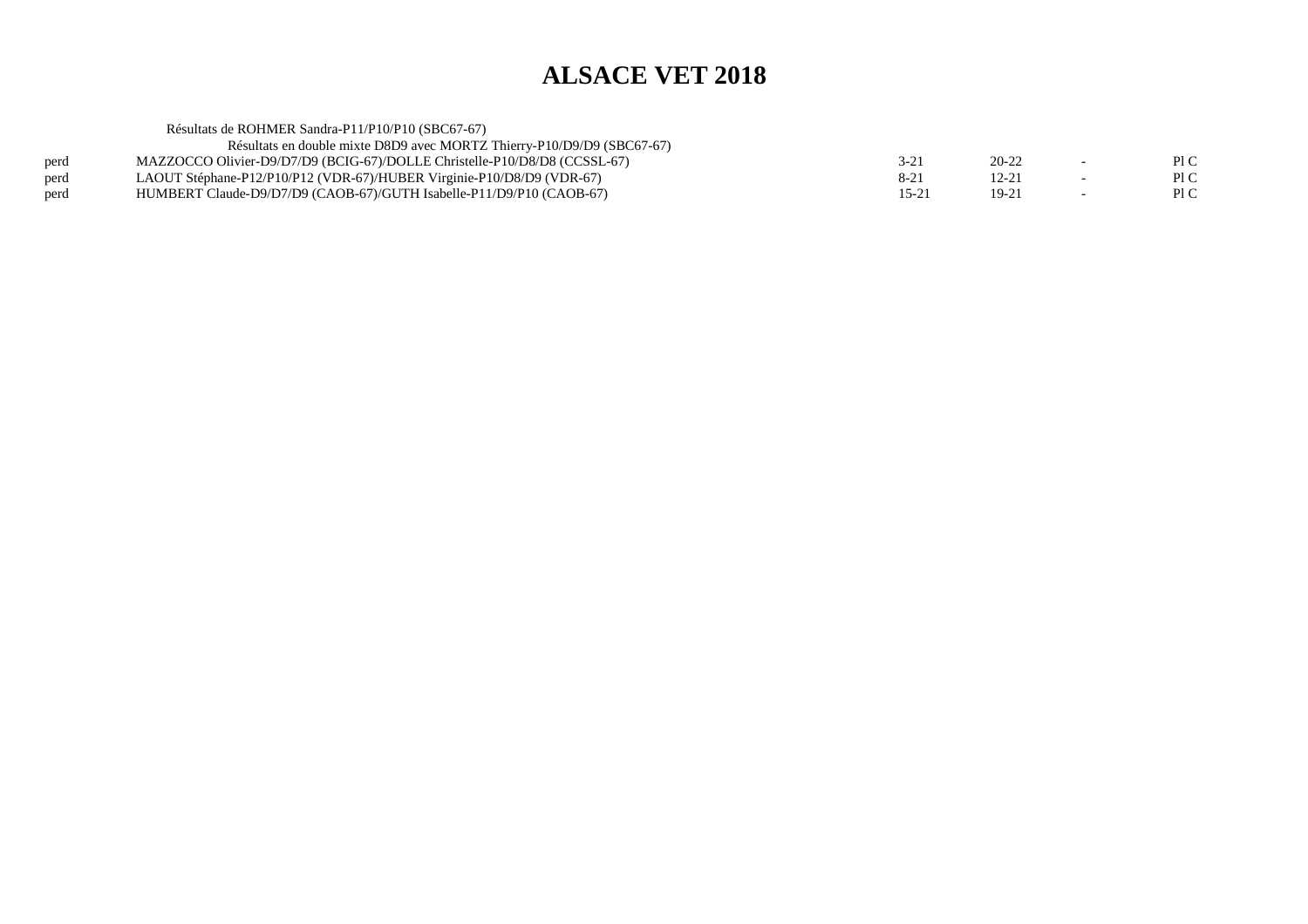# ALSACE VET 2018

Résultats de ROHMER Sandra-P11/P10/P10 (SBC67-67)

Résultats en double mixte D8D9 avec MORTZ Thierry-P10/D9/D9 (SBC67-67)

| | | | | | |
|---|---|---|---|---|---|
| perd | MAZZOCCO Olivier-D9/D7/D9 (BCIG-67)/DOLLE Christelle-P10/D8/D8 (CCSSL-67) | 3-21 | 20-22 | - | Pl C |
| perd | LAOUT Stéphane-P12/P10/P12 (VDR-67)/HUBER Virginie-P10/D8/D9 (VDR-67) | 8-21 | 12-21 | - | Pl C |
| perd | HUMBERT Claude-D9/D7/D9 (CAOB-67)/GUTH Isabelle-P11/D9/P10 (CAOB-67) | 15-21 | 19-21 | - | Pl C |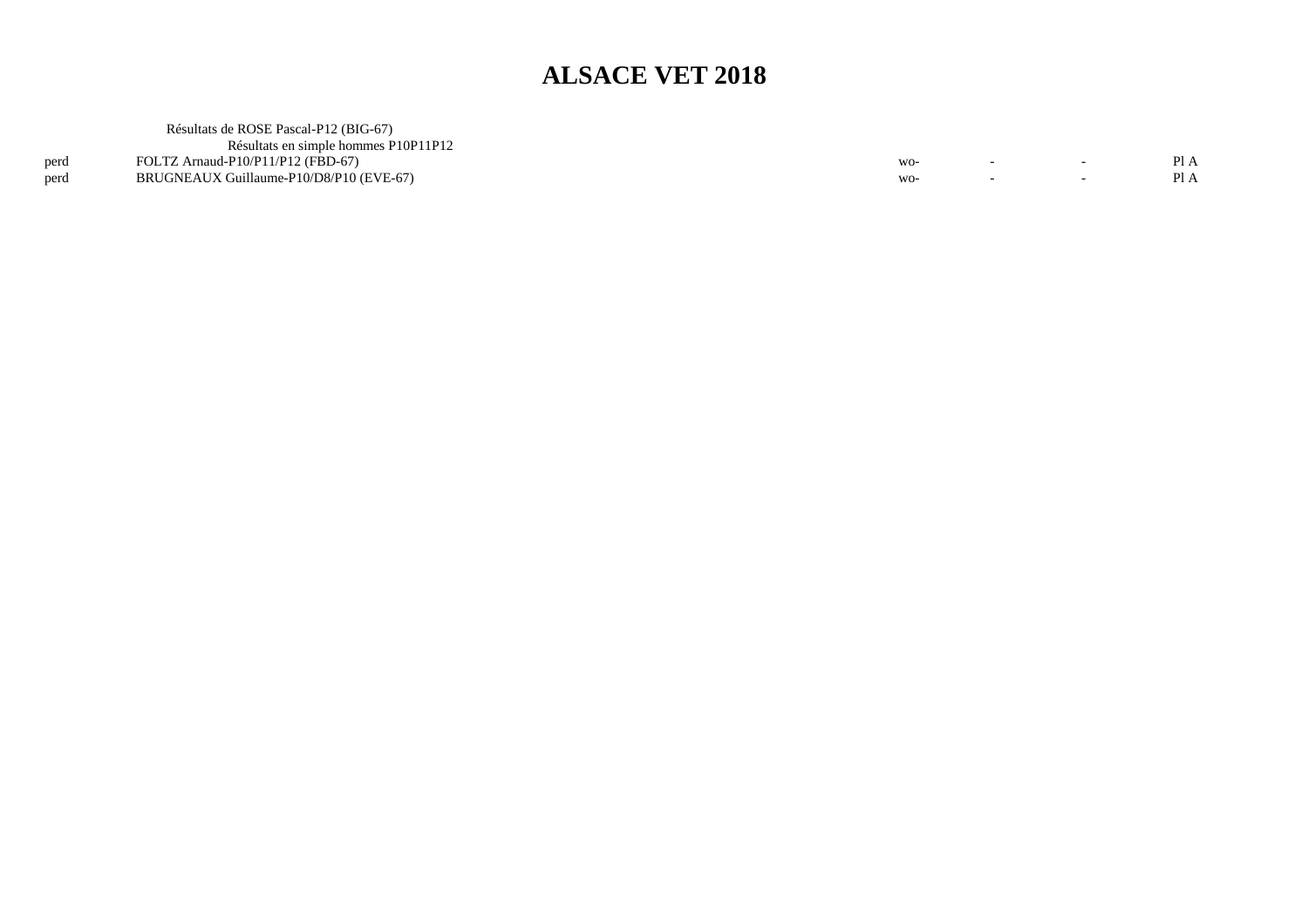# ALSACE VET 2018

Résultats de ROSE Pascal-P12 (BIG-67)

Résultats en simple hommes P10P11P12

| | | | | | |
|---|---|---|---|---|---|
| perd | FOLTZ Arnaud-P10/P11/P12 (FBD-67) | wo- | - | - | Pl A |
| perd | BRUGNEAUX Guillaume-P10/D8/P10 (EVE-67) | wo- | - | - | Pl A |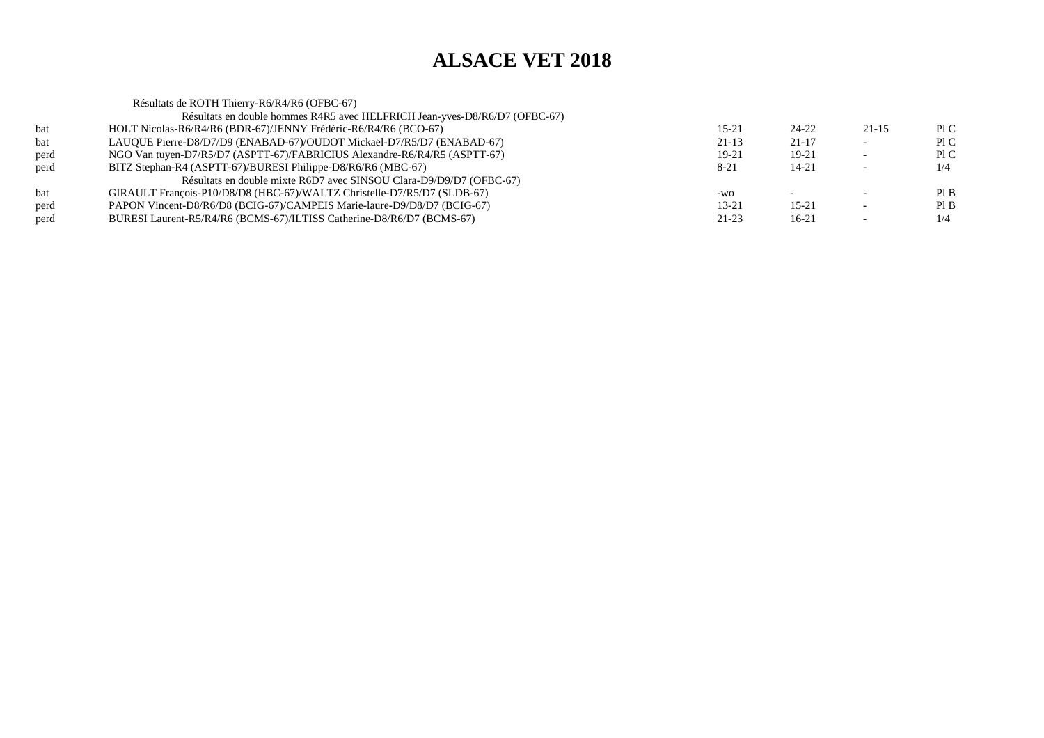# ALSACE VET 2018

Résultats de ROTH Thierry-R6/R4/R6 (OFBC-67)

| | Résultats en double hommes R4R5 avec HELFRICH Jean-yves-D8/R6/D7 (OFBC-67) | | | | |
|---|---|---|---|---|---|
| bat | HOLT Nicolas-R6/R4/R6 (BDR-67)/JENNY Frédéric-R6/R4/R6 (BCO-67) | 15-21 | 24-22 | 21-15 | Pl C |
| bat | LAUQUE Pierre-D8/D7/D9 (ENABAD-67)/OUDOT Mickaël-D7/R5/D7 (ENABAD-67) | 21-13 | 21-17 | - | Pl C |
| perd | NGO Van tuyen-D7/R5/D7 (ASPTT-67)/FABRICIUS Alexandre-R6/R4/R5 (ASPTT-67) | 19-21 | 19-21 | - | Pl C |
| perd | BITZ Stephan-R4 (ASPTT-67)/BURESI Philippe-D8/R6/R6 (MBC-67) | 8-21 | 14-21 | - | 1/4 |
| | Résultats en double mixte R6D7 avec SINSOU Clara-D9/D9/D7 (OFBC-67) | | | | |
| bat | GIRAULT François-P10/D8/D8 (HBC-67)/WALTZ Christelle-D7/R5/D7 (SLDB-67) | -wo | - | - | Pl B |
| perd | PAPON Vincent-D8/R6/D8 (BCIG-67)/CAMPEIS Marie-laure-D9/D8/D7 (BCIG-67) | 13-21 | 15-21 | - | Pl B |
| perd | BURESI Laurent-R5/R4/R6 (BCMS-67)/ILTISS Catherine-D8/R6/D7 (BCMS-67) | 21-23 | 16-21 | - | 1/4 |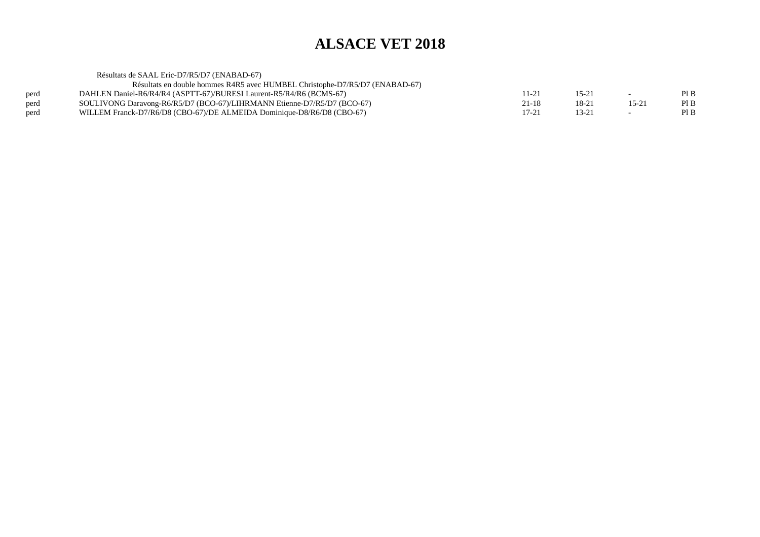# ALSACE VET 2018

Résultats de SAAL Eric-D7/R5/D7 (ENABAD-67)

Résultats en double hommes R4R5 avec HUMBEL Christophe-D7/R5/D7 (ENABAD-67)

| | | | | | |
|---|---|---|---|---|---|
| perd | DAHLEN Daniel-R6/R4/R4 (ASPTT-67)/BURESI Laurent-R5/R4/R6 (BCMS-67) | 11-21 | 15-21 | - | Pl B |
| perd | SOULIVONG Daravong-R6/R5/D7 (BCO-67)/LIHRMANN Etienne-D7/R5/D7 (BCO-67) | 21-18 | 18-21 | 15-21 | Pl B |
| perd | WILLEM Franck-D7/R6/D8 (CBO-67)/DE ALMEIDA Dominique-D8/R6/D8 (CBO-67) | 17-21 | 13-21 | - | Pl B |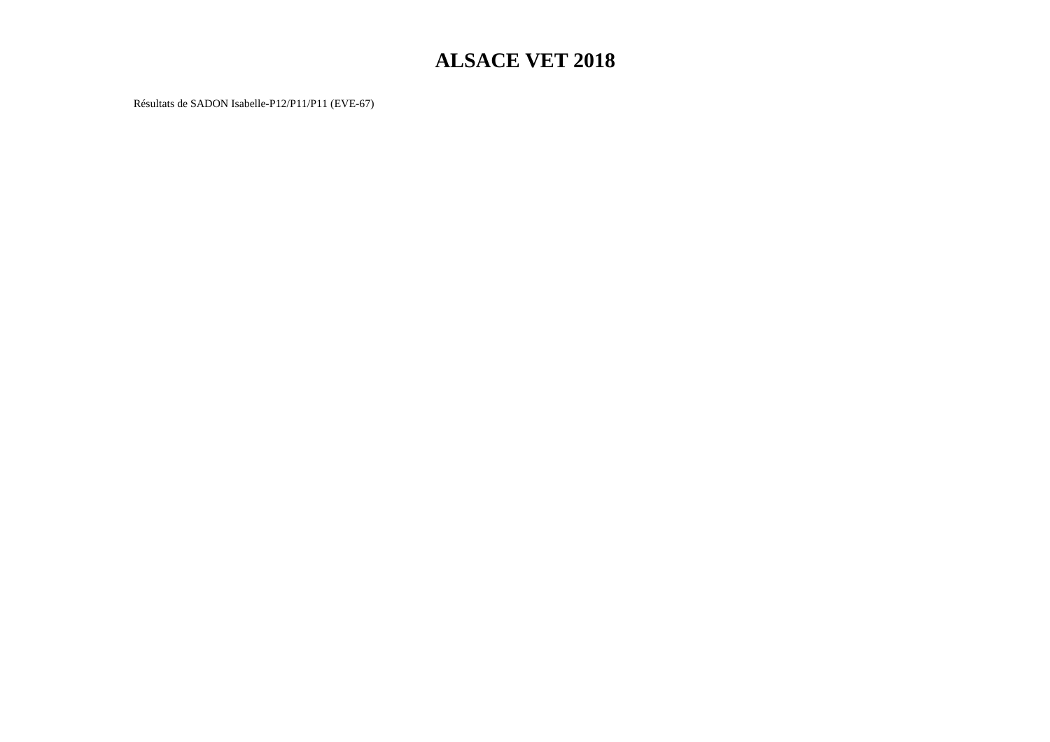# ALSACE VET 2018

Résultats de SADON Isabelle-P12/P11/P11 (EVE-67)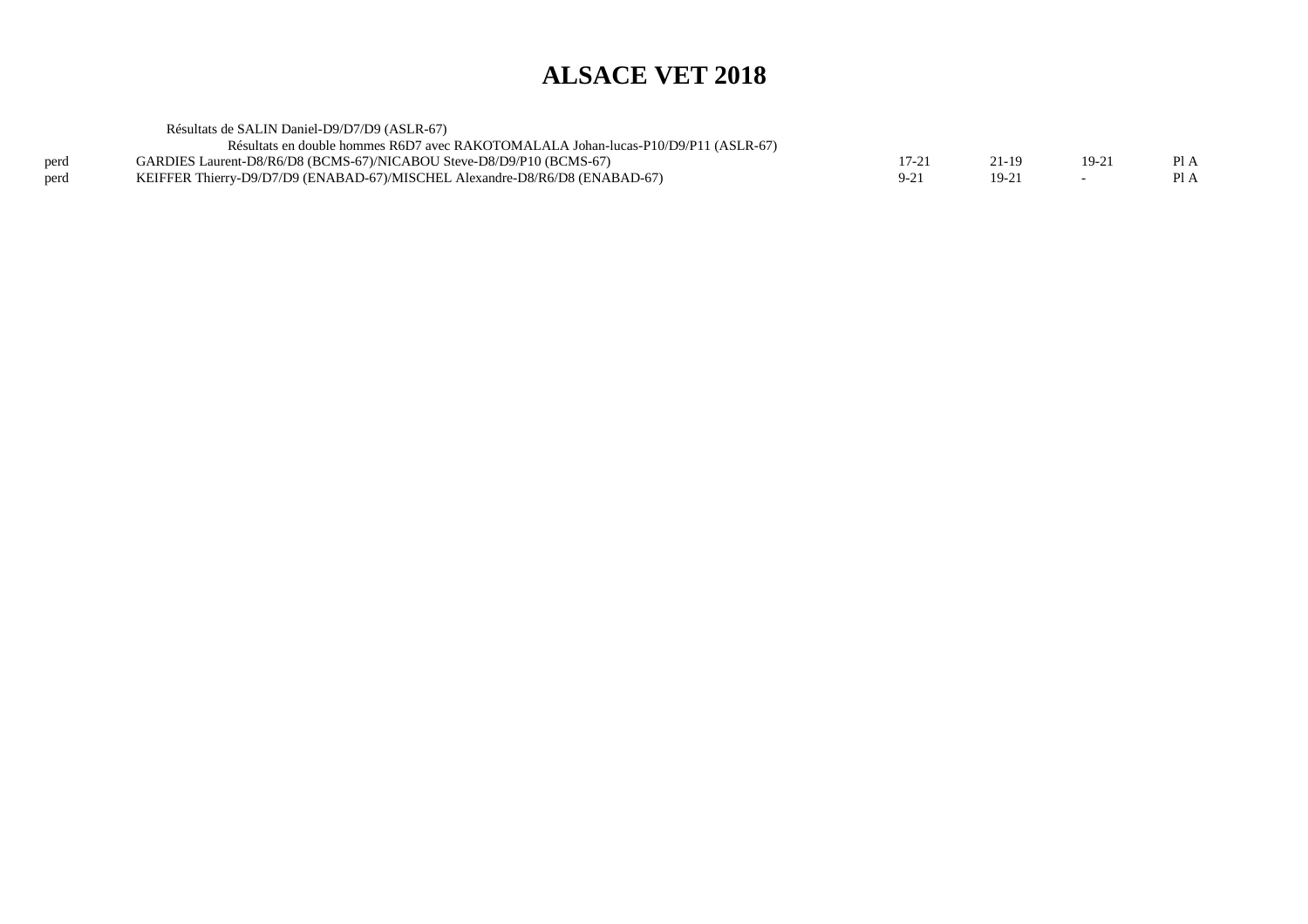# ALSACE VET 2018

Résultats de SALIN Daniel-D9/D7/D9 (ASLR-67)

Résultats en double hommes R6D7 avec RAKOTOMALALA Johan-lucas-P10/D9/P11 (ASLR-67)

| | | | | | |
|---|---|---|---|---|---|
| perd | GARDIES Laurent-D8/R6/D8 (BCMS-67)/NICABOU Steve-D8/D9/P10 (BCMS-67) | 17-21 | 21-19 | 19-21 | Pl A |
| perd | KEIFFER Thierry-D9/D7/D9 (ENABAD-67)/MISCHEL Alexandre-D8/R6/D8 (ENABAD-67) | 9-21 | 19-21 | - | Pl A |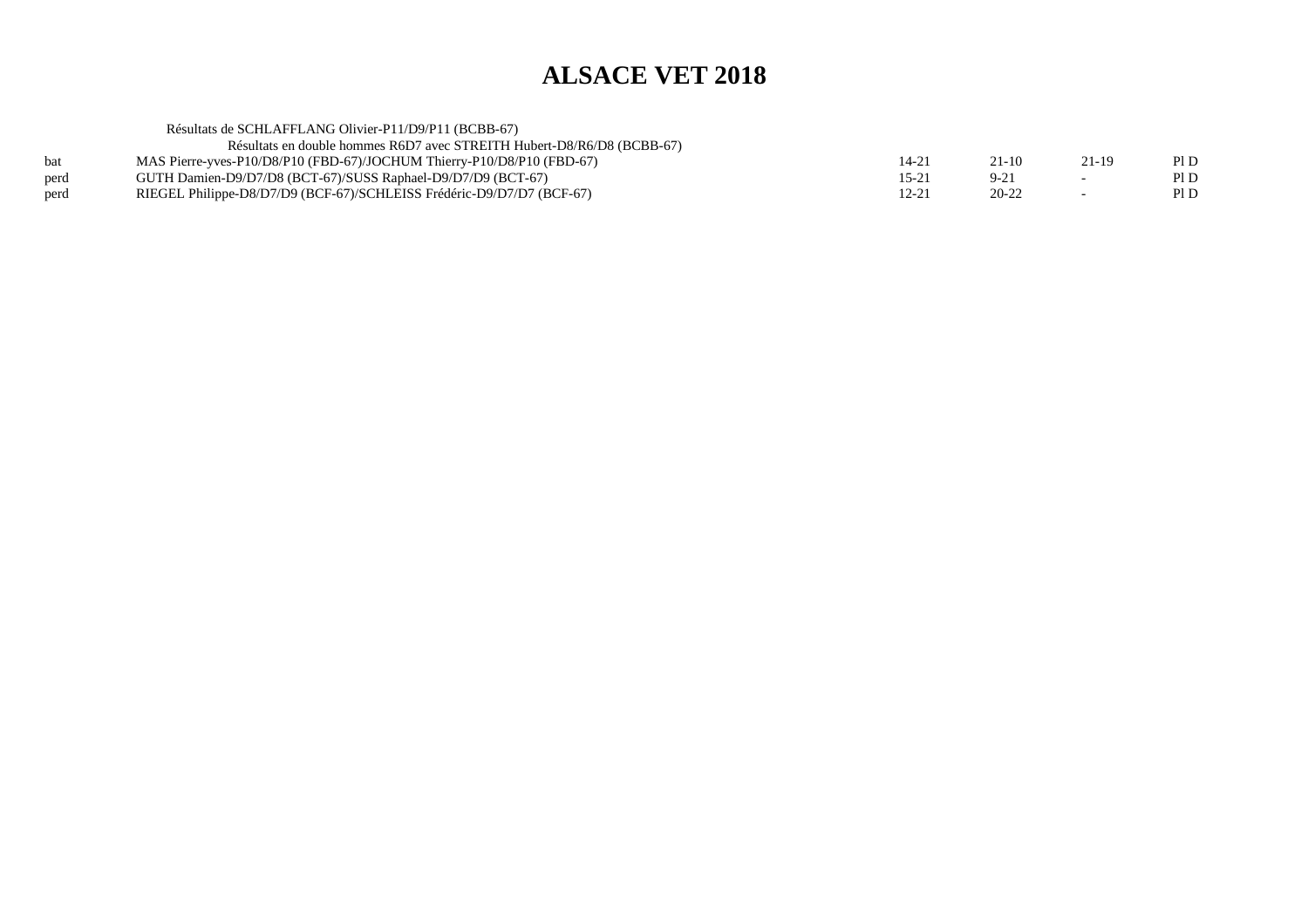# ALSACE VET 2018

Résultats de SCHLAFFLANG Olivier-P11/D9/P11 (BCBB-67)

Résultats en double hommes R6D7 avec STREITH Hubert-D8/R6/D8 (BCBB-67)

| | | | | | |
|---|---|---|---|---|---|
| bat | MAS Pierre-yves-P10/D8/P10 (FBD-67)/JOCHUM Thierry-P10/D8/P10 (FBD-67) | 14-21 | 21-10 | 21-19 | Pl D |
| perd | GUTH Damien-D9/D7/D8 (BCT-67)/SUSS Raphael-D9/D7/D9 (BCT-67) | 15-21 | 9-21 | - | Pl D |
| perd | RIEGEL Philippe-D8/D7/D9 (BCF-67)/SCHLEISS Frédéric-D9/D7/D7 (BCF-67) | 12-21 | 20-22 | - | Pl D |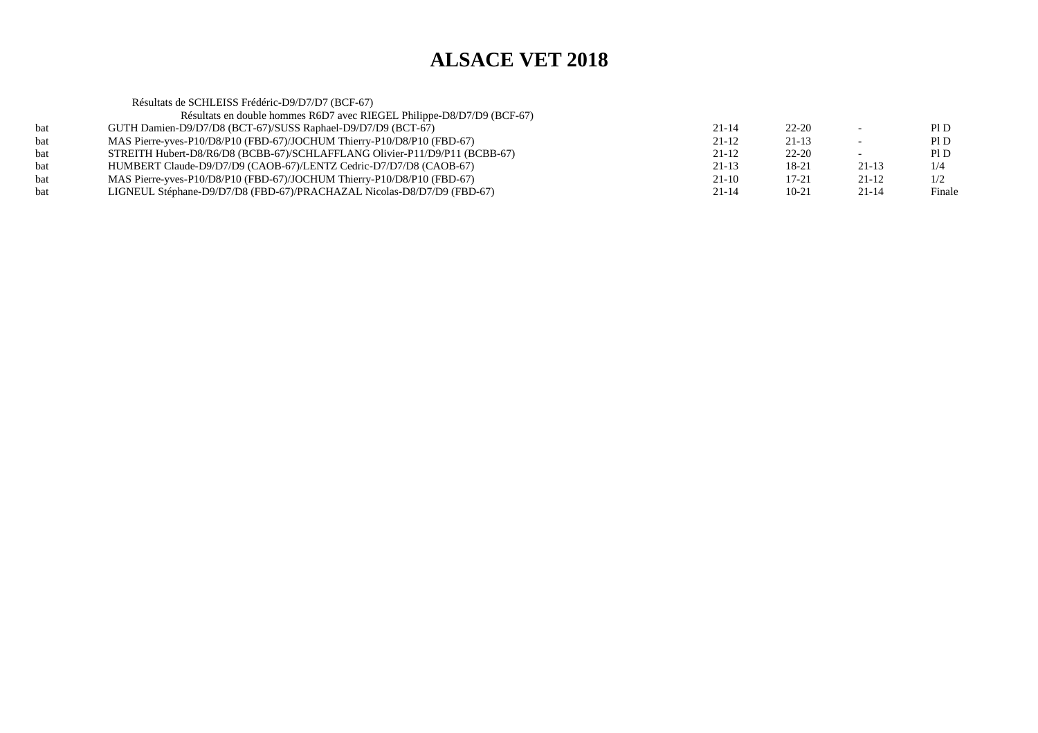# ALSACE VET 2018

Résultats de SCHLEISS Frédéric-D9/D7/D7 (BCF-67)

Résultats en double hommes R6D7 avec RIEGEL Philippe-D8/D7/D9 (BCF-67)

| | | | | | |
|---|---|---|---|---|---|
| bat | GUTH Damien-D9/D7/D8 (BCT-67)/SUSS Raphael-D9/D7/D9 (BCT-67) | 21-14 | 22-20 | - | Pl D |
| bat | MAS Pierre-yves-P10/D8/P10 (FBD-67)/JOCHUM Thierry-P10/D8/P10 (FBD-67) | 21-12 | 21-13 | - | Pl D |
| bat | STREITH Hubert-D8/R6/D8 (BCBB-67)/SCHLAFFLANG Olivier-P11/D9/P11 (BCBB-67) | 21-12 | 22-20 | - | Pl D |
| bat | HUMBERT Claude-D9/D7/D9 (CAOB-67)/LENTZ Cedric-D7/D7/D8 (CAOB-67) | 21-13 | 18-21 | 21-13 | 1/4 |
| bat | MAS Pierre-yves-P10/D8/P10 (FBD-67)/JOCHUM Thierry-P10/D8/P10 (FBD-67) | 21-10 | 17-21 | 21-12 | 1/2 |
| bat | LIGNEUL Stéphane-D9/D7/D8 (FBD-67)/PRACHAZAL Nicolas-D8/D7/D9 (FBD-67) | 21-14 | 10-21 | 21-14 | Finale |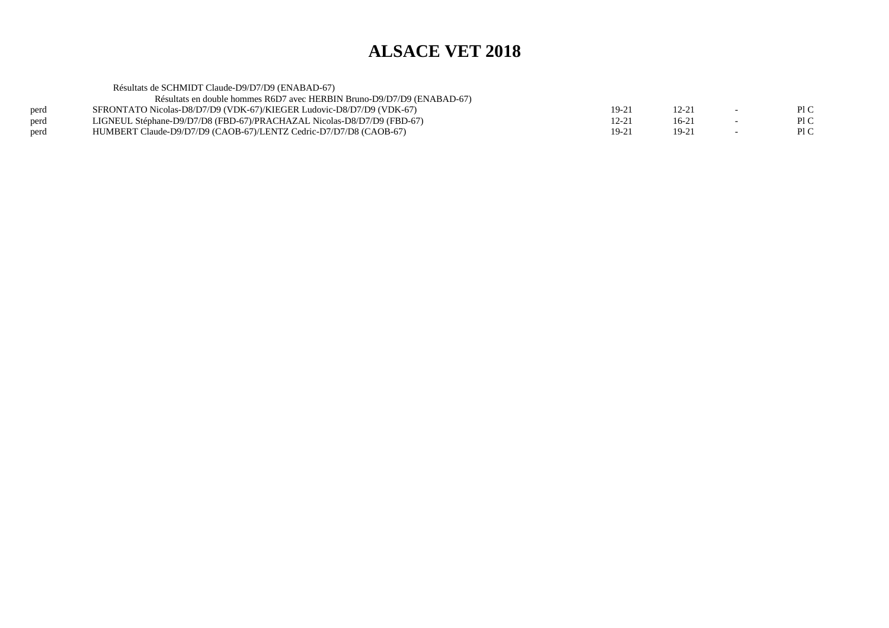# ALSACE VET 2018

Résultats de SCHMIDT Claude-D9/D7/D9 (ENABAD-67)

Résultats en double hommes R6D7 avec HERBIN Bruno-D9/D7/D9 (ENABAD-67)

| | | | | | |
|---|---|---|---|---|---|
| perd | SFRONTATO Nicolas-D8/D7/D9 (VDK-67)/KIEGER Ludovic-D8/D7/D9 (VDK-67) | 19-21 | 12-21 | - | Pl C |
| perd | LIGNEUL Stéphane-D9/D7/D8 (FBD-67)/PRACHAZAL Nicolas-D8/D7/D9 (FBD-67) | 12-21 | 16-21 | - | Pl C |
| perd | HUMBERT Claude-D9/D7/D9 (CAOB-67)/LENTZ Cedric-D7/D7/D8 (CAOB-67) | 19-21 | 19-21 | - | Pl C |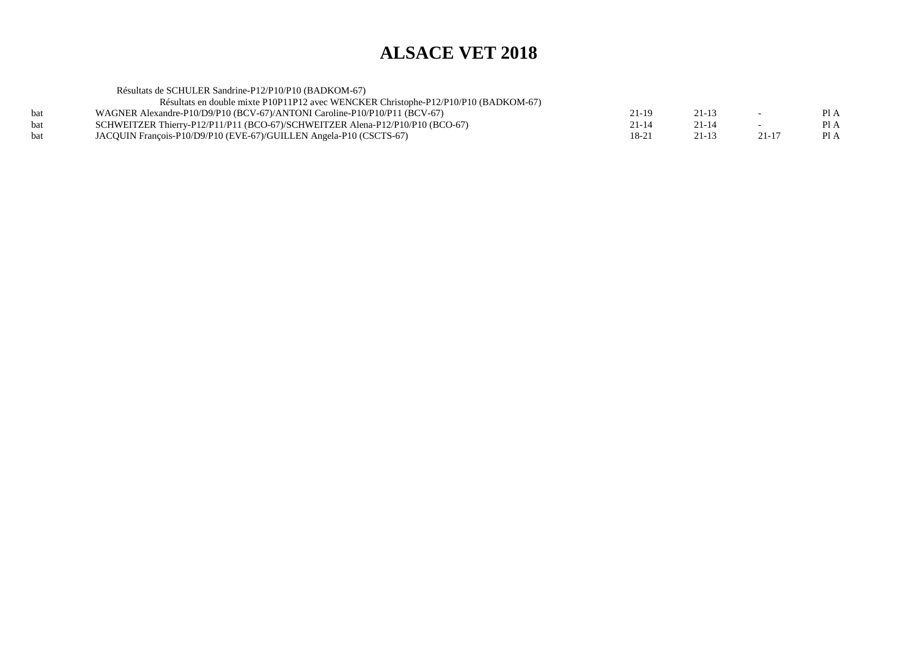# ALSACE VET 2018

Résultats de SCHULER Sandrine-P12/P10/P10 (BADKOM-67)

Résultats en double mixte P10P11P12 avec WENCKER Christophe-P12/P10/P10 (BADKOM-67)

| | | | | | |
|---|---|---|---|---|---|
| bat | WAGNER Alexandre-P10/D9/P10 (BCV-67)/ANTONI Caroline-P10/P10/P11 (BCV-67) | 21-19 | 21-13 | - | Pl A |
| bat | SCHWEITZER Thierry-P12/P11/P11 (BCO-67)/SCHWEITZER Alena-P12/P10/P10 (BCO-67) | 21-14 | 21-14 | - | Pl A |
| bat | JACQUIN François-P10/D9/P10 (EVE-67)/GUILLEN Angela-P10 (CSCTS-67) | 18-21 | 21-13 | 21-17 | Pl A |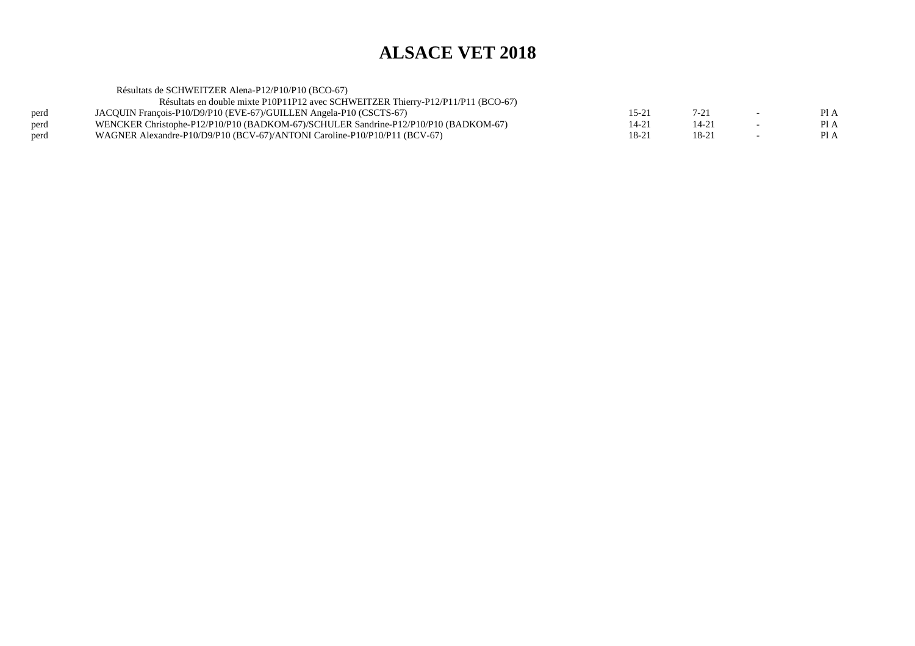# ALSACE VET 2018

Résultats de SCHWEITZER Alena-P12/P10/P10 (BCO-67)

Résultats en double mixte P10P11P12 avec SCHWEITZER Thierry-P12/P11/P11 (BCO-67)

| | | | | | |
|---|---|---|---|---|---|
| perd | JACQUIN François-P10/D9/P10 (EVE-67)/GUILLEN Angela-P10 (CSCTS-67) | 15-21 | 7-21 | - | Pl A |
| perd | WENCKER Christophe-P12/P10/P10 (BADKOM-67)/SCHULER Sandrine-P12/P10/P10 (BADKOM-67) | 14-21 | 14-21 | - | Pl A |
| perd | WAGNER Alexandre-P10/D9/P10 (BCV-67)/ANTONI Caroline-P10/P10/P11 (BCV-67) | 18-21 | 18-21 | - | Pl A |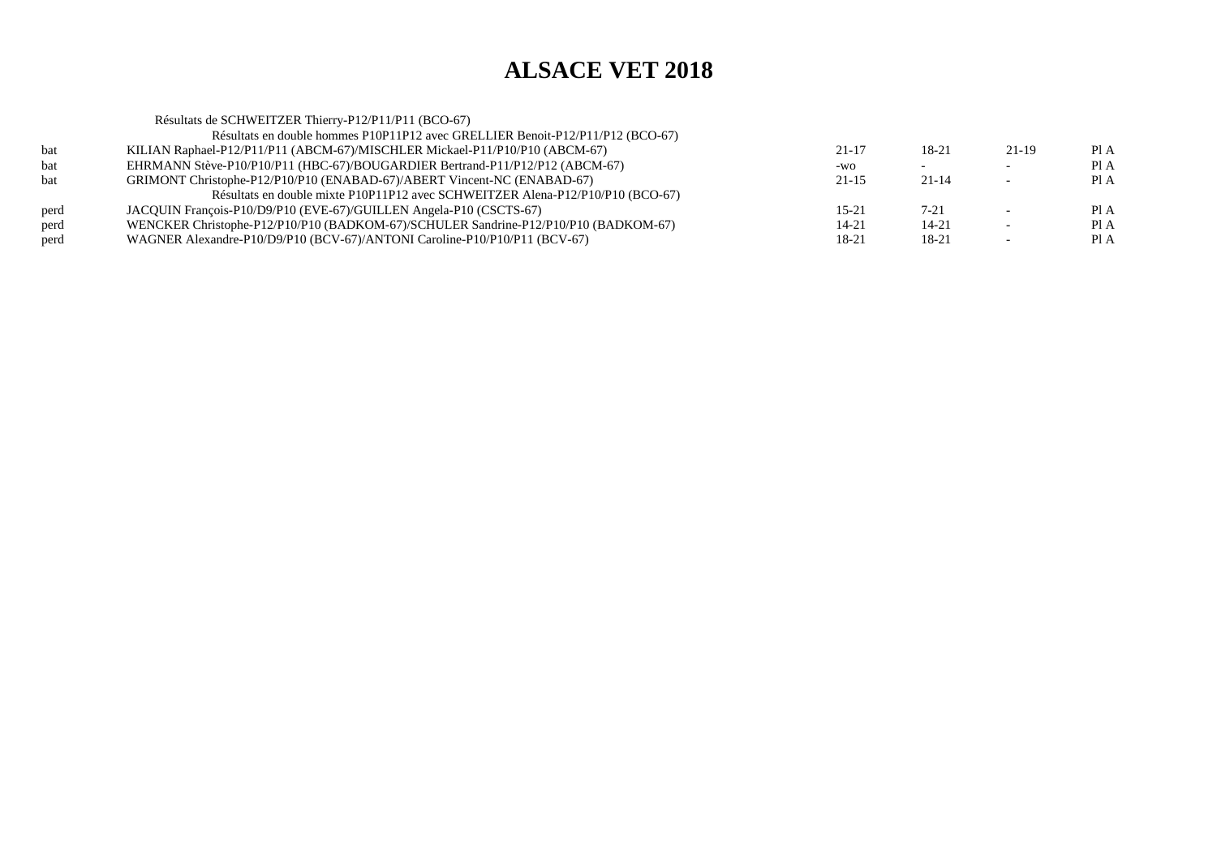# ALSACE VET 2018

Résultats de SCHWEITZER Thierry-P12/P11/P11 (BCO-67)

| | | | | | |
|---|---|---|---|---|---|
| | Résultats en double hommes P10P11P12 avec GRELLIER Benoit-P12/P11/P12 (BCO-67) | | | | |
| bat | KILIAN Raphael-P12/P11/P11 (ABCM-67)/MISCHLER Mickael-P11/P10/P10 (ABCM-67) | 21-17 | 18-21 | 21-19 | Pl A |
| bat | EHRMANN Stève-P10/P10/P11 (HBC-67)/BOUGARDIER Bertrand-P11/P12/P12 (ABCM-67) | -wo | - | - | Pl A |
| bat | GRIMONT Christophe-P12/P10/P10 (ENABAD-67)/ABERT Vincent-NC (ENABAD-67) | 21-15 | 21-14 | - | Pl A |
| | Résultats en double mixte P10P11P12 avec SCHWEITZER Alena-P12/P10/P10 (BCO-67) | | | | |
| perd | JACQUIN François-P10/D9/P10 (EVE-67)/GUILLEN Angela-P10 (CSCTS-67) | 15-21 | 7-21 | - | Pl A |
| perd | WENCKER Christophe-P12/P10/P10 (BADKOM-67)/SCHULER Sandrine-P12/P10/P10 (BADKOM-67) | 14-21 | 14-21 | - | Pl A |
| perd | WAGNER Alexandre-P10/D9/P10 (BCV-67)/ANTONI Caroline-P10/P10/P11 (BCV-67) | 18-21 | 18-21 | - | Pl A |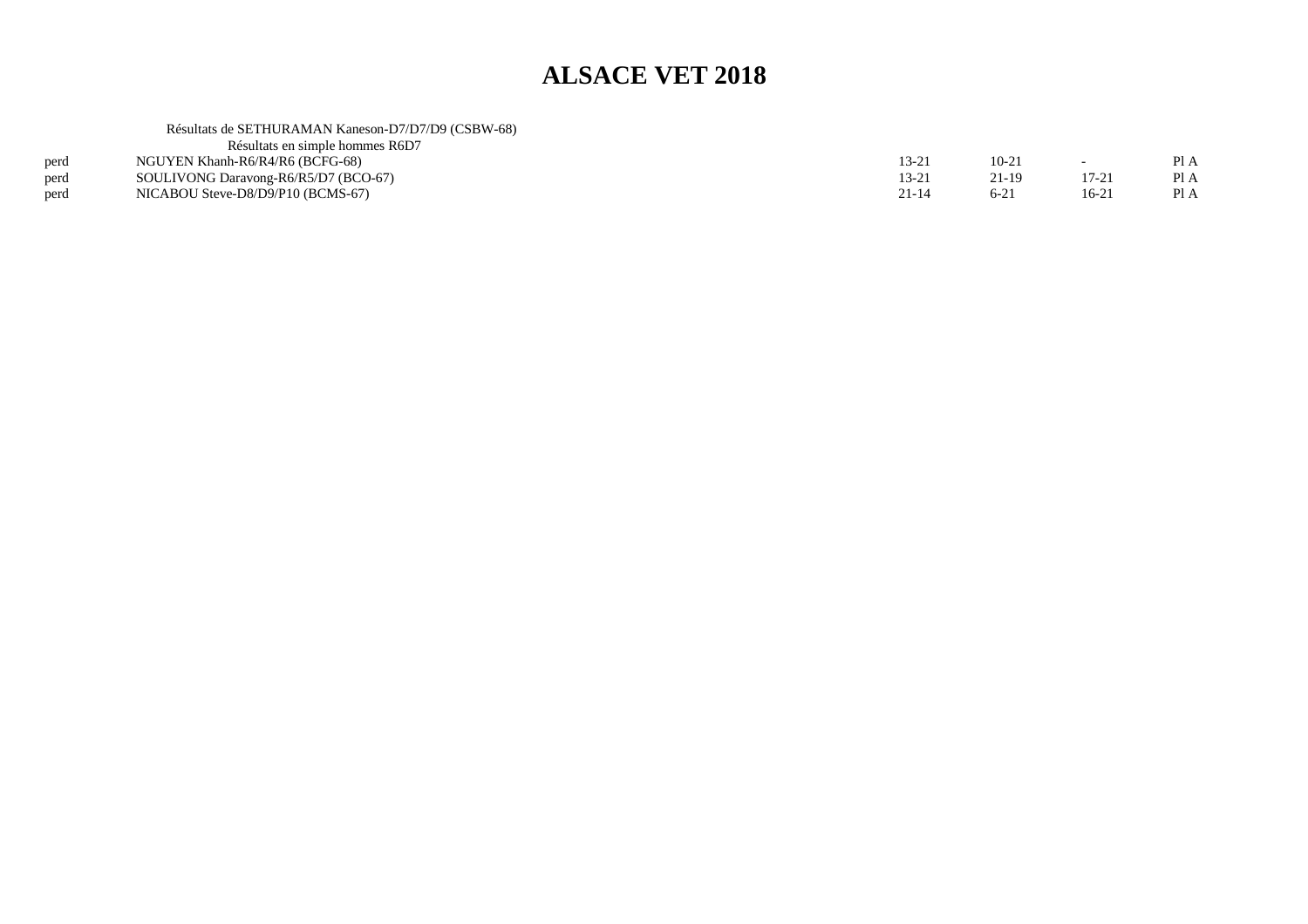# ALSACE VET 2018

Résultats de SETHURAMAN Kaneson-D7/D7/D9 (CSBW-68)

Résultats en simple hommes R6D7

| | | | | | |
|---|---|---|---|---|---|
| perd | NGUYEN Khanh-R6/R4/R6 (BCFG-68) | 13-21 | 10-21 | - | Pl A |
| perd | SOULIVONG Daravong-R6/R5/D7 (BCO-67) | 13-21 | 21-19 | 17-21 | Pl A |
| perd | NICABOU Steve-D8/D9/P10 (BCMS-67) | 21-14 | 6-21 | 16-21 | Pl A |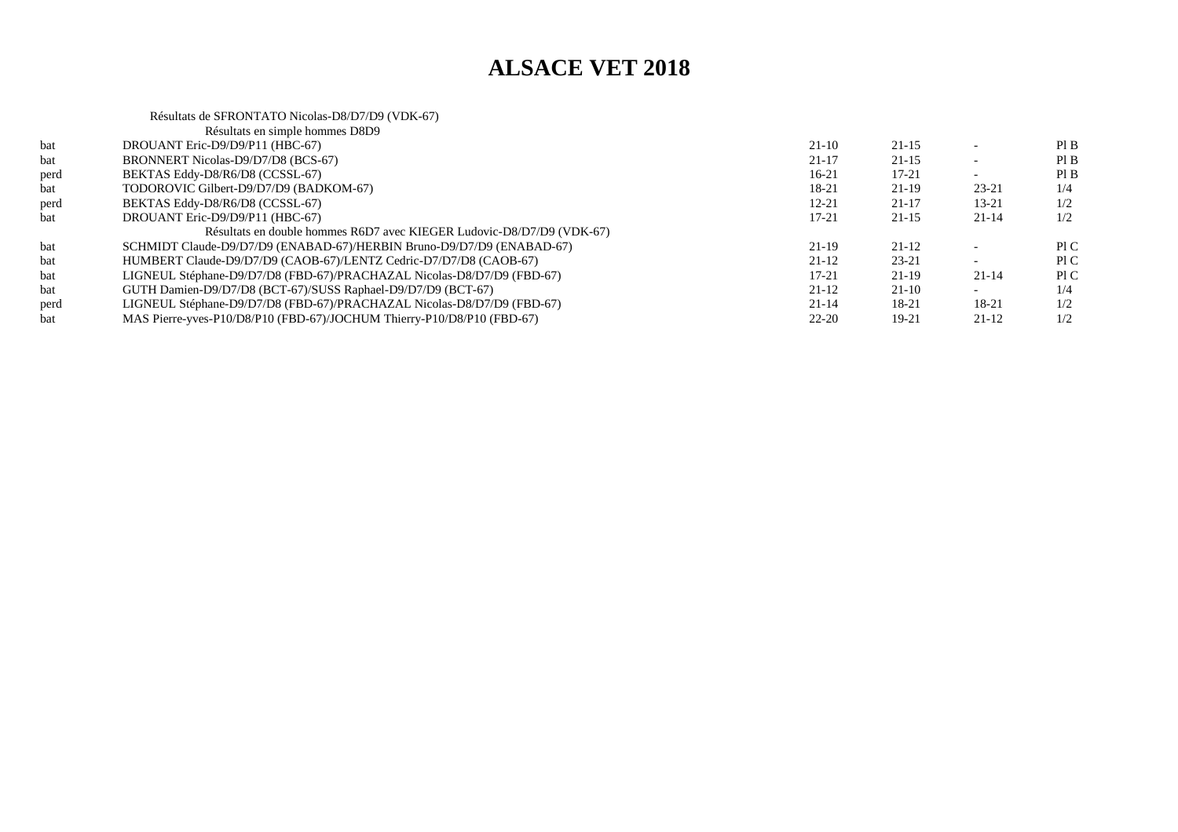# ALSACE VET 2018

Résultats de SFRONTATO Nicolas-D8/D7/D9 (VDK-67)

| | Résultats en simple hommes D8D9 | | | | |
|---|---|---|---|---|---|
| bat | DROUANT Eric-D9/D9/P11 (HBC-67) | 21-10 | 21-15 | - | Pl B |
| bat | BRONNERT Nicolas-D9/D7/D8 (BCS-67) | 21-17 | 21-15 | - | Pl B |
| perd | BEKTAS Eddy-D8/R6/D8 (CCSSL-67) | 16-21 | 17-21 | - | Pl B |
| bat | TODOROVIC Gilbert-D9/D7/D9 (BADKOM-67) | 18-21 | 21-19 | 23-21 | 1/4 |
| perd | BEKTAS Eddy-D8/R6/D8 (CCSSL-67) | 12-21 | 21-17 | 13-21 | 1/2 |
| bat | DROUANT Eric-D9/D9/P11 (HBC-67) | 17-21 | 21-15 | 21-14 | 1/2 |
| | Résultats en double hommes R6D7 avec KIEGER Ludovic-D8/D7/D9 (VDK-67) | | | | |
| bat | SCHMIDT Claude-D9/D7/D9 (ENABAD-67)/HERBIN Bruno-D9/D7/D9 (ENABAD-67) | 21-19 | 21-12 | - | Pl C |
| bat | HUMBERT Claude-D9/D7/D9 (CAOB-67)/LENTZ Cedric-D7/D7/D8 (CAOB-67) | 21-12 | 23-21 | - | Pl C |
| bat | LIGNEUL Stéphane-D9/D7/D8 (FBD-67)/PRACHAZAL Nicolas-D8/D7/D9 (FBD-67) | 17-21 | 21-19 | 21-14 | Pl C |
| bat | GUTH Damien-D9/D7/D8 (BCT-67)/SUSS Raphael-D9/D7/D9 (BCT-67) | 21-12 | 21-10 | - | 1/4 |
| perd | LIGNEUL Stéphane-D9/D7/D8 (FBD-67)/PRACHAZAL Nicolas-D8/D7/D9 (FBD-67) | 21-14 | 18-21 | 18-21 | 1/2 |
| bat | MAS Pierre-yves-P10/D8/P10 (FBD-67)/JOCHUM Thierry-P10/D8/P10 (FBD-67) | 22-20 | 19-21 | 21-12 | 1/2 |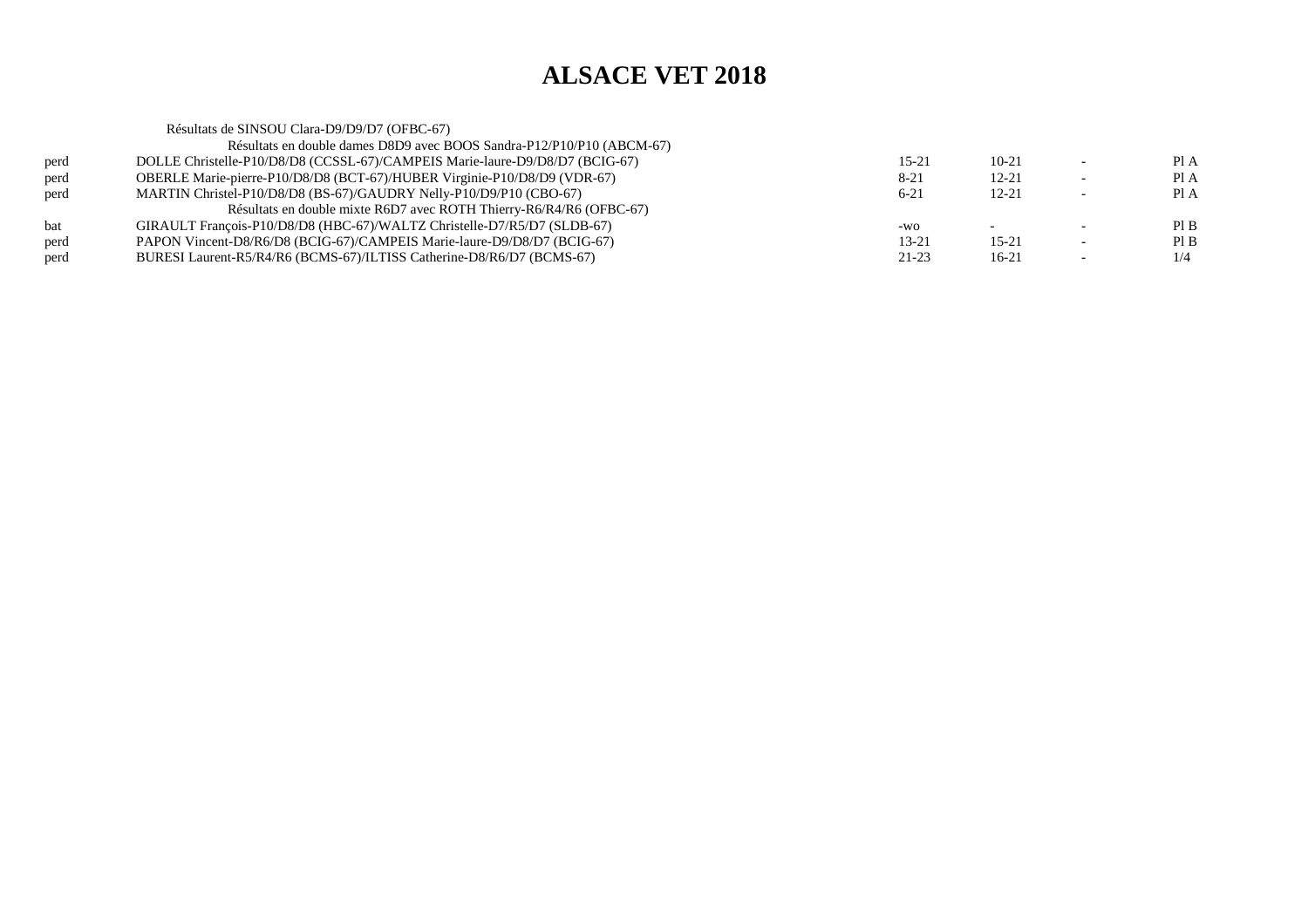# ALSACE VET 2018

Résultats de SINSOU Clara-D9/D9/D7 (OFBC-67)

Résultats en double dames D8D9 avec BOOS Sandra-P12/P10/P10 (ABCM-67)

| | | | | | |
|---|---|---|---|---|---|
| perd | DOLLE Christelle-P10/D8/D8 (CCSSL-67)/CAMPEIS Marie-laure-D9/D8/D7 (BCIG-67) | 15-21 | 10-21 | - | Pl A |
| perd | OBERLE Marie-pierre-P10/D8/D8 (BCT-67)/HUBER Virginie-P10/D8/D9 (VDR-67) | 8-21 | 12-21 | - | Pl A |
| perd | MARTIN Christel-P10/D8/D8 (BS-67)/GAUDRY Nelly-P10/D9/P10 (CBO-67) | 6-21 | 12-21 | - | Pl A |

Résultats en double mixte R6D7 avec ROTH Thierry-R6/R4/R6 (OFBC-67)

| | | | | | |
|---|---|---|---|---|---|
| bat | GIRAULT François-P10/D8/D8 (HBC-67)/WALTZ Christelle-D7/R5/D7 (SLDB-67) | -wo | - | - | Pl B |
| perd | PAPON Vincent-D8/R6/D8 (BCIG-67)/CAMPEIS Marie-laure-D9/D8/D7 (BCIG-67) | 13-21 | 15-21 | - | Pl B |
| perd | BURESI Laurent-R5/R4/R6 (BCMS-67)/ILTISS Catherine-D8/R6/D7 (BCMS-67) | 21-23 | 16-21 | - | 1/4 |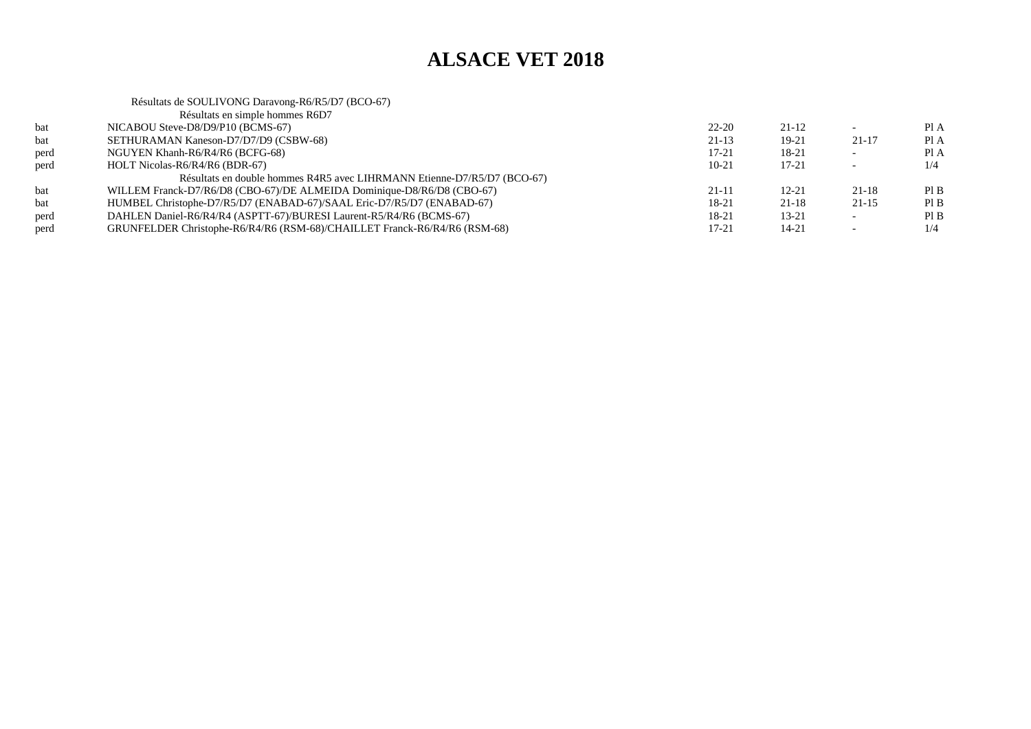# ALSACE VET 2018

Résultats de SOULIVONG Daravong-R6/R5/D7 (BCO-67)

| | Résultats en simple hommes R6D7 | | | | |
|---|---|---|---|---|---|
| bat | NICABOU Steve-D8/D9/P10 (BCMS-67) | 22-20 | 21-12 | - | Pl A |
| bat | SETHURAMAN Kaneson-D7/D7/D9 (CSBW-68) | 21-13 | 19-21 | 21-17 | Pl A |
| perd | NGUYEN Khanh-R6/R4/R6 (BCFG-68) | 17-21 | 18-21 | - | Pl A |
| perd | HOLT Nicolas-R6/R4/R6 (BDR-67) | 10-21 | 17-21 | - | 1/4 |
| | Résultats en double hommes R4R5 avec LIHRMANN Etienne-D7/R5/D7 (BCO-67) | | | | |
| bat | WILLEM Franck-D7/R6/D8 (CBO-67)/DE ALMEIDA Dominique-D8/R6/D8 (CBO-67) | 21-11 | 12-21 | 21-18 | Pl B |
| bat | HUMBEL Christophe-D7/R5/D7 (ENABAD-67)/SAAL Eric-D7/R5/D7 (ENABAD-67) | 18-21 | 21-18 | 21-15 | Pl B |
| perd | DAHLEN Daniel-R6/R4/R4 (ASPTT-67)/BURESI Laurent-R5/R4/R6 (BCMS-67) | 18-21 | 13-21 | - | Pl B |
| perd | GRUNFELDER Christophe-R6/R4/R6 (RSM-68)/CHAILLET Franck-R6/R4/R6 (RSM-68) | 17-21 | 14-21 | - | 1/4 |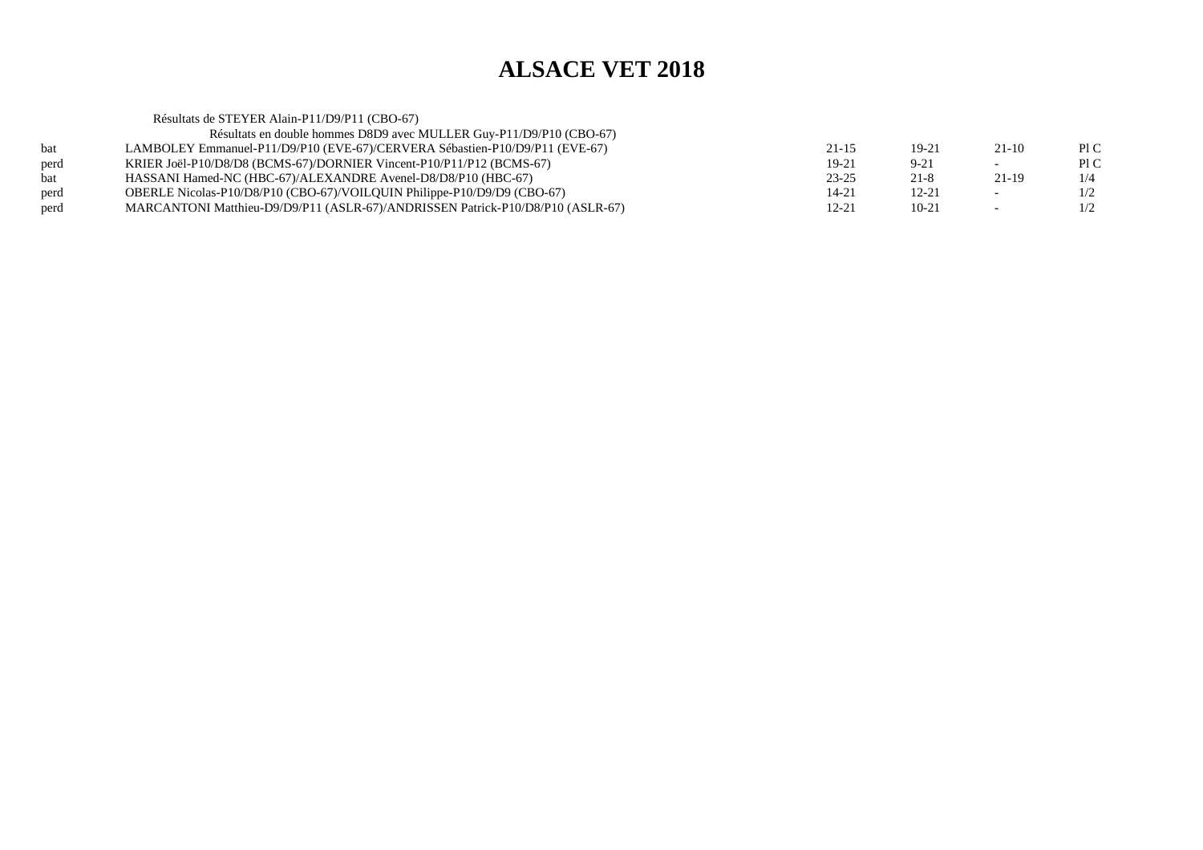# ALSACE VET 2018

Résultats de STEYER Alain-P11/D9/P11 (CBO-67)

Résultats en double hommes D8D9 avec MULLER Guy-P11/D9/P10 (CBO-67)

| | | | | | |
|---|---|---|---|---|---|
| bat | LAMBOLEY Emmanuel-P11/D9/P10 (EVE-67)/CERVERA Sébastien-P10/D9/P11 (EVE-67) | 21-15 | 19-21 | 21-10 | Pl C |
| perd | KRIER Joël-P10/D8/D8 (BCMS-67)/DORNIER Vincent-P10/P11/P12 (BCMS-67) | 19-21 | 9-21 | - | Pl C |
| bat | HASSANI Hamed-NC (HBC-67)/ALEXANDRE Avenel-D8/D8/P10 (HBC-67) | 23-25 | 21-8 | 21-19 | 1/4 |
| perd | OBERLE Nicolas-P10/D8/P10 (CBO-67)/VOILQUIN Philippe-P10/D9/D9 (CBO-67) | 14-21 | 12-21 | - | 1/2 |
| perd | MARCANTONI Matthieu-D9/D9/P11 (ASLR-67)/ANDRISSEN Patrick-P10/D8/P10 (ASLR-67) | 12-21 | 10-21 | - | 1/2 |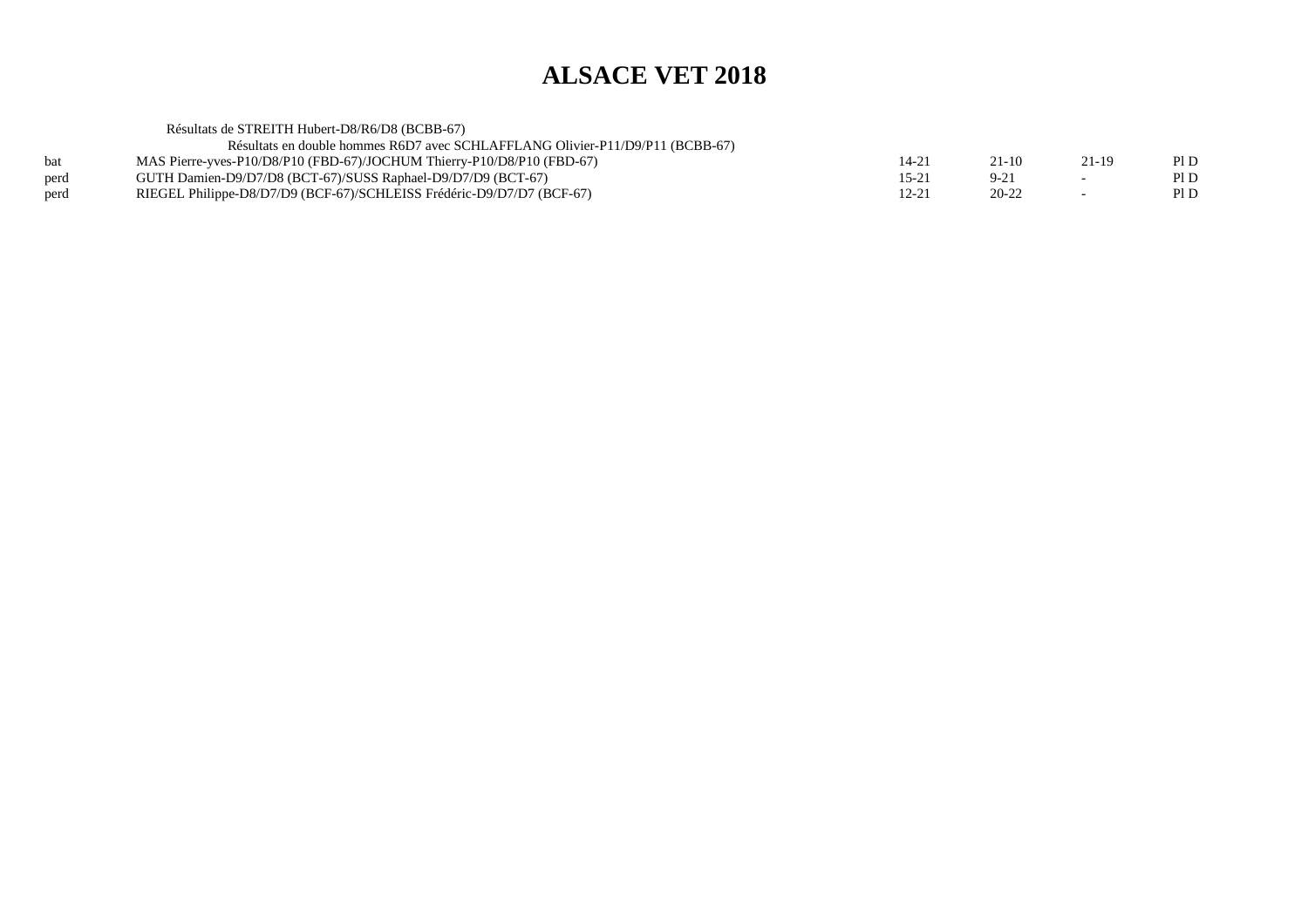# ALSACE VET 2018

Résultats de STREITH Hubert-D8/R6/D8 (BCBB-67)

Résultats en double hommes R6D7 avec SCHLAFFLANG Olivier-P11/D9/P11 (BCBB-67)

| | | | | | |
|---|---|---|---|---|---|
| bat | MAS Pierre-yves-P10/D8/P10 (FBD-67)/JOCHUM Thierry-P10/D8/P10 (FBD-67) | 14-21 | 21-10 | 21-19 | Pl D |
| perd | GUTH Damien-D9/D7/D8 (BCT-67)/SUSS Raphael-D9/D7/D9 (BCT-67) | 15-21 | 9-21 | - | Pl D |
| perd | RIEGEL Philippe-D8/D7/D9 (BCF-67)/SCHLEISS Frédéric-D9/D7/D7 (BCF-67) | 12-21 | 20-22 | - | Pl D |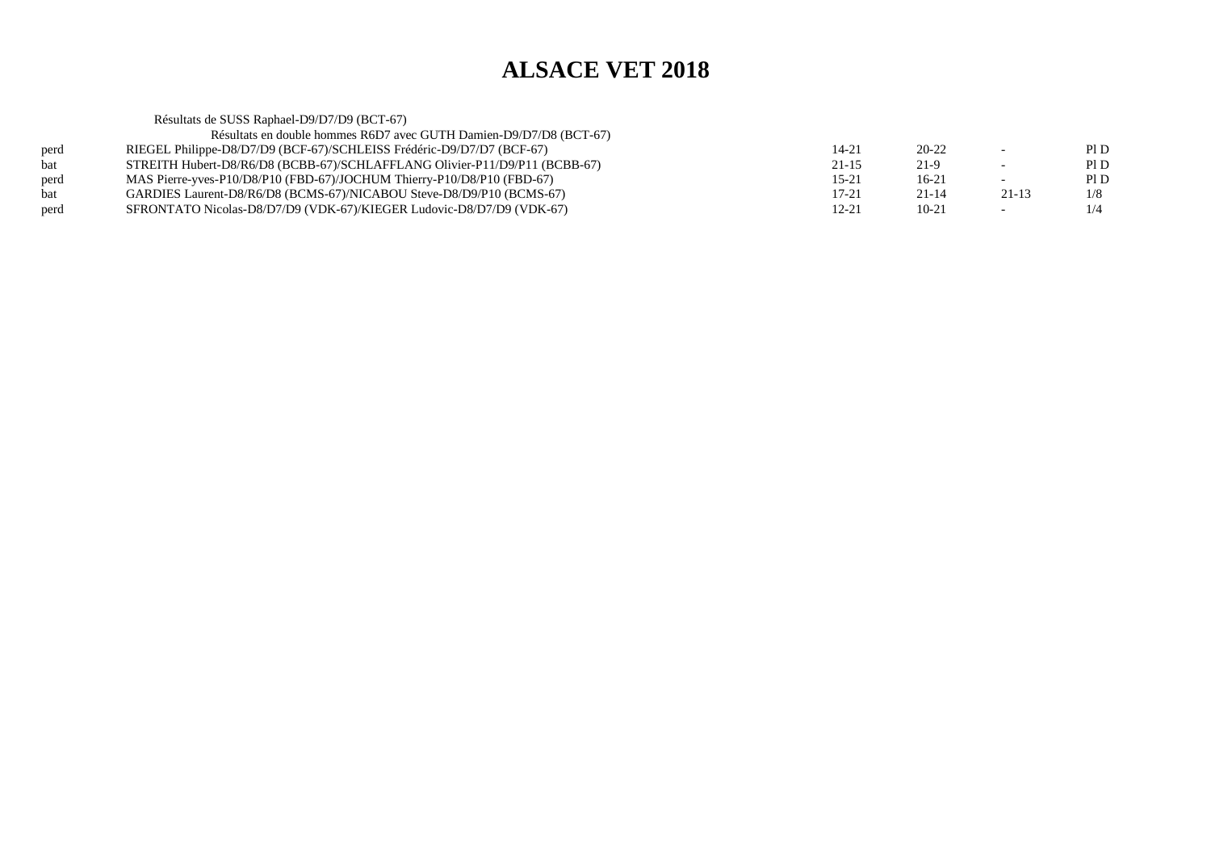# ALSACE VET 2018

Résultats de SUSS Raphael-D9/D7/D9 (BCT-67)

Résultats en double hommes R6D7 avec GUTH Damien-D9/D7/D8 (BCT-67)

| | | | | | |
|---|---|---|---|---|---|
| perd | RIEGEL Philippe-D8/D7/D9 (BCF-67)/SCHLEISS Frédéric-D9/D7/D7 (BCF-67) | 14-21 | 20-22 | - | Pl D |
| bat | STREITH Hubert-D8/R6/D8 (BCBB-67)/SCHLAFFLANG Olivier-P11/D9/P11 (BCBB-67) | 21-15 | 21-9 | - | Pl D |
| perd | MAS Pierre-yves-P10/D8/P10 (FBD-67)/JOCHUM Thierry-P10/D8/P10 (FBD-67) | 15-21 | 16-21 | - | Pl D |
| bat | GARDIES Laurent-D8/R6/D8 (BCMS-67)/NICABOU Steve-D8/D9/P10 (BCMS-67) | 17-21 | 21-14 | 21-13 | 1/8 |
| perd | SFRONTATO Nicolas-D8/D7/D9 (VDK-67)/KIEGER Ludovic-D8/D7/D9 (VDK-67) | 12-21 | 10-21 | - | 1/4 |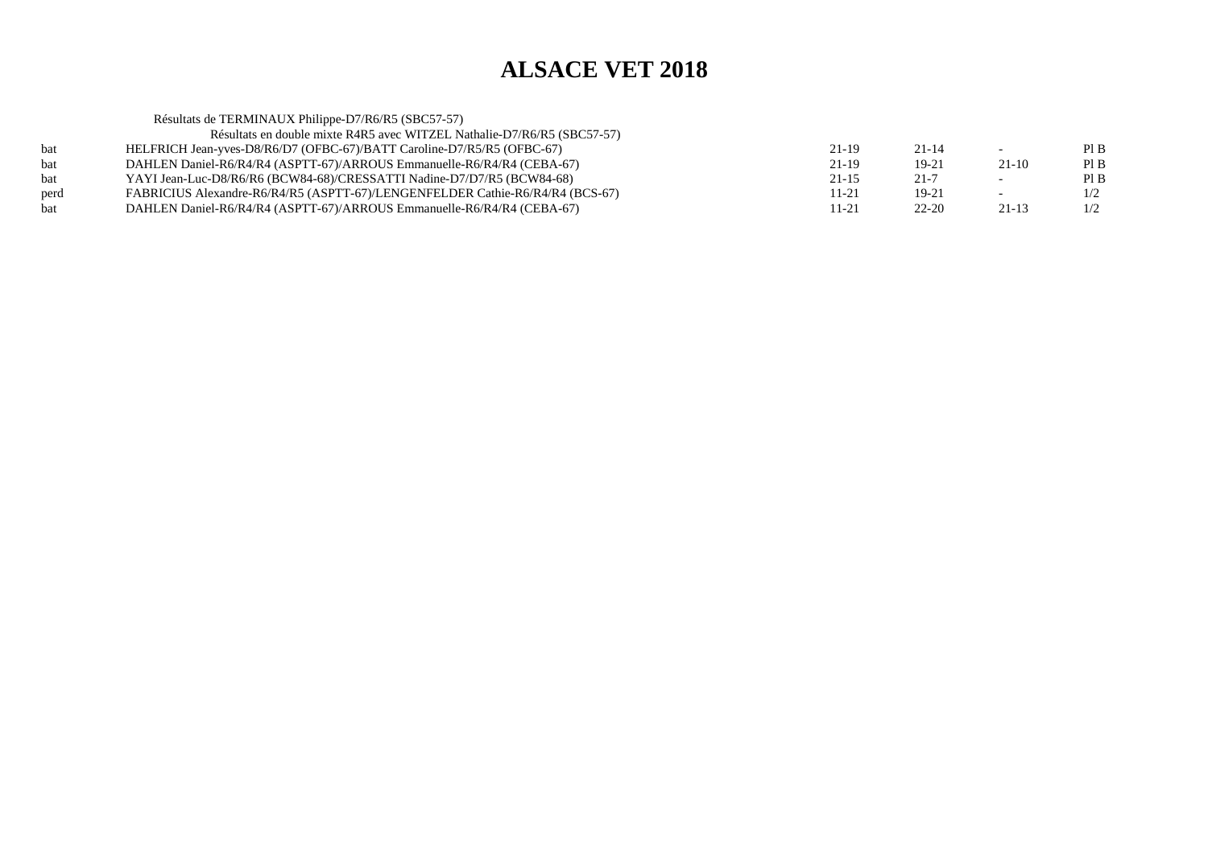# ALSACE VET 2018

Résultats de TERMINAUX Philippe-D7/R6/R5 (SBC57-57)

Résultats en double mixte R4R5 avec WITZEL Nathalie-D7/R6/R5 (SBC57-57)

| | | | | | |
|---|---|---|---|---|---|
| bat | HELFRICH Jean-yves-D8/R6/D7 (OFBC-67)/BATT Caroline-D7/R5/R5 (OFBC-67) | 21-19 | 21-14 | - | Pl B |
| bat | DAHLEN Daniel-R6/R4/R4 (ASPTT-67)/ARROUS Emmanuelle-R6/R4/R4 (CEBA-67) | 21-19 | 19-21 | 21-10 | Pl B |
| bat | YAYI Jean-Luc-D8/R6/R6 (BCW84-68)/CRESSATTI Nadine-D7/D7/R5 (BCW84-68) | 21-15 | 21-7 | - | Pl B |
| perd | FABRICIUS Alexandre-R6/R4/R5 (ASPTT-67)/LENGENFELDER Cathie-R6/R4/R4 (BCS-67) | 11-21 | 19-21 | - | 1/2 |
| bat | DAHLEN Daniel-R6/R4/R4 (ASPTT-67)/ARROUS Emmanuelle-R6/R4/R4 (CEBA-67) | 11-21 | 22-20 | 21-13 | 1/2 |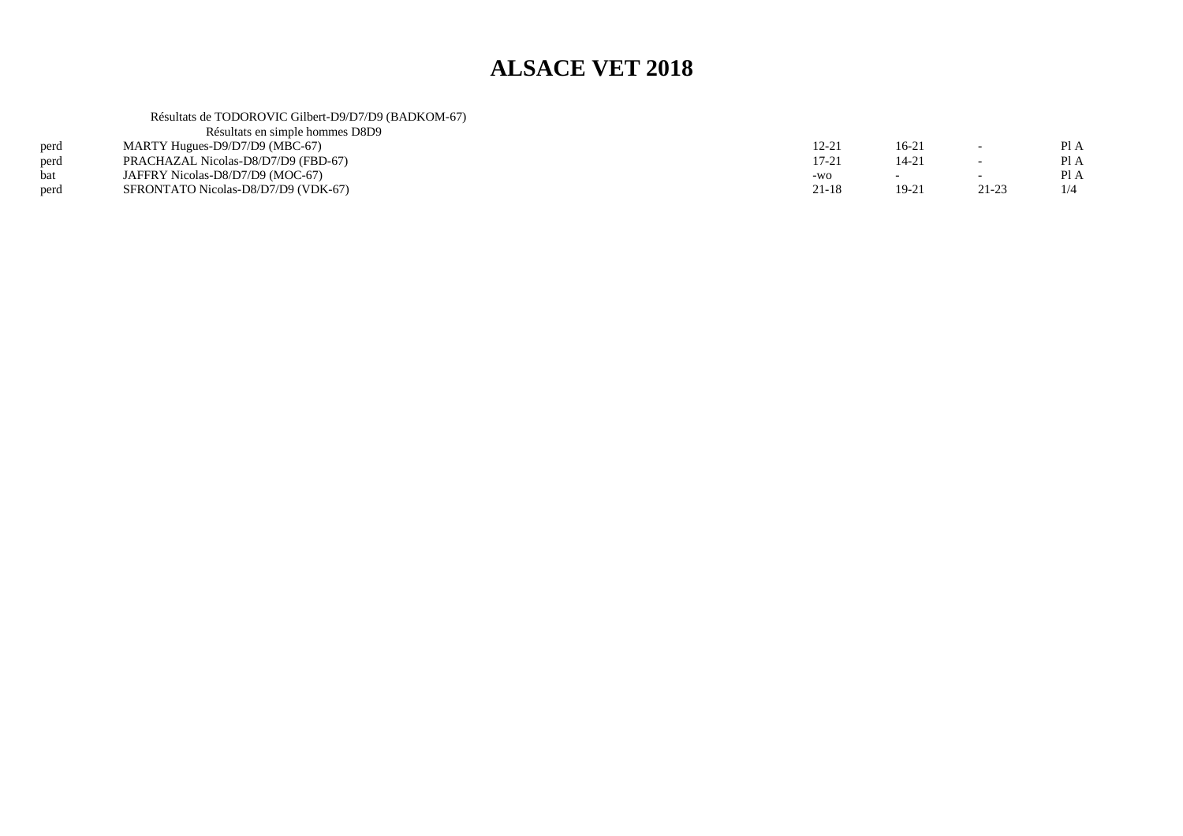# ALSACE VET 2018

Résultats de TODOROVIC Gilbert-D9/D7/D9 (BADKOM-67)

Résultats en simple hommes D8D9

| | | | | | |
|---|---|---|---|---|---|
| perd | MARTY Hugues-D9/D7/D9 (MBC-67) | 12-21 | 16-21 | - | Pl A |
| perd | PRACHAZAL Nicolas-D8/D7/D9 (FBD-67) | 17-21 | 14-21 | - | Pl A |
| bat | JAFFRY Nicolas-D8/D7/D9 (MOC-67) | -wo | - | - | Pl A |
| perd | SFRONTATO Nicolas-D8/D7/D9 (VDK-67) | 21-18 | 19-21 | 21-23 | 1/4 |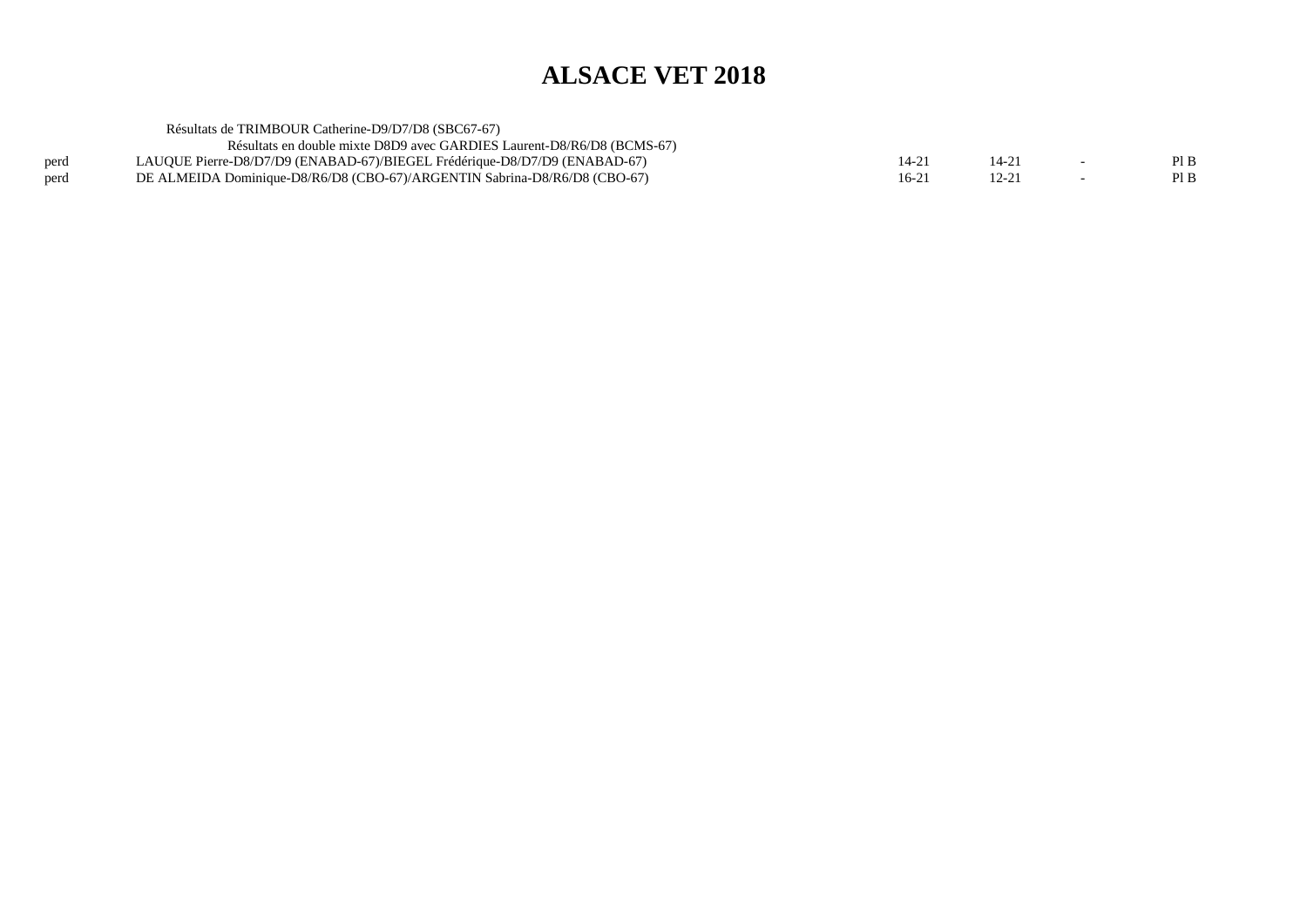# ALSACE VET 2018

Résultats de TRIMBOUR Catherine-D9/D7/D8 (SBC67-67)

Résultats en double mixte D8D9 avec GARDIES Laurent-D8/R6/D8 (BCMS-67)

| | | | | | |
|---|---|---|---|---|---|
| perd | LAUQUE Pierre-D8/D7/D9 (ENABAD-67)/BIEGEL Frédérique-D8/D7/D9 (ENABAD-67) | 14-21 | 14-21 | - | Pl B |
| perd | DE ALMEIDA Dominique-D8/R6/D8 (CBO-67)/ARGENTIN Sabrina-D8/R6/D8 (CBO-67) | 16-21 | 12-21 | - | Pl B |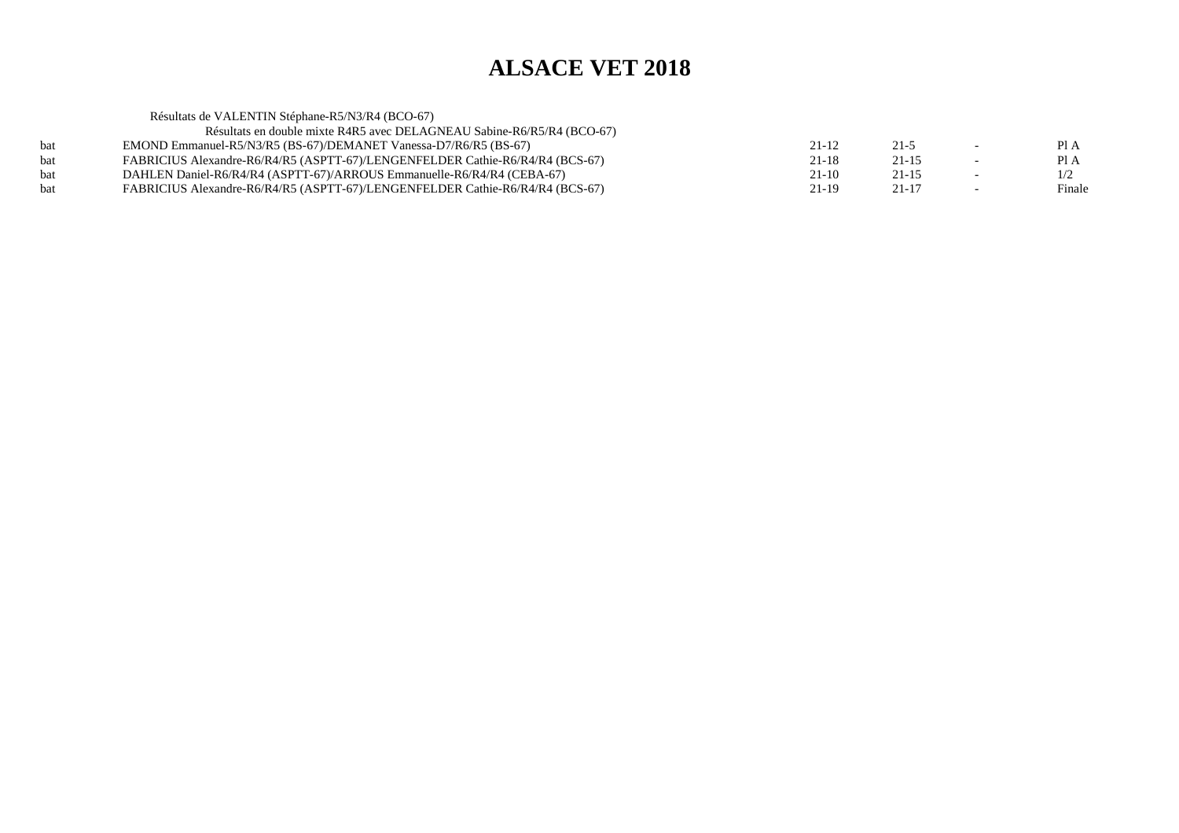# ALSACE VET 2018

Résultats de VALENTIN Stéphane-R5/N3/R4 (BCO-67)

Résultats en double mixte R4R5 avec DELAGNEAU Sabine-R6/R5/R4 (BCO-67)

| | | | | | |
|---|---|---|---|---|---|
| bat | EMOND Emmanuel-R5/N3/R5 (BS-67)/DEMANET Vanessa-D7/R6/R5 (BS-67) | 21-12 | 21-5 | - | Pl A |
| bat | FABRICIUS Alexandre-R6/R4/R5 (ASPTT-67)/LENGENFELDER Cathie-R6/R4/R4 (BCS-67) | 21-18 | 21-15 | - | Pl A |
| bat | DAHLEN Daniel-R6/R4/R4 (ASPTT-67)/ARROUS Emmanuelle-R6/R4/R4 (CEBA-67) | 21-10 | 21-15 | - | 1/2 |
| bat | FABRICIUS Alexandre-R6/R4/R5 (ASPTT-67)/LENGENFELDER Cathie-R6/R4/R4 (BCS-67) | 21-19 | 21-17 | - | Finale |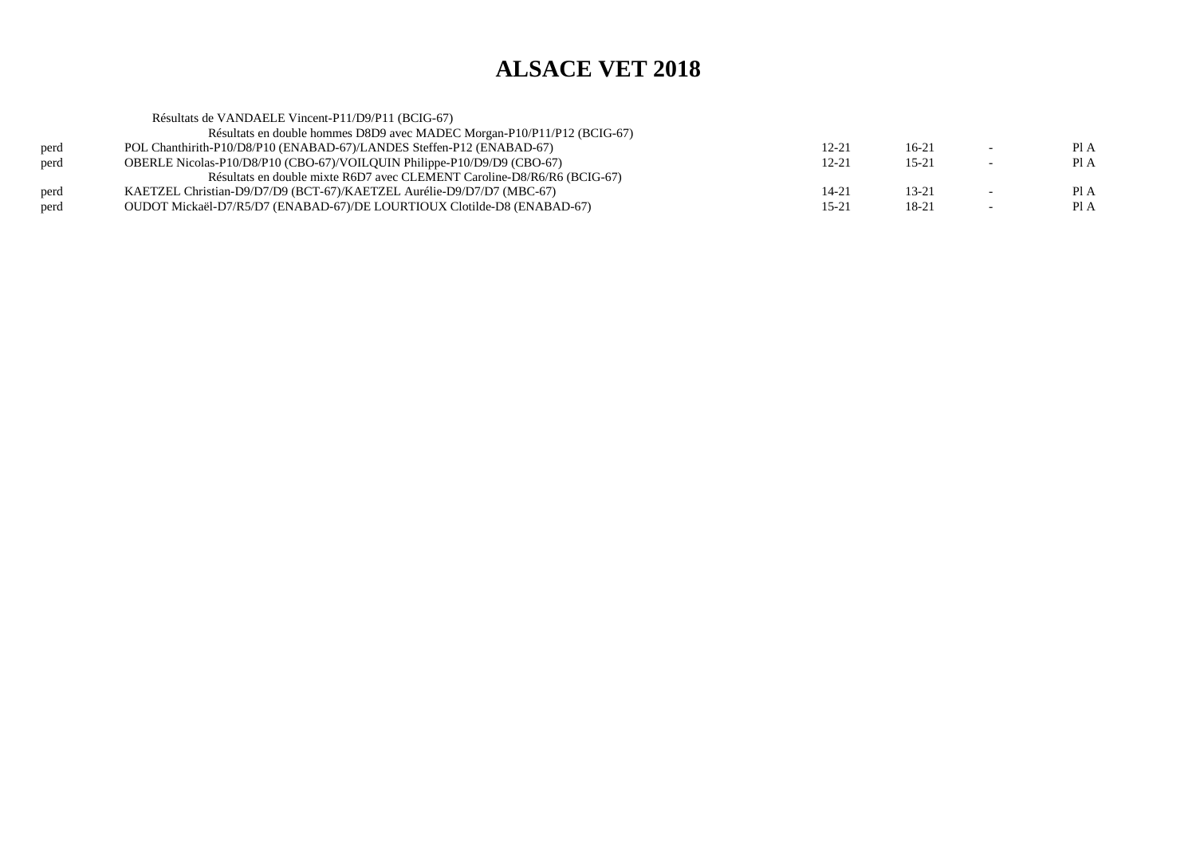# ALSACE VET 2018

Résultats de VANDAELE Vincent-P11/D9/P11 (BCIG-67)

Résultats en double hommes D8D9 avec MADEC Morgan-P10/P11/P12 (BCIG-67)

| | | | | | |
|---|---|---|---|---|---|
| perd | POL Chanthirith-P10/D8/P10 (ENABAD-67)/LANDES Steffen-P12 (ENABAD-67) | 12-21 | 16-21 | - | Pl A |
| perd | OBERLE Nicolas-P10/D8/P10 (CBO-67)/VOILQUIN Philippe-P10/D9/D9 (CBO-67) | 12-21 | 15-21 | - | Pl A |

Résultats en double mixte R6D7 avec CLEMENT Caroline-D8/R6/R6 (BCIG-67)

| | | | | | |
|---|---|---|---|---|---|
| perd | KAETZEL Christian-D9/D7/D9 (BCT-67)/KAETZEL Aurélie-D9/D7/D7 (MBC-67) | 14-21 | 13-21 | - | Pl A |
| perd | OUDOT Mickaël-D7/R5/D7 (ENABAD-67)/DE LOURTIOUX Clotilde-D8 (ENABAD-67) | 15-21 | 18-21 | - | Pl A |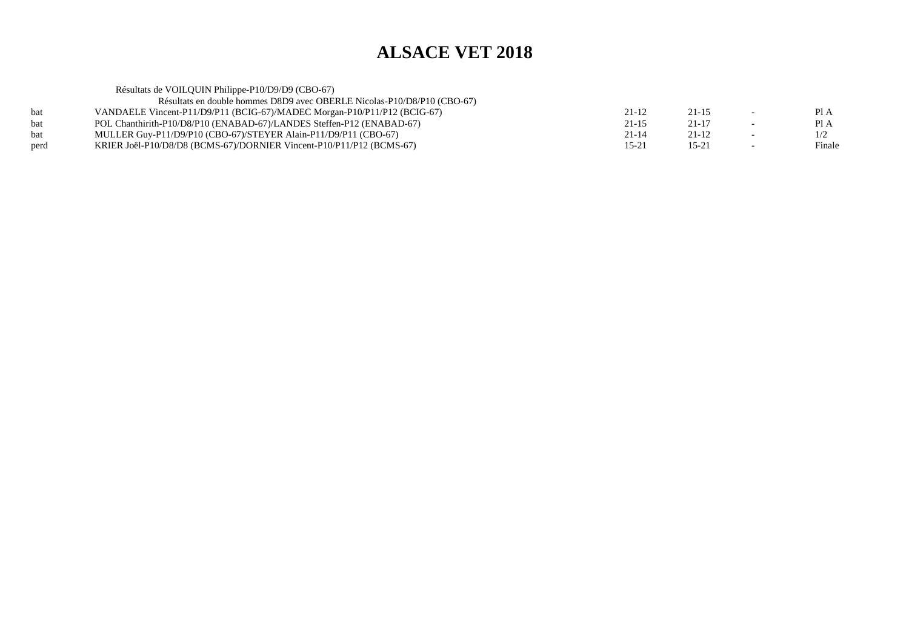# ALSACE VET 2018

Résultats de VOILQUIN Philippe-P10/D9/D9 (CBO-67)

Résultats en double hommes D8D9 avec OBERLE Nicolas-P10/D8/P10 (CBO-67)

| | | | | | |
|---|---|---|---|---|---|
| bat | VANDAELE Vincent-P11/D9/P11 (BCIG-67)/MADEC Morgan-P10/P11/P12 (BCIG-67) | 21-12 | 21-15 | - | Pl A |
| bat | POL Chanthirith-P10/D8/P10 (ENABAD-67)/LANDES Steffen-P12 (ENABAD-67) | 21-15 | 21-17 | - | Pl A |
| bat | MULLER Guy-P11/D9/P10 (CBO-67)/STEYER Alain-P11/D9/P11 (CBO-67) | 21-14 | 21-12 | - | 1/2 |
| perd | KRIER Joël-P10/D8/D8 (BCMS-67)/DORNIER Vincent-P10/P11/P12 (BCMS-67) | 15-21 | 15-21 | - | Finale |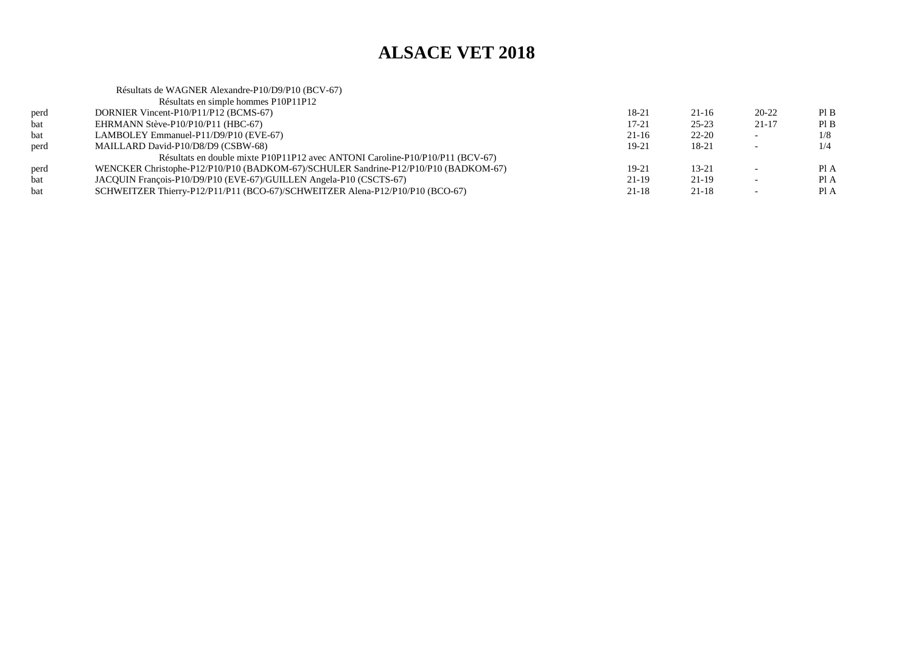# ALSACE VET 2018

Résultats de WAGNER Alexandre-P10/D9/P10 (BCV-67)

| | Résultats en simple hommes P10P11P12 | | | | |
|---|---|---|---|---|---|
| perd | DORNIER Vincent-P10/P11/P12 (BCMS-67) | 18-21 | 21-16 | 20-22 | Pl B |
| bat | EHRMANN Stève-P10/P10/P11 (HBC-67) | 17-21 | 25-23 | 21-17 | Pl B |
| bat | LAMBOLEY Emmanuel-P11/D9/P10 (EVE-67) | 21-16 | 22-20 | - | 1/8 |
| perd | MAILLARD David-P10/D8/D9 (CSBW-68) | 19-21 | 18-21 | - | 1/4 |
| | Résultats en double mixte P10P11P12 avec ANTONI Caroline-P10/P10/P11 (BCV-67) | | | | |
| perd | WENCKER Christophe-P12/P10/P10 (BADKOM-67)/SCHULER Sandrine-P12/P10/P10 (BADKOM-67) | 19-21 | 13-21 | - | Pl A |
| bat | JACQUIN François-P10/D9/P10 (EVE-67)/GUILLEN Angela-P10 (CSCTS-67) | 21-19 | 21-19 | - | Pl A |
| bat | SCHWEITZER Thierry-P12/P11/P11 (BCO-67)/SCHWEITZER Alena-P12/P10/P10 (BCO-67) | 21-18 | 21-18 | - | Pl A |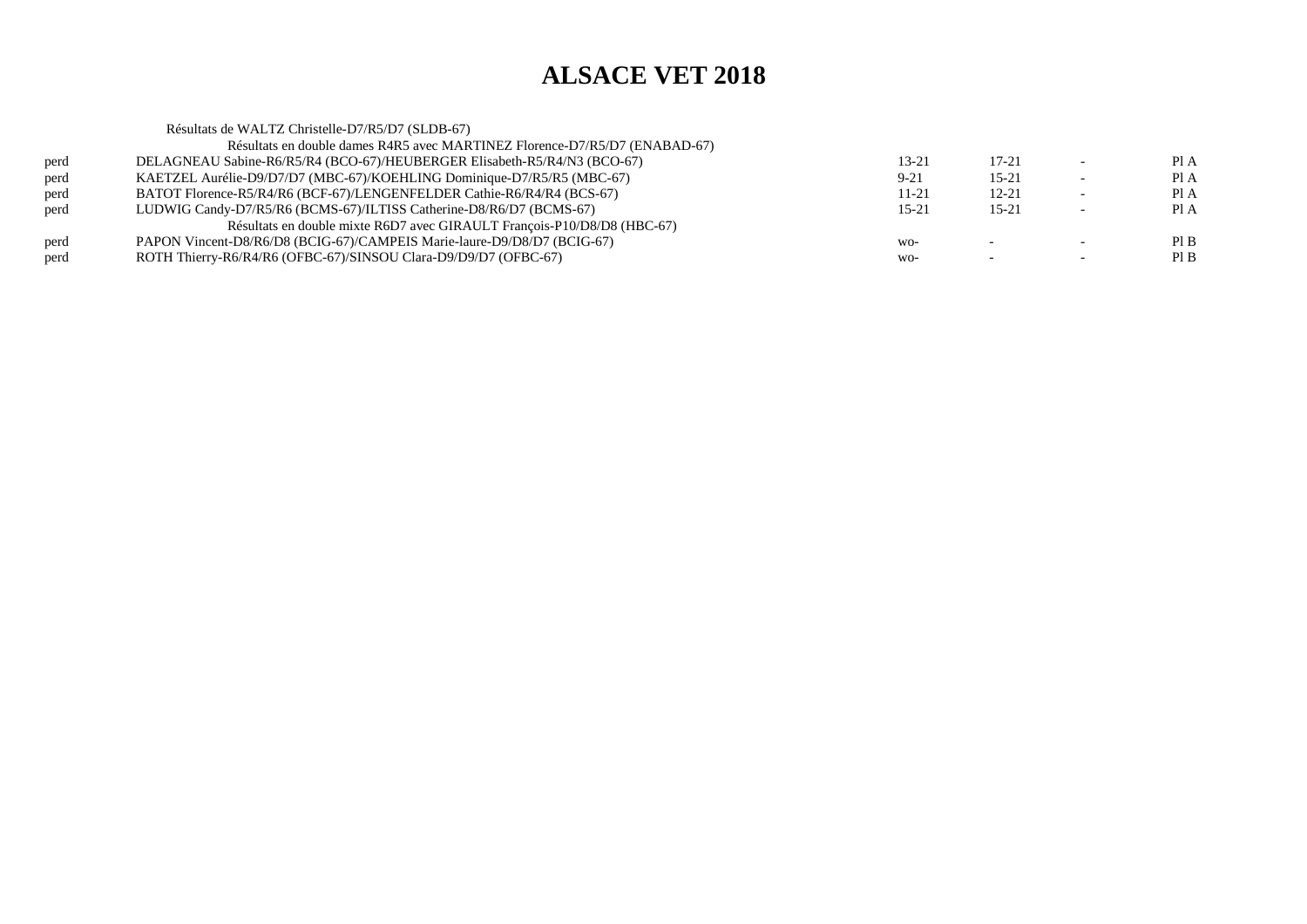# ALSACE VET 2018

Résultats de WALTZ Christelle-D7/R5/D7 (SLDB-67)

Résultats en double dames R4R5 avec MARTINEZ Florence-D7/R5/D7 (ENABAD-67)

| | | | | | |
|---|---|---|---|---|---|
| perd | DELAGNEAU Sabine-R6/R5/R4 (BCO-67)/HEUBERGER Elisabeth-R5/R4/N3 (BCO-67) | 13-21 | 17-21 | - | Pl A |
| perd | KAETZEL Aurélie-D9/D7/D7 (MBC-67)/KOEHLING Dominique-D7/R5/R5 (MBC-67) | 9-21 | 15-21 | - | Pl A |
| perd | BATOT Florence-R5/R4/R6 (BCF-67)/LENGENFELDER Cathie-R6/R4/R4 (BCS-67) | 11-21 | 12-21 | - | Pl A |
| perd | LUDWIG Candy-D7/R5/R6 (BCMS-67)/ILTISS Catherine-D8/R6/D7 (BCMS-67) | 15-21 | 15-21 | - | Pl A |

Résultats en double mixte R6D7 avec GIRAULT François-P10/D8/D8 (HBC-67)

| | | | | | |
|---|---|---|---|---|---|
| perd | PAPON Vincent-D8/R6/D8 (BCIG-67)/CAMPEIS Marie-laure-D9/D8/D7 (BCIG-67) | wo- | - | - | Pl B |
| perd | ROTH Thierry-R6/R4/R6 (OFBC-67)/SINSOU Clara-D9/D9/D7 (OFBC-67) | wo- | - | - | Pl B |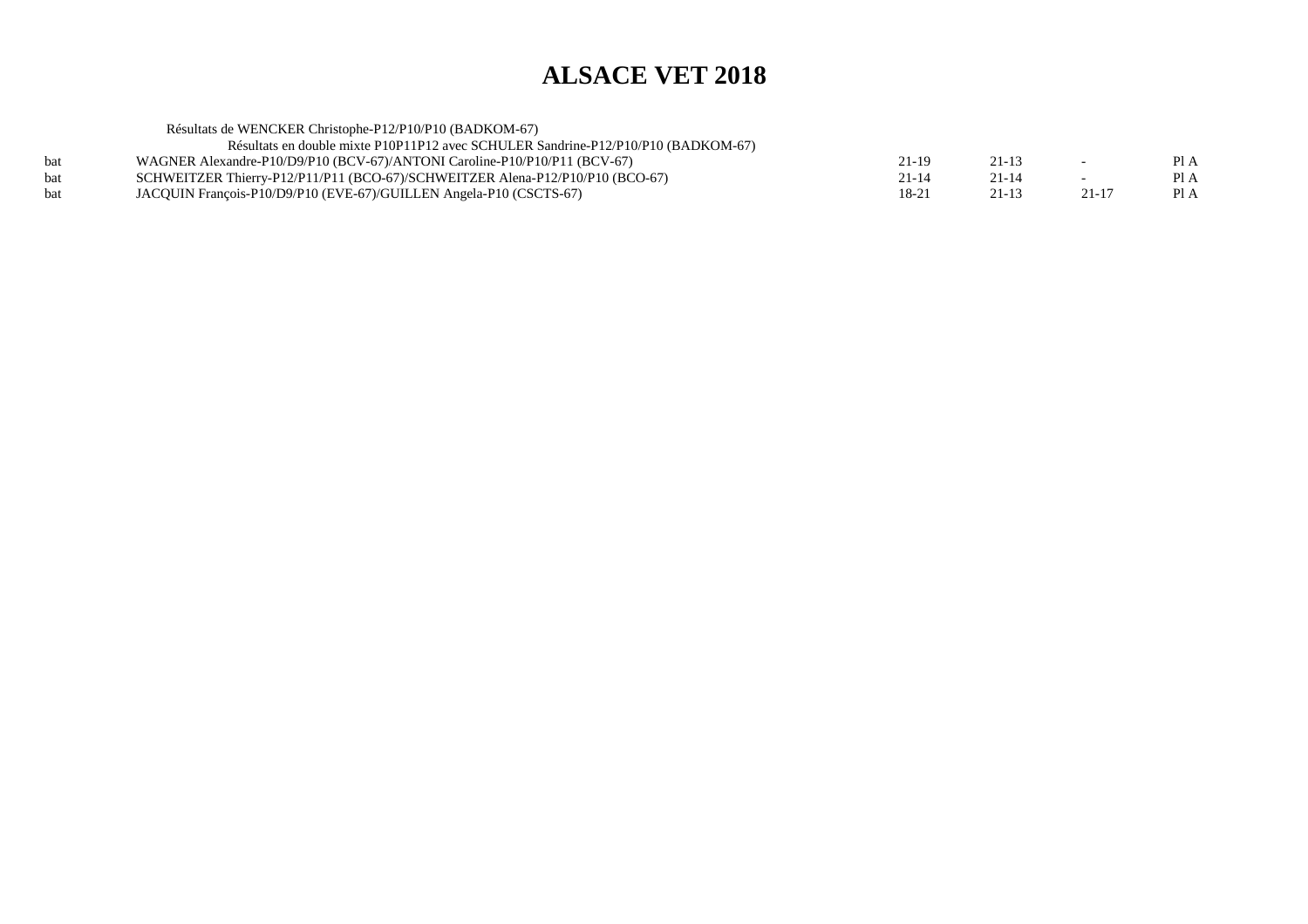# ALSACE VET 2018

Résultats de WENCKER Christophe-P12/P10/P10 (BADKOM-67)

Résultats en double mixte P10P11P12 avec SCHULER Sandrine-P12/P10/P10 (BADKOM-67)

| | | | | | |
|---|---|---|---|---|---|
| bat | WAGNER Alexandre-P10/D9/P10 (BCV-67)/ANTONI Caroline-P10/P10/P11 (BCV-67) | 21-19 | 21-13 | - | Pl A |
| bat | SCHWEITZER Thierry-P12/P11/P11 (BCO-67)/SCHWEITZER Alena-P12/P10/P10 (BCO-67) | 21-14 | 21-14 | - | Pl A |
| bat | JACQUIN François-P10/D9/P10 (EVE-67)/GUILLEN Angela-P10 (CSCTS-67) | 18-21 | 21-13 | 21-17 | Pl A |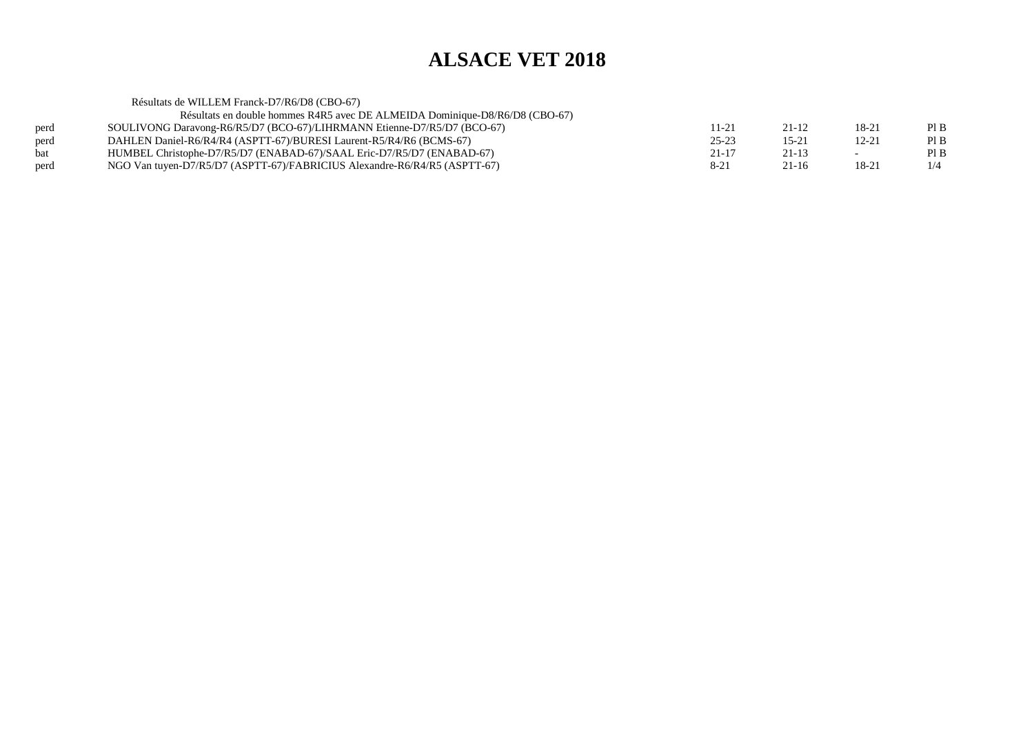# ALSACE VET 2018

Résultats de WILLEM Franck-D7/R6/D8 (CBO-67)

Résultats en double hommes R4R5 avec DE ALMEIDA Dominique-D8/R6/D8 (CBO-67)

| | | | | | |
|---|---|---|---|---|---|
| perd | SOULIVONG Daravong-R6/R5/D7 (BCO-67)/LIHRMANN Etienne-D7/R5/D7 (BCO-67) | 11-21 | 21-12 | 18-21 | Pl B |
| perd | DAHLEN Daniel-R6/R4/R4 (ASPTT-67)/BURESI Laurent-R5/R4/R6 (BCMS-67) | 25-23 | 15-21 | 12-21 | Pl B |
| bat | HUMBEL Christophe-D7/R5/D7 (ENABAD-67)/SAAL Eric-D7/R5/D7 (ENABAD-67) | 21-17 | 21-13 | - | Pl B |
| perd | NGO Van tuyen-D7/R5/D7 (ASPTT-67)/FABRICIUS Alexandre-R6/R4/R5 (ASPTT-67) | 8-21 | 21-16 | 18-21 | 1/4 |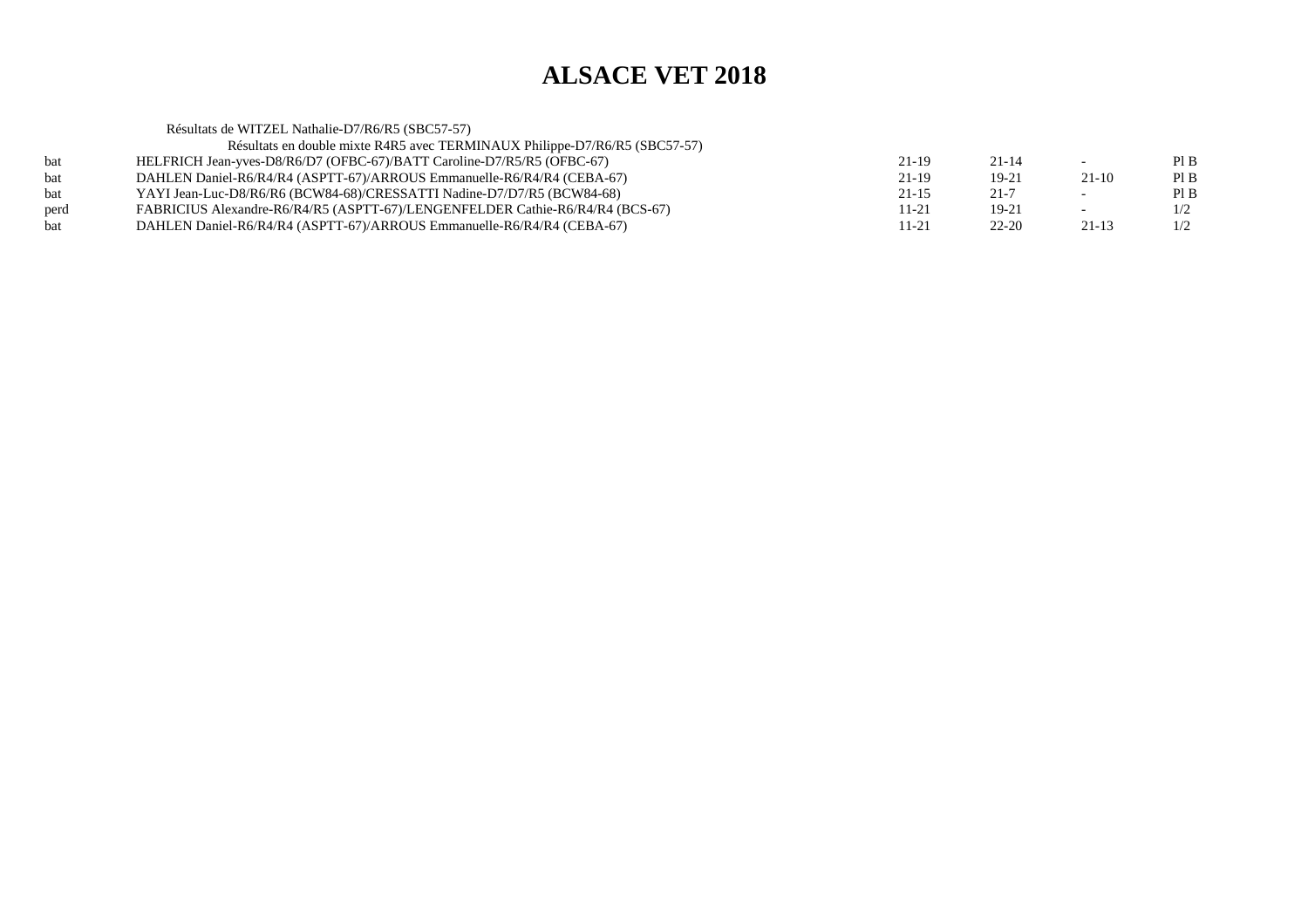# ALSACE VET 2018

Résultats de WITZEL Nathalie-D7/R6/R5 (SBC57-57)

Résultats en double mixte R4R5 avec TERMINAUX Philippe-D7/R6/R5 (SBC57-57)

| | | | | | |
|---|---|---|---|---|---|
| bat | HELFRICH Jean-yves-D8/R6/D7 (OFBC-67)/BATT Caroline-D7/R5/R5 (OFBC-67) | 21-19 | 21-14 | - | Pl B |
| bat | DAHLEN Daniel-R6/R4/R4 (ASPTT-67)/ARROUS Emmanuelle-R6/R4/R4 (CEBA-67) | 21-19 | 19-21 | 21-10 | Pl B |
| bat | YAYI Jean-Luc-D8/R6/R6 (BCW84-68)/CRESSATTI Nadine-D7/D7/R5 (BCW84-68) | 21-15 | 21-7 | - | Pl B |
| perd | FABRICIUS Alexandre-R6/R4/R5 (ASPTT-67)/LENGENFELDER Cathie-R6/R4/R4 (BCS-67) | 11-21 | 19-21 | - | 1/2 |
| bat | DAHLEN Daniel-R6/R4/R4 (ASPTT-67)/ARROUS Emmanuelle-R6/R4/R4 (CEBA-67) | 11-21 | 22-20 | 21-13 | 1/2 |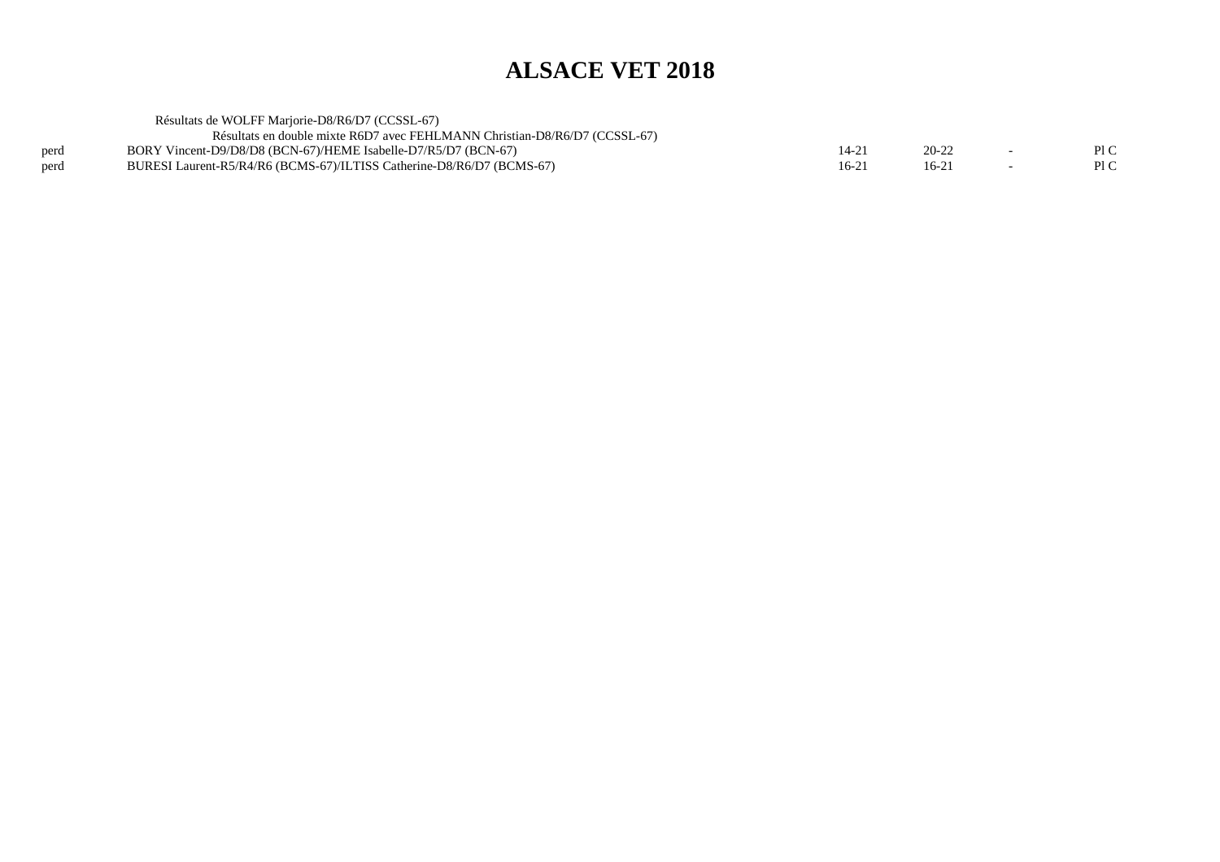# ALSACE VET 2018

Résultats de WOLFF Marjorie-D8/R6/D7 (CCSSL-67)

Résultats en double mixte R6D7 avec FEHLMANN Christian-D8/R6/D7 (CCSSL-67)

| | | | | | |
|---|---|---|---|---|---|
| perd | BORY Vincent-D9/D8/D8 (BCN-67)/HEME Isabelle-D7/R5/D7 (BCN-67) | 14-21 | 20-22 | - | Pl C |
| perd | BURESI Laurent-R5/R4/R6 (BCMS-67)/ILTISS Catherine-D8/R6/D7 (BCMS-67) | 16-21 | 16-21 | - | Pl C |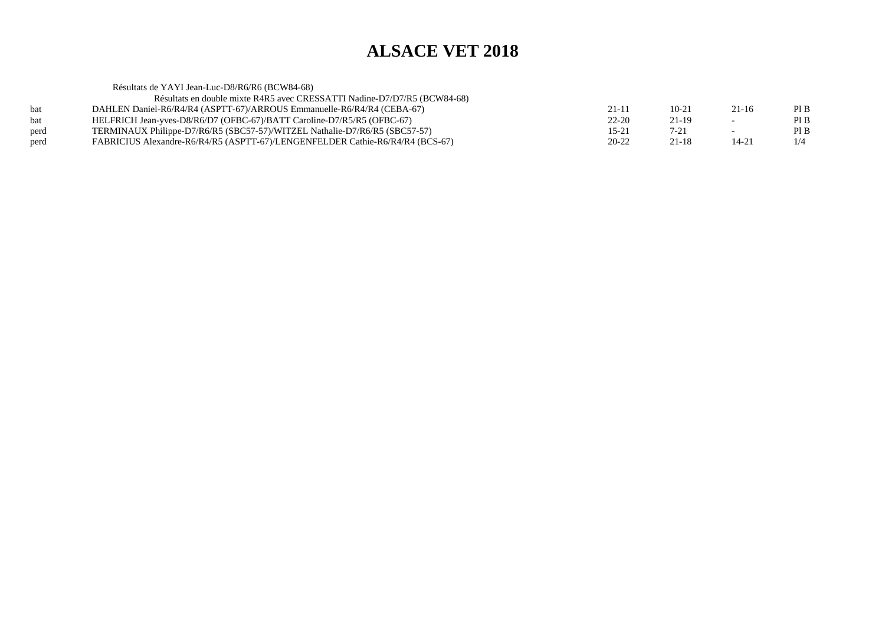# ALSACE VET 2018

Résultats de YAYI Jean-Luc-D8/R6/R6 (BCW84-68)

Résultats en double mixte R4R5 avec CRESSATTI Nadine-D7/D7/R5 (BCW84-68)

| | | | | | |
|---|---|---|---|---|---|
| bat | DAHLEN Daniel-R6/R4/R4 (ASPTT-67)/ARROUS Emmanuelle-R6/R4/R4 (CEBA-67) | 21-11 | 10-21 | 21-16 | Pl B |
| bat | HELFRICH Jean-yves-D8/R6/D7 (OFBC-67)/BATT Caroline-D7/R5/R5 (OFBC-67) | 22-20 | 21-19 | - | Pl B |
| perd | TERMINAUX Philippe-D7/R6/R5 (SBC57-57)/WITZEL Nathalie-D7/R6/R5 (SBC57-57) | 15-21 | 7-21 | - | Pl B |
| perd | FABRICIUS Alexandre-R6/R4/R5 (ASPTT-67)/LENGENFELDER Cathie-R6/R4/R4 (BCS-67) | 20-22 | 21-18 | 14-21 | 1/4 |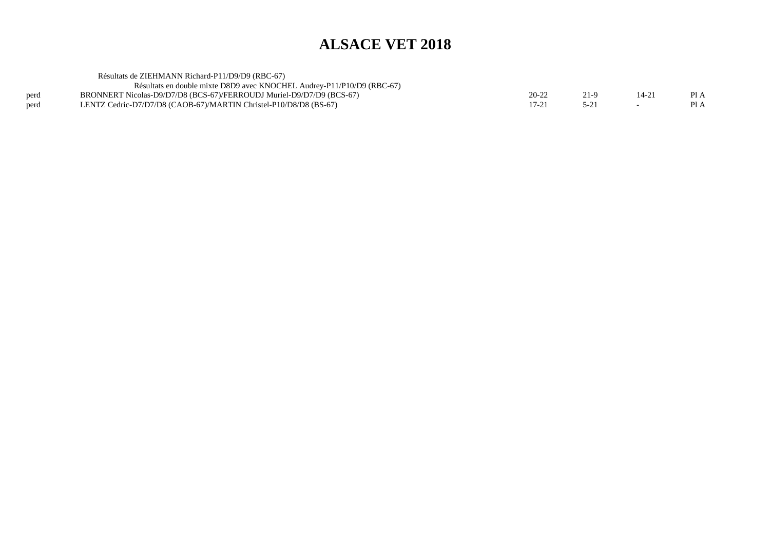# ALSACE VET 2018

Résultats de ZIEHMANN Richard-P11/D9/D9 (RBC-67)

Résultats en double mixte D8D9 avec KNOCHEL Audrey-P11/P10/D9 (RBC-67)

| | | | | | |
|---|---|---|---|---|---|
| perd | BRONNERT Nicolas-D9/D7/D8 (BCS-67)/FERROUDJ Muriel-D9/D7/D9 (BCS-67) | 20-22 | 21-9 | 14-21 | Pl A |
| perd | LENTZ Cedric-D7/D7/D8 (CAOB-67)/MARTIN Christel-P10/D8/D8 (BS-67) | 17-21 | 5-21 | - | Pl A |